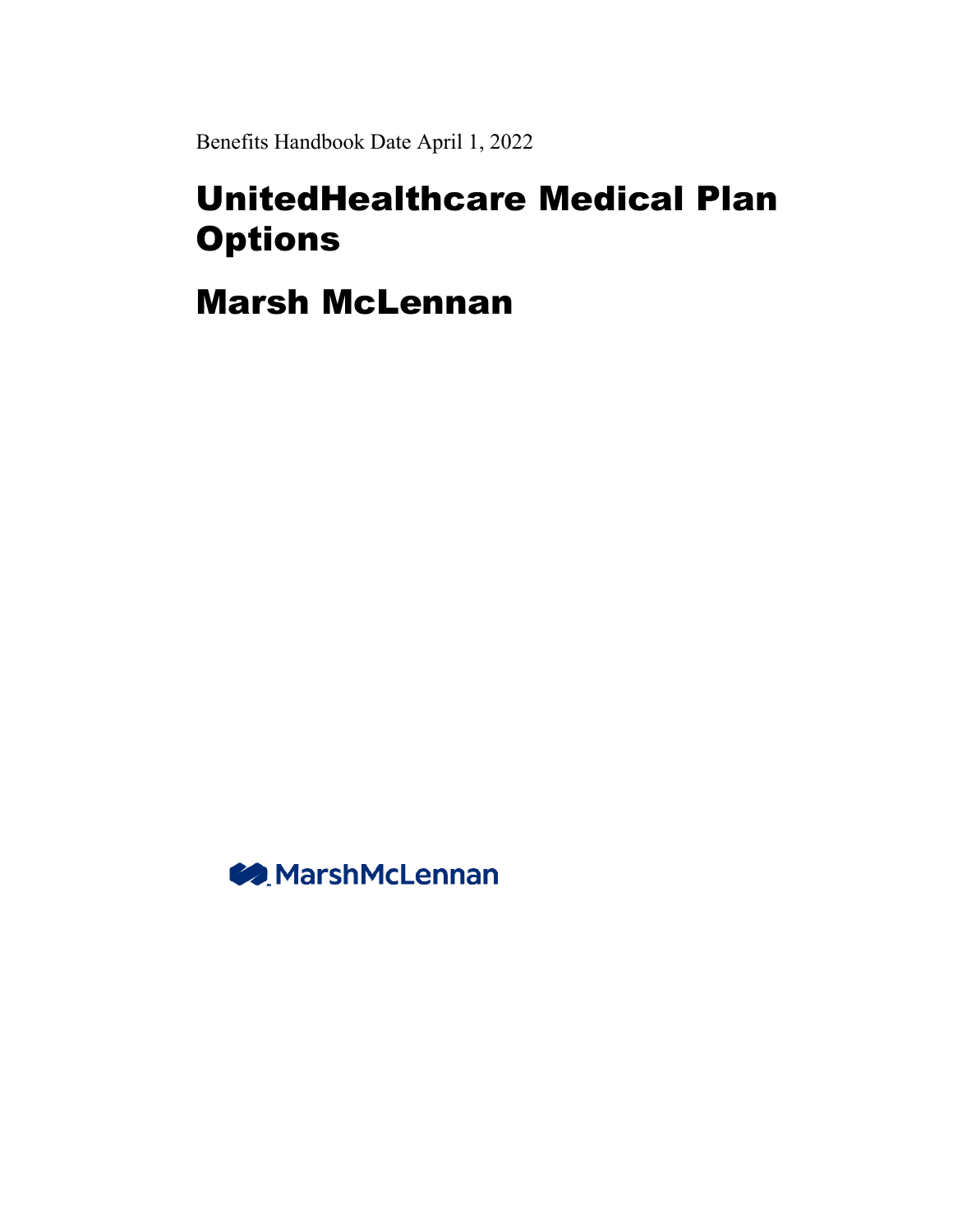Benefits Handbook Date April 1, 2022

# UnitedHealthcare Medical Plan Options

# Marsh McLennan

MarshMcLennan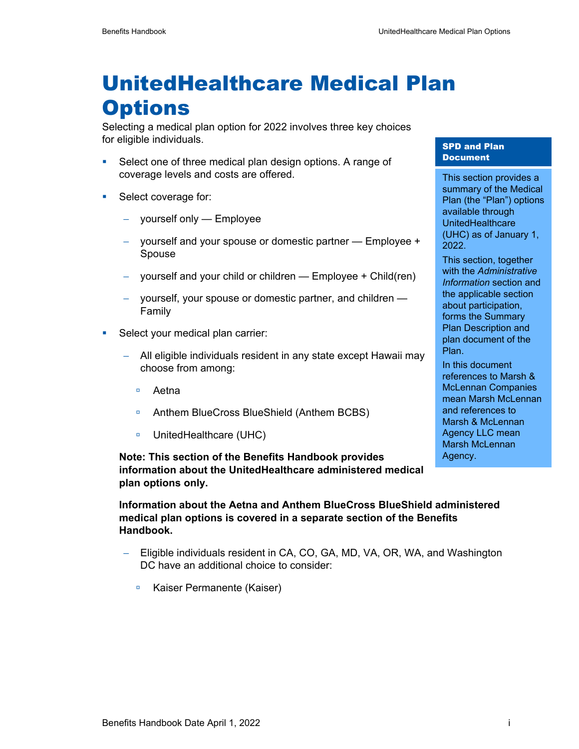# UnitedHealthcare Medical Plan Options

Selecting a medical plan option for 2022 involves three key choices for eligible individuals.

- Select one of three medical plan design options. A range of coverage levels and costs are offered.
- Select coverage for:
  - yourself only — Employee
  - yourself and your spouse or domestic partner — Employee + Spouse
  - yourself and your child or children — Employee + Child(ren)
  - yourself, your spouse or domestic partner, and children — Family
- Select your medical plan carrier:
  - All eligible individuals resident in any state except Hawaii may choose from among:
    - Aetna
    - Anthem BlueCross BlueShield (Anthem BCBS)
    - UnitedHealthcare (UHC)

  **Note: This section of the Benefits Handbook provides information about the UnitedHealthcare administered medical plan options only.**

  **Information about the Aetna and Anthem BlueCross BlueShield administered medical plan options is covered in a separate section of the Benefits Handbook.**

  - Eligible individuals resident in CA, CO, GA, MD, VA, OR, WA, and Washington DC have an additional choice to consider:
    - Kaiser Permanente (Kaiser)

**SPD and Plan Document**

This section provides a summary of the Medical Plan (the "Plan") options available through UnitedHealthcare (UHC) as of January 1, 2022.

This section, together with the *Administrative Information* section and the applicable section about participation, forms the Summary Plan Description and plan document of the Plan.

In this document references to Marsh & McLennan Companies mean Marsh McLennan and references to Marsh & McLennan Agency LLC mean Marsh McLennan Agency.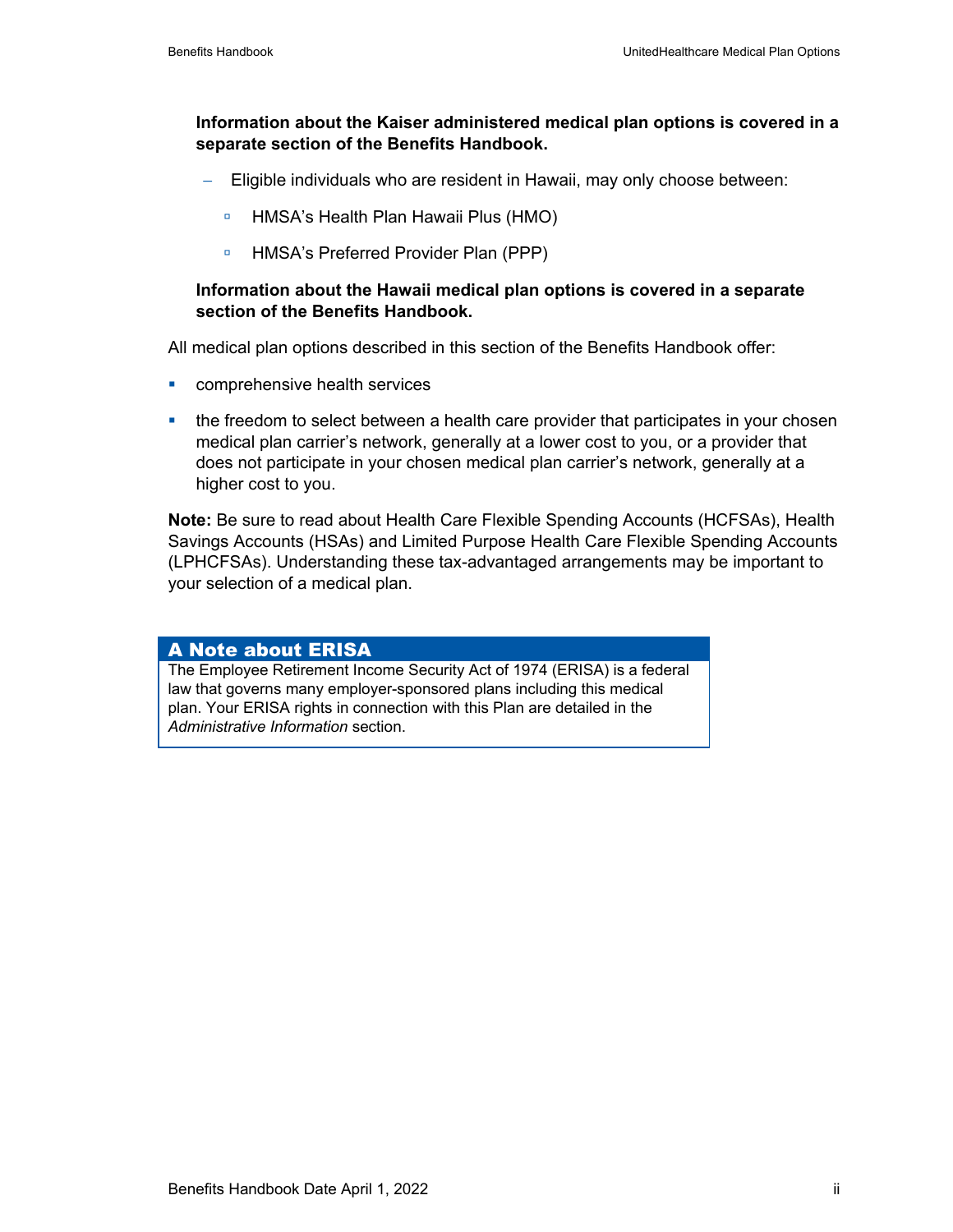**Information about the Kaiser administered medical plan options is covered in a separate section of the Benefits Handbook.**

- Eligible individuals who are resident in Hawaii, may only choose between:
  - HMSA's Health Plan Hawaii Plus (HMO)
  - HMSA's Preferred Provider Plan (PPP)

**Information about the Hawaii medical plan options is covered in a separate section of the Benefits Handbook.**

All medical plan options described in this section of the Benefits Handbook offer:

- comprehensive health services
- the freedom to select between a health care provider that participates in your chosen medical plan carrier's network, generally at a lower cost to you, or a provider that does not participate in your chosen medical plan carrier's network, generally at a higher cost to you.

**Note:** Be sure to read about Health Care Flexible Spending Accounts (HCFSAs), Health Savings Accounts (HSAs) and Limited Purpose Health Care Flexible Spending Accounts (LPHCFSAs). Understanding these tax-advantaged arrangements may be important to your selection of a medical plan.

## A Note about ERISA

The Employee Retirement Income Security Act of 1974 (ERISA) is a federal law that governs many employer-sponsored plans including this medical plan. Your ERISA rights in connection with this Plan are detailed in the *Administrative Information* section.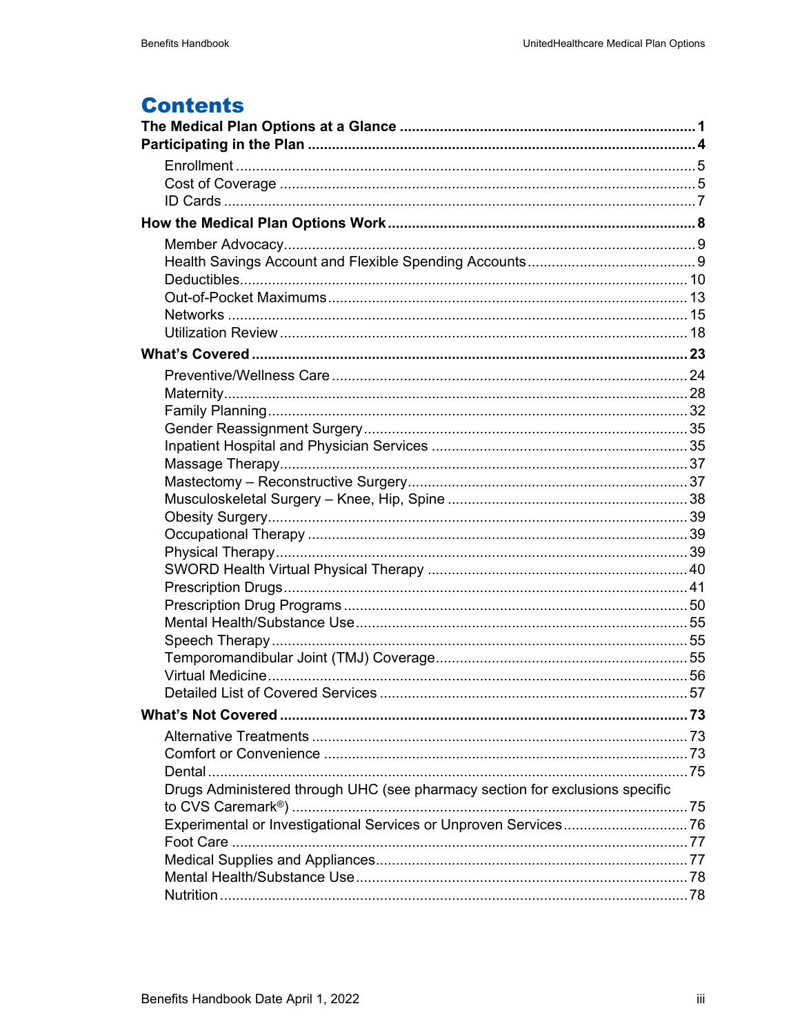# Contents

**The Medical Plan Options at a Glance** ........ **1**

**Participating in the Plan** ........ **4**

- Enrollment ........ 5
- Cost of Coverage ........ 5
- ID Cards ........ 7

**How the Medical Plan Options Work** ........ **8**

- Member Advocacy ........ 9
- Health Savings Account and Flexible Spending Accounts ........ 9
- Deductibles ........ 10
- Out-of-Pocket Maximums ........ 13
- Networks ........ 15
- Utilization Review ........ 18

**What's Covered** ........ **23**

- Preventive/Wellness Care ........ 24
- Maternity ........ 28
- Family Planning ........ 32
- Gender Reassignment Surgery ........ 35
- Inpatient Hospital and Physician Services ........ 35
- Massage Therapy ........ 37
- Mastectomy – Reconstructive Surgery ........ 37
- Musculoskeletal Surgery – Knee, Hip, Spine ........ 38
- Obesity Surgery ........ 39
- Occupational Therapy ........ 39
- Physical Therapy ........ 39
- SWORD Health Virtual Physical Therapy ........ 40
- Prescription Drugs ........ 41
- Prescription Drug Programs ........ 50
- Mental Health/Substance Use ........ 55
- Speech Therapy ........ 55
- Temporomandibular Joint (TMJ) Coverage ........ 55
- Virtual Medicine ........ 56
- Detailed List of Covered Services ........ 57

**What's Not Covered** ........ **73**

- Alternative Treatments ........ 73
- Comfort or Convenience ........ 73
- Dental ........ 75
- Drugs Administered through UHC (see pharmacy section for exclusions specific to CVS Caremark®) ........ 75
- Experimental or Investigational Services or Unproven Services ........ 76
- Foot Care ........ 77
- Medical Supplies and Appliances ........ 77
- Mental Health/Substance Use ........ 78
- Nutrition ........ 78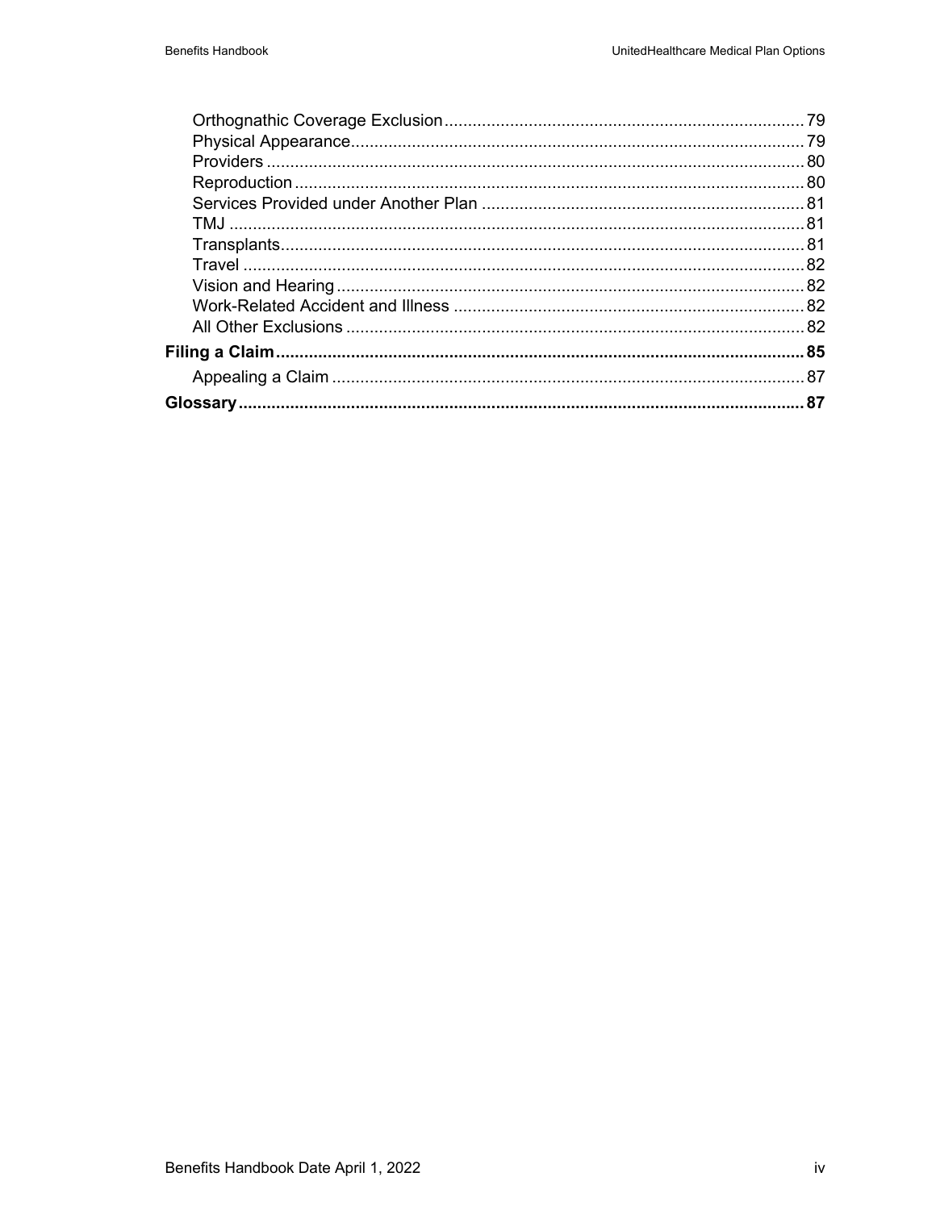Orthognathic Coverage Exclusion ... 79
Physical Appearance ... 79
Providers ... 80
Reproduction ... 80
Services Provided under Another Plan ... 81
TMJ ... 81
Transplants ... 81
Travel ... 82
Vision and Hearing ... 82
Work-Related Accident and Illness ... 82
All Other Exclusions ... 82

**Filing a Claim ... 85**

Appealing a Claim ... 87

**Glossary ... 87**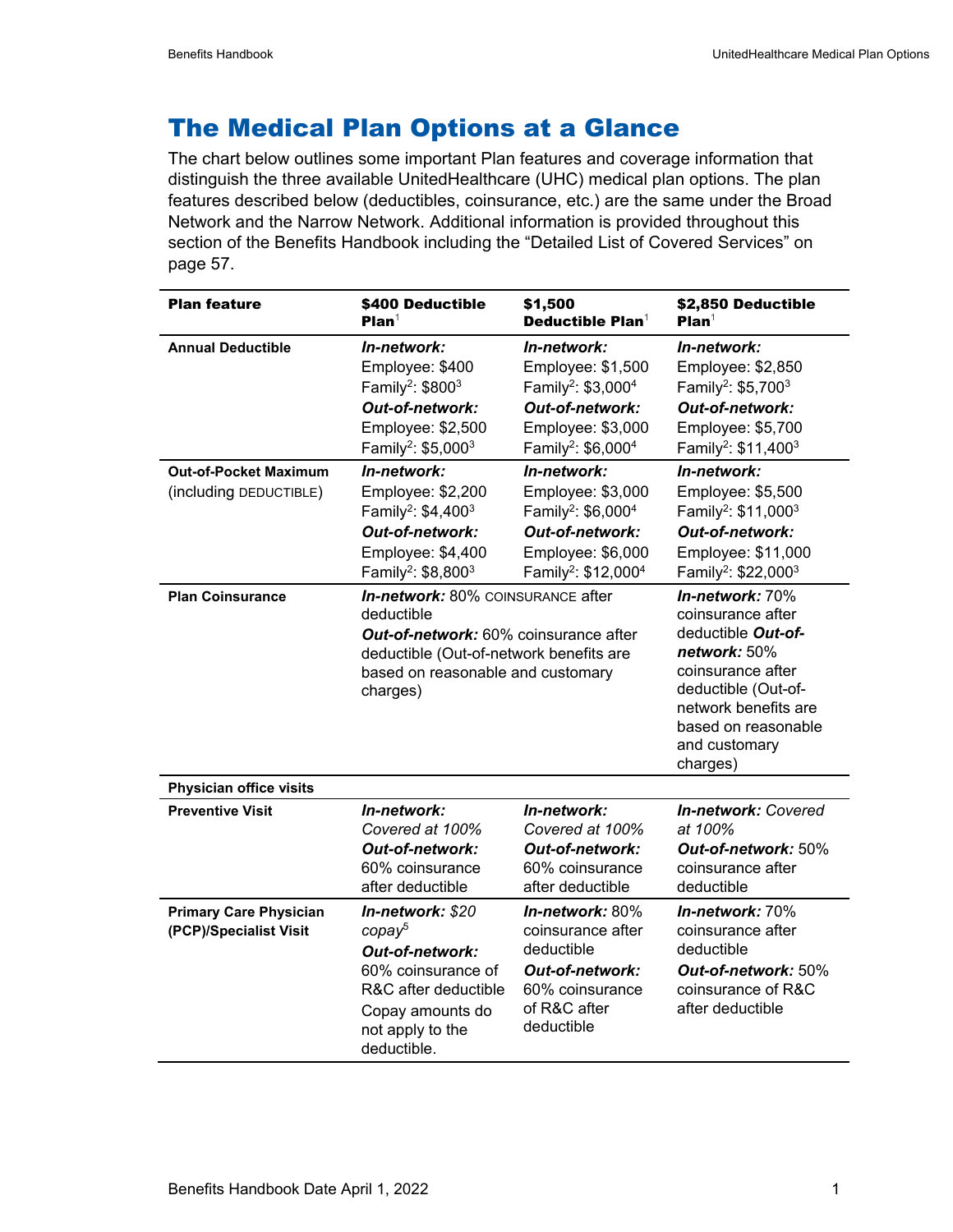# The Medical Plan Options at a Glance

The chart below outlines some important Plan features and coverage information that distinguish the three available UnitedHealthcare (UHC) medical plan options. The plan features described below (deductibles, coinsurance, etc.) are the same under the Broad Network and the Narrow Network. Additional information is provided throughout this section of the Benefits Handbook including the "Detailed List of Covered Services" on page 57.

| Plan feature | $400 Deductible Plan[1] | $1,500 Deductible Plan[1] | $2,850 Deductible Plan[1] |
|---|---|---|---|
| **Annual Deductible** | ***In-network:*** Employee: $400 Family[2]: $800[3] ***Out-of-network:*** Employee: $2,500 Family[2]: $5,000[3] | ***In-network:*** Employee: $1,500 Family[2]: $3,000[4] ***Out-of-network:*** Employee: $3,000 Family[2]: $6,000[4] | ***In-network:*** Employee: $2,850 Family[2]: $5,700[3] ***Out-of-network:*** Employee: $5,700 Family[2]: $11,400[3] |
| **Out-of-Pocket Maximum** (including DEDUCTIBLE) | ***In-network:*** Employee: $2,200 Family[2]: $4,400[3] ***Out-of-network:*** Employee: $4,400 Family[2]: $8,800[3] | ***In-network:*** Employee: $3,000 Family[2]: $6,000[4] ***Out-of-network:*** Employee: $6,000 Family[2]: $12,000[4] | ***In-network:*** Employee: $5,500 Family[2]: $11,000[3] ***Out-of-network:*** Employee: $11,000 Family[2]: $22,000[3] |
| **Plan Coinsurance** | ***In-network:*** 80% COINSURANCE after deductible ***Out-of-network:*** 60% coinsurance after deductible (Out-of-network benefits are based on reasonable and customary charges) | | ***In-network:*** 70% coinsurance after deductible ***Out-of-network:*** 50% coinsurance after deductible (Out-of-network benefits are based on reasonable and customary charges) |
| **Physician office visits** | | | |
| **Preventive Visit** | ***In-network:*** *Covered at 100%* ***Out-of-network:*** 60% coinsurance after deductible | ***In-network:*** *Covered at 100%* ***Out-of-network:*** 60% coinsurance after deductible | ***In-network:*** *Covered at 100%* ***Out-of-network:*** 50% coinsurance after deductible |
| **Primary Care Physician (PCP)/Specialist Visit** | ***In-network:*** *$20 copay*[5] ***Out-of-network:*** 60% coinsurance of R&C after deductible Copay amounts do not apply to the deductible. | ***In-network:*** 80% coinsurance after deductible ***Out-of-network:*** 60% coinsurance of R&C after deductible | ***In-network:*** 70% coinsurance after deductible ***Out-of-network:*** 50% coinsurance of R&C after deductible |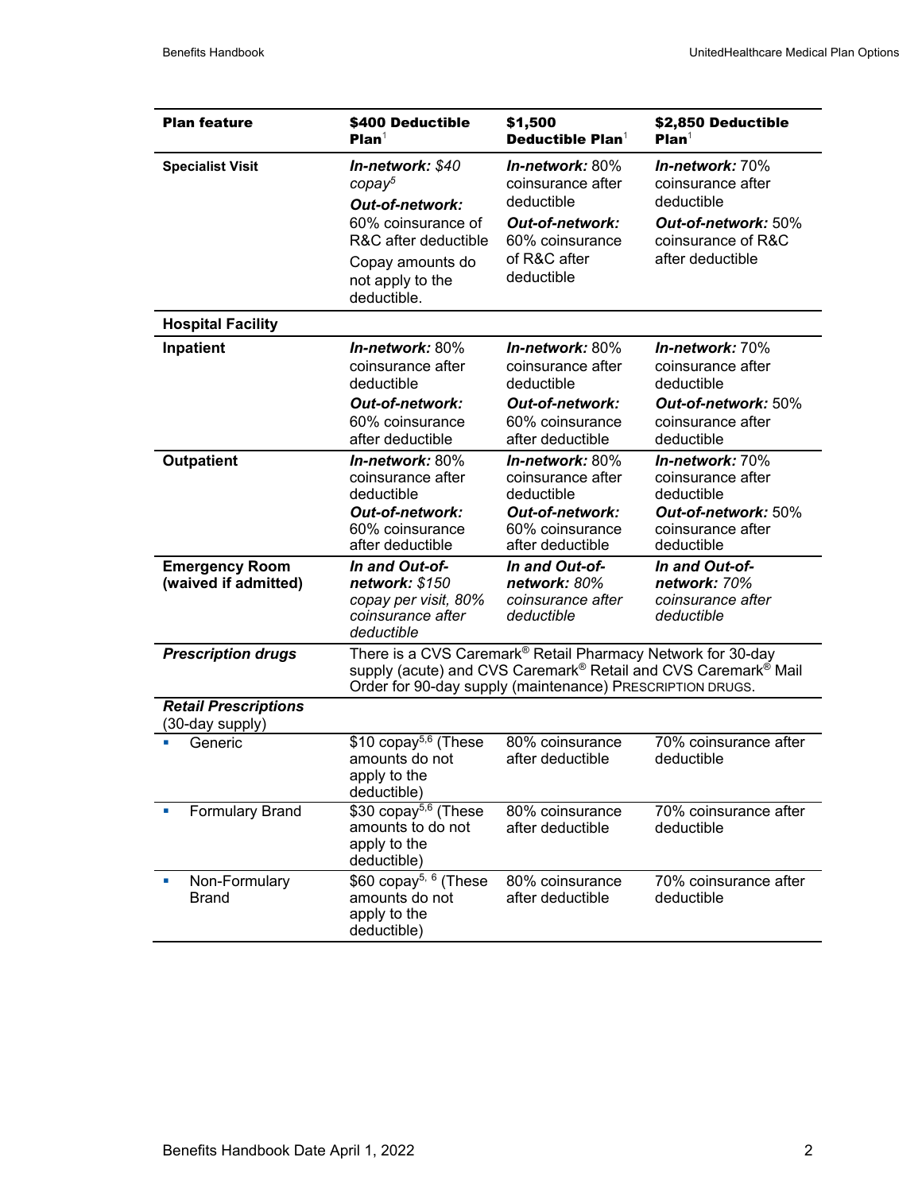| Plan feature | \$400 Deductible Plan[1] | \$1,500 Deductible Plan[1] | \$2,850 Deductible Plan[1] |
|---|---|---|---|
| **Specialist Visit** | ***In-network:*** *\$40 copay*[5] ***Out-of-network:*** 60% coinsurance of R&C after deductible Copay amounts do not apply to the deductible. | ***In-network:*** 80% coinsurance after deductible ***Out-of-network:*** 60% coinsurance of R&C after deductible | ***In-network:*** 70% coinsurance after deductible ***Out-of-network:*** 50% coinsurance of R&C after deductible |
| **Hospital Facility** | | | |
| **Inpatient** | ***In-network:*** 80% coinsurance after deductible ***Out-of-network:*** 60% coinsurance after deductible | ***In-network:*** 80% coinsurance after deductible ***Out-of-network:*** 60% coinsurance after deductible | ***In-network:*** 70% coinsurance after deductible ***Out-of-network:*** 50% coinsurance after deductible |
| **Outpatient** | ***In-network:*** 80% coinsurance after deductible ***Out-of-network:*** 60% coinsurance after deductible | ***In-network:*** 80% coinsurance after deductible ***Out-of-network:*** 60% coinsurance after deductible | ***In-network:*** 70% coinsurance after deductible ***Out-of-network:*** 50% coinsurance after deductible |
| **Emergency Room (waived if admitted)** | ***In and Out-of-network:*** *\$150 copay per visit, 80% coinsurance after deductible* | ***In and Out-of-network:*** *80% coinsurance after deductible* | ***In and Out-of-network:*** *70% coinsurance after deductible* |
| ***Prescription drugs*** | There is a CVS Caremark® Retail Pharmacy Network for 30-day supply (acute) and CVS Caremark® Retail and CVS Caremark® Mail Order for 90-day supply (maintenance) PRESCRIPTION DRUGS. | | |
| ***Retail Prescriptions*** (30-day supply) | | | |
| ▪ Generic | \$10 copay[5,6] (These amounts do not apply to the deductible) | 80% coinsurance after deductible | 70% coinsurance after deductible |
| ▪ Formulary Brand | \$30 copay[5,6] (These amounts to do not apply to the deductible) | 80% coinsurance after deductible | 70% coinsurance after deductible |
| ▪ Non-Formulary Brand | \$60 copay[5, 6] (These amounts do not apply to the deductible) | 80% coinsurance after deductible | 70% coinsurance after deductible |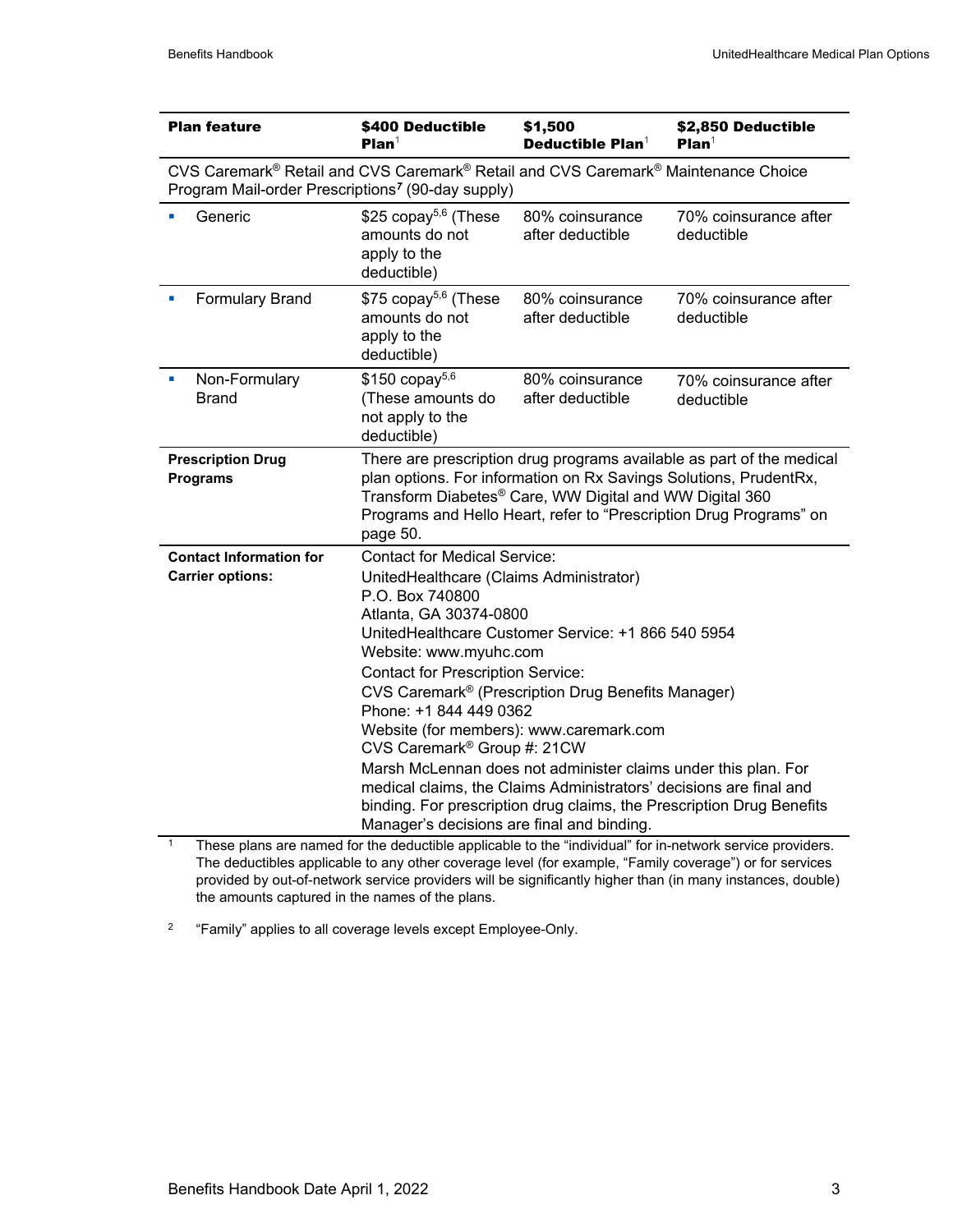| Plan feature | $400 Deductible Plan[1] | $1,500 Deductible Plan[1] | $2,850 Deductible Plan[1] |
|---|---|---|---|
| CVS Caremark® Retail and CVS Caremark® Retail and CVS Caremark® Maintenance Choice Program Mail-order Prescriptions[7] (90-day supply) | | | |
| ▪ Generic | $25 copay[5,6] (These amounts do not apply to the deductible) | 80% coinsurance after deductible | 70% coinsurance after deductible |
| ▪ Formulary Brand | $75 copay[5,6] (These amounts do not apply to the deductible) | 80% coinsurance after deductible | 70% coinsurance after deductible |
| ▪ Non-Formulary Brand | $150 copay[5,6] (These amounts do not apply to the deductible) | 80% coinsurance after deductible | 70% coinsurance after deductible |
| **Prescription Drug Programs** | There are prescription drug programs available as part of the medical plan options. For information on Rx Savings Solutions, PrudentRx, Transform Diabetes® Care, WW Digital and WW Digital 360 Programs and Hello Heart, refer to "Prescription Drug Programs" on page 50. | | |
| **Contact Information for Carrier options:** | Contact for Medical Service:<br>UnitedHealthcare (Claims Administrator)<br>P.O. Box 740800<br>Atlanta, GA 30374-0800<br>UnitedHealthcare Customer Service: +1 866 540 5954<br>Website: www.myuhc.com<br>Contact for Prescription Service:<br>CVS Caremark® (Prescription Drug Benefits Manager)<br>Phone: +1 844 449 0362<br>Website (for members): www.caremark.com<br>CVS Caremark® Group #: 21CW<br>Marsh McLennan does not administer claims under this plan. For medical claims, the Claims Administrators' decisions are final and binding. For prescription drug claims, the Prescription Drug Benefits Manager's decisions are final and binding. | | |

[1] These plans are named for the deductible applicable to the "individual" for in-network service providers. The deductibles applicable to any other coverage level (for example, "Family coverage") or for services provided by out-of-network service providers will be significantly higher than (in many instances, double) the amounts captured in the names of the plans.

[2] "Family" applies to all coverage levels except Employee-Only.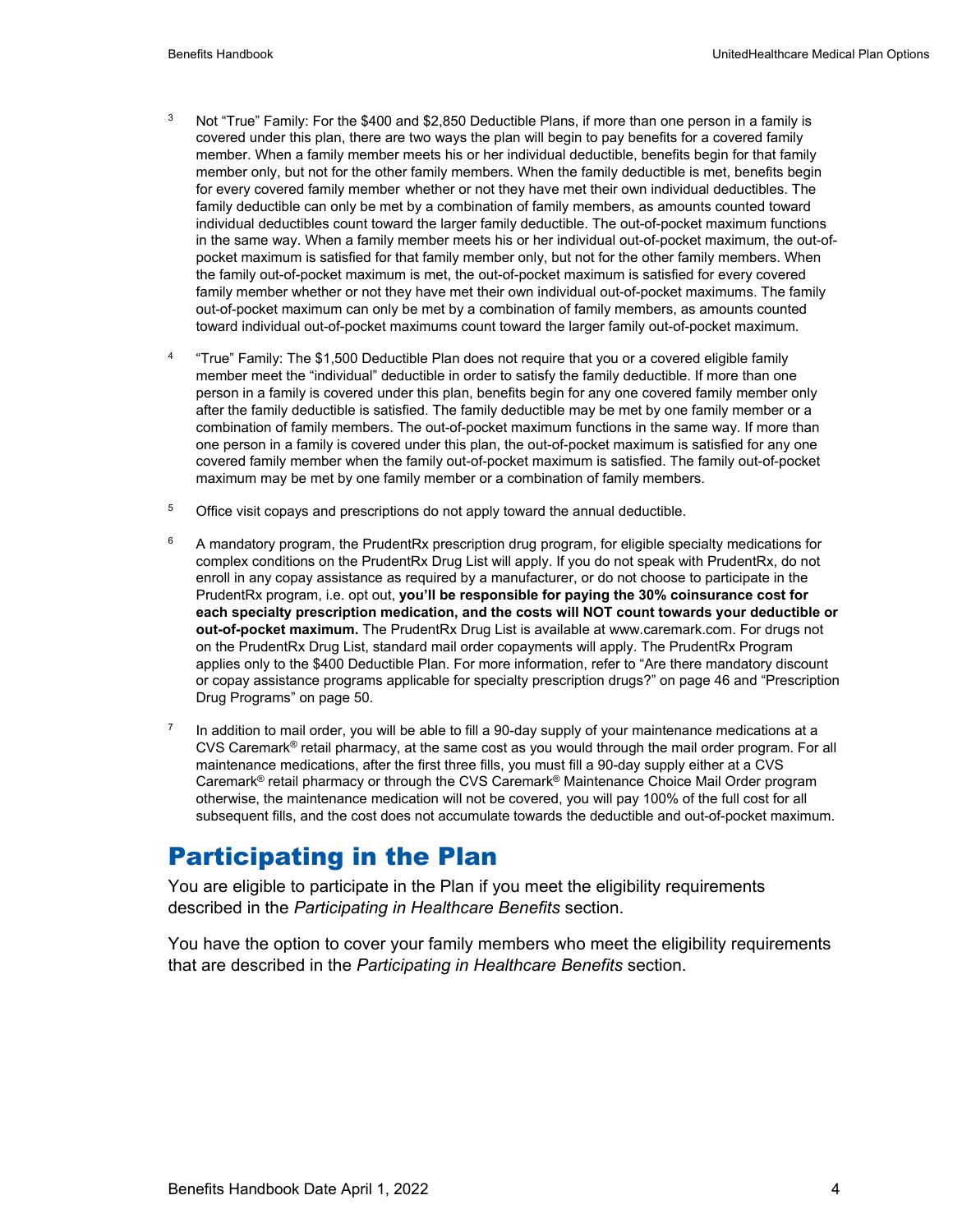[3] Not "True" Family: For the $400 and $2,850 Deductible Plans, if more than one person in a family is covered under this plan, there are two ways the plan will begin to pay benefits for a covered family member. When a family member meets his or her individual deductible, benefits begin for that family member only, but not for the other family members. When the family deductible is met, benefits begin for every covered family member whether or not they have met their own individual deductibles. The family deductible can only be met by a combination of family members, as amounts counted toward individual deductibles count toward the larger family deductible. The out-of-pocket maximum functions in the same way. When a family member meets his or her individual out-of-pocket maximum, the out-of-pocket maximum is satisfied for that family member only, but not for the other family members. When the family out-of-pocket maximum is met, the out-of-pocket maximum is satisfied for every covered family member whether or not they have met their own individual out-of-pocket maximums. The family out-of-pocket maximum can only be met by a combination of family members, as amounts counted toward individual out-of-pocket maximums count toward the larger family out-of-pocket maximum.

[4] "True" Family: The $1,500 Deductible Plan does not require that you or a covered eligible family member meet the "individual" deductible in order to satisfy the family deductible. If more than one person in a family is covered under this plan, benefits begin for any one covered family member only after the family deductible is satisfied. The family deductible may be met by one family member or a combination of family members. The out-of-pocket maximum functions in the same way. If more than one person in a family is covered under this plan, the out-of-pocket maximum is satisfied for any one covered family member when the family out-of-pocket maximum is satisfied. The family out-of-pocket maximum may be met by one family member or a combination of family members.

[5] Office visit copays and prescriptions do not apply toward the annual deductible.

[6] A mandatory program, the PrudentRx prescription drug program, for eligible specialty medications for complex conditions on the PrudentRx Drug List will apply. If you do not speak with PrudentRx, do not enroll in any copay assistance as required by a manufacturer, or do not choose to participate in the PrudentRx program, i.e. opt out, **you'll be responsible for paying the 30% coinsurance cost for each specialty prescription medication, and the costs will NOT count towards your deductible or out-of-pocket maximum.** The PrudentRx Drug List is available at www.caremark.com. For drugs not on the PrudentRx Drug List, standard mail order copayments will apply. The PrudentRx Program applies only to the $400 Deductible Plan. For more information, refer to "Are there mandatory discount or copay assistance programs applicable for specialty prescription drugs?" on page 46 and "Prescription Drug Programs" on page 50.

[7] In addition to mail order, you will be able to fill a 90-day supply of your maintenance medications at a CVS Caremark® retail pharmacy, at the same cost as you would through the mail order program. For all maintenance medications, after the first three fills, you must fill a 90-day supply either at a CVS Caremark® retail pharmacy or through the CVS Caremark® Maintenance Choice Mail Order program otherwise, the maintenance medication will not be covered, you will pay 100% of the full cost for all subsequent fills, and the cost does not accumulate towards the deductible and out-of-pocket maximum.

## Participating in the Plan

You are eligible to participate in the Plan if you meet the eligibility requirements described in the *Participating in Healthcare Benefits* section.

You have the option to cover your family members who meet the eligibility requirements that are described in the *Participating in Healthcare Benefits* section.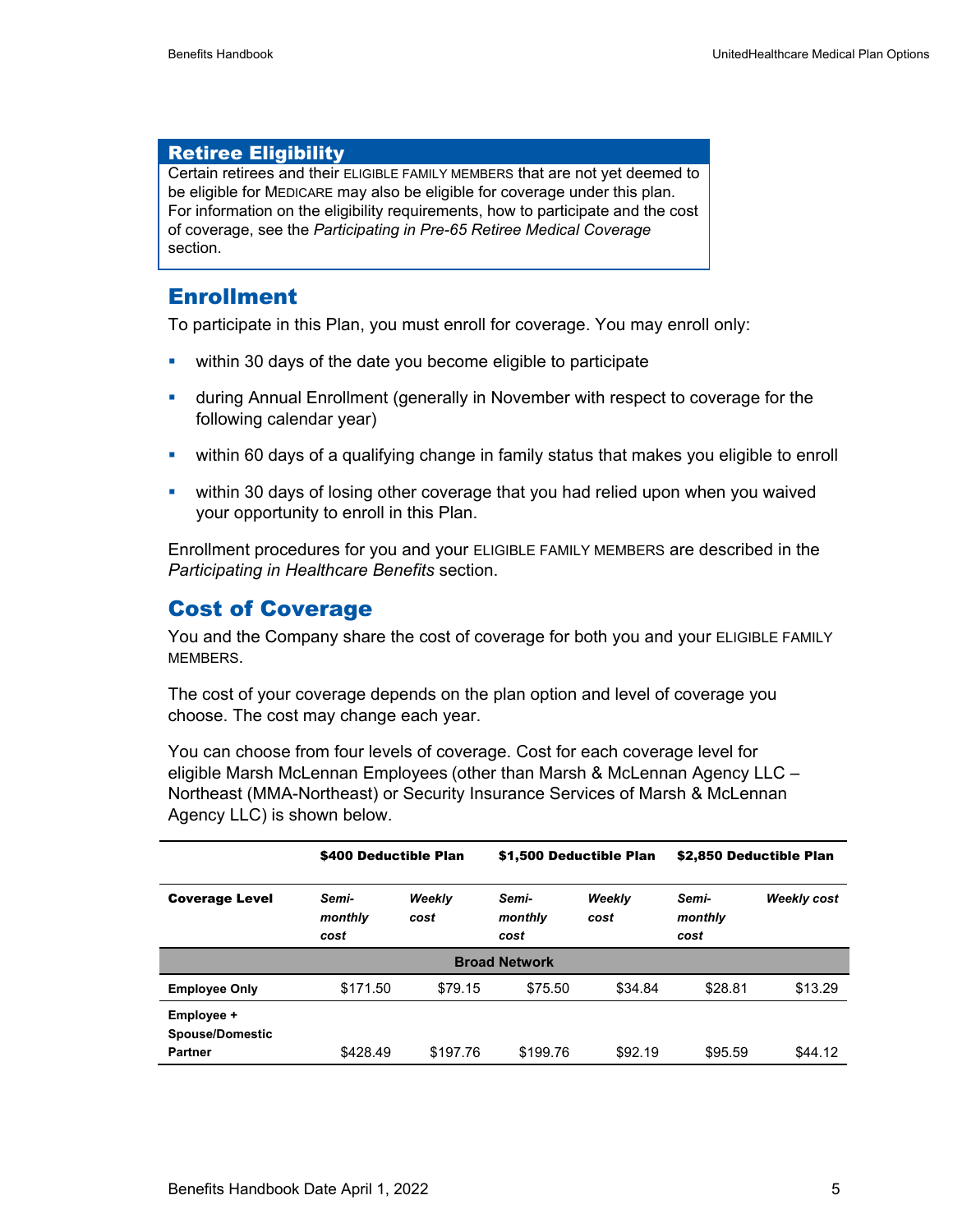## Retiree Eligibility

Certain retirees and their ELIGIBLE FAMILY MEMBERS that are not yet deemed to be eligible for MEDICARE may also be eligible for coverage under this plan. For information on the eligibility requirements, how to participate and the cost of coverage, see the *Participating in Pre-65 Retiree Medical Coverage* section.

## Enrollment

To participate in this Plan, you must enroll for coverage. You may enroll only:

- within 30 days of the date you become eligible to participate
- during Annual Enrollment (generally in November with respect to coverage for the following calendar year)
- within 60 days of a qualifying change in family status that makes you eligible to enroll
- within 30 days of losing other coverage that you had relied upon when you waived your opportunity to enroll in this Plan.

Enrollment procedures for you and your ELIGIBLE FAMILY MEMBERS are described in the *Participating in Healthcare Benefits* section.

## Cost of Coverage

You and the Company share the cost of coverage for both you and your ELIGIBLE FAMILY MEMBERS.

The cost of your coverage depends on the plan option and level of coverage you choose. The cost may change each year.

You can choose from four levels of coverage. Cost for each coverage level for eligible Marsh McLennan Employees (other than Marsh & McLennan Agency LLC – Northeast (MMA-Northeast) or Security Insurance Services of Marsh & McLennan Agency LLC) is shown below.

| | **$400 Deductible Plan** | | **$1,500 Deductible Plan** | | **$2,850 Deductible Plan** | |
|---|---|---|---|---|---|---|
| **Coverage Level** | ***Semi-monthly cost*** | ***Weekly cost*** | ***Semi-monthly cost*** | ***Weekly cost*** | ***Semi-monthly cost*** | ***Weekly cost*** |
| **Broad Network** | | | | | | |
| **Employee Only** | $171.50 | $79.15 | $75.50 | $34.84 | $28.81 | $13.29 |
| **Employee + Spouse/Domestic Partner** | $428.49 | $197.76 | $199.76 | $92.19 | $95.59 | $44.12 |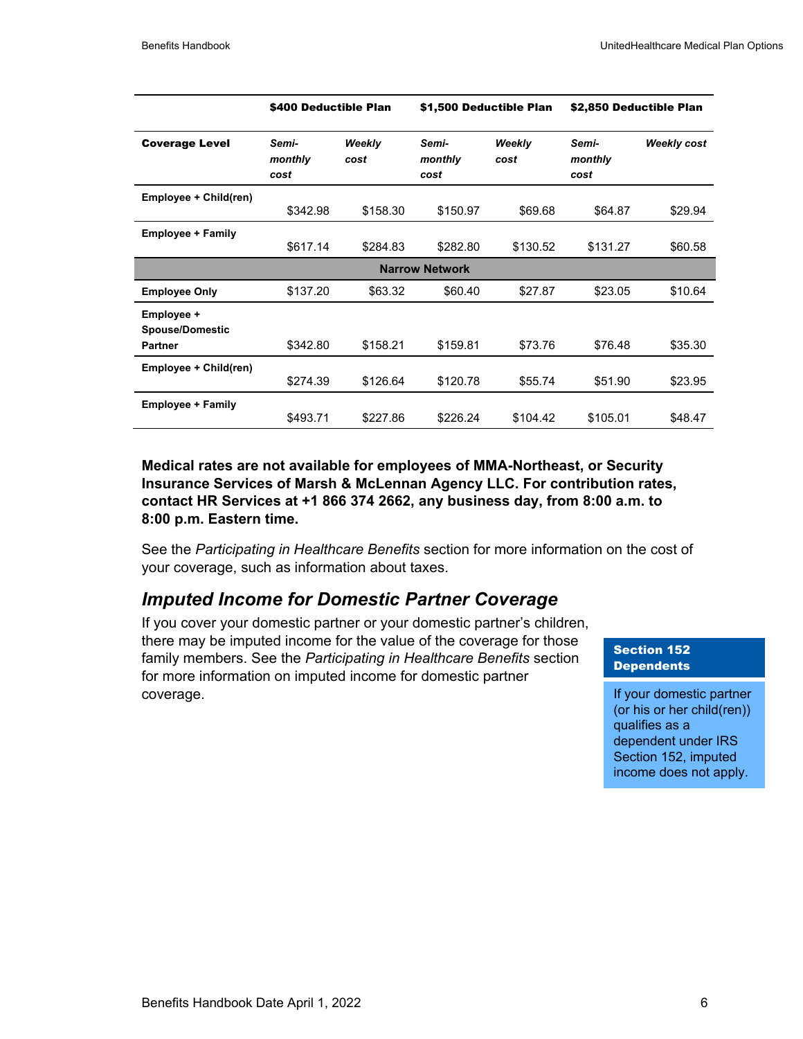| | $400 Deductible Plan | | $1,500 Deductible Plan | | $2,850 Deductible Plan | |
|---|---|---|---|---|---|---|
| **Coverage Level** | *Semi-monthly cost* | *Weekly cost* | *Semi-monthly cost* | *Weekly cost* | *Semi-monthly cost* | *Weekly cost* |
| **Employee + Child(ren)** | $342.98 | $158.30 | $150.97 | $69.68 | $64.87 | $29.94 |
| **Employee + Family** | $617.14 | $284.83 | $282.80 | $130.52 | $131.27 | $60.58 |
| **Narrow Network** | | | | | | |
| **Employee Only** | $137.20 | $63.32 | $60.40 | $27.87 | $23.05 | $10.64 |
| **Employee + Spouse/Domestic Partner** | $342.80 | $158.21 | $159.81 | $73.76 | $76.48 | $35.30 |
| **Employee + Child(ren)** | $274.39 | $126.64 | $120.78 | $55.74 | $51.90 | $23.95 |
| **Employee + Family** | $493.71 | $227.86 | $226.24 | $104.42 | $105.01 | $48.47 |

**Medical rates are not available for employees of MMA-Northeast, or Security Insurance Services of Marsh & McLennan Agency LLC. For contribution rates, contact HR Services at +1 866 374 2662, any business day, from 8:00 a.m. to 8:00 p.m. Eastern time.**

See the *Participating in Healthcare Benefits* section for more information on the cost of your coverage, such as information about taxes.

## *Imputed Income for Domestic Partner Coverage*

If you cover your domestic partner or your domestic partner's children, there may be imputed income for the value of the coverage for those family members. See the *Participating in Healthcare Benefits* section for more information on imputed income for domestic partner coverage.

**Section 152 Dependents**

If your domestic partner (or his or her child(ren)) qualifies as a dependent under IRS Section 152, imputed income does not apply.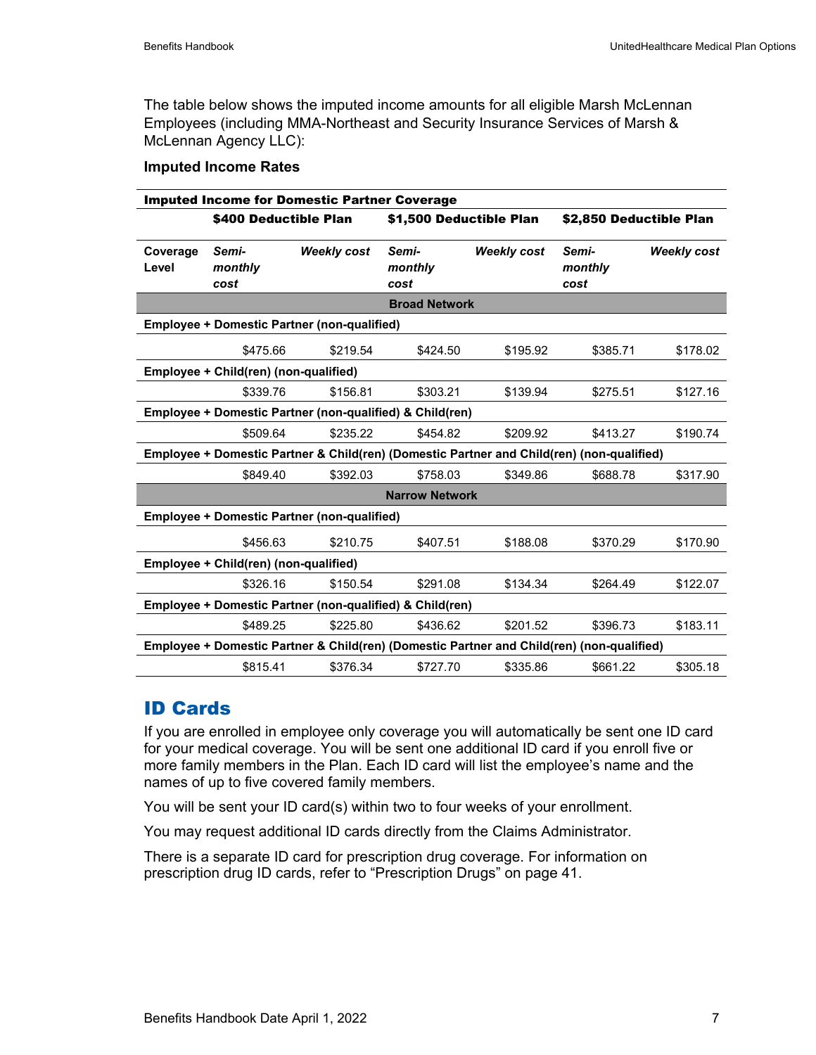The table below shows the imputed income amounts for all eligible Marsh McLennan Employees (including MMA-Northeast and Security Insurance Services of Marsh & McLennan Agency LLC):

**Imputed Income Rates**

| **Imputed Income for Domestic Partner Coverage** | | | | | | |
|---|---|---|---|---|---|---|
| | **$400 Deductible Plan** | | **$1,500 Deductible Plan** | | **$2,850 Deductible Plan** | |
| **Coverage Level** | ***Semi-monthly cost*** | ***Weekly cost*** | ***Semi-monthly cost*** | ***Weekly cost*** | ***Semi-monthly cost*** | ***Weekly cost*** |
| **Broad Network** | | | | | | |
| **Employee + Domestic Partner (non-qualified)** | | | | | | |
| | $475.66 | $219.54 | $424.50 | $195.92 | $385.71 | $178.02 |
| **Employee + Child(ren) (non-qualified)** | | | | | | |
| | $339.76 | $156.81 | $303.21 | $139.94 | $275.51 | $127.16 |
| **Employee + Domestic Partner (non-qualified) & Child(ren)** | | | | | | |
| | $509.64 | $235.22 | $454.82 | $209.92 | $413.27 | $190.74 |
| **Employee + Domestic Partner & Child(ren) (Domestic Partner and Child(ren) (non-qualified)** | | | | | | |
| | $849.40 | $392.03 | $758.03 | $349.86 | $688.78 | $317.90 |
| **Narrow Network** | | | | | | |
| **Employee + Domestic Partner (non-qualified)** | | | | | | |
| | $456.63 | $210.75 | $407.51 | $188.08 | $370.29 | $170.90 |
| **Employee + Child(ren) (non-qualified)** | | | | | | |
| | $326.16 | $150.54 | $291.08 | $134.34 | $264.49 | $122.07 |
| **Employee + Domestic Partner (non-qualified) & Child(ren)** | | | | | | |
| | $489.25 | $225.80 | $436.62 | $201.52 | $396.73 | $183.11 |
| **Employee + Domestic Partner & Child(ren) (Domestic Partner and Child(ren) (non-qualified)** | | | | | | |
| | $815.41 | $376.34 | $727.70 | $335.86 | $661.22 | $305.18 |

## ID Cards

If you are enrolled in employee only coverage you will automatically be sent one ID card for your medical coverage. You will be sent one additional ID card if you enroll five or more family members in the Plan. Each ID card will list the employee's name and the names of up to five covered family members.

You will be sent your ID card(s) within two to four weeks of your enrollment.

You may request additional ID cards directly from the Claims Administrator.

There is a separate ID card for prescription drug coverage. For information on prescription drug ID cards, refer to "Prescription Drugs" on page 41.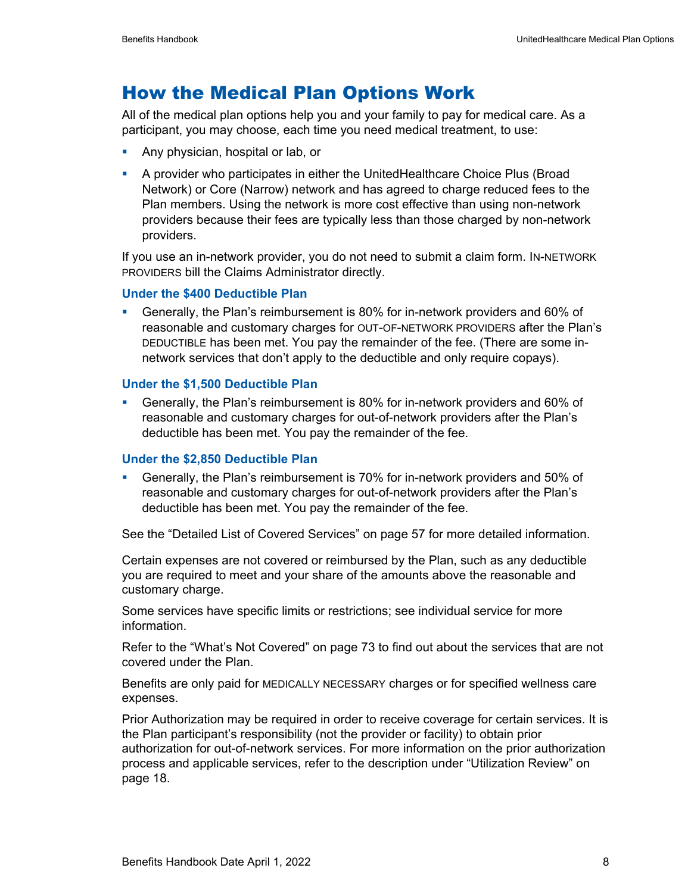# How the Medical Plan Options Work

All of the medical plan options help you and your family to pay for medical care. As a participant, you may choose, each time you need medical treatment, to use:

- Any physician, hospital or lab, or
- A provider who participates in either the UnitedHealthcare Choice Plus (Broad Network) or Core (Narrow) network and has agreed to charge reduced fees to the Plan members. Using the network is more cost effective than using non-network providers because their fees are typically less than those charged by non-network providers.

If you use an in-network provider, you do not need to submit a claim form. IN-NETWORK PROVIDERS bill the Claims Administrator directly.

### Under the $400 Deductible Plan

- Generally, the Plan's reimbursement is 80% for in-network providers and 60% of reasonable and customary charges for OUT-OF-NETWORK PROVIDERS after the Plan's DEDUCTIBLE has been met. You pay the remainder of the fee. (There are some in-network services that don't apply to the deductible and only require copays).

### Under the $1,500 Deductible Plan

- Generally, the Plan's reimbursement is 80% for in-network providers and 60% of reasonable and customary charges for out-of-network providers after the Plan's deductible has been met. You pay the remainder of the fee.

### Under the $2,850 Deductible Plan

- Generally, the Plan's reimbursement is 70% for in-network providers and 50% of reasonable and customary charges for out-of-network providers after the Plan's deductible has been met. You pay the remainder of the fee.

See the "Detailed List of Covered Services" on page 57 for more detailed information.

Certain expenses are not covered or reimbursed by the Plan, such as any deductible you are required to meet and your share of the amounts above the reasonable and customary charge.

Some services have specific limits or restrictions; see individual service for more information.

Refer to the "What's Not Covered" on page 73 to find out about the services that are not covered under the Plan.

Benefits are only paid for MEDICALLY NECESSARY charges or for specified wellness care expenses.

Prior Authorization may be required in order to receive coverage for certain services. It is the Plan participant's responsibility (not the provider or facility) to obtain prior authorization for out-of-network services. For more information on the prior authorization process and applicable services, refer to the description under "Utilization Review" on page 18.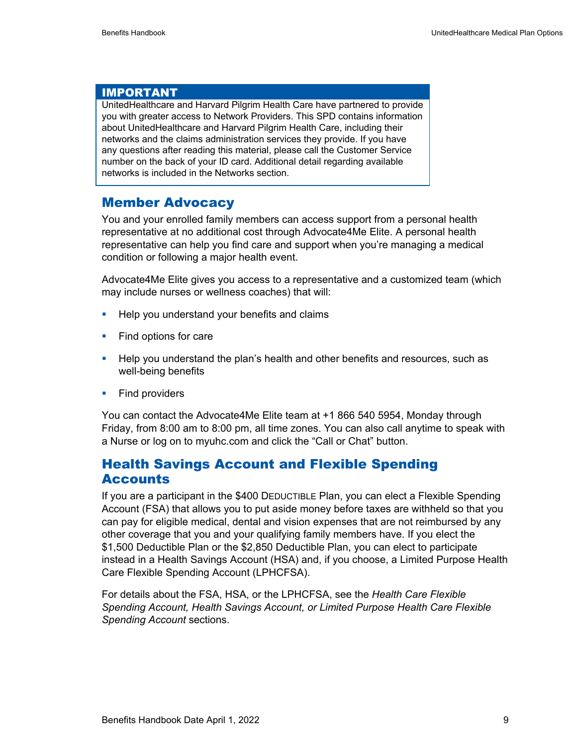## IMPORTANT

UnitedHealthcare and Harvard Pilgrim Health Care have partnered to provide you with greater access to Network Providers. This SPD contains information about UnitedHealthcare and Harvard Pilgrim Health Care, including their networks and the claims administration services they provide. If you have any questions after reading this material, please call the Customer Service number on the back of your ID card. Additional detail regarding available networks is included in the Networks section.

## Member Advocacy

You and your enrolled family members can access support from a personal health representative at no additional cost through Advocate4Me Elite. A personal health representative can help you find care and support when you're managing a medical condition or following a major health event.

Advocate4Me Elite gives you access to a representative and a customized team (which may include nurses or wellness coaches) that will:

- Help you understand your benefits and claims
- Find options for care
- Help you understand the plan's health and other benefits and resources, such as well-being benefits
- Find providers

You can contact the Advocate4Me Elite team at +1 866 540 5954, Monday through Friday, from 8:00 am to 8:00 pm, all time zones. You can also call anytime to speak with a Nurse or log on to myuhc.com and click the "Call or Chat" button.

## Health Savings Account and Flexible Spending Accounts

If you are a participant in the $400 DEDUCTIBLE Plan, you can elect a Flexible Spending Account (FSA) that allows you to put aside money before taxes are withheld so that you can pay for eligible medical, dental and vision expenses that are not reimbursed by any other coverage that you and your qualifying family members have. If you elect the $1,500 Deductible Plan or the $2,850 Deductible Plan, you can elect to participate instead in a Health Savings Account (HSA) and, if you choose, a Limited Purpose Health Care Flexible Spending Account (LPHCFSA).

For details about the FSA, HSA, or the LPHCFSA, see the *Health Care Flexible Spending Account, Health Savings Account, or Limited Purpose Health Care Flexible Spending Account* sections.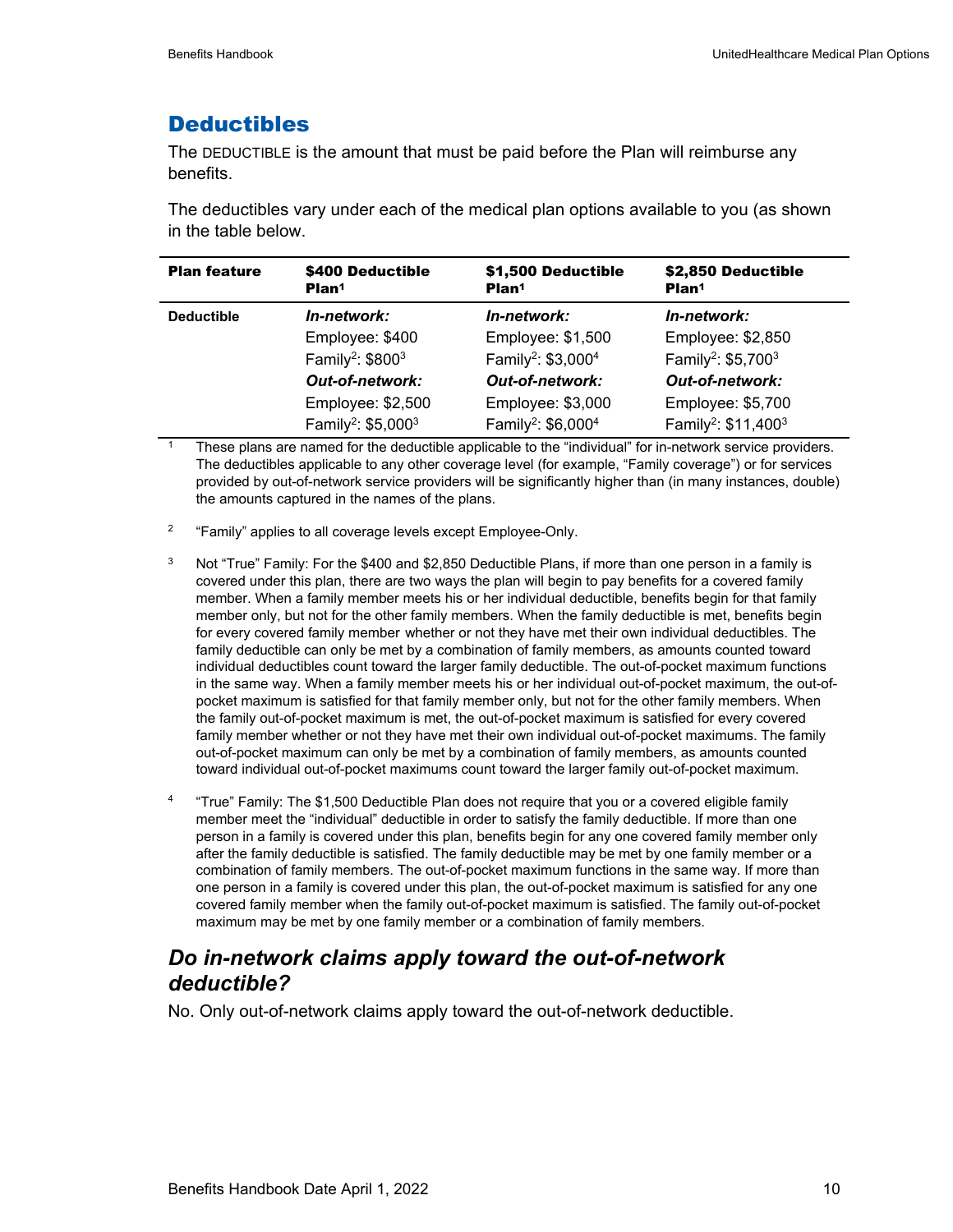## Deductibles

The DEDUCTIBLE is the amount that must be paid before the Plan will reimburse any benefits.

The deductibles vary under each of the medical plan options available to you (as shown in the table below.

| Plan feature | $400 Deductible Plan[1] | $1,500 Deductible Plan[1] | $2,850 Deductible Plan[1] |
|---|---|---|---|
| **Deductible** | ***In-network:***<br>Employee: $400<br>Family[2]: $800[3]<br>***Out-of-network:***<br>Employee: $2,500<br>Family[2]: $5,000[3] | ***In-network:***<br>Employee: $1,500<br>Family[2]: $3,000[4]<br>***Out-of-network:***<br>Employee: $3,000<br>Family[2]: $6,000[4] | ***In-network:***<br>Employee: $2,850<br>Family[2]: $5,700[3]<br>***Out-of-network:***<br>Employee: $5,700<br>Family[2]: $11,400[3] |

[1] These plans are named for the deductible applicable to the "individual" for in-network service providers. The deductibles applicable to any other coverage level (for example, "Family coverage") or for services provided by out-of-network service providers will be significantly higher than (in many instances, double) the amounts captured in the names of the plans.

[2] "Family" applies to all coverage levels except Employee-Only.

[3] Not "True" Family: For the $400 and $2,850 Deductible Plans, if more than one person in a family is covered under this plan, there are two ways the plan will begin to pay benefits for a covered family member. When a family member meets his or her individual deductible, benefits begin for that family member only, but not for the other family members. When the family deductible is met, benefits begin for every covered family member whether or not they have met their own individual deductibles. The family deductible can only be met by a combination of family members, as amounts counted toward individual deductibles count toward the larger family deductible. The out-of-pocket maximum functions in the same way. When a family member meets his or her individual out-of-pocket maximum, the out-of-pocket maximum is satisfied for that family member only, but not for the other family members. When the family out-of-pocket maximum is met, the out-of-pocket maximum is satisfied for every covered family member whether or not they have met their own individual out-of-pocket maximums. The family out-of-pocket maximum can only be met by a combination of family members, as amounts counted toward individual out-of-pocket maximums count toward the larger family out-of-pocket maximum.

[4] "True" Family: The $1,500 Deductible Plan does not require that you or a covered eligible family member meet the "individual" deductible in order to satisfy the family deductible. If more than one person in a family is covered under this plan, benefits begin for any one covered family member only after the family deductible is satisfied. The family deductible may be met by one family member or a combination of family members. The out-of-pocket maximum functions in the same way. If more than one person in a family is covered under this plan, the out-of-pocket maximum is satisfied for any one covered family member when the family out-of-pocket maximum is satisfied. The family out-of-pocket maximum may be met by one family member or a combination of family members.

### *Do in-network claims apply toward the out-of-network deductible?*

No. Only out-of-network claims apply toward the out-of-network deductible.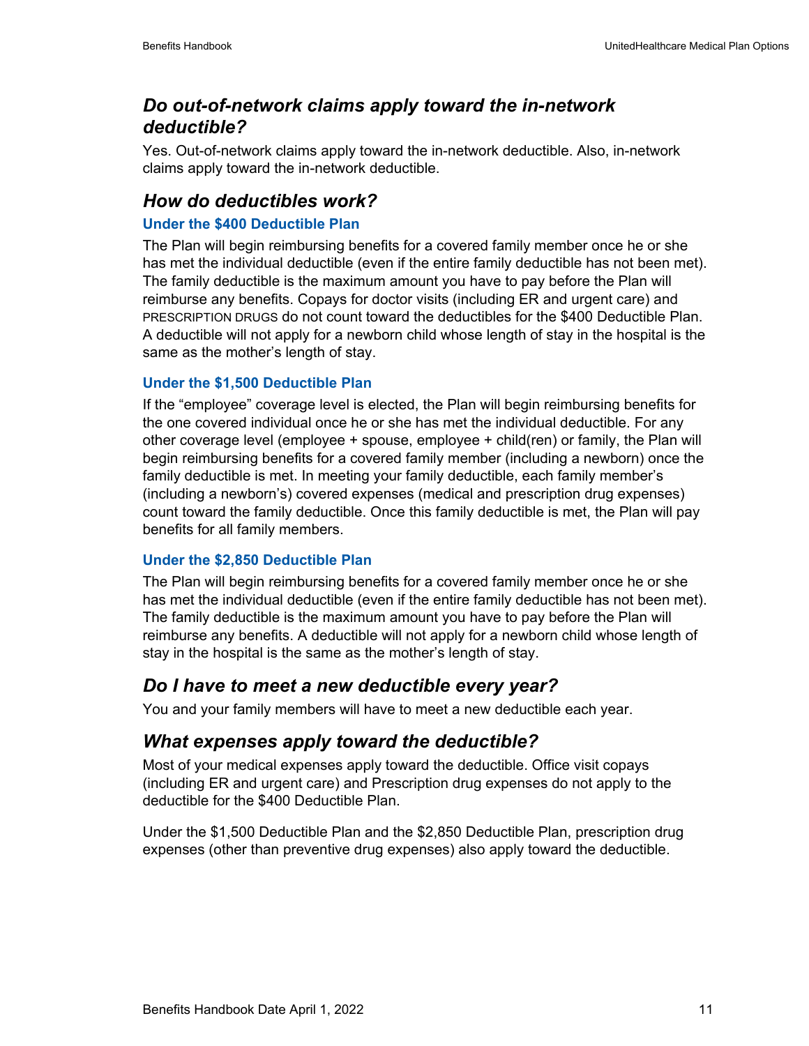## *Do out-of-network claims apply toward the in-network deductible?*

Yes. Out-of-network claims apply toward the in-network deductible. Also, in-network claims apply toward the in-network deductible.

## *How do deductibles work?*

### Under the $400 Deductible Plan

The Plan will begin reimbursing benefits for a covered family member once he or she has met the individual deductible (even if the entire family deductible has not been met). The family deductible is the maximum amount you have to pay before the Plan will reimburse any benefits. Copays for doctor visits (including ER and urgent care) and PRESCRIPTION DRUGS do not count toward the deductibles for the $400 Deductible Plan. A deductible will not apply for a newborn child whose length of stay in the hospital is the same as the mother's length of stay.

### Under the $1,500 Deductible Plan

If the "employee" coverage level is elected, the Plan will begin reimbursing benefits for the one covered individual once he or she has met the individual deductible. For any other coverage level (employee + spouse, employee + child(ren) or family, the Plan will begin reimbursing benefits for a covered family member (including a newborn) once the family deductible is met. In meeting your family deductible, each family member's (including a newborn's) covered expenses (medical and prescription drug expenses) count toward the family deductible. Once this family deductible is met, the Plan will pay benefits for all family members.

### Under the $2,850 Deductible Plan

The Plan will begin reimbursing benefits for a covered family member once he or she has met the individual deductible (even if the entire family deductible has not been met). The family deductible is the maximum amount you have to pay before the Plan will reimburse any benefits. A deductible will not apply for a newborn child whose length of stay in the hospital is the same as the mother's length of stay.

## *Do I have to meet a new deductible every year?*

You and your family members will have to meet a new deductible each year.

## *What expenses apply toward the deductible?*

Most of your medical expenses apply toward the deductible. Office visit copays (including ER and urgent care) and Prescription drug expenses do not apply to the deductible for the $400 Deductible Plan.

Under the $1,500 Deductible Plan and the $2,850 Deductible Plan, prescription drug expenses (other than preventive drug expenses) also apply toward the deductible.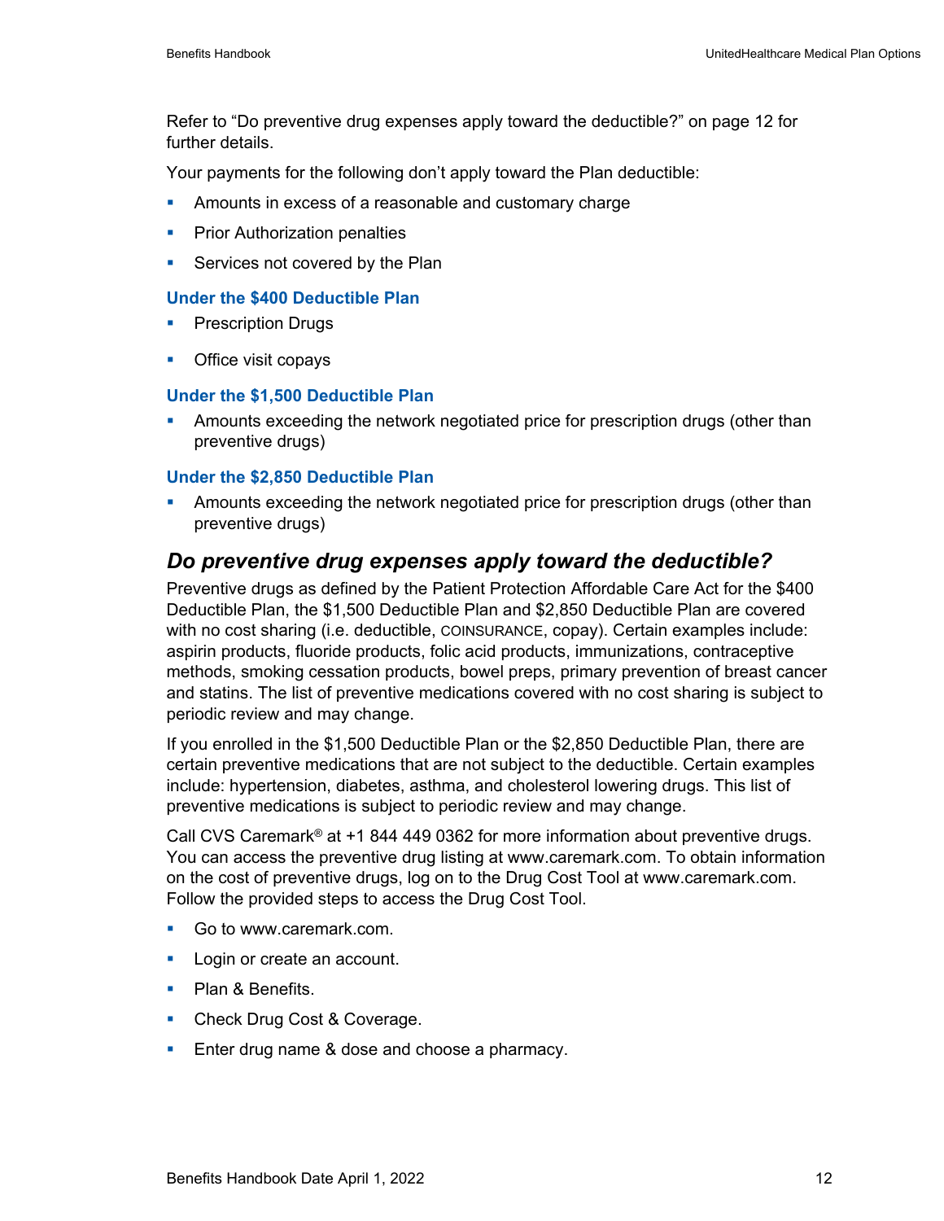Refer to “Do preventive drug expenses apply toward the deductible?” on page 12 for further details.

Your payments for the following don’t apply toward the Plan deductible:

- Amounts in excess of a reasonable and customary charge
- Prior Authorization penalties
- Services not covered by the Plan

#### Under the $400 Deductible Plan

- Prescription Drugs
- Office visit copays

#### Under the $1,500 Deductible Plan

- Amounts exceeding the network negotiated price for prescription drugs (other than preventive drugs)

#### Under the $2,850 Deductible Plan

- Amounts exceeding the network negotiated price for prescription drugs (other than preventive drugs)

### *Do preventive drug expenses apply toward the deductible?*

Preventive drugs as defined by the Patient Protection Affordable Care Act for the $400 Deductible Plan, the $1,500 Deductible Plan and $2,850 Deductible Plan are covered with no cost sharing (i.e. deductible, COINSURANCE, copay). Certain examples include: aspirin products, fluoride products, folic acid products, immunizations, contraceptive methods, smoking cessation products, bowel preps, primary prevention of breast cancer and statins. The list of preventive medications covered with no cost sharing is subject to periodic review and may change.

If you enrolled in the $1,500 Deductible Plan or the $2,850 Deductible Plan, there are certain preventive medications that are not subject to the deductible. Certain examples include: hypertension, diabetes, asthma, and cholesterol lowering drugs. This list of preventive medications is subject to periodic review and may change.

Call CVS Caremark® at +1 844 449 0362 for more information about preventive drugs. You can access the preventive drug listing at www.caremark.com. To obtain information on the cost of preventive drugs, log on to the Drug Cost Tool at www.caremark.com. Follow the provided steps to access the Drug Cost Tool.

- Go to www.caremark.com.
- Login or create an account.
- Plan & Benefits.
- Check Drug Cost & Coverage.
- Enter drug name & dose and choose a pharmacy.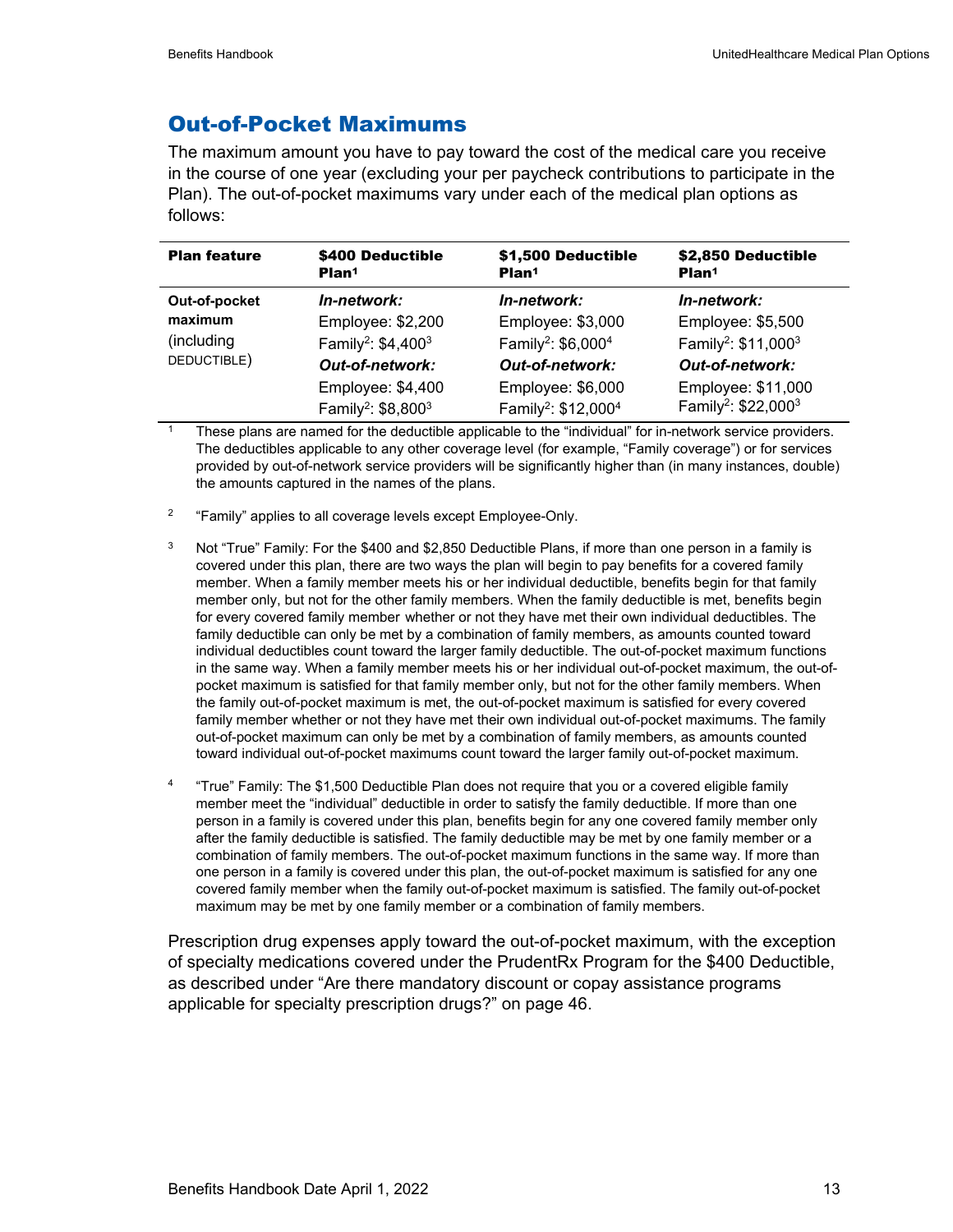## Out-of-Pocket Maximums

The maximum amount you have to pay toward the cost of the medical care you receive in the course of one year (excluding your per paycheck contributions to participate in the Plan). The out-of-pocket maximums vary under each of the medical plan options as follows:

| Plan feature | $400 Deductible Plan[1] | $1,500 Deductible Plan[1] | $2,850 Deductible Plan[1] |
|---|---|---|---|
| **Out-of-pocket maximum** (including DEDUCTIBLE) | ***In-network:*** Employee: $2,200 Family[2]: $4,400[3] ***Out-of-network:*** Employee: $4,400 Family[2]: $8,800[3] | ***In-network:*** Employee: $3,000 Family[2]: $6,000[4] ***Out-of-network:*** Employee: $6,000 Family[2]: $12,000[4] | ***In-network:*** Employee: $5,500 Family[2]: $11,000[3] ***Out-of-network:*** Employee: $11,000 Family[2]: $22,000[3] |

[1] These plans are named for the deductible applicable to the "individual" for in-network service providers. The deductibles applicable to any other coverage level (for example, "Family coverage") or for services provided by out-of-network service providers will be significantly higher than (in many instances, double) the amounts captured in the names of the plans.

[2] "Family" applies to all coverage levels except Employee-Only.

[3] Not "True" Family: For the $400 and $2,850 Deductible Plans, if more than one person in a family is covered under this plan, there are two ways the plan will begin to pay benefits for a covered family member. When a family member meets his or her individual deductible, benefits begin for that family member only, but not for the other family members. When the family deductible is met, benefits begin for every covered family member whether or not they have met their own individual deductibles. The family deductible can only be met by a combination of family members, as amounts counted toward individual deductibles count toward the larger family deductible. The out-of-pocket maximum functions in the same way. When a family member meets his or her individual out-of-pocket maximum, the out-of-pocket maximum is satisfied for that family member only, but not for the other family members. When the family out-of-pocket maximum is met, the out-of-pocket maximum is satisfied for every covered family member whether or not they have met their own individual out-of-pocket maximums. The family out-of-pocket maximum can only be met by a combination of family members, as amounts counted toward individual out-of-pocket maximums count toward the larger family out-of-pocket maximum.

[4] "True" Family: The $1,500 Deductible Plan does not require that you or a covered eligible family member meet the "individual" deductible in order to satisfy the family deductible. If more than one person in a family is covered under this plan, benefits begin for any one covered family member only after the family deductible is satisfied. The family deductible may be met by one family member or a combination of family members. The out-of-pocket maximum functions in the same way. If more than one person in a family is covered under this plan, the out-of-pocket maximum is satisfied for any one covered family member when the family out-of-pocket maximum is satisfied. The family out-of-pocket maximum may be met by one family member or a combination of family members.

Prescription drug expenses apply toward the out-of-pocket maximum, with the exception of specialty medications covered under the PrudentRx Program for the $400 Deductible, as described under "Are there mandatory discount or copay assistance programs applicable for specialty prescription drugs?" on page 46.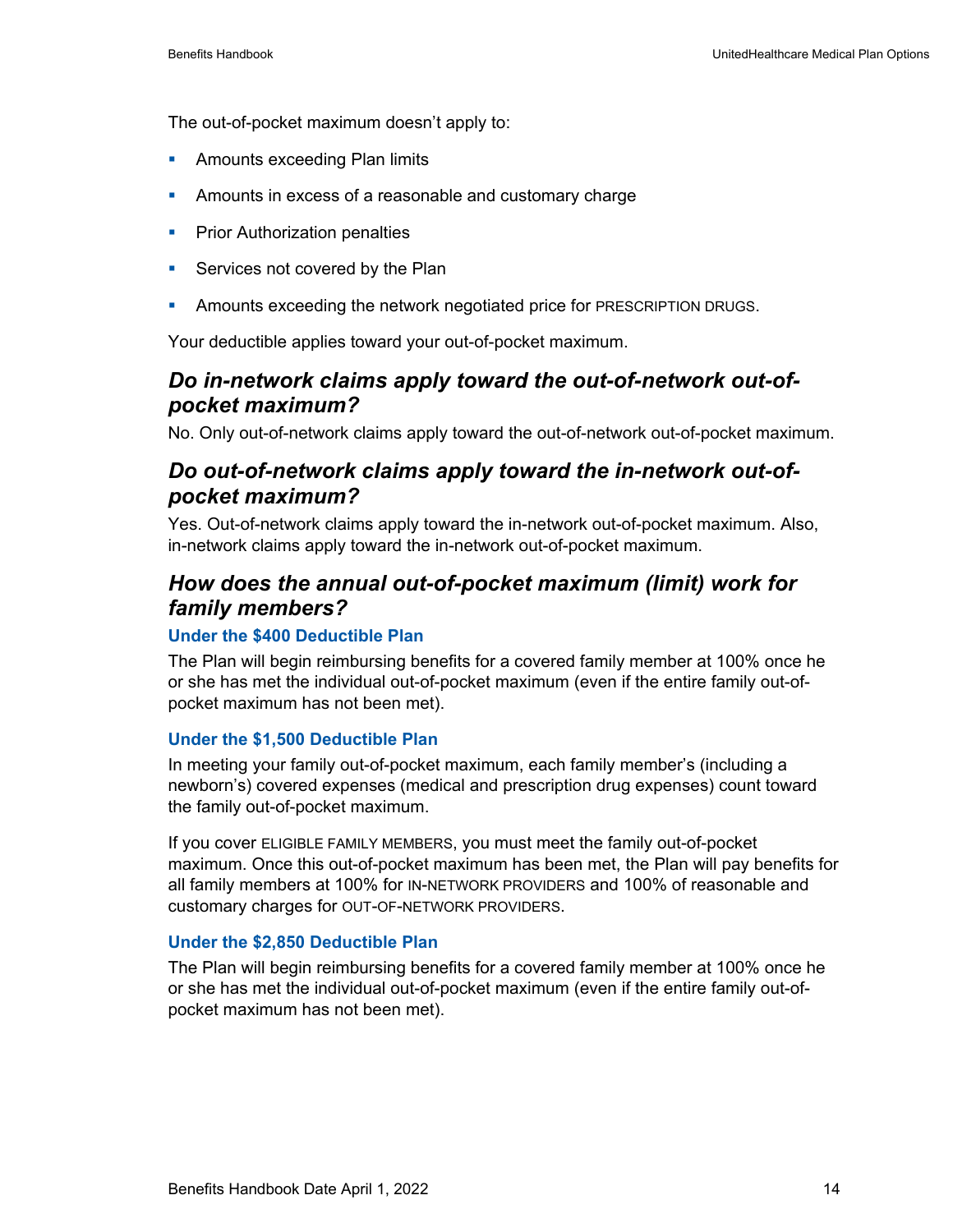The out-of-pocket maximum doesn't apply to:

- Amounts exceeding Plan limits
- Amounts in excess of a reasonable and customary charge
- Prior Authorization penalties
- Services not covered by the Plan
- Amounts exceeding the network negotiated price for PRESCRIPTION DRUGS.

Your deductible applies toward your out-of-pocket maximum.

## *Do in-network claims apply toward the out-of-network out-of-pocket maximum?*

No. Only out-of-network claims apply toward the out-of-network out-of-pocket maximum.

## *Do out-of-network claims apply toward the in-network out-of-pocket maximum?*

Yes. Out-of-network claims apply toward the in-network out-of-pocket maximum. Also, in-network claims apply toward the in-network out-of-pocket maximum.

## *How does the annual out-of-pocket maximum (limit) work for family members?*

### Under the $400 Deductible Plan

The Plan will begin reimbursing benefits for a covered family member at 100% once he or she has met the individual out-of-pocket maximum (even if the entire family out-of-pocket maximum has not been met).

### Under the $1,500 Deductible Plan

In meeting your family out-of-pocket maximum, each family member's (including a newborn's) covered expenses (medical and prescription drug expenses) count toward the family out-of-pocket maximum.

If you cover ELIGIBLE FAMILY MEMBERS, you must meet the family out-of-pocket maximum. Once this out-of-pocket maximum has been met, the Plan will pay benefits for all family members at 100% for IN-NETWORK PROVIDERS and 100% of reasonable and customary charges for OUT-OF-NETWORK PROVIDERS.

### Under the $2,850 Deductible Plan

The Plan will begin reimbursing benefits for a covered family member at 100% once he or she has met the individual out-of-pocket maximum (even if the entire family out-of-pocket maximum has not been met).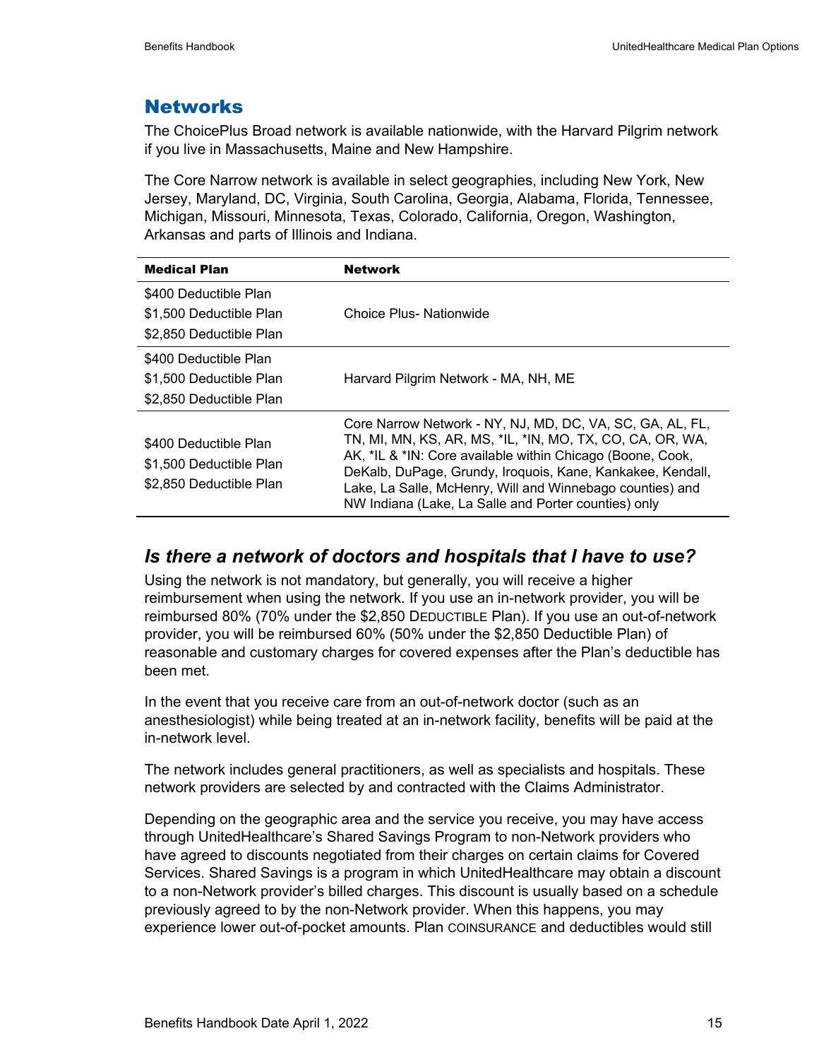## Networks

The ChoicePlus Broad network is available nationwide, with the Harvard Pilgrim network if you live in Massachusetts, Maine and New Hampshire.

The Core Narrow network is available in select geographies, including New York, New Jersey, Maryland, DC, Virginia, South Carolina, Georgia, Alabama, Florida, Tennessee, Michigan, Missouri, Minnesota, Texas, Colorado, California, Oregon, Washington, Arkansas and parts of Illinois and Indiana.

| Medical Plan | Network |
|---|---|
| $400 Deductible Plan<br>$1,500 Deductible Plan<br>$2,850 Deductible Plan | Choice Plus- Nationwide |
| $400 Deductible Plan<br>$1,500 Deductible Plan<br>$2,850 Deductible Plan | Harvard Pilgrim Network - MA, NH, ME |
| $400 Deductible Plan<br>$1,500 Deductible Plan<br>$2,850 Deductible Plan | Core Narrow Network - NY, NJ, MD, DC, VA, SC, GA, AL, FL, TN, MI, MN, KS, AR, MS, *IL, *IN, MO, TX, CO, CA, OR, WA, AK, *IL & *IN: Core available within Chicago (Boone, Cook, DeKalb, DuPage, Grundy, Iroquois, Kane, Kankakee, Kendall, Lake, La Salle, McHenry, Will and Winnebago counties) and NW Indiana (Lake, La Salle and Porter counties) only |

### *Is there a network of doctors and hospitals that I have to use?*

Using the network is not mandatory, but generally, you will receive a higher reimbursement when using the network. If you use an in-network provider, you will be reimbursed 80% (70% under the $2,850 DEDUCTIBLE Plan). If you use an out-of-network provider, you will be reimbursed 60% (50% under the $2,850 Deductible Plan) of reasonable and customary charges for covered expenses after the Plan's deductible has been met.

In the event that you receive care from an out-of-network doctor (such as an anesthesiologist) while being treated at an in-network facility, benefits will be paid at the in-network level.

The network includes general practitioners, as well as specialists and hospitals. These network providers are selected by and contracted with the Claims Administrator.

Depending on the geographic area and the service you receive, you may have access through UnitedHealthcare's Shared Savings Program to non-Network providers who have agreed to discounts negotiated from their charges on certain claims for Covered Services. Shared Savings is a program in which UnitedHealthcare may obtain a discount to a non-Network provider's billed charges. This discount is usually based on a schedule previously agreed to by the non-Network provider. When this happens, you may experience lower out-of-pocket amounts. Plan COINSURANCE and deductibles would still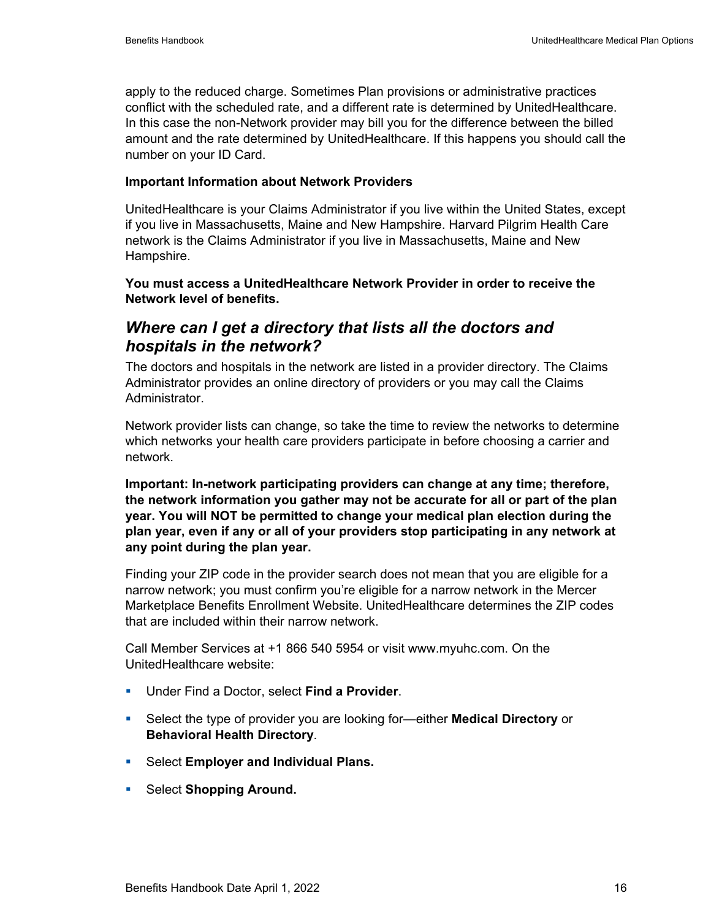apply to the reduced charge. Sometimes Plan provisions or administrative practices conflict with the scheduled rate, and a different rate is determined by UnitedHealthcare. In this case the non-Network provider may bill you for the difference between the billed amount and the rate determined by UnitedHealthcare. If this happens you should call the number on your ID Card.

**Important Information about Network Providers**

UnitedHealthcare is your Claims Administrator if you live within the United States, except if you live in Massachusetts, Maine and New Hampshire. Harvard Pilgrim Health Care network is the Claims Administrator if you live in Massachusetts, Maine and New Hampshire.

**You must access a UnitedHealthcare Network Provider in order to receive the Network level of benefits.**

## *Where can I get a directory that lists all the doctors and hospitals in the network?*

The doctors and hospitals in the network are listed in a provider directory. The Claims Administrator provides an online directory of providers or you may call the Claims Administrator.

Network provider lists can change, so take the time to review the networks to determine which networks your health care providers participate in before choosing a carrier and network.

**Important: In-network participating providers can change at any time; therefore, the network information you gather may not be accurate for all or part of the plan year. You will NOT be permitted to change your medical plan election during the plan year, even if any or all of your providers stop participating in any network at any point during the plan year.**

Finding your ZIP code in the provider search does not mean that you are eligible for a narrow network; you must confirm you're eligible for a narrow network in the Mercer Marketplace Benefits Enrollment Website. UnitedHealthcare determines the ZIP codes that are included within their narrow network.

Call Member Services at +1 866 540 5954 or visit www.myuhc.com. On the UnitedHealthcare website:

- Under Find a Doctor, select **Find a Provider**.
- Select the type of provider you are looking for—either **Medical Directory** or **Behavioral Health Directory**.
- Select **Employer and Individual Plans.**
- Select **Shopping Around.**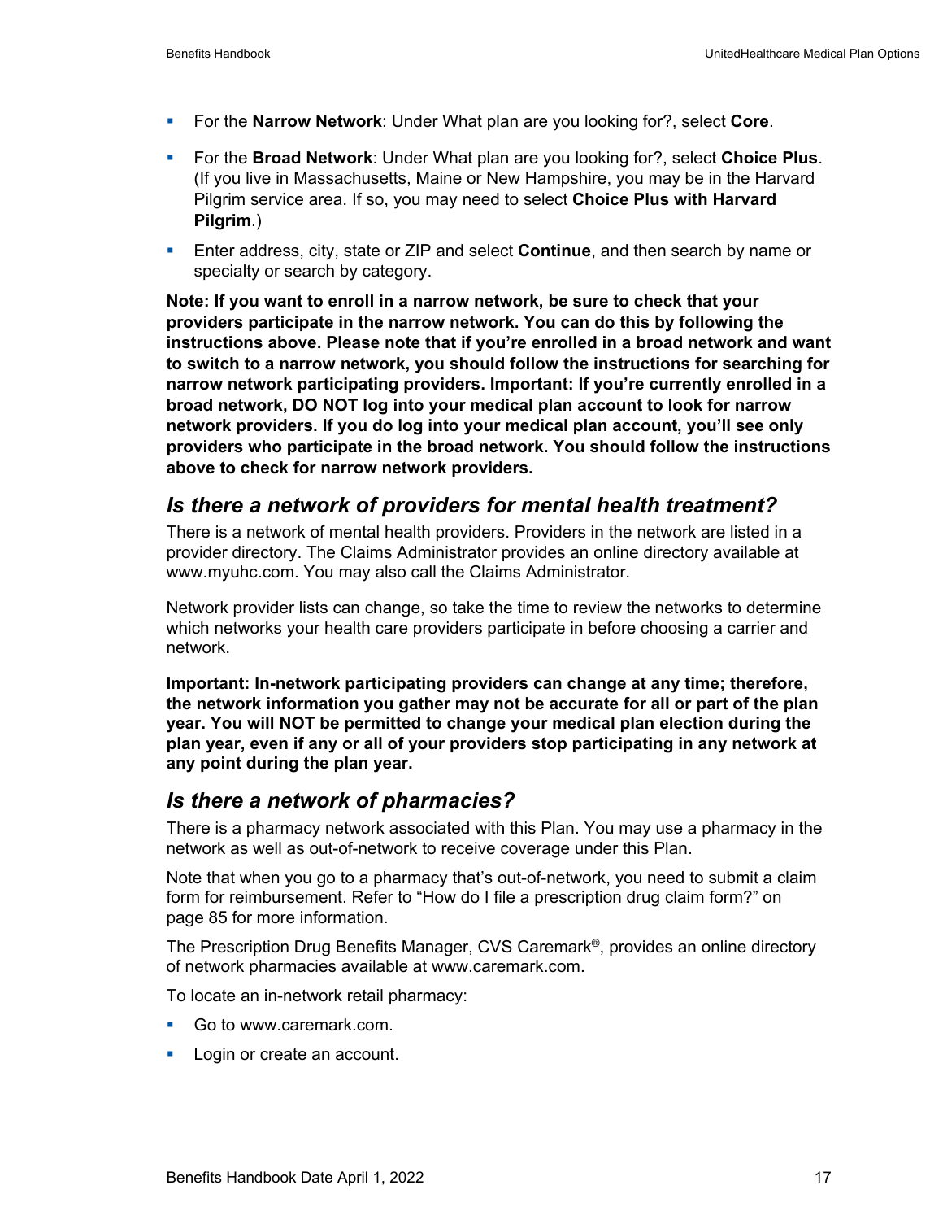- For the **Narrow Network**: Under What plan are you looking for?, select **Core**.
- For the **Broad Network**: Under What plan are you looking for?, select **Choice Plus**. (If you live in Massachusetts, Maine or New Hampshire, you may be in the Harvard Pilgrim service area. If so, you may need to select **Choice Plus with Harvard Pilgrim**.)
- Enter address, city, state or ZIP and select **Continue**, and then search by name or specialty or search by category.

**Note: If you want to enroll in a narrow network, be sure to check that your providers participate in the narrow network. You can do this by following the instructions above. Please note that if you're enrolled in a broad network and want to switch to a narrow network, you should follow the instructions for searching for narrow network participating providers. Important: If you're currently enrolled in a broad network, DO NOT log into your medical plan account to look for narrow network providers. If you do log into your medical plan account, you'll see only providers who participate in the broad network. You should follow the instructions above to check for narrow network providers.**

## *Is there a network of providers for mental health treatment?*

There is a network of mental health providers. Providers in the network are listed in a provider directory. The Claims Administrator provides an online directory available at www.myuhc.com. You may also call the Claims Administrator.

Network provider lists can change, so take the time to review the networks to determine which networks your health care providers participate in before choosing a carrier and network.

**Important: In-network participating providers can change at any time; therefore, the network information you gather may not be accurate for all or part of the plan year. You will NOT be permitted to change your medical plan election during the plan year, even if any or all of your providers stop participating in any network at any point during the plan year.**

## *Is there a network of pharmacies?*

There is a pharmacy network associated with this Plan. You may use a pharmacy in the network as well as out-of-network to receive coverage under this Plan.

Note that when you go to a pharmacy that's out-of-network, you need to submit a claim form for reimbursement. Refer to "How do I file a prescription drug claim form?" on page 85 for more information.

The Prescription Drug Benefits Manager, CVS Caremark®, provides an online directory of network pharmacies available at www.caremark.com.

To locate an in-network retail pharmacy:

- Go to www.caremark.com.
- Login or create an account.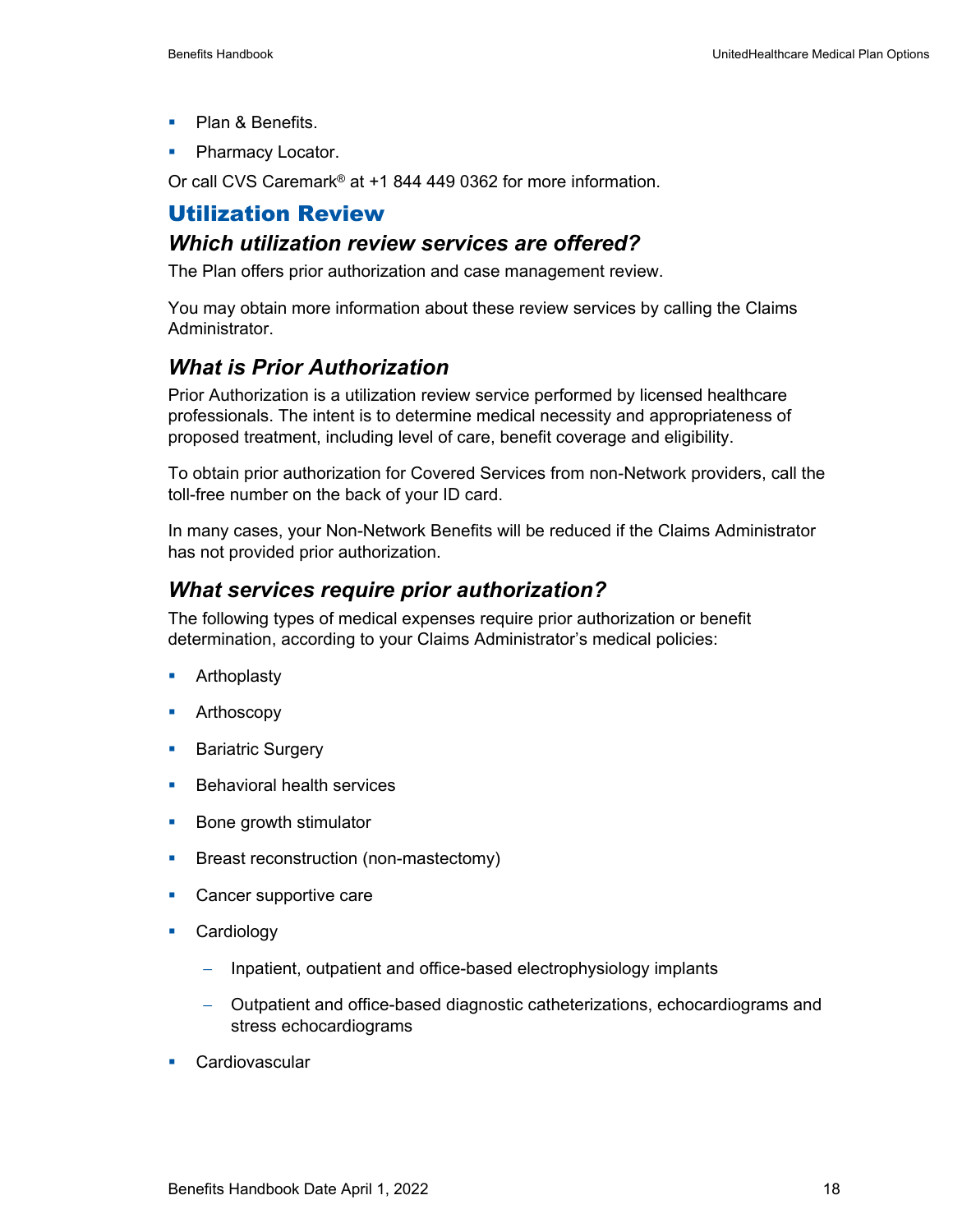- Plan & Benefits.
- Pharmacy Locator.

Or call CVS Caremark® at +1 844 449 0362 for more information.

## Utilization Review

### *Which utilization review services are offered?*

The Plan offers prior authorization and case management review.

You may obtain more information about these review services by calling the Claims Administrator.

### *What is Prior Authorization*

Prior Authorization is a utilization review service performed by licensed healthcare professionals. The intent is to determine medical necessity and appropriateness of proposed treatment, including level of care, benefit coverage and eligibility.

To obtain prior authorization for Covered Services from non-Network providers, call the toll-free number on the back of your ID card.

In many cases, your Non-Network Benefits will be reduced if the Claims Administrator has not provided prior authorization.

### *What services require prior authorization?*

The following types of medical expenses require prior authorization or benefit determination, according to your Claims Administrator's medical policies:

- Arthoplasty
- Arthoscopy
- Bariatric Surgery
- Behavioral health services
- Bone growth stimulator
- Breast reconstruction (non-mastectomy)
- Cancer supportive care
- Cardiology
  - Inpatient, outpatient and office-based electrophysiology implants
  - Outpatient and office-based diagnostic catheterizations, echocardiograms and stress echocardiograms
- Cardiovascular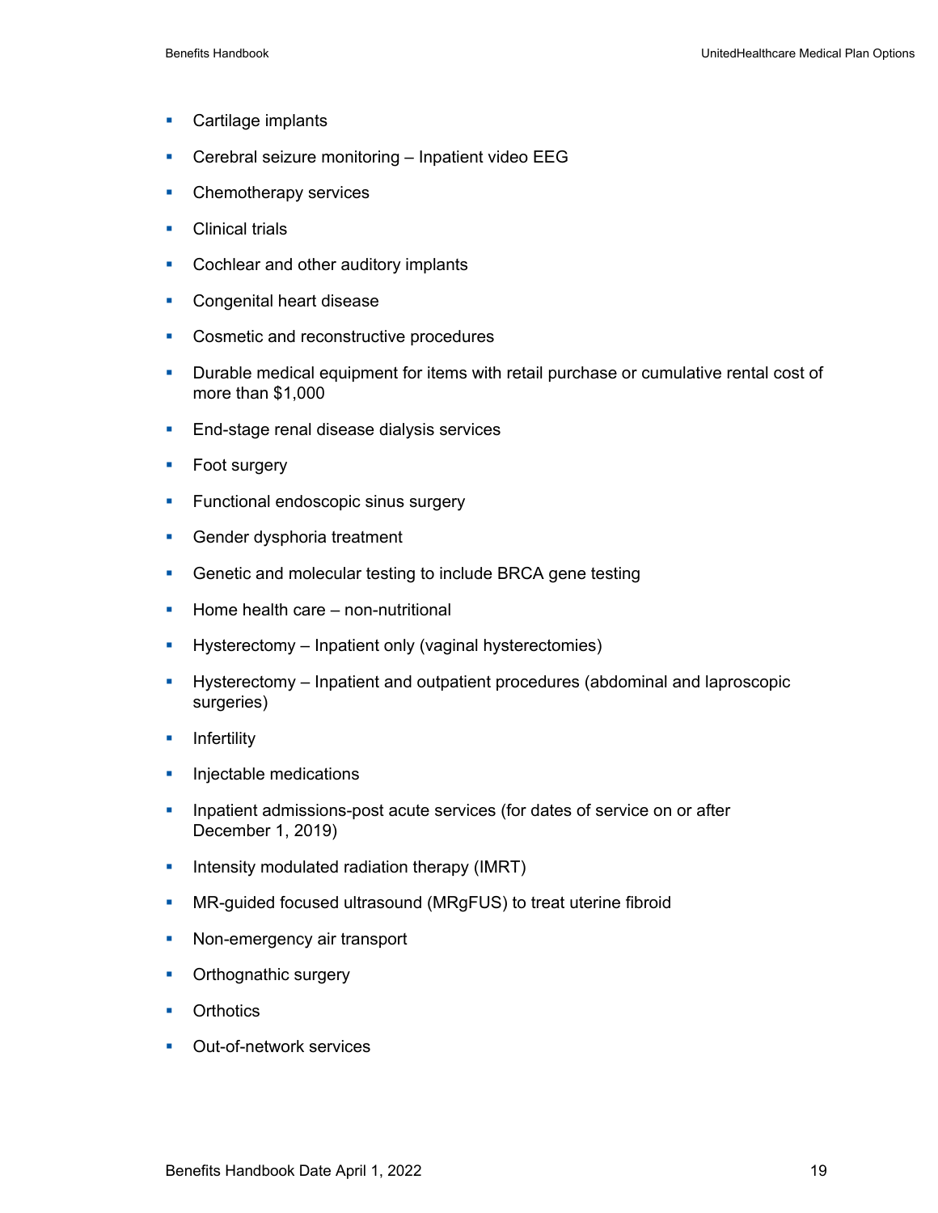- Cartilage implants
- Cerebral seizure monitoring – Inpatient video EEG
- Chemotherapy services
- Clinical trials
- Cochlear and other auditory implants
- Congenital heart disease
- Cosmetic and reconstructive procedures
- Durable medical equipment for items with retail purchase or cumulative rental cost of more than $1,000
- End-stage renal disease dialysis services
- Foot surgery
- Functional endoscopic sinus surgery
- Gender dysphoria treatment
- Genetic and molecular testing to include BRCA gene testing
- Home health care – non-nutritional
- Hysterectomy – Inpatient only (vaginal hysterectomies)
- Hysterectomy – Inpatient and outpatient procedures (abdominal and laproscopic surgeries)
- Infertility
- Injectable medications
- Inpatient admissions-post acute services (for dates of service on or after December 1, 2019)
- Intensity modulated radiation therapy (IMRT)
- MR-guided focused ultrasound (MRgFUS) to treat uterine fibroid
- Non-emergency air transport
- Orthognathic surgery
- Orthotics
- Out-of-network services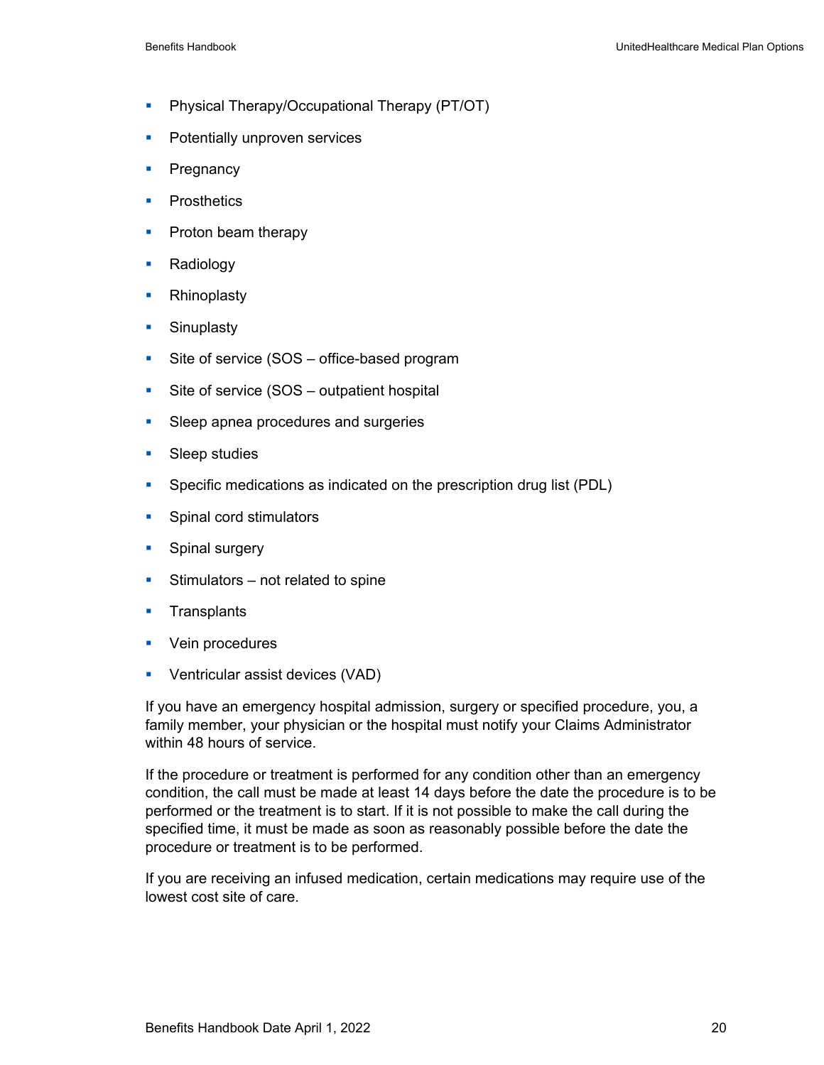- Physical Therapy/Occupational Therapy (PT/OT)
- Potentially unproven services
- Pregnancy
- Prosthetics
- Proton beam therapy
- Radiology
- Rhinoplasty
- Sinuplasty
- Site of service (SOS – office-based program
- Site of service (SOS – outpatient hospital
- Sleep apnea procedures and surgeries
- Sleep studies
- Specific medications as indicated on the prescription drug list (PDL)
- Spinal cord stimulators
- Spinal surgery
- Stimulators – not related to spine
- Transplants
- Vein procedures
- Ventricular assist devices (VAD)

If you have an emergency hospital admission, surgery or specified procedure, you, a family member, your physician or the hospital must notify your Claims Administrator within 48 hours of service.

If the procedure or treatment is performed for any condition other than an emergency condition, the call must be made at least 14 days before the date the procedure is to be performed or the treatment is to start. If it is not possible to make the call during the specified time, it must be made as soon as reasonably possible before the date the procedure or treatment is to be performed.

If you are receiving an infused medication, certain medications may require use of the lowest cost site of care.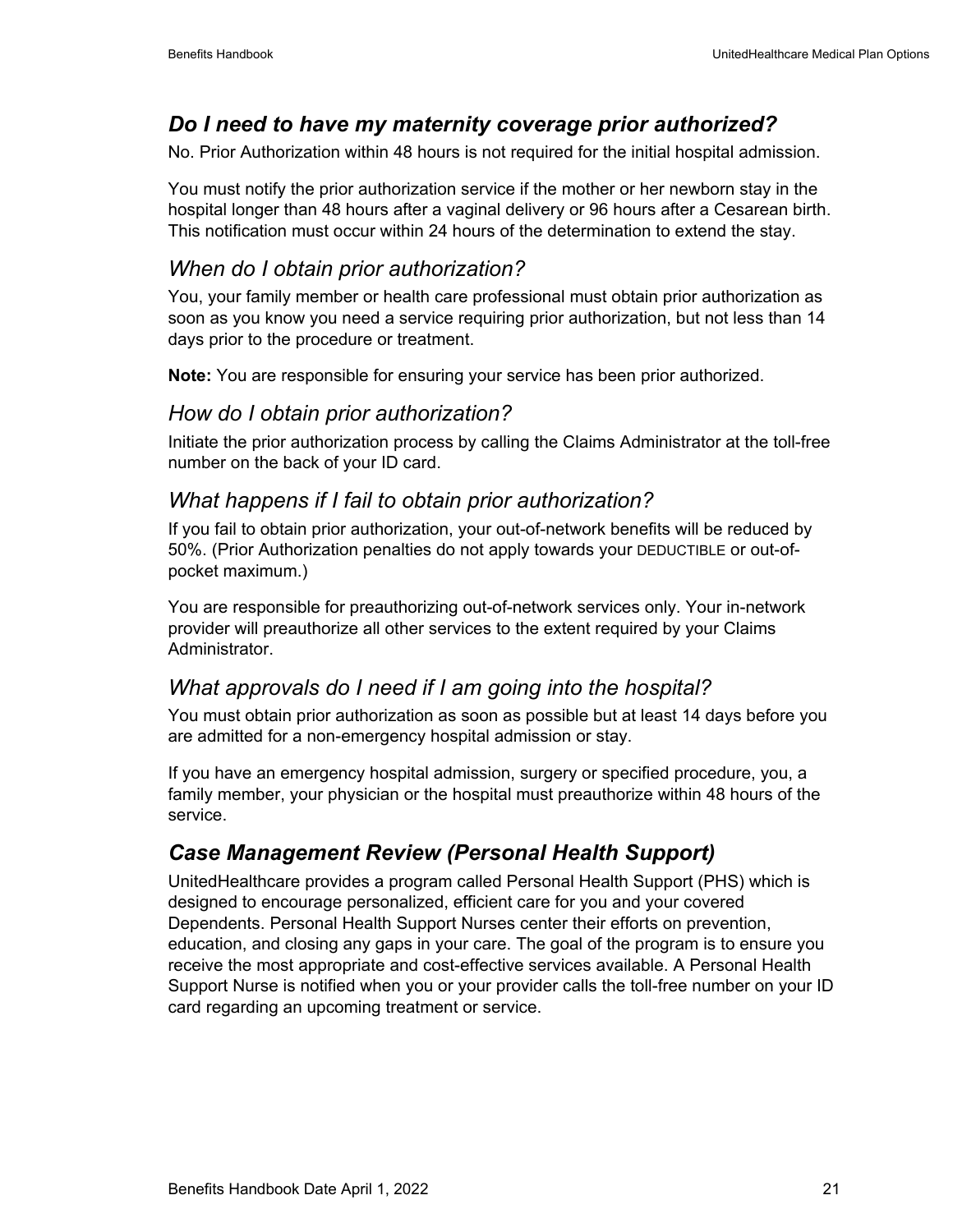## *Do I need to have my maternity coverage prior authorized?*

No. Prior Authorization within 48 hours is not required for the initial hospital admission.

You must notify the prior authorization service if the mother or her newborn stay in the hospital longer than 48 hours after a vaginal delivery or 96 hours after a Cesarean birth. This notification must occur within 24 hours of the determination to extend the stay.

### *When do I obtain prior authorization?*

You, your family member or health care professional must obtain prior authorization as soon as you know you need a service requiring prior authorization, but not less than 14 days prior to the procedure or treatment.

**Note:** You are responsible for ensuring your service has been prior authorized.

### *How do I obtain prior authorization?*

Initiate the prior authorization process by calling the Claims Administrator at the toll-free number on the back of your ID card.

### *What happens if I fail to obtain prior authorization?*

If you fail to obtain prior authorization, your out-of-network benefits will be reduced by 50%. (Prior Authorization penalties do not apply towards your DEDUCTIBLE or out-of-pocket maximum.)

You are responsible for preauthorizing out-of-network services only. Your in-network provider will preauthorize all other services to the extent required by your Claims Administrator.

### *What approvals do I need if I am going into the hospital?*

You must obtain prior authorization as soon as possible but at least 14 days before you are admitted for a non-emergency hospital admission or stay.

If you have an emergency hospital admission, surgery or specified procedure, you, a family member, your physician or the hospital must preauthorize within 48 hours of the service.

## *Case Management Review (Personal Health Support)*

UnitedHealthcare provides a program called Personal Health Support (PHS) which is designed to encourage personalized, efficient care for you and your covered Dependents. Personal Health Support Nurses center their efforts on prevention, education, and closing any gaps in your care. The goal of the program is to ensure you receive the most appropriate and cost-effective services available. A Personal Health Support Nurse is notified when you or your provider calls the toll-free number on your ID card regarding an upcoming treatment or service.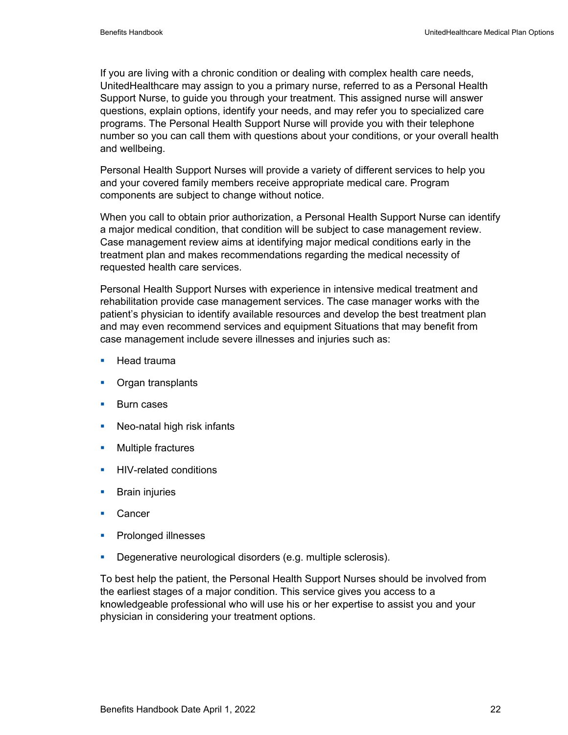If you are living with a chronic condition or dealing with complex health care needs, UnitedHealthcare may assign to you a primary nurse, referred to as a Personal Health Support Nurse, to guide you through your treatment. This assigned nurse will answer questions, explain options, identify your needs, and may refer you to specialized care programs. The Personal Health Support Nurse will provide you with their telephone number so you can call them with questions about your conditions, or your overall health and wellbeing.

Personal Health Support Nurses will provide a variety of different services to help you and your covered family members receive appropriate medical care. Program components are subject to change without notice.

When you call to obtain prior authorization, a Personal Health Support Nurse can identify a major medical condition, that condition will be subject to case management review. Case management review aims at identifying major medical conditions early in the treatment plan and makes recommendations regarding the medical necessity of requested health care services.

Personal Health Support Nurses with experience in intensive medical treatment and rehabilitation provide case management services. The case manager works with the patient's physician to identify available resources and develop the best treatment plan and may even recommend services and equipment Situations that may benefit from case management include severe illnesses and injuries such as:

- Head trauma
- Organ transplants
- Burn cases
- Neo-natal high risk infants
- Multiple fractures
- HIV-related conditions
- Brain injuries
- Cancer
- Prolonged illnesses
- Degenerative neurological disorders (e.g. multiple sclerosis).

To best help the patient, the Personal Health Support Nurses should be involved from the earliest stages of a major condition. This service gives you access to a knowledgeable professional who will use his or her expertise to assist you and your physician in considering your treatment options.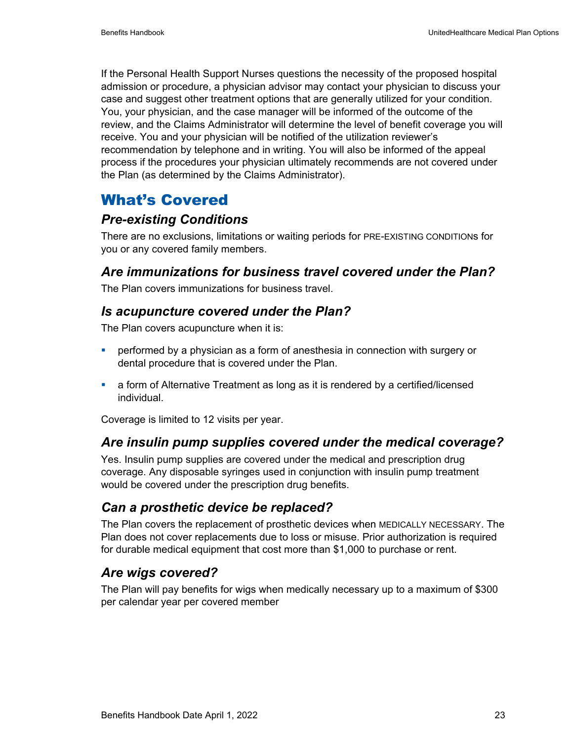If the Personal Health Support Nurses questions the necessity of the proposed hospital admission or procedure, a physician advisor may contact your physician to discuss your case and suggest other treatment options that are generally utilized for your condition. You, your physician, and the case manager will be informed of the outcome of the review, and the Claims Administrator will determine the level of benefit coverage you will receive. You and your physician will be notified of the utilization reviewer's recommendation by telephone and in writing. You will also be informed of the appeal process if the procedures your physician ultimately recommends are not covered under the Plan (as determined by the Claims Administrator).

# What's Covered

## *Pre-existing Conditions*

There are no exclusions, limitations or waiting periods for PRE-EXISTING CONDITIONs for you or any covered family members.

## *Are immunizations for business travel covered under the Plan?*

The Plan covers immunizations for business travel.

## *Is acupuncture covered under the Plan?*

The Plan covers acupuncture when it is:

- performed by a physician as a form of anesthesia in connection with surgery or dental procedure that is covered under the Plan.
- a form of Alternative Treatment as long as it is rendered by a certified/licensed individual.

Coverage is limited to 12 visits per year.

## *Are insulin pump supplies covered under the medical coverage?*

Yes. Insulin pump supplies are covered under the medical and prescription drug coverage. Any disposable syringes used in conjunction with insulin pump treatment would be covered under the prescription drug benefits.

## *Can a prosthetic device be replaced?*

The Plan covers the replacement of prosthetic devices when MEDICALLY NECESSARY. The Plan does not cover replacements due to loss or misuse. Prior authorization is required for durable medical equipment that cost more than $1,000 to purchase or rent.

## *Are wigs covered?*

The Plan will pay benefits for wigs when medically necessary up to a maximum of $300 per calendar year per covered member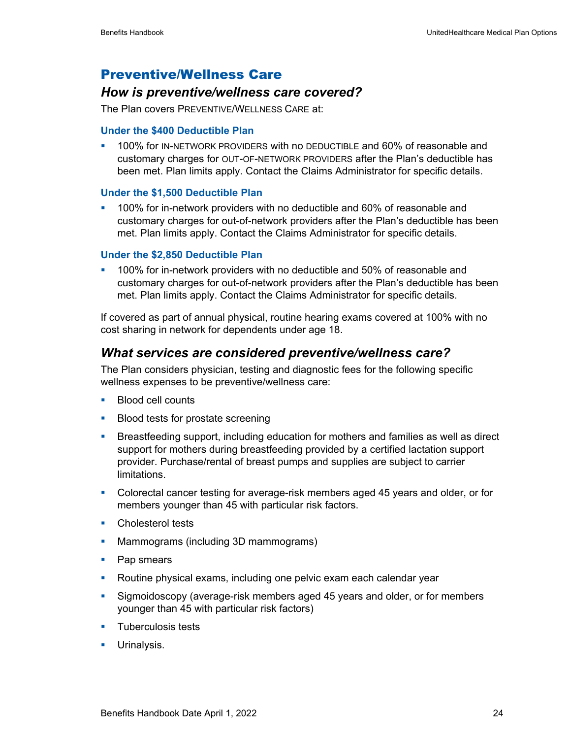## Preventive/Wellness Care

### *How is preventive/wellness care covered?*

The Plan covers PREVENTIVE/WELLNESS CARE at:

#### Under the $400 Deductible Plan

- 100% for IN-NETWORK PROVIDERS with no DEDUCTIBLE and 60% of reasonable and customary charges for OUT-OF-NETWORK PROVIDERS after the Plan's deductible has been met. Plan limits apply. Contact the Claims Administrator for specific details.

#### Under the $1,500 Deductible Plan

- 100% for in-network providers with no deductible and 60% of reasonable and customary charges for out-of-network providers after the Plan's deductible has been met. Plan limits apply. Contact the Claims Administrator for specific details.

#### Under the $2,850 Deductible Plan

- 100% for in-network providers with no deductible and 50% of reasonable and customary charges for out-of-network providers after the Plan's deductible has been met. Plan limits apply. Contact the Claims Administrator for specific details.

If covered as part of annual physical, routine hearing exams covered at 100% with no cost sharing in network for dependents under age 18.

### *What services are considered preventive/wellness care?*

The Plan considers physician, testing and diagnostic fees for the following specific wellness expenses to be preventive/wellness care:

- Blood cell counts
- Blood tests for prostate screening
- Breastfeeding support, including education for mothers and families as well as direct support for mothers during breastfeeding provided by a certified lactation support provider. Purchase/rental of breast pumps and supplies are subject to carrier limitations.
- Colorectal cancer testing for average-risk members aged 45 years and older, or for members younger than 45 with particular risk factors.
- Cholesterol tests
- Mammograms (including 3D mammograms)
- Pap smears
- Routine physical exams, including one pelvic exam each calendar year
- Sigmoidoscopy (average-risk members aged 45 years and older, or for members younger than 45 with particular risk factors)
- Tuberculosis tests
- Urinalysis.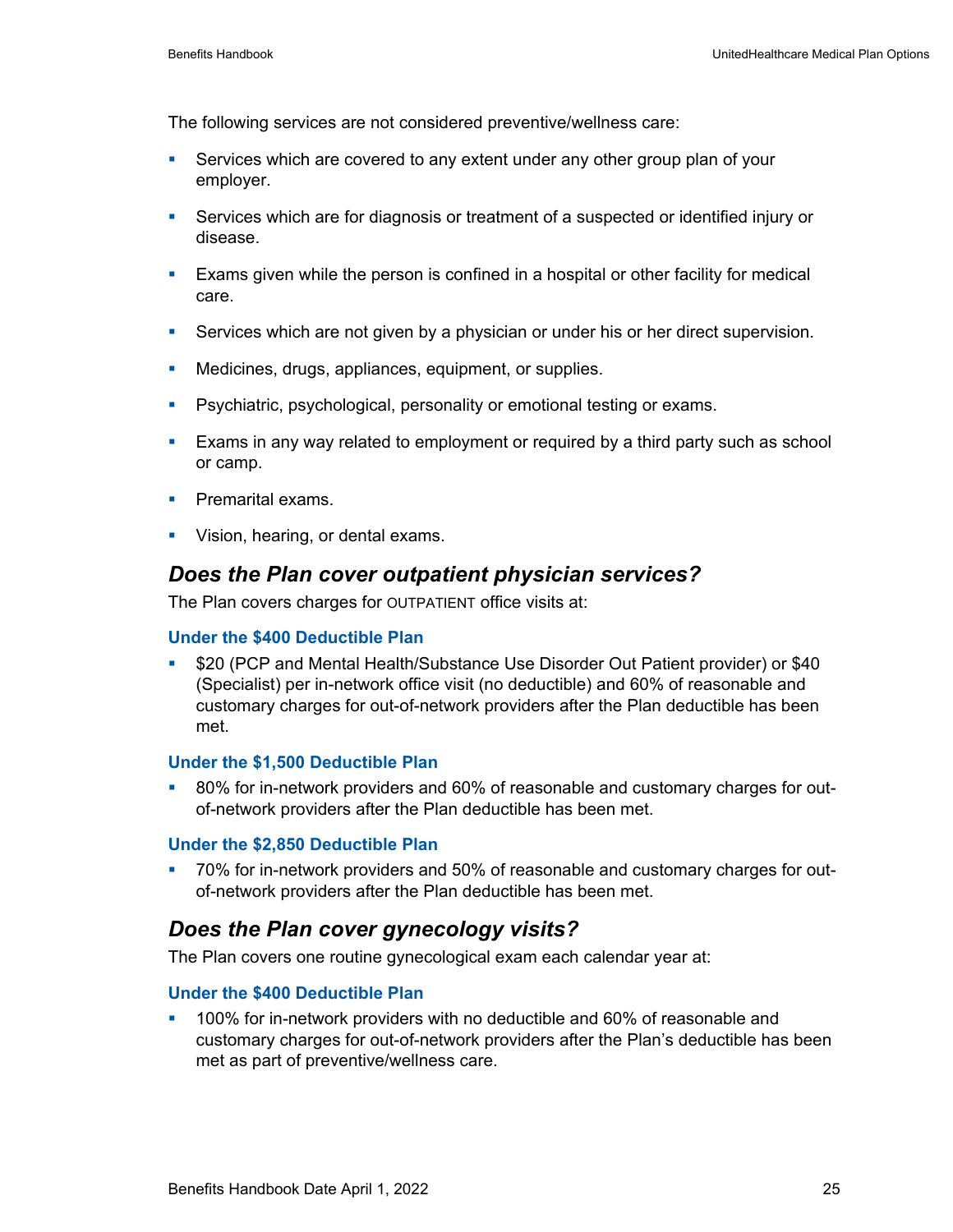The following services are not considered preventive/wellness care:

- Services which are covered to any extent under any other group plan of your employer.
- Services which are for diagnosis or treatment of a suspected or identified injury or disease.
- Exams given while the person is confined in a hospital or other facility for medical care.
- Services which are not given by a physician or under his or her direct supervision.
- Medicines, drugs, appliances, equipment, or supplies.
- Psychiatric, psychological, personality or emotional testing or exams.
- Exams in any way related to employment or required by a third party such as school or camp.
- Premarital exams.
- Vision, hearing, or dental exams.

## *Does the Plan cover outpatient physician services?*

The Plan covers charges for OUTPATIENT office visits at:

### Under the $400 Deductible Plan

- $20 (PCP and Mental Health/Substance Use Disorder Out Patient provider) or $40 (Specialist) per in-network office visit (no deductible) and 60% of reasonable and customary charges for out-of-network providers after the Plan deductible has been met.

### Under the $1,500 Deductible Plan

- 80% for in-network providers and 60% of reasonable and customary charges for out-of-network providers after the Plan deductible has been met.

### Under the $2,850 Deductible Plan

- 70% for in-network providers and 50% of reasonable and customary charges for out-of-network providers after the Plan deductible has been met.

## *Does the Plan cover gynecology visits?*

The Plan covers one routine gynecological exam each calendar year at:

### Under the $400 Deductible Plan

- 100% for in-network providers with no deductible and 60% of reasonable and customary charges for out-of-network providers after the Plan's deductible has been met as part of preventive/wellness care.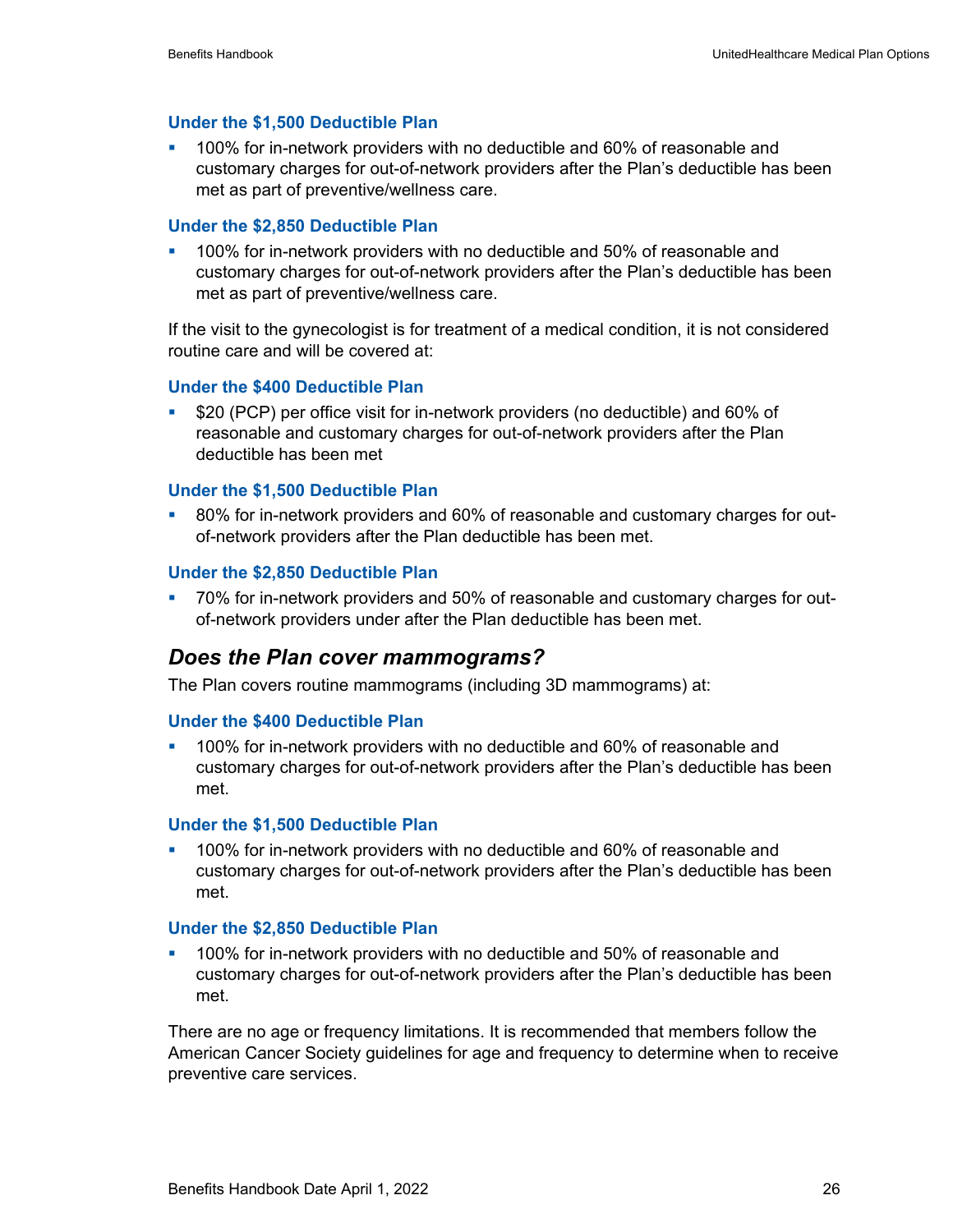#### Under the $1,500 Deductible Plan

- 100% for in-network providers with no deductible and 60% of reasonable and customary charges for out-of-network providers after the Plan's deductible has been met as part of preventive/wellness care.

#### Under the $2,850 Deductible Plan

- 100% for in-network providers with no deductible and 50% of reasonable and customary charges for out-of-network providers after the Plan's deductible has been met as part of preventive/wellness care.

If the visit to the gynecologist is for treatment of a medical condition, it is not considered routine care and will be covered at:

#### Under the $400 Deductible Plan

- $20 (PCP) per office visit for in-network providers (no deductible) and 60% of reasonable and customary charges for out-of-network providers after the Plan deductible has been met

#### Under the $1,500 Deductible Plan

- 80% for in-network providers and 60% of reasonable and customary charges for out-of-network providers after the Plan deductible has been met.

#### Under the $2,850 Deductible Plan

- 70% for in-network providers and 50% of reasonable and customary charges for out-of-network providers under after the Plan deductible has been met.

### *Does the Plan cover mammograms?*

The Plan covers routine mammograms (including 3D mammograms) at:

#### Under the $400 Deductible Plan

- 100% for in-network providers with no deductible and 60% of reasonable and customary charges for out-of-network providers after the Plan's deductible has been met.

#### Under the $1,500 Deductible Plan

- 100% for in-network providers with no deductible and 60% of reasonable and customary charges for out-of-network providers after the Plan's deductible has been met.

#### Under the $2,850 Deductible Plan

- 100% for in-network providers with no deductible and 50% of reasonable and customary charges for out-of-network providers after the Plan's deductible has been met.

There are no age or frequency limitations. It is recommended that members follow the American Cancer Society guidelines for age and frequency to determine when to receive preventive care services.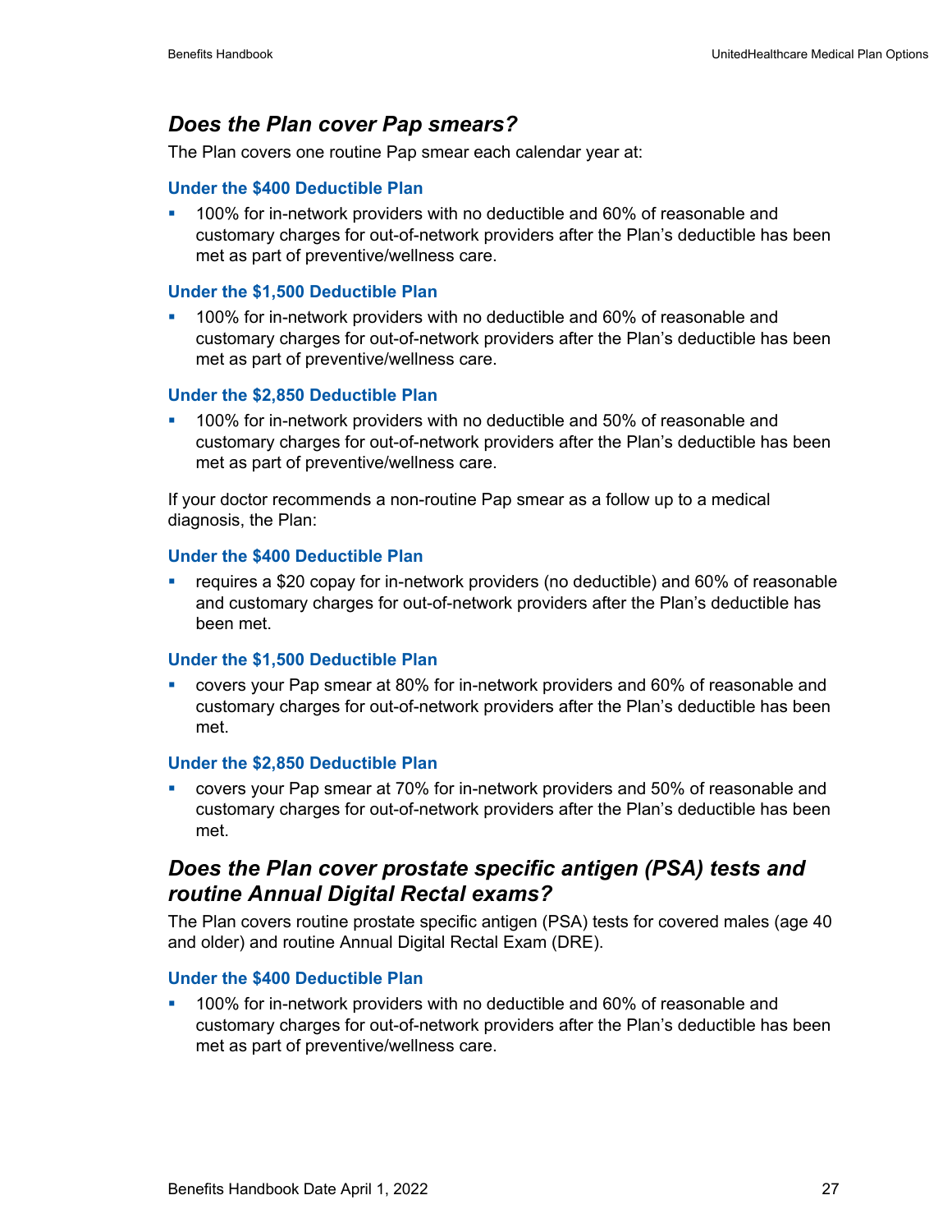## *Does the Plan cover Pap smears?*

The Plan covers one routine Pap smear each calendar year at:

### Under the $400 Deductible Plan

- 100% for in-network providers with no deductible and 60% of reasonable and customary charges for out-of-network providers after the Plan's deductible has been met as part of preventive/wellness care.

### Under the $1,500 Deductible Plan

- 100% for in-network providers with no deductible and 60% of reasonable and customary charges for out-of-network providers after the Plan's deductible has been met as part of preventive/wellness care.

### Under the $2,850 Deductible Plan

- 100% for in-network providers with no deductible and 50% of reasonable and customary charges for out-of-network providers after the Plan's deductible has been met as part of preventive/wellness care.

If your doctor recommends a non-routine Pap smear as a follow up to a medical diagnosis, the Plan:

### Under the $400 Deductible Plan

- requires a $20 copay for in-network providers (no deductible) and 60% of reasonable and customary charges for out-of-network providers after the Plan's deductible has been met.

### Under the $1,500 Deductible Plan

- covers your Pap smear at 80% for in-network providers and 60% of reasonable and customary charges for out-of-network providers after the Plan's deductible has been met.

### Under the $2,850 Deductible Plan

- covers your Pap smear at 70% for in-network providers and 50% of reasonable and customary charges for out-of-network providers after the Plan's deductible has been met.

## *Does the Plan cover prostate specific antigen (PSA) tests and routine Annual Digital Rectal exams?*

The Plan covers routine prostate specific antigen (PSA) tests for covered males (age 40 and older) and routine Annual Digital Rectal Exam (DRE).

### Under the $400 Deductible Plan

- 100% for in-network providers with no deductible and 60% of reasonable and customary charges for out-of-network providers after the Plan's deductible has been met as part of preventive/wellness care.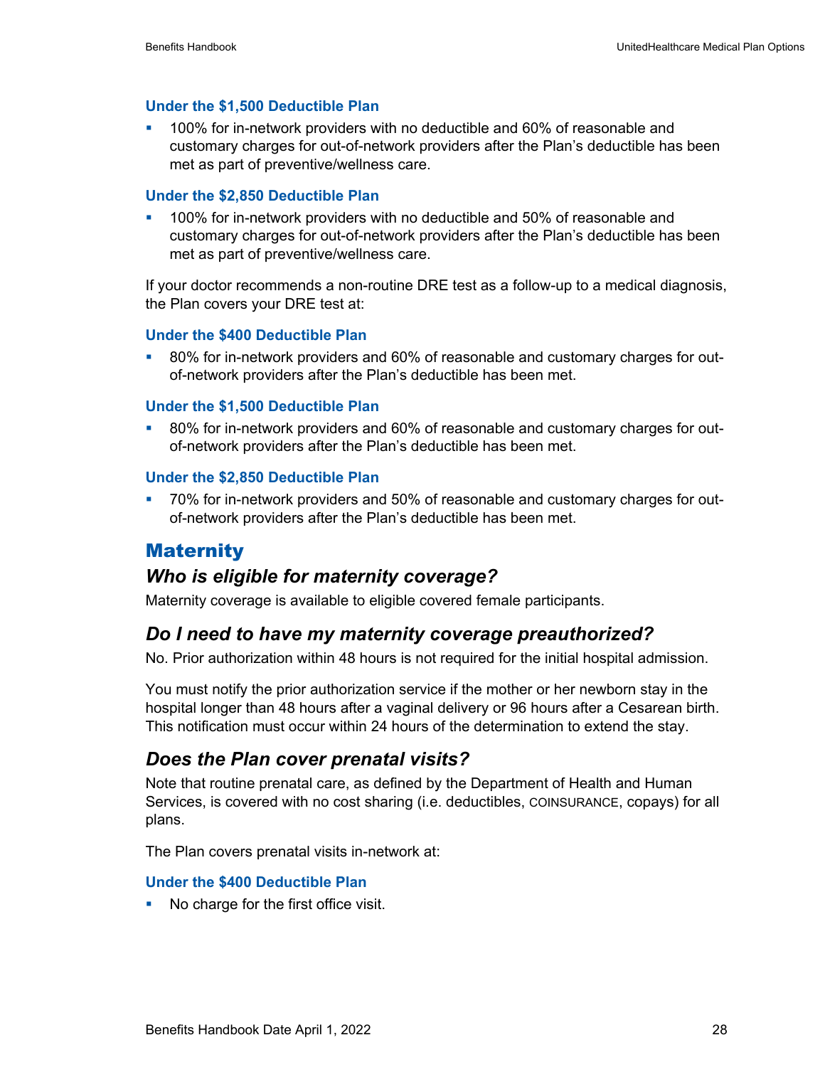#### Under the $1,500 Deductible Plan

- 100% for in-network providers with no deductible and 60% of reasonable and customary charges for out-of-network providers after the Plan's deductible has been met as part of preventive/wellness care.

#### Under the $2,850 Deductible Plan

- 100% for in-network providers with no deductible and 50% of reasonable and customary charges for out-of-network providers after the Plan's deductible has been met as part of preventive/wellness care.

If your doctor recommends a non-routine DRE test as a follow-up to a medical diagnosis, the Plan covers your DRE test at:

#### Under the $400 Deductible Plan

- 80% for in-network providers and 60% of reasonable and customary charges for out-of-network providers after the Plan's deductible has been met.

#### Under the $1,500 Deductible Plan

- 80% for in-network providers and 60% of reasonable and customary charges for out-of-network providers after the Plan's deductible has been met.

#### Under the $2,850 Deductible Plan

- 70% for in-network providers and 50% of reasonable and customary charges for out-of-network providers after the Plan's deductible has been met.

## Maternity

### *Who is eligible for maternity coverage?*

Maternity coverage is available to eligible covered female participants.

### *Do I need to have my maternity coverage preauthorized?*

No. Prior authorization within 48 hours is not required for the initial hospital admission.

You must notify the prior authorization service if the mother or her newborn stay in the hospital longer than 48 hours after a vaginal delivery or 96 hours after a Cesarean birth. This notification must occur within 24 hours of the determination to extend the stay.

### *Does the Plan cover prenatal visits?*

Note that routine prenatal care, as defined by the Department of Health and Human Services, is covered with no cost sharing (i.e. deductibles, COINSURANCE, copays) for all plans.

The Plan covers prenatal visits in-network at:

#### Under the $400 Deductible Plan

- No charge for the first office visit.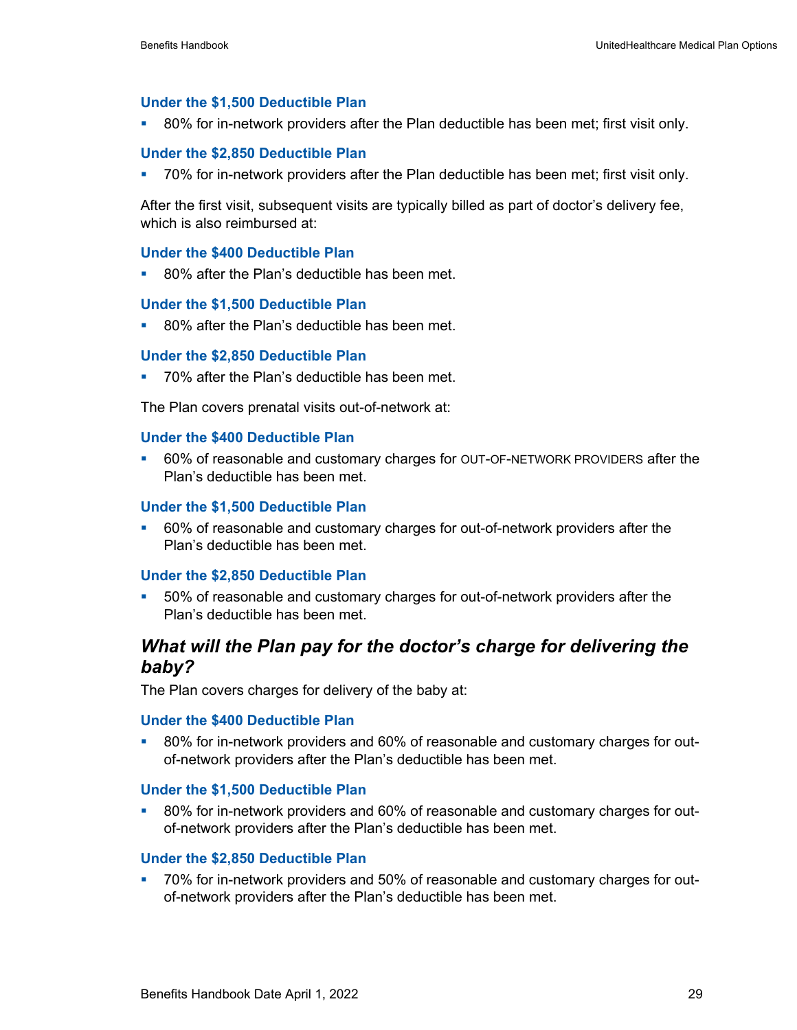#### Under the $1,500 Deductible Plan

- 80% for in-network providers after the Plan deductible has been met; first visit only.

#### Under the $2,850 Deductible Plan

- 70% for in-network providers after the Plan deductible has been met; first visit only.

After the first visit, subsequent visits are typically billed as part of doctor's delivery fee, which is also reimbursed at:

#### Under the $400 Deductible Plan

- 80% after the Plan's deductible has been met.

#### Under the $1,500 Deductible Plan

- 80% after the Plan's deductible has been met.

#### Under the $2,850 Deductible Plan

- 70% after the Plan's deductible has been met.

The Plan covers prenatal visits out-of-network at:

#### Under the $400 Deductible Plan

- 60% of reasonable and customary charges for OUT-OF-NETWORK PROVIDERS after the Plan's deductible has been met.

#### Under the $1,500 Deductible Plan

- 60% of reasonable and customary charges for out-of-network providers after the Plan's deductible has been met.

#### Under the $2,850 Deductible Plan

- 50% of reasonable and customary charges for out-of-network providers after the Plan's deductible has been met.

### *What will the Plan pay for the doctor's charge for delivering the baby?*

The Plan covers charges for delivery of the baby at:

#### Under the $400 Deductible Plan

- 80% for in-network providers and 60% of reasonable and customary charges for out-of-network providers after the Plan's deductible has been met.

#### Under the $1,500 Deductible Plan

- 80% for in-network providers and 60% of reasonable and customary charges for out-of-network providers after the Plan's deductible has been met.

#### Under the $2,850 Deductible Plan

- 70% for in-network providers and 50% of reasonable and customary charges for out-of-network providers after the Plan's deductible has been met.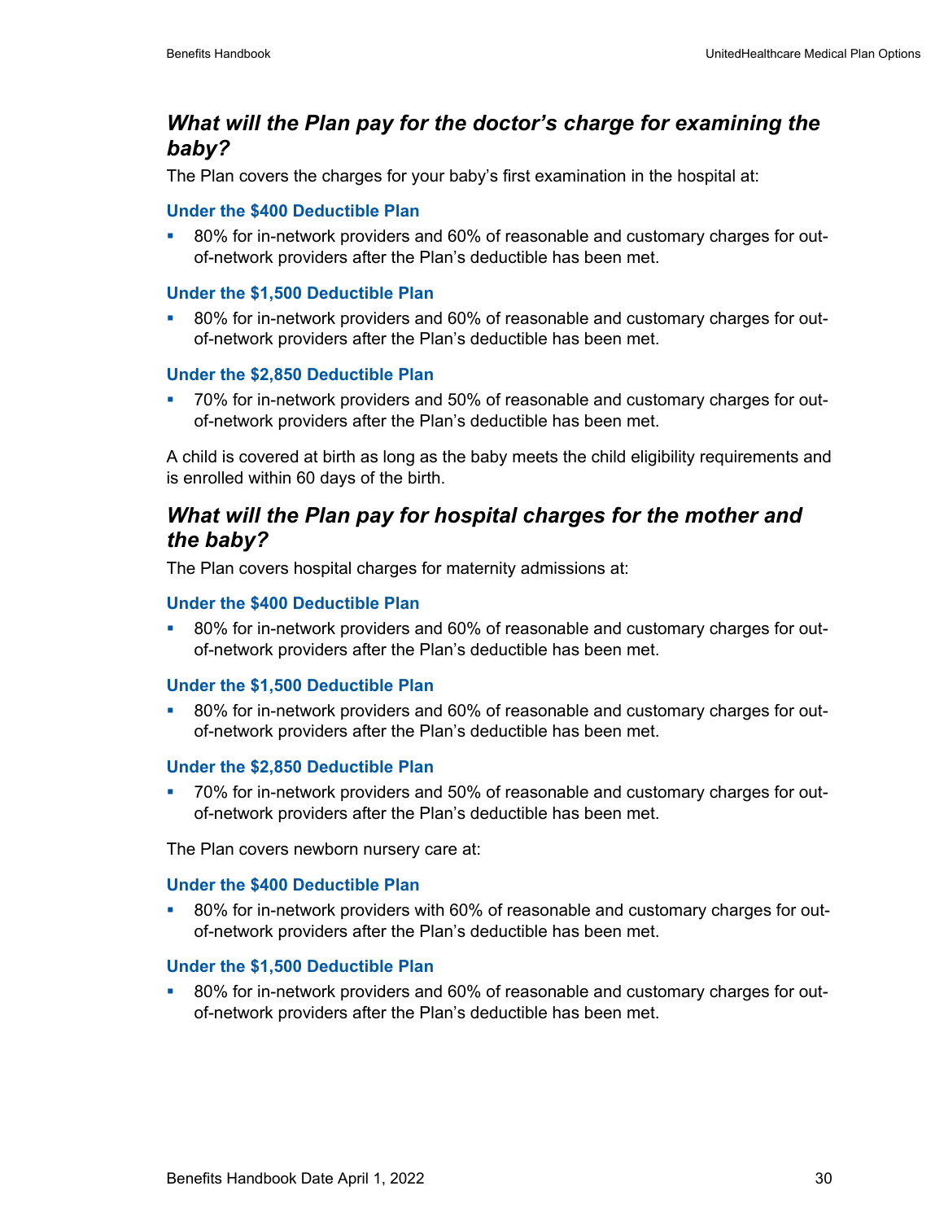## *What will the Plan pay for the doctor's charge for examining the baby?*

The Plan covers the charges for your baby's first examination in the hospital at:

### Under the $400 Deductible Plan

- 80% for in-network providers and 60% of reasonable and customary charges for out-of-network providers after the Plan's deductible has been met.

### Under the $1,500 Deductible Plan

- 80% for in-network providers and 60% of reasonable and customary charges for out-of-network providers after the Plan's deductible has been met.

### Under the $2,850 Deductible Plan

- 70% for in-network providers and 50% of reasonable and customary charges for out-of-network providers after the Plan's deductible has been met.

A child is covered at birth as long as the baby meets the child eligibility requirements and is enrolled within 60 days of the birth.

## *What will the Plan pay for hospital charges for the mother and the baby?*

The Plan covers hospital charges for maternity admissions at:

### Under the $400 Deductible Plan

- 80% for in-network providers and 60% of reasonable and customary charges for out-of-network providers after the Plan's deductible has been met.

### Under the $1,500 Deductible Plan

- 80% for in-network providers and 60% of reasonable and customary charges for out-of-network providers after the Plan's deductible has been met.

### Under the $2,850 Deductible Plan

- 70% for in-network providers and 50% of reasonable and customary charges for out-of-network providers after the Plan's deductible has been met.

The Plan covers newborn nursery care at:

### Under the $400 Deductible Plan

- 80% for in-network providers with 60% of reasonable and customary charges for out-of-network providers after the Plan's deductible has been met.

### Under the $1,500 Deductible Plan

- 80% for in-network providers and 60% of reasonable and customary charges for out-of-network providers after the Plan's deductible has been met.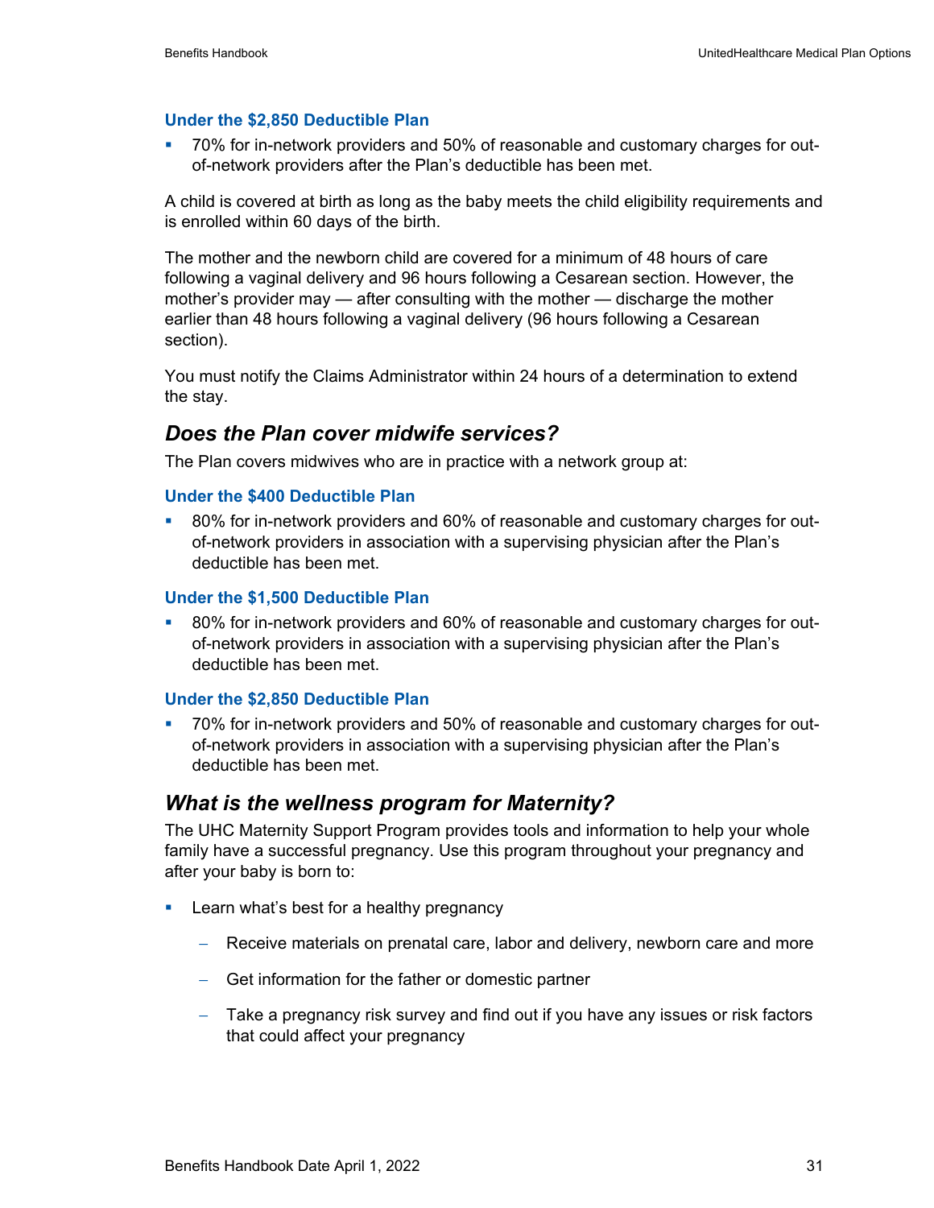#### Under the $2,850 Deductible Plan

- 70% for in-network providers and 50% of reasonable and customary charges for out-of-network providers after the Plan's deductible has been met.

A child is covered at birth as long as the baby meets the child eligibility requirements and is enrolled within 60 days of the birth.

The mother and the newborn child are covered for a minimum of 48 hours of care following a vaginal delivery and 96 hours following a Cesarean section. However, the mother's provider may — after consulting with the mother — discharge the mother earlier than 48 hours following a vaginal delivery (96 hours following a Cesarean section).

You must notify the Claims Administrator within 24 hours of a determination to extend the stay.

### *Does the Plan cover midwife services?*

The Plan covers midwives who are in practice with a network group at:

#### Under the $400 Deductible Plan

- 80% for in-network providers and 60% of reasonable and customary charges for out-of-network providers in association with a supervising physician after the Plan's deductible has been met.

#### Under the $1,500 Deductible Plan

- 80% for in-network providers and 60% of reasonable and customary charges for out-of-network providers in association with a supervising physician after the Plan's deductible has been met.

#### Under the $2,850 Deductible Plan

- 70% for in-network providers and 50% of reasonable and customary charges for out-of-network providers in association with a supervising physician after the Plan's deductible has been met.

### *What is the wellness program for Maternity?*

The UHC Maternity Support Program provides tools and information to help your whole family have a successful pregnancy. Use this program throughout your pregnancy and after your baby is born to:

- Learn what's best for a healthy pregnancy
  - Receive materials on prenatal care, labor and delivery, newborn care and more
  - Get information for the father or domestic partner
  - Take a pregnancy risk survey and find out if you have any issues or risk factors that could affect your pregnancy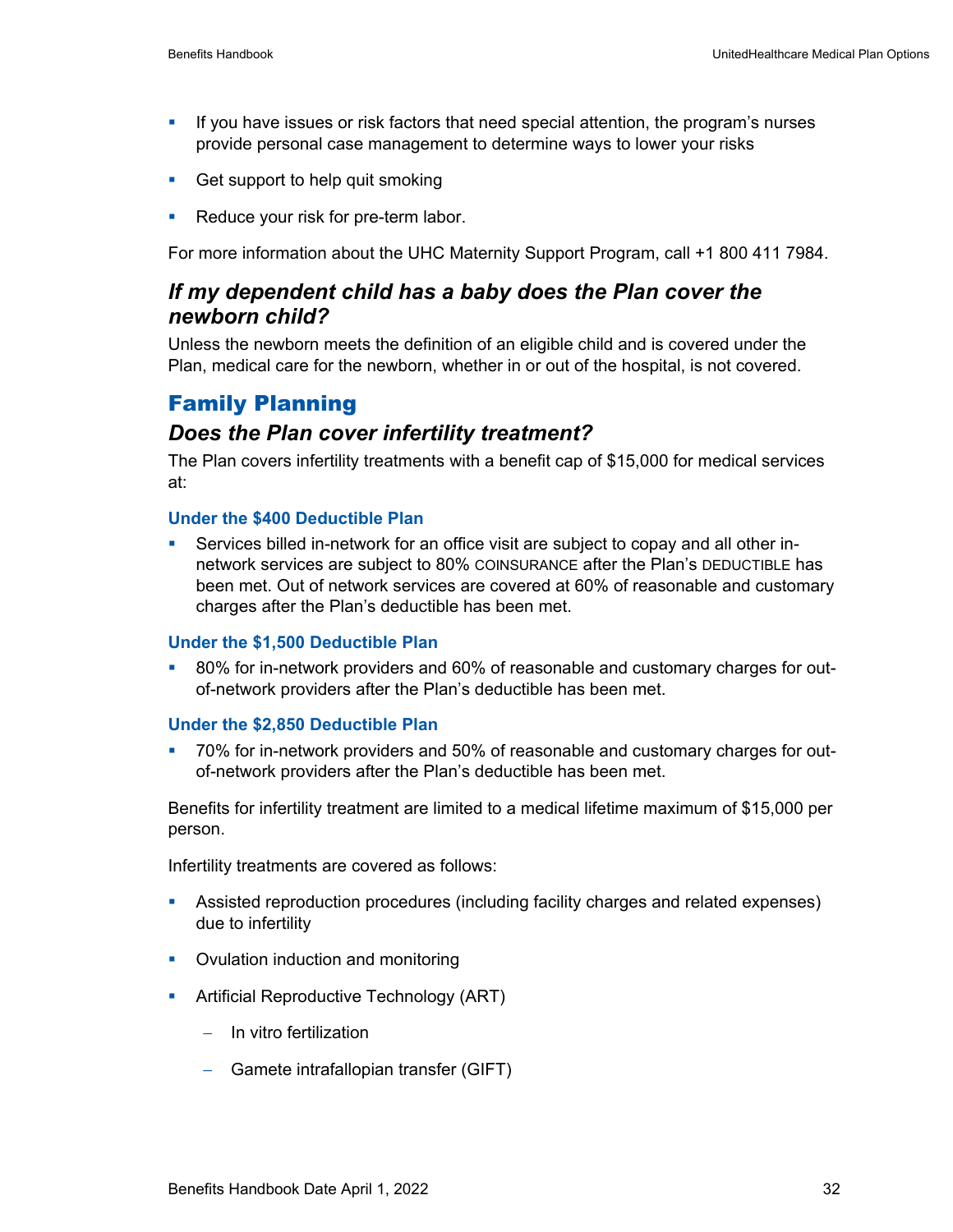- If you have issues or risk factors that need special attention, the program's nurses provide personal case management to determine ways to lower your risks
- Get support to help quit smoking
- Reduce your risk for pre-term labor.

For more information about the UHC Maternity Support Program, call +1 800 411 7984.

### *If my dependent child has a baby does the Plan cover the newborn child?*

Unless the newborn meets the definition of an eligible child and is covered under the Plan, medical care for the newborn, whether in or out of the hospital, is not covered.

## Family Planning

### *Does the Plan cover infertility treatment?*

The Plan covers infertility treatments with a benefit cap of $15,000 for medical services at:

#### Under the $400 Deductible Plan

- Services billed in-network for an office visit are subject to copay and all other in-network services are subject to 80% COINSURANCE after the Plan's DEDUCTIBLE has been met. Out of network services are covered at 60% of reasonable and customary charges after the Plan's deductible has been met.

#### Under the $1,500 Deductible Plan

- 80% for in-network providers and 60% of reasonable and customary charges for out-of-network providers after the Plan's deductible has been met.

#### Under the $2,850 Deductible Plan

- 70% for in-network providers and 50% of reasonable and customary charges for out-of-network providers after the Plan's deductible has been met.

Benefits for infertility treatment are limited to a medical lifetime maximum of $15,000 per person.

Infertility treatments are covered as follows:

- Assisted reproduction procedures (including facility charges and related expenses) due to infertility
- Ovulation induction and monitoring
- Artificial Reproductive Technology (ART)
  - In vitro fertilization
  - Gamete intrafallopian transfer (GIFT)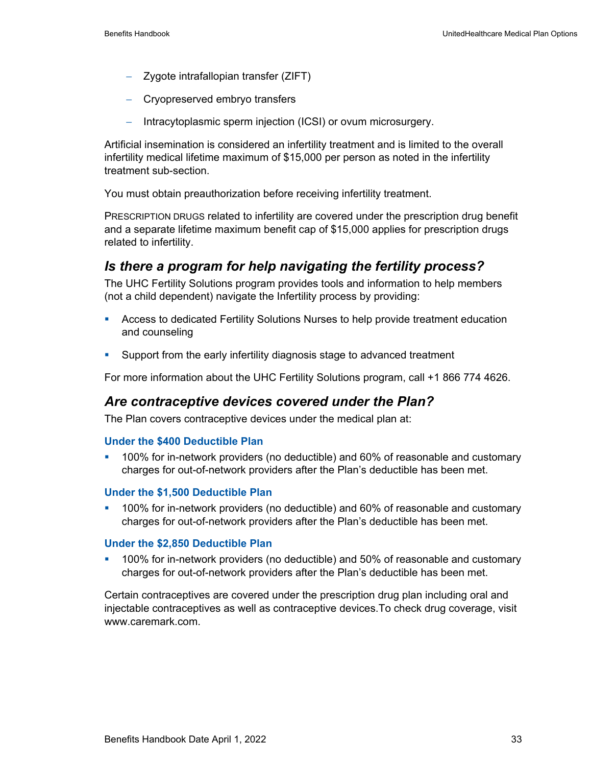- Zygote intrafallopian transfer (ZIFT)
- Cryopreserved embryo transfers
- Intracytoplasmic sperm injection (ICSI) or ovum microsurgery.

Artificial insemination is considered an infertility treatment and is limited to the overall infertility medical lifetime maximum of $15,000 per person as noted in the infertility treatment sub-section.

You must obtain preauthorization before receiving infertility treatment.

PRESCRIPTION DRUGS related to infertility are covered under the prescription drug benefit and a separate lifetime maximum benefit cap of $15,000 applies for prescription drugs related to infertility.

## *Is there a program for help navigating the fertility process?*

The UHC Fertility Solutions program provides tools and information to help members (not a child dependent) navigate the Infertility process by providing:

- Access to dedicated Fertility Solutions Nurses to help provide treatment education and counseling
- Support from the early infertility diagnosis stage to advanced treatment

For more information about the UHC Fertility Solutions program, call +1 866 774 4626.

## *Are contraceptive devices covered under the Plan?*

The Plan covers contraceptive devices under the medical plan at:

### Under the $400 Deductible Plan

- 100% for in-network providers (no deductible) and 60% of reasonable and customary charges for out-of-network providers after the Plan's deductible has been met.

### Under the $1,500 Deductible Plan

- 100% for in-network providers (no deductible) and 60% of reasonable and customary charges for out-of-network providers after the Plan's deductible has been met.

### Under the $2,850 Deductible Plan

- 100% for in-network providers (no deductible) and 50% of reasonable and customary charges for out-of-network providers after the Plan's deductible has been met.

Certain contraceptives are covered under the prescription drug plan including oral and injectable contraceptives as well as contraceptive devices.To check drug coverage, visit www.caremark.com.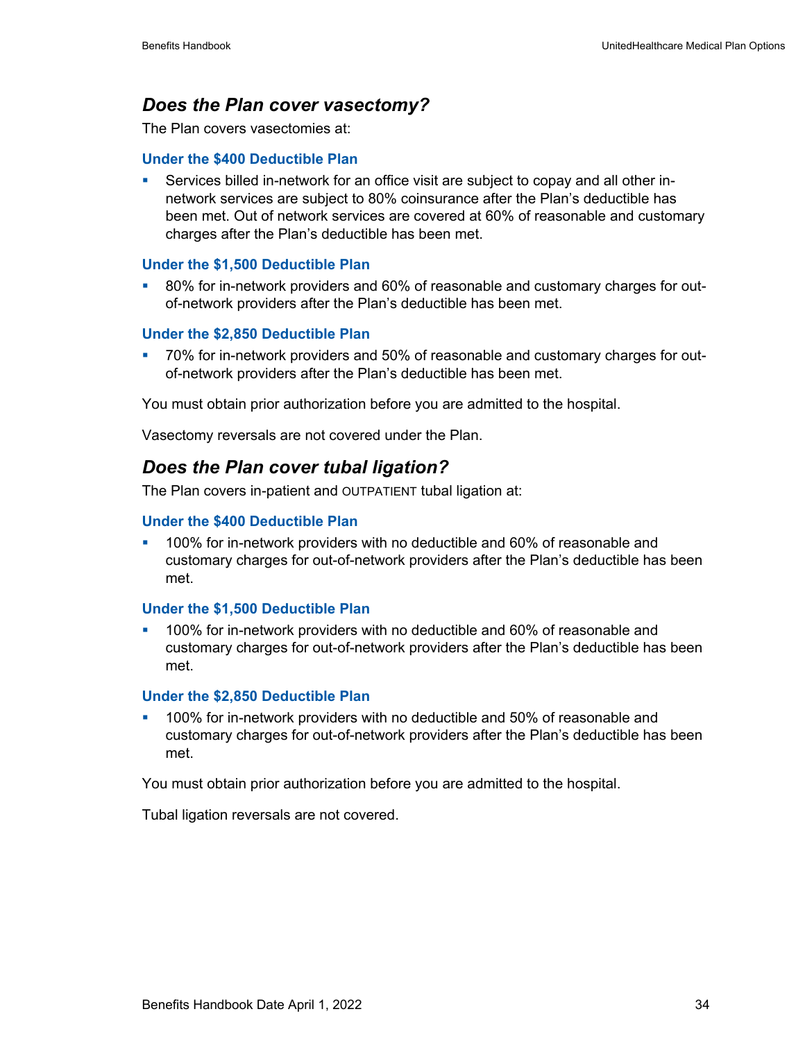## *Does the Plan cover vasectomy?*

The Plan covers vasectomies at:

### Under the $400 Deductible Plan

- Services billed in-network for an office visit are subject to copay and all other in-network services are subject to 80% coinsurance after the Plan's deductible has been met. Out of network services are covered at 60% of reasonable and customary charges after the Plan's deductible has been met.

### Under the $1,500 Deductible Plan

- 80% for in-network providers and 60% of reasonable and customary charges for out-of-network providers after the Plan's deductible has been met.

### Under the $2,850 Deductible Plan

- 70% for in-network providers and 50% of reasonable and customary charges for out-of-network providers after the Plan's deductible has been met.

You must obtain prior authorization before you are admitted to the hospital.

Vasectomy reversals are not covered under the Plan.

## *Does the Plan cover tubal ligation?*

The Plan covers in-patient and OUTPATIENT tubal ligation at:

### Under the $400 Deductible Plan

- 100% for in-network providers with no deductible and 60% of reasonable and customary charges for out-of-network providers after the Plan's deductible has been met.

### Under the $1,500 Deductible Plan

- 100% for in-network providers with no deductible and 60% of reasonable and customary charges for out-of-network providers after the Plan's deductible has been met.

### Under the $2,850 Deductible Plan

- 100% for in-network providers with no deductible and 50% of reasonable and customary charges for out-of-network providers after the Plan's deductible has been met.

You must obtain prior authorization before you are admitted to the hospital.

Tubal ligation reversals are not covered.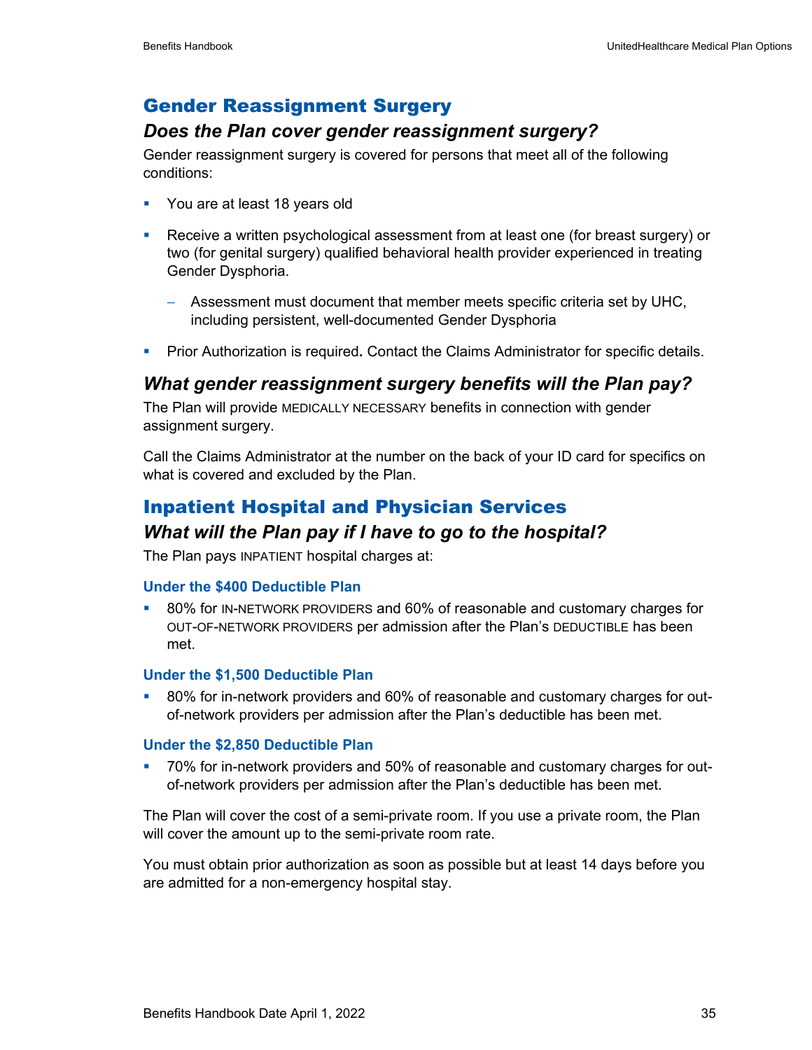## Gender Reassignment Surgery

### *Does the Plan cover gender reassignment surgery?*

Gender reassignment surgery is covered for persons that meet all of the following conditions:

- You are at least 18 years old
- Receive a written psychological assessment from at least one (for breast surgery) or two (for genital surgery) qualified behavioral health provider experienced in treating Gender Dysphoria.
  - Assessment must document that member meets specific criteria set by UHC, including persistent, well-documented Gender Dysphoria
- Prior Authorization is required**.** Contact the Claims Administrator for specific details.

### *What gender reassignment surgery benefits will the Plan pay?*

The Plan will provide MEDICALLY NECESSARY benefits in connection with gender assignment surgery.

Call the Claims Administrator at the number on the back of your ID card for specifics on what is covered and excluded by the Plan.

## Inpatient Hospital and Physician Services

### *What will the Plan pay if I have to go to the hospital?*

The Plan pays INPATIENT hospital charges at:

#### Under the $400 Deductible Plan

- 80% for IN-NETWORK PROVIDERS and 60% of reasonable and customary charges for OUT-OF-NETWORK PROVIDERS per admission after the Plan's DEDUCTIBLE has been met.

#### Under the $1,500 Deductible Plan

- 80% for in-network providers and 60% of reasonable and customary charges for out-of-network providers per admission after the Plan's deductible has been met.

#### Under the $2,850 Deductible Plan

- 70% for in-network providers and 50% of reasonable and customary charges for out-of-network providers per admission after the Plan's deductible has been met.

The Plan will cover the cost of a semi-private room. If you use a private room, the Plan will cover the amount up to the semi-private room rate.

You must obtain prior authorization as soon as possible but at least 14 days before you are admitted for a non-emergency hospital stay.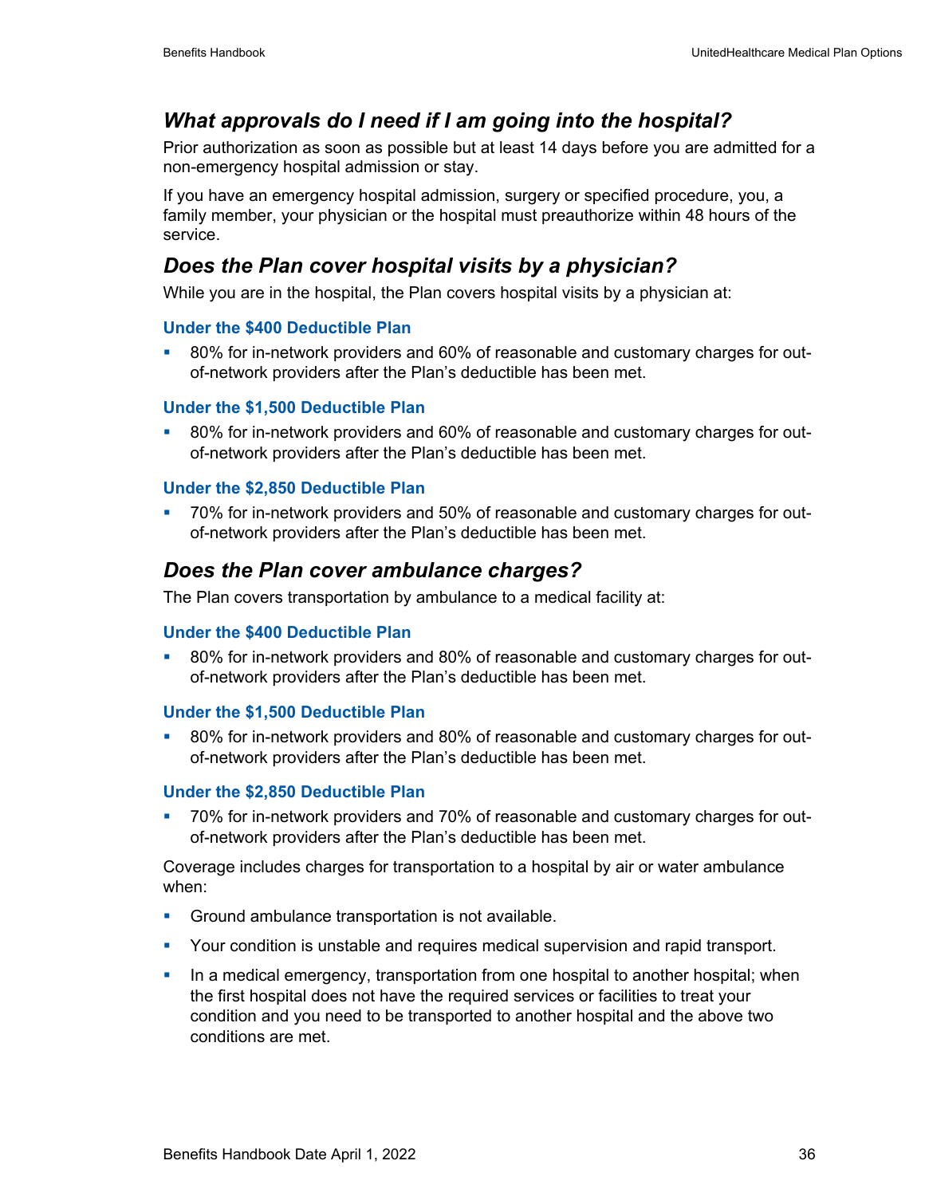## *What approvals do I need if I am going into the hospital?*

Prior authorization as soon as possible but at least 14 days before you are admitted for a non-emergency hospital admission or stay.

If you have an emergency hospital admission, surgery or specified procedure, you, a family member, your physician or the hospital must preauthorize within 48 hours of the service.

## *Does the Plan cover hospital visits by a physician?*

While you are in the hospital, the Plan covers hospital visits by a physician at:

#### Under the $400 Deductible Plan

- 80% for in-network providers and 60% of reasonable and customary charges for out-of-network providers after the Plan's deductible has been met.

#### Under the $1,500 Deductible Plan

- 80% for in-network providers and 60% of reasonable and customary charges for out-of-network providers after the Plan's deductible has been met.

#### Under the $2,850 Deductible Plan

- 70% for in-network providers and 50% of reasonable and customary charges for out-of-network providers after the Plan's deductible has been met.

## *Does the Plan cover ambulance charges?*

The Plan covers transportation by ambulance to a medical facility at:

#### Under the $400 Deductible Plan

- 80% for in-network providers and 80% of reasonable and customary charges for out-of-network providers after the Plan's deductible has been met.

#### Under the $1,500 Deductible Plan

- 80% for in-network providers and 80% of reasonable and customary charges for out-of-network providers after the Plan's deductible has been met.

#### Under the $2,850 Deductible Plan

- 70% for in-network providers and 70% of reasonable and customary charges for out-of-network providers after the Plan's deductible has been met.

Coverage includes charges for transportation to a hospital by air or water ambulance when:

- Ground ambulance transportation is not available.
- Your condition is unstable and requires medical supervision and rapid transport.
- In a medical emergency, transportation from one hospital to another hospital; when the first hospital does not have the required services or facilities to treat your condition and you need to be transported to another hospital and the above two conditions are met.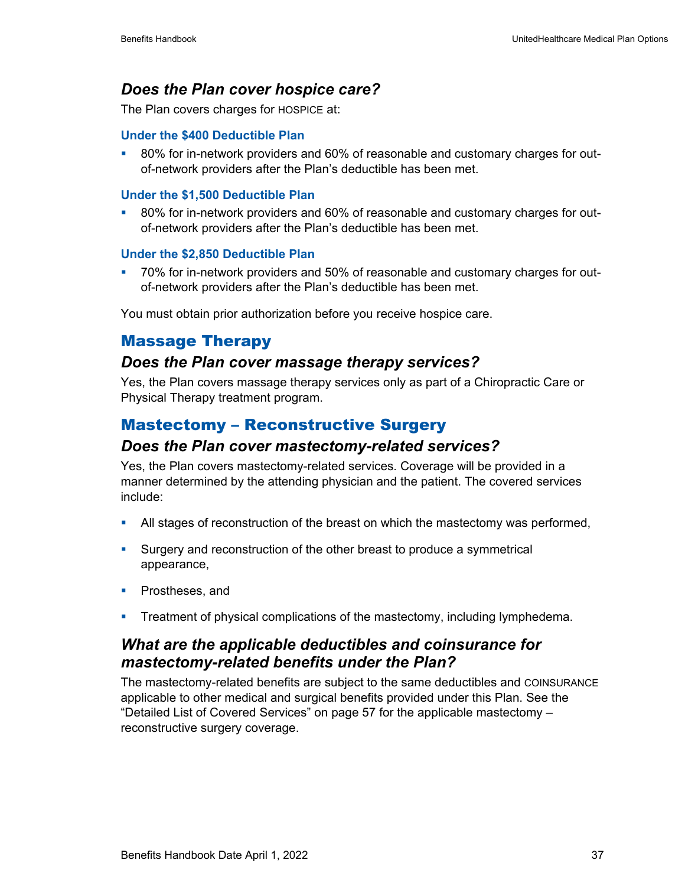### *Does the Plan cover hospice care?*

The Plan covers charges for HOSPICE at:

#### Under the $400 Deductible Plan

- 80% for in-network providers and 60% of reasonable and customary charges for out-of-network providers after the Plan's deductible has been met.

#### Under the $1,500 Deductible Plan

- 80% for in-network providers and 60% of reasonable and customary charges for out-of-network providers after the Plan's deductible has been met.

#### Under the $2,850 Deductible Plan

- 70% for in-network providers and 50% of reasonable and customary charges for out-of-network providers after the Plan's deductible has been met.

You must obtain prior authorization before you receive hospice care.

## Massage Therapy

### *Does the Plan cover massage therapy services?*

Yes, the Plan covers massage therapy services only as part of a Chiropractic Care or Physical Therapy treatment program.

## Mastectomy – Reconstructive Surgery

### *Does the Plan cover mastectomy-related services?*

Yes, the Plan covers mastectomy-related services. Coverage will be provided in a manner determined by the attending physician and the patient. The covered services include:

- All stages of reconstruction of the breast on which the mastectomy was performed,
- Surgery and reconstruction of the other breast to produce a symmetrical appearance,
- Prostheses, and
- Treatment of physical complications of the mastectomy, including lymphedema.

### *What are the applicable deductibles and coinsurance for mastectomy-related benefits under the Plan?*

The mastectomy-related benefits are subject to the same deductibles and COINSURANCE applicable to other medical and surgical benefits provided under this Plan. See the "Detailed List of Covered Services" on page 57 for the applicable mastectomy – reconstructive surgery coverage.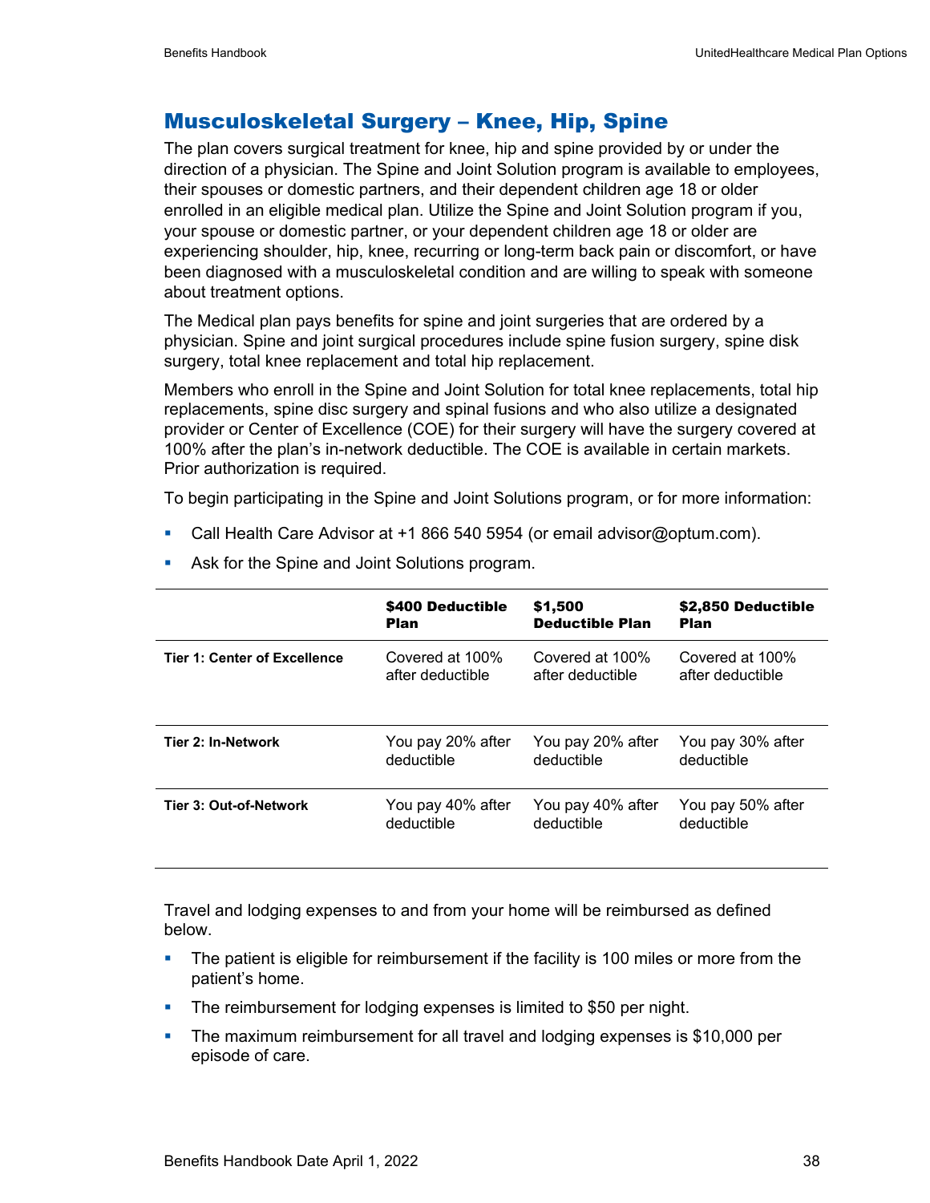## Musculoskeletal Surgery – Knee, Hip, Spine

The plan covers surgical treatment for knee, hip and spine provided by or under the direction of a physician. The Spine and Joint Solution program is available to employees, their spouses or domestic partners, and their dependent children age 18 or older enrolled in an eligible medical plan. Utilize the Spine and Joint Solution program if you, your spouse or domestic partner, or your dependent children age 18 or older are experiencing shoulder, hip, knee, recurring or long-term back pain or discomfort, or have been diagnosed with a musculoskeletal condition and are willing to speak with someone about treatment options.

The Medical plan pays benefits for spine and joint surgeries that are ordered by a physician. Spine and joint surgical procedures include spine fusion surgery, spine disk surgery, total knee replacement and total hip replacement.

Members who enroll in the Spine and Joint Solution for total knee replacements, total hip replacements, spine disc surgery and spinal fusions and who also utilize a designated provider or Center of Excellence (COE) for their surgery will have the surgery covered at 100% after the plan's in-network deductible. The COE is available in certain markets. Prior authorization is required.

To begin participating in the Spine and Joint Solutions program, or for more information:

- Call Health Care Advisor at +1 866 540 5954 (or email advisor@optum.com).
- Ask for the Spine and Joint Solutions program.

| | $400 Deductible Plan | $1,500 Deductible Plan | $2,850 Deductible Plan |
|---|---|---|---|
| **Tier 1: Center of Excellence** | Covered at 100% after deductible | Covered at 100% after deductible | Covered at 100% after deductible |
| **Tier 2: In-Network** | You pay 20% after deductible | You pay 20% after deductible | You pay 30% after deductible |
| **Tier 3: Out-of-Network** | You pay 40% after deductible | You pay 40% after deductible | You pay 50% after deductible |

Travel and lodging expenses to and from your home will be reimbursed as defined below.

- The patient is eligible for reimbursement if the facility is 100 miles or more from the patient's home.
- The reimbursement for lodging expenses is limited to $50 per night.
- The maximum reimbursement for all travel and lodging expenses is $10,000 per episode of care.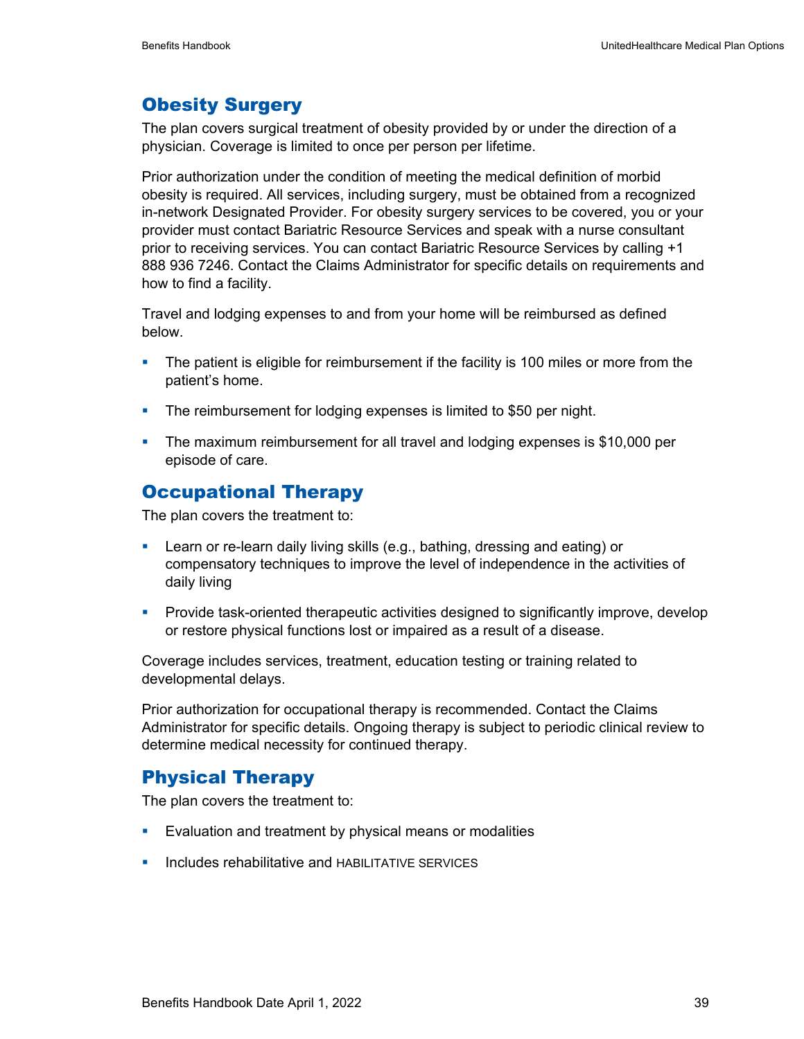## Obesity Surgery

The plan covers surgical treatment of obesity provided by or under the direction of a physician. Coverage is limited to once per person per lifetime.

Prior authorization under the condition of meeting the medical definition of morbid obesity is required. All services, including surgery, must be obtained from a recognized in-network Designated Provider. For obesity surgery services to be covered, you or your provider must contact Bariatric Resource Services and speak with a nurse consultant prior to receiving services. You can contact Bariatric Resource Services by calling +1 888 936 7246. Contact the Claims Administrator for specific details on requirements and how to find a facility.

Travel and lodging expenses to and from your home will be reimbursed as defined below.

- The patient is eligible for reimbursement if the facility is 100 miles or more from the patient's home.
- The reimbursement for lodging expenses is limited to $50 per night.
- The maximum reimbursement for all travel and lodging expenses is $10,000 per episode of care.

## Occupational Therapy

The plan covers the treatment to:

- Learn or re-learn daily living skills (e.g., bathing, dressing and eating) or compensatory techniques to improve the level of independence in the activities of daily living
- Provide task-oriented therapeutic activities designed to significantly improve, develop or restore physical functions lost or impaired as a result of a disease.

Coverage includes services, treatment, education testing or training related to developmental delays.

Prior authorization for occupational therapy is recommended. Contact the Claims Administrator for specific details. Ongoing therapy is subject to periodic clinical review to determine medical necessity for continued therapy.

## Physical Therapy

The plan covers the treatment to:

- Evaluation and treatment by physical means or modalities
- Includes rehabilitative and HABILITATIVE SERVICES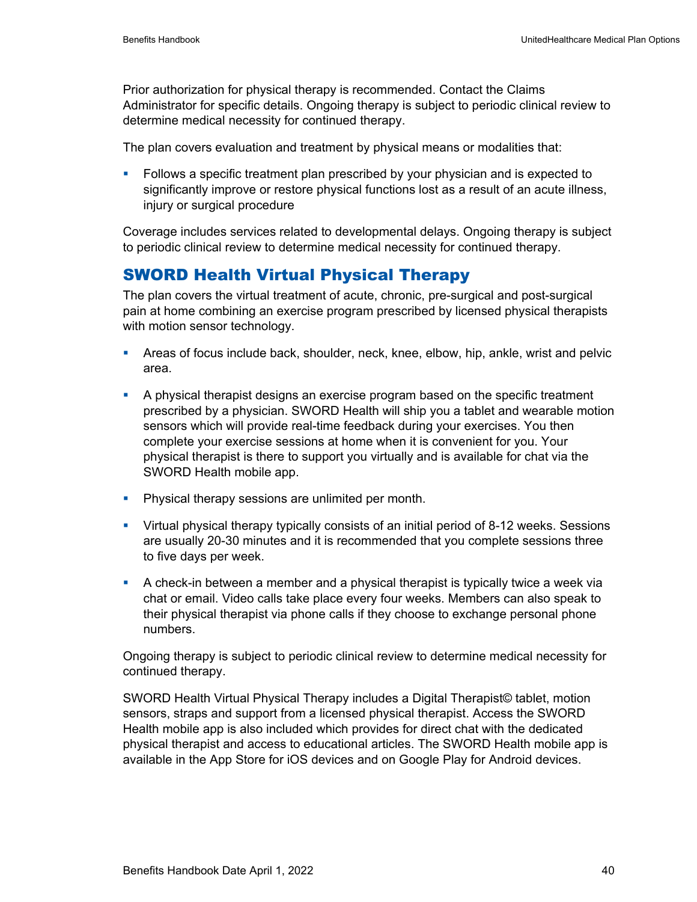Prior authorization for physical therapy is recommended. Contact the Claims Administrator for specific details. Ongoing therapy is subject to periodic clinical review to determine medical necessity for continued therapy.

The plan covers evaluation and treatment by physical means or modalities that:

- Follows a specific treatment plan prescribed by your physician and is expected to significantly improve or restore physical functions lost as a result of an acute illness, injury or surgical procedure

Coverage includes services related to developmental delays. Ongoing therapy is subject to periodic clinical review to determine medical necessity for continued therapy.

## SWORD Health Virtual Physical Therapy

The plan covers the virtual treatment of acute, chronic, pre-surgical and post-surgical pain at home combining an exercise program prescribed by licensed physical therapists with motion sensor technology.

- Areas of focus include back, shoulder, neck, knee, elbow, hip, ankle, wrist and pelvic area.
- A physical therapist designs an exercise program based on the specific treatment prescribed by a physician. SWORD Health will ship you a tablet and wearable motion sensors which will provide real-time feedback during your exercises. You then complete your exercise sessions at home when it is convenient for you. Your physical therapist is there to support you virtually and is available for chat via the SWORD Health mobile app.
- Physical therapy sessions are unlimited per month.
- Virtual physical therapy typically consists of an initial period of 8-12 weeks. Sessions are usually 20-30 minutes and it is recommended that you complete sessions three to five days per week.
- A check-in between a member and a physical therapist is typically twice a week via chat or email. Video calls take place every four weeks. Members can also speak to their physical therapist via phone calls if they choose to exchange personal phone numbers.

Ongoing therapy is subject to periodic clinical review to determine medical necessity for continued therapy.

SWORD Health Virtual Physical Therapy includes a Digital Therapist© tablet, motion sensors, straps and support from a licensed physical therapist. Access the SWORD Health mobile app is also included which provides for direct chat with the dedicated physical therapist and access to educational articles. The SWORD Health mobile app is available in the App Store for iOS devices and on Google Play for Android devices.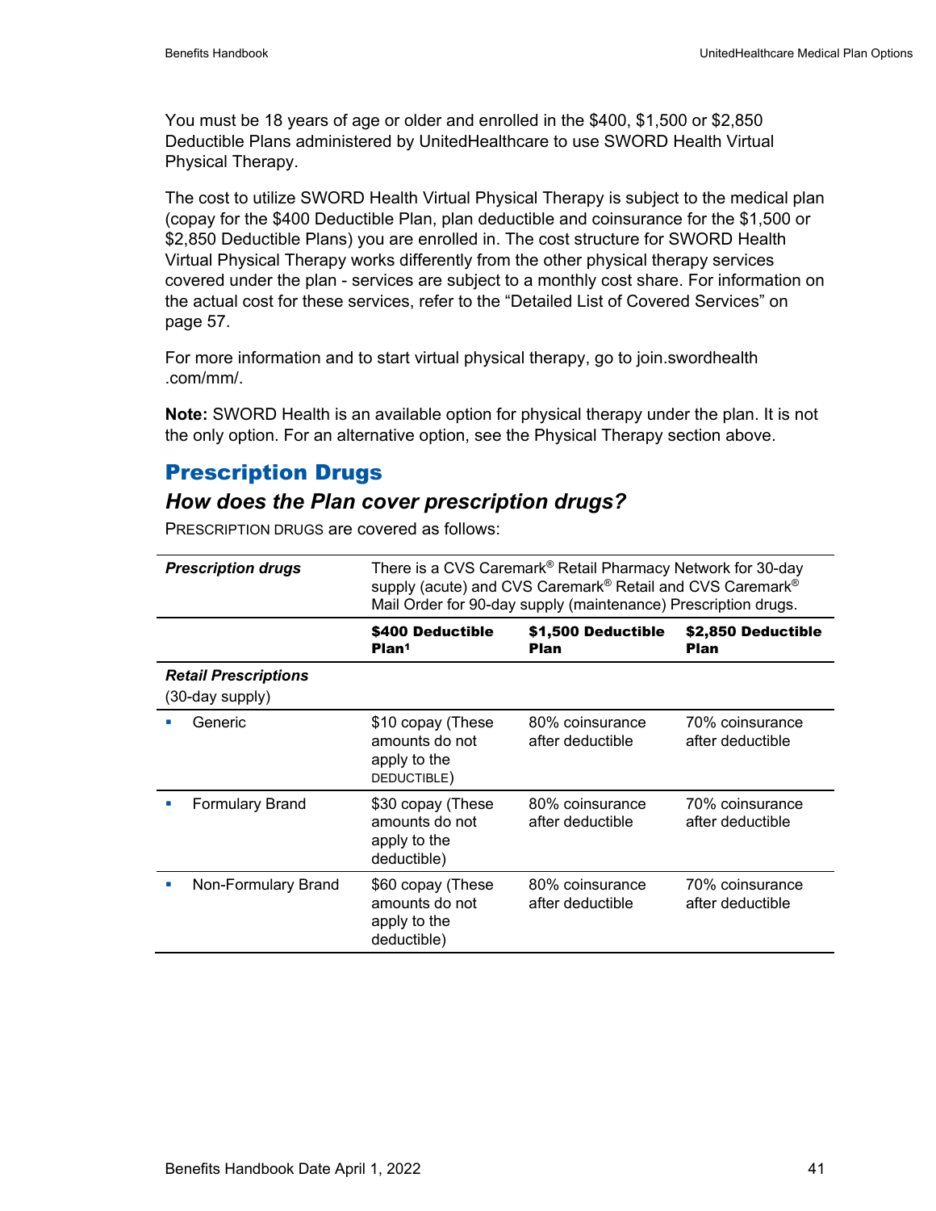You must be 18 years of age or older and enrolled in the $400, $1,500 or $2,850 Deductible Plans administered by UnitedHealthcare to use SWORD Health Virtual Physical Therapy.

The cost to utilize SWORD Health Virtual Physical Therapy is subject to the medical plan (copay for the $400 Deductible Plan, plan deductible and coinsurance for the $1,500 or $2,850 Deductible Plans) you are enrolled in. The cost structure for SWORD Health Virtual Physical Therapy works differently from the other physical therapy services covered under the plan - services are subject to a monthly cost share. For information on the actual cost for these services, refer to the "Detailed List of Covered Services" on page 57.

For more information and to start virtual physical therapy, go to join.swordhealth.com/mm/.

**Note:** SWORD Health is an available option for physical therapy under the plan. It is not the only option. For an alternative option, see the Physical Therapy section above.

## Prescription Drugs

### *How does the Plan cover prescription drugs?*

PRESCRIPTION DRUGS are covered as follows:

| ***Prescription drugs*** | There is a CVS Caremark® Retail Pharmacy Network for 30-day supply (acute) and CVS Caremark® Retail and CVS Caremark® Mail Order for 90-day supply (maintenance) Prescription drugs. | | |
|---|---|---|---|
| | **$400 Deductible Plan[1]** | **$1,500 Deductible Plan** | **$2,850 Deductible Plan** |
| ***Retail Prescriptions*** (30-day supply) | | | |
| ▪ Generic | $10 copay (These amounts do not apply to the DEDUCTIBLE) | 80% coinsurance after deductible | 70% coinsurance after deductible |
| ▪ Formulary Brand | $30 copay (These amounts do not apply to the deductible) | 80% coinsurance after deductible | 70% coinsurance after deductible |
| ▪ Non-Formulary Brand | $60 copay (These amounts do not apply to the deductible) | 80% coinsurance after deductible | 70% coinsurance after deductible |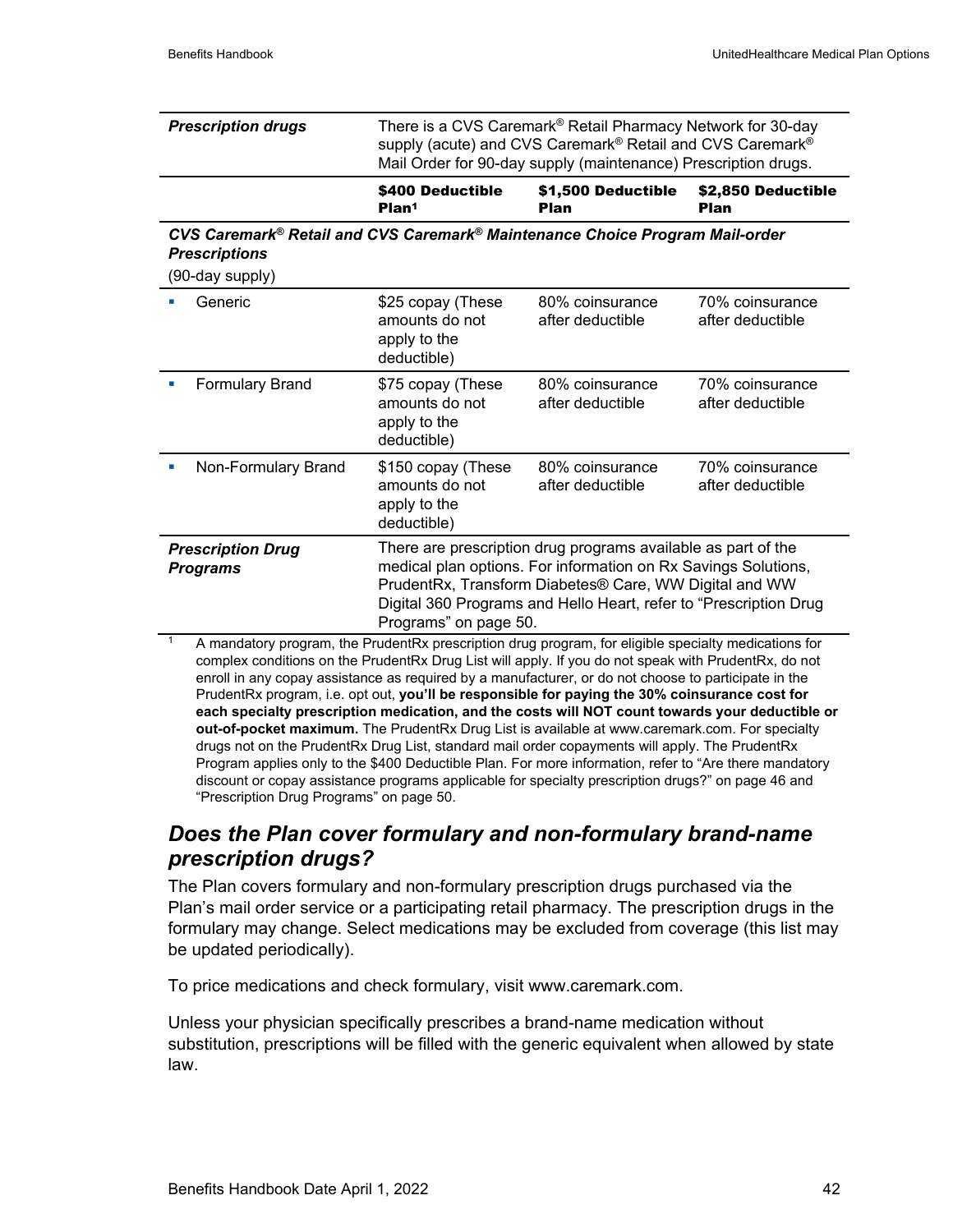| *Prescription drugs* | There is a CVS Caremark® Retail Pharmacy Network for 30-day supply (acute) and CVS Caremark® Retail and CVS Caremark® Mail Order for 90-day supply (maintenance) Prescription drugs. | | |
|---|---|---|---|
| | **$400 Deductible Plan[1]** | **$1,500 Deductible Plan** | **$2,850 Deductible Plan** |
| ***CVS Caremark® Retail and CVS Caremark® Maintenance Choice Program Mail-order Prescriptions*** (90-day supply) | | | |
| ▪ Generic | $25 copay (These amounts do not apply to the deductible) | 80% coinsurance after deductible | 70% coinsurance after deductible |
| ▪ Formulary Brand | $75 copay (These amounts do not apply to the deductible) | 80% coinsurance after deductible | 70% coinsurance after deductible |
| ▪ Non-Formulary Brand | $150 copay (These amounts do not apply to the deductible) | 80% coinsurance after deductible | 70% coinsurance after deductible |
| ***Prescription Drug Programs*** | There are prescription drug programs available as part of the medical plan options. For information on Rx Savings Solutions, PrudentRx, Transform Diabetes® Care, WW Digital and WW Digital 360 Programs and Hello Heart, refer to "Prescription Drug Programs" on page 50. | | |

[1] A mandatory program, the PrudentRx prescription drug program, for eligible specialty medications for complex conditions on the PrudentRx Drug List will apply. If you do not speak with PrudentRx, do not enroll in any copay assistance as required by a manufacturer, or do not choose to participate in the PrudentRx program, i.e. opt out, **you'll be responsible for paying the 30% coinsurance cost for each specialty prescription medication, and the costs will NOT count towards your deductible or out-of-pocket maximum.** The PrudentRx Drug List is available at www.caremark.com. For specialty drugs not on the PrudentRx Drug List, standard mail order copayments will apply. The PrudentRx Program applies only to the $400 Deductible Plan. For more information, refer to "Are there mandatory discount or copay assistance programs applicable for specialty prescription drugs?" on page 46 and "Prescription Drug Programs" on page 50.

## *Does the Plan cover formulary and non-formulary brand-name prescription drugs?*

The Plan covers formulary and non-formulary prescription drugs purchased via the Plan's mail order service or a participating retail pharmacy. The prescription drugs in the formulary may change. Select medications may be excluded from coverage (this list may be updated periodically).

To price medications and check formulary, visit www.caremark.com.

Unless your physician specifically prescribes a brand-name medication without substitution, prescriptions will be filled with the generic equivalent when allowed by state law.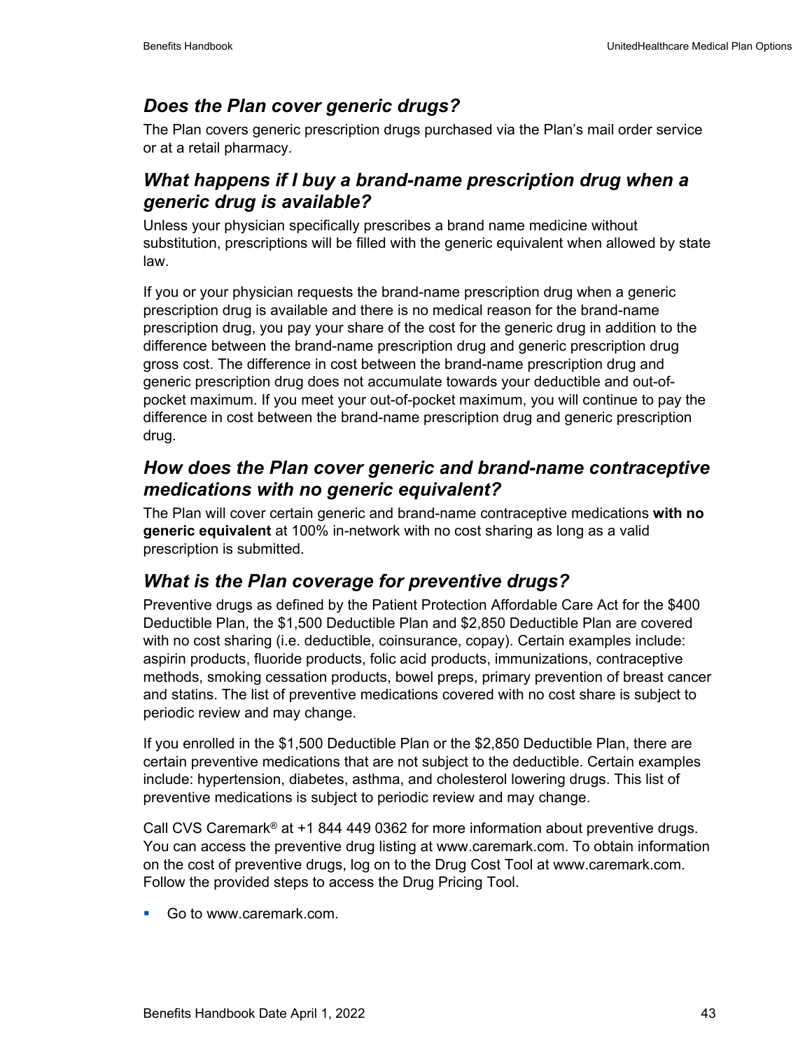### *Does the Plan cover generic drugs?*

The Plan covers generic prescription drugs purchased via the Plan's mail order service or at a retail pharmacy.

### *What happens if I buy a brand-name prescription drug when a generic drug is available?*

Unless your physician specifically prescribes a brand name medicine without substitution, prescriptions will be filled with the generic equivalent when allowed by state law.

If you or your physician requests the brand-name prescription drug when a generic prescription drug is available and there is no medical reason for the brand-name prescription drug, you pay your share of the cost for the generic drug in addition to the difference between the brand-name prescription drug and generic prescription drug gross cost. The difference in cost between the brand-name prescription drug and generic prescription drug does not accumulate towards your deductible and out-of-pocket maximum. If you meet your out-of-pocket maximum, you will continue to pay the difference in cost between the brand-name prescription drug and generic prescription drug.

### *How does the Plan cover generic and brand-name contraceptive medications with no generic equivalent?*

The Plan will cover certain generic and brand-name contraceptive medications **with no generic equivalent** at 100% in-network with no cost sharing as long as a valid prescription is submitted.

### *What is the Plan coverage for preventive drugs?*

Preventive drugs as defined by the Patient Protection Affordable Care Act for the $400 Deductible Plan, the $1,500 Deductible Plan and $2,850 Deductible Plan are covered with no cost sharing (i.e. deductible, coinsurance, copay). Certain examples include: aspirin products, fluoride products, folic acid products, immunizations, contraceptive methods, smoking cessation products, bowel preps, primary prevention of breast cancer and statins. The list of preventive medications covered with no cost share is subject to periodic review and may change.

If you enrolled in the $1,500 Deductible Plan or the $2,850 Deductible Plan, there are certain preventive medications that are not subject to the deductible. Certain examples include: hypertension, diabetes, asthma, and cholesterol lowering drugs. This list of preventive medications is subject to periodic review and may change.

Call CVS Caremark® at +1 844 449 0362 for more information about preventive drugs. You can access the preventive drug listing at www.caremark.com. To obtain information on the cost of preventive drugs, log on to the Drug Cost Tool at www.caremark.com. Follow the provided steps to access the Drug Pricing Tool.

- Go to www.caremark.com.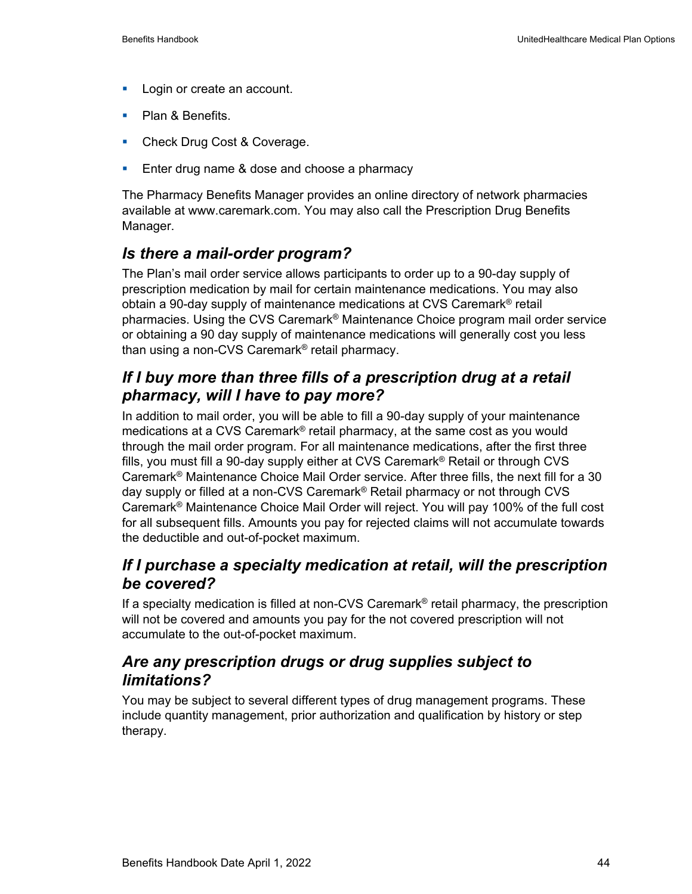- Login or create an account.
- Plan & Benefits.
- Check Drug Cost & Coverage.
- Enter drug name & dose and choose a pharmacy

The Pharmacy Benefits Manager provides an online directory of network pharmacies available at www.caremark.com. You may also call the Prescription Drug Benefits Manager.

### *Is there a mail-order program?*

The Plan's mail order service allows participants to order up to a 90-day supply of prescription medication by mail for certain maintenance medications. You may also obtain a 90-day supply of maintenance medications at CVS Caremark® retail pharmacies. Using the CVS Caremark® Maintenance Choice program mail order service or obtaining a 90 day supply of maintenance medications will generally cost you less than using a non-CVS Caremark® retail pharmacy.

### *If I buy more than three fills of a prescription drug at a retail pharmacy, will I have to pay more?*

In addition to mail order, you will be able to fill a 90-day supply of your maintenance medications at a CVS Caremark® retail pharmacy, at the same cost as you would through the mail order program. For all maintenance medications, after the first three fills, you must fill a 90-day supply either at CVS Caremark® Retail or through CVS Caremark® Maintenance Choice Mail Order service. After three fills, the next fill for a 30 day supply or filled at a non-CVS Caremark® Retail pharmacy or not through CVS Caremark® Maintenance Choice Mail Order will reject. You will pay 100% of the full cost for all subsequent fills. Amounts you pay for rejected claims will not accumulate towards the deductible and out-of-pocket maximum.

### *If I purchase a specialty medication at retail, will the prescription be covered?*

If a specialty medication is filled at non-CVS Caremark® retail pharmacy, the prescription will not be covered and amounts you pay for the not covered prescription will not accumulate to the out-of-pocket maximum.

### *Are any prescription drugs or drug supplies subject to limitations?*

You may be subject to several different types of drug management programs. These include quantity management, prior authorization and qualification by history or step therapy.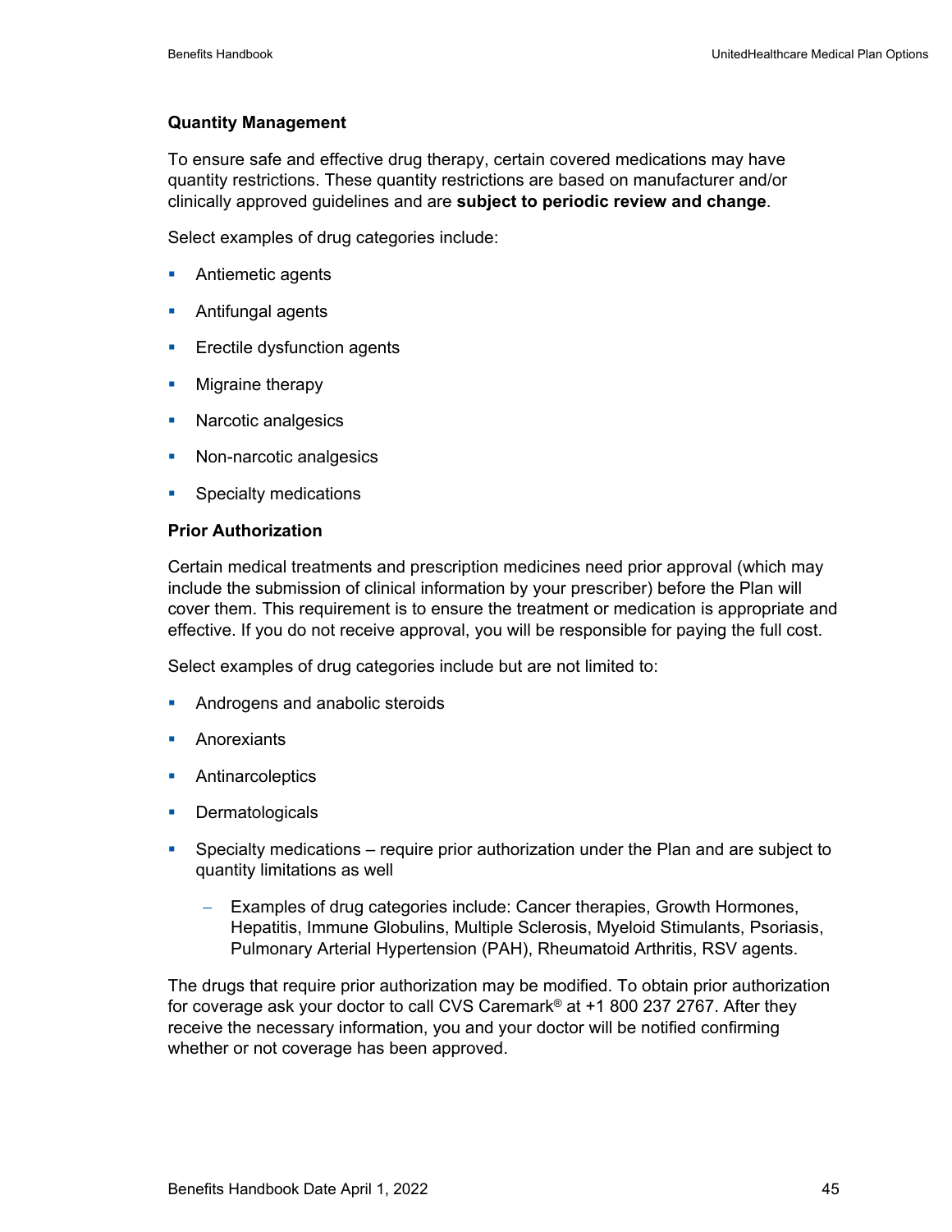**Quantity Management**

To ensure safe and effective drug therapy, certain covered medications may have quantity restrictions. These quantity restrictions are based on manufacturer and/or clinically approved guidelines and are **subject to periodic review and change**.

Select examples of drug categories include:

- Antiemetic agents
- Antifungal agents
- Erectile dysfunction agents
- Migraine therapy
- Narcotic analgesics
- Non-narcotic analgesics
- Specialty medications

**Prior Authorization**

Certain medical treatments and prescription medicines need prior approval (which may include the submission of clinical information by your prescriber) before the Plan will cover them. This requirement is to ensure the treatment or medication is appropriate and effective. If you do not receive approval, you will be responsible for paying the full cost.

Select examples of drug categories include but are not limited to:

- Androgens and anabolic steroids
- Anorexiants
- Antinarcoleptics
- Dermatologicals
- Specialty medications – require prior authorization under the Plan and are subject to quantity limitations as well
  - Examples of drug categories include: Cancer therapies, Growth Hormones, Hepatitis, Immune Globulins, Multiple Sclerosis, Myeloid Stimulants, Psoriasis, Pulmonary Arterial Hypertension (PAH), Rheumatoid Arthritis, RSV agents.

The drugs that require prior authorization may be modified. To obtain prior authorization for coverage ask your doctor to call CVS Caremark® at +1 800 237 2767. After they receive the necessary information, you and your doctor will be notified confirming whether or not coverage has been approved.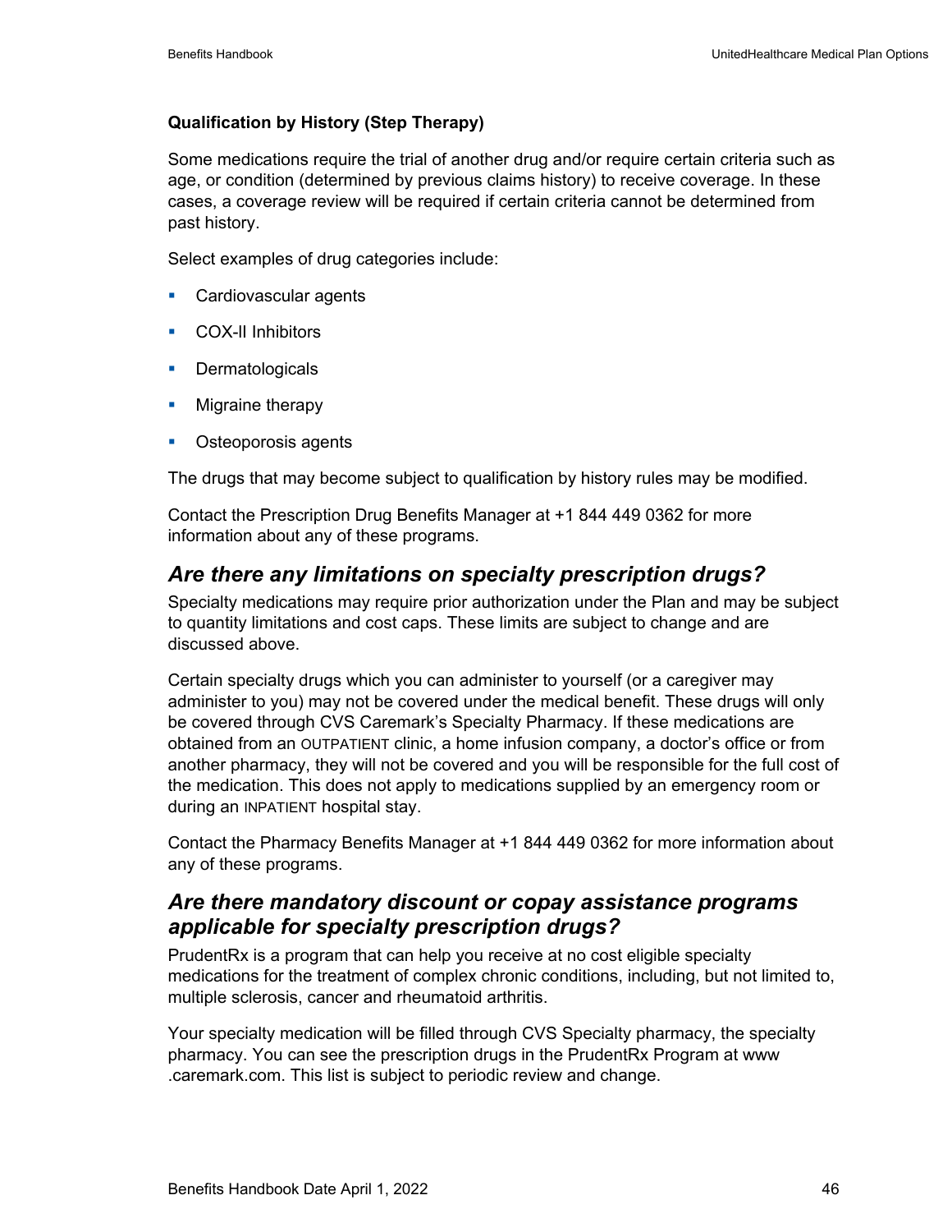**Qualification by History (Step Therapy)**

Some medications require the trial of another drug and/or require certain criteria such as age, or condition (determined by previous claims history) to receive coverage. In these cases, a coverage review will be required if certain criteria cannot be determined from past history.

Select examples of drug categories include:

- Cardiovascular agents
- COX-II Inhibitors
- Dermatologicals
- Migraine therapy
- Osteoporosis agents

The drugs that may become subject to qualification by history rules may be modified.

Contact the Prescription Drug Benefits Manager at +1 844 449 0362 for more information about any of these programs.

## *Are there any limitations on specialty prescription drugs?*

Specialty medications may require prior authorization under the Plan and may be subject to quantity limitations and cost caps. These limits are subject to change and are discussed above.

Certain specialty drugs which you can administer to yourself (or a caregiver may administer to you) may not be covered under the medical benefit. These drugs will only be covered through CVS Caremark's Specialty Pharmacy. If these medications are obtained from an OUTPATIENT clinic, a home infusion company, a doctor's office or from another pharmacy, they will not be covered and you will be responsible for the full cost of the medication. This does not apply to medications supplied by an emergency room or during an INPATIENT hospital stay.

Contact the Pharmacy Benefits Manager at +1 844 449 0362 for more information about any of these programs.

## *Are there mandatory discount or copay assistance programs applicable for specialty prescription drugs?*

PrudentRx is a program that can help you receive at no cost eligible specialty medications for the treatment of complex chronic conditions, including, but not limited to, multiple sclerosis, cancer and rheumatoid arthritis.

Your specialty medication will be filled through CVS Specialty pharmacy, the specialty pharmacy. You can see the prescription drugs in the PrudentRx Program at www .caremark.com. This list is subject to periodic review and change.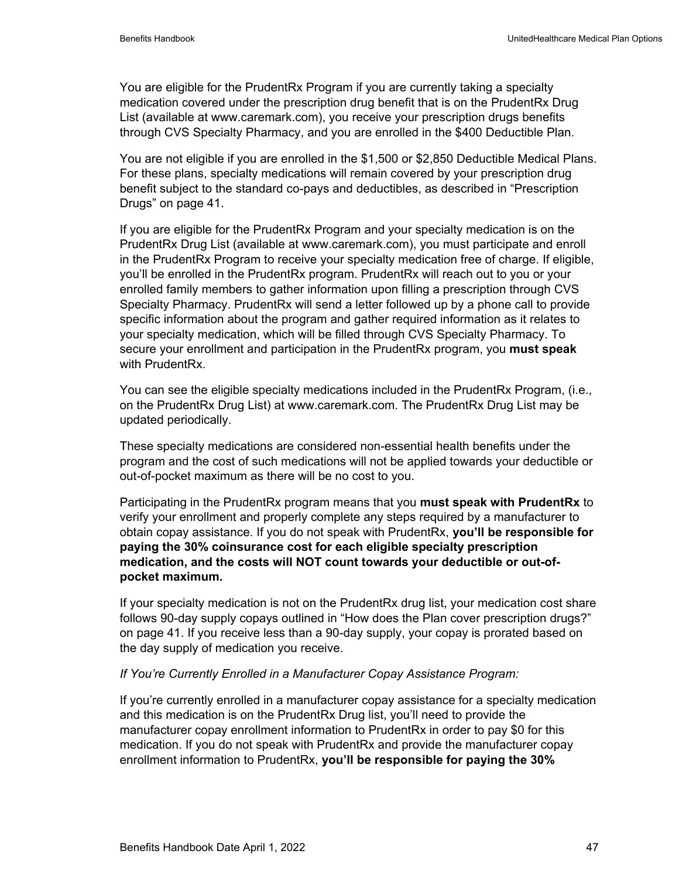You are eligible for the PrudentRx Program if you are currently taking a specialty medication covered under the prescription drug benefit that is on the PrudentRx Drug List (available at www.caremark.com), you receive your prescription drugs benefits through CVS Specialty Pharmacy, and you are enrolled in the $400 Deductible Plan.

You are not eligible if you are enrolled in the $1,500 or $2,850 Deductible Medical Plans. For these plans, specialty medications will remain covered by your prescription drug benefit subject to the standard co-pays and deductibles, as described in "Prescription Drugs" on page 41.

If you are eligible for the PrudentRx Program and your specialty medication is on the PrudentRx Drug List (available at www.caremark.com), you must participate and enroll in the PrudentRx Program to receive your specialty medication free of charge. If eligible, you'll be enrolled in the PrudentRx program. PrudentRx will reach out to you or your enrolled family members to gather information upon filling a prescription through CVS Specialty Pharmacy. PrudentRx will send a letter followed up by a phone call to provide specific information about the program and gather required information as it relates to your specialty medication, which will be filled through CVS Specialty Pharmacy. To secure your enrollment and participation in the PrudentRx program, you **must speak** with PrudentRx.

You can see the eligible specialty medications included in the PrudentRx Program, (i.e., on the PrudentRx Drug List) at www.caremark.com. The PrudentRx Drug List may be updated periodically.

These specialty medications are considered non-essential health benefits under the program and the cost of such medications will not be applied towards your deductible or out-of-pocket maximum as there will be no cost to you.

Participating in the PrudentRx program means that you **must speak with PrudentRx** to verify your enrollment and properly complete any steps required by a manufacturer to obtain copay assistance. If you do not speak with PrudentRx, **you'll be responsible for paying the 30% coinsurance cost for each eligible specialty prescription medication, and the costs will NOT count towards your deductible or out-of-pocket maximum.**

If your specialty medication is not on the PrudentRx drug list, your medication cost share follows 90-day supply copays outlined in "How does the Plan cover prescription drugs?" on page 41. If you receive less than a 90-day supply, your copay is prorated based on the day supply of medication you receive.

*If You're Currently Enrolled in a Manufacturer Copay Assistance Program:*

If you're currently enrolled in a manufacturer copay assistance for a specialty medication and this medication is on the PrudentRx Drug list, you'll need to provide the manufacturer copay enrollment information to PrudentRx in order to pay $0 for this medication. If you do not speak with PrudentRx and provide the manufacturer copay enrollment information to PrudentRx, **you'll be responsible for paying the 30%**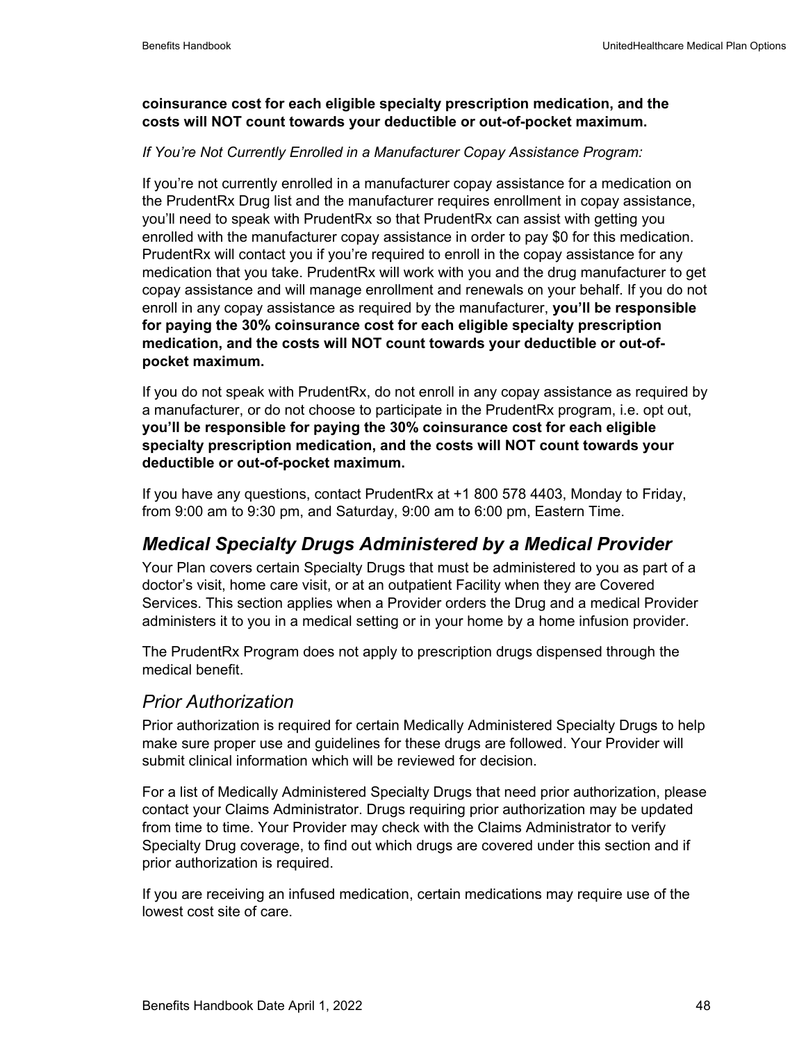**coinsurance cost for each eligible specialty prescription medication, and the costs will NOT count towards your deductible or out-of-pocket maximum.**

*If You're Not Currently Enrolled in a Manufacturer Copay Assistance Program:*

If you're not currently enrolled in a manufacturer copay assistance for a medication on the PrudentRx Drug list and the manufacturer requires enrollment in copay assistance, you'll need to speak with PrudentRx so that PrudentRx can assist with getting you enrolled with the manufacturer copay assistance in order to pay $0 for this medication. PrudentRx will contact you if you're required to enroll in the copay assistance for any medication that you take. PrudentRx will work with you and the drug manufacturer to get copay assistance and will manage enrollment and renewals on your behalf. If you do not enroll in any copay assistance as required by the manufacturer, **you'll be responsible for paying the 30% coinsurance cost for each eligible specialty prescription medication, and the costs will NOT count towards your deductible or out-of-pocket maximum.**

If you do not speak with PrudentRx, do not enroll in any copay assistance as required by a manufacturer, or do not choose to participate in the PrudentRx program, i.e. opt out, **you'll be responsible for paying the 30% coinsurance cost for each eligible specialty prescription medication, and the costs will NOT count towards your deductible or out-of-pocket maximum.**

If you have any questions, contact PrudentRx at +1 800 578 4403, Monday to Friday, from 9:00 am to 9:30 pm, and Saturday, 9:00 am to 6:00 pm, Eastern Time.

## ***Medical Specialty Drugs Administered by a Medical Provider***

Your Plan covers certain Specialty Drugs that must be administered to you as part of a doctor's visit, home care visit, or at an outpatient Facility when they are Covered Services. This section applies when a Provider orders the Drug and a medical Provider administers it to you in a medical setting or in your home by a home infusion provider.

The PrudentRx Program does not apply to prescription drugs dispensed through the medical benefit.

### *Prior Authorization*

Prior authorization is required for certain Medically Administered Specialty Drugs to help make sure proper use and guidelines for these drugs are followed. Your Provider will submit clinical information which will be reviewed for decision.

For a list of Medically Administered Specialty Drugs that need prior authorization, please contact your Claims Administrator. Drugs requiring prior authorization may be updated from time to time. Your Provider may check with the Claims Administrator to verify Specialty Drug coverage, to find out which drugs are covered under this section and if prior authorization is required.

If you are receiving an infused medication, certain medications may require use of the lowest cost site of care.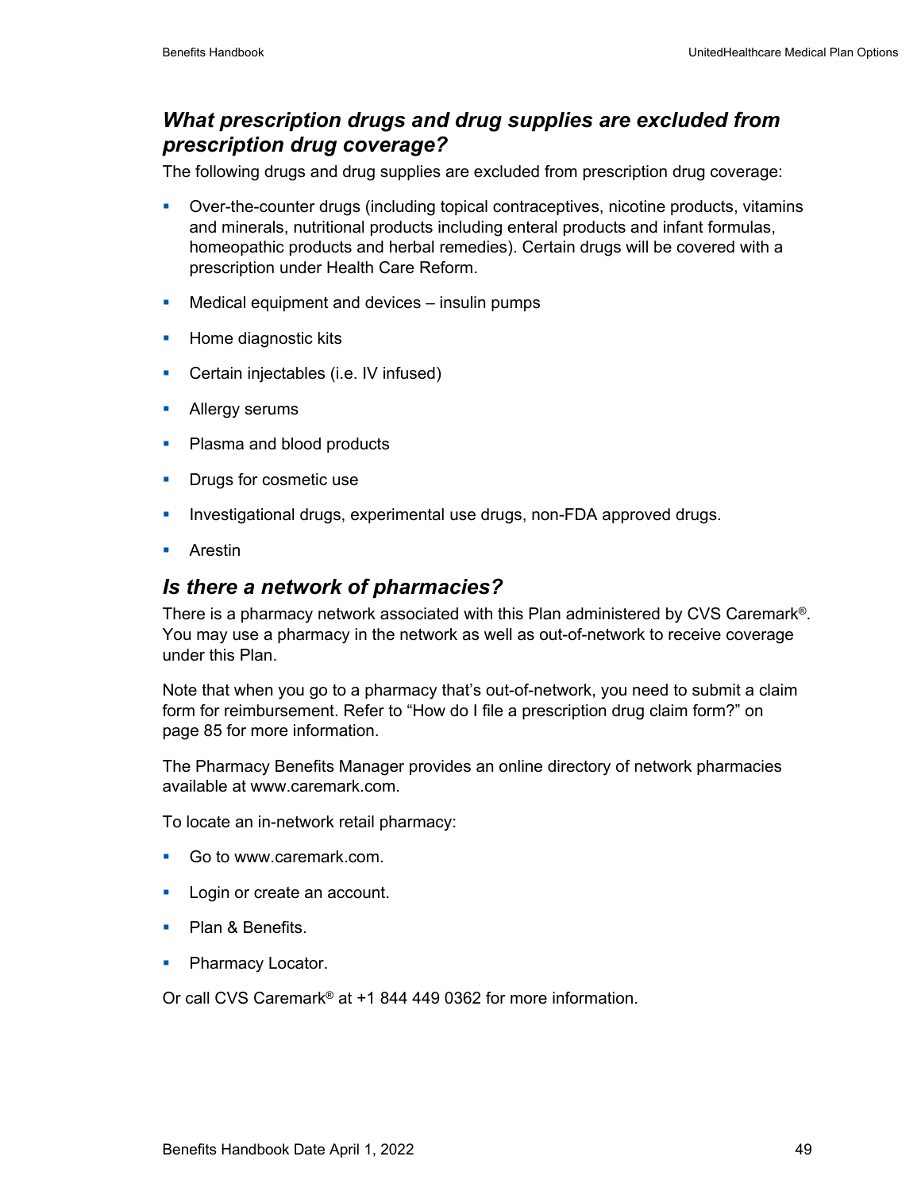### *What prescription drugs and drug supplies are excluded from prescription drug coverage?*

The following drugs and drug supplies are excluded from prescription drug coverage:

- Over-the-counter drugs (including topical contraceptives, nicotine products, vitamins and minerals, nutritional products including enteral products and infant formulas, homeopathic products and herbal remedies). Certain drugs will be covered with a prescription under Health Care Reform.
- Medical equipment and devices – insulin pumps
- Home diagnostic kits
- Certain injectables (i.e. IV infused)
- Allergy serums
- Plasma and blood products
- Drugs for cosmetic use
- Investigational drugs, experimental use drugs, non-FDA approved drugs.
- Arestin

### *Is there a network of pharmacies?*

There is a pharmacy network associated with this Plan administered by CVS Caremark®. You may use a pharmacy in the network as well as out-of-network to receive coverage under this Plan.

Note that when you go to a pharmacy that's out-of-network, you need to submit a claim form for reimbursement. Refer to "How do I file a prescription drug claim form?" on page 85 for more information.

The Pharmacy Benefits Manager provides an online directory of network pharmacies available at www.caremark.com.

To locate an in-network retail pharmacy:

- Go to www.caremark.com.
- Login or create an account.
- Plan & Benefits.
- Pharmacy Locator.

Or call CVS Caremark® at +1 844 449 0362 for more information.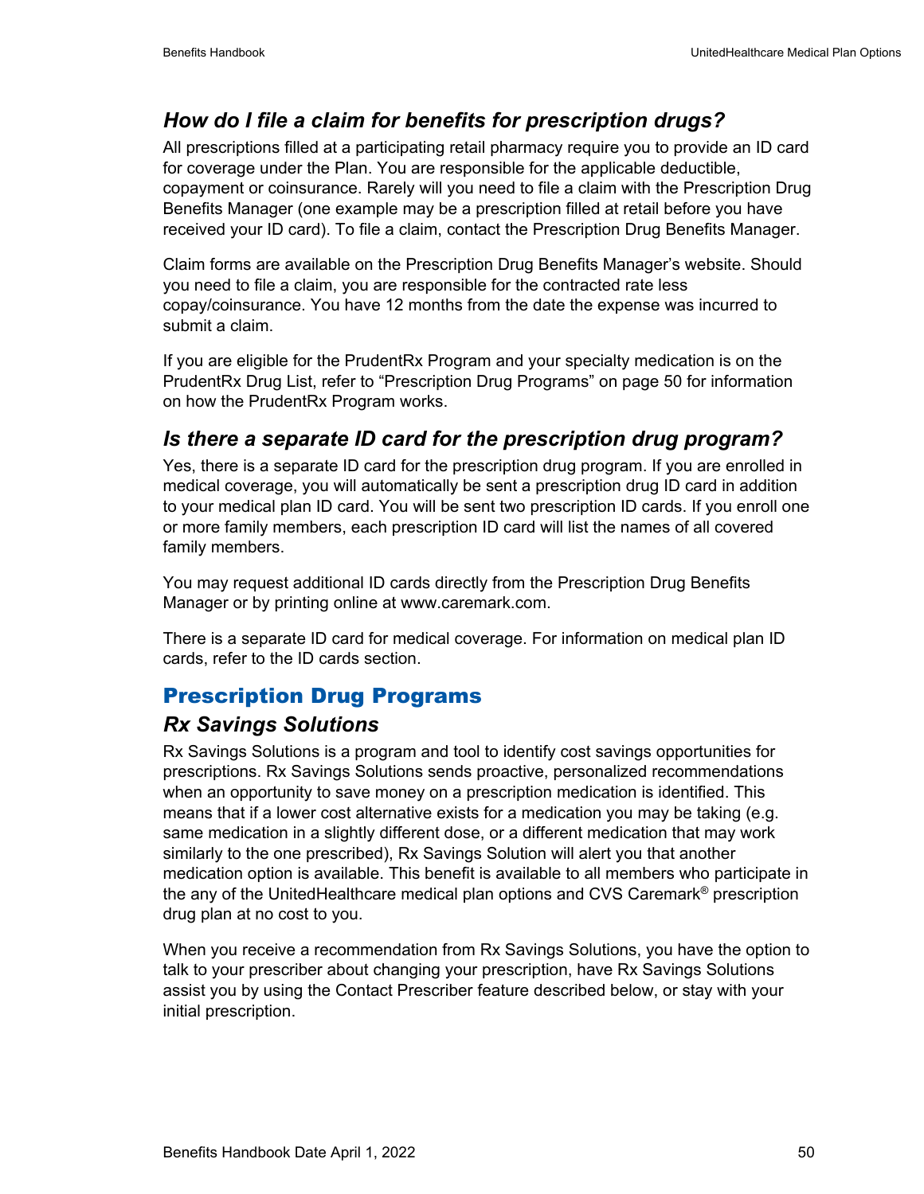### *How do I file a claim for benefits for prescription drugs?*

All prescriptions filled at a participating retail pharmacy require you to provide an ID card for coverage under the Plan. You are responsible for the applicable deductible, copayment or coinsurance. Rarely will you need to file a claim with the Prescription Drug Benefits Manager (one example may be a prescription filled at retail before you have received your ID card). To file a claim, contact the Prescription Drug Benefits Manager.

Claim forms are available on the Prescription Drug Benefits Manager's website. Should you need to file a claim, you are responsible for the contracted rate less copay/coinsurance. You have 12 months from the date the expense was incurred to submit a claim.

If you are eligible for the PrudentRx Program and your specialty medication is on the PrudentRx Drug List, refer to "Prescription Drug Programs" on page 50 for information on how the PrudentRx Program works.

### *Is there a separate ID card for the prescription drug program?*

Yes, there is a separate ID card for the prescription drug program. If you are enrolled in medical coverage, you will automatically be sent a prescription drug ID card in addition to your medical plan ID card. You will be sent two prescription ID cards. If you enroll one or more family members, each prescription ID card will list the names of all covered family members.

You may request additional ID cards directly from the Prescription Drug Benefits Manager or by printing online at www.caremark.com.

There is a separate ID card for medical coverage. For information on medical plan ID cards, refer to the ID cards section.

## Prescription Drug Programs

### *Rx Savings Solutions*

Rx Savings Solutions is a program and tool to identify cost savings opportunities for prescriptions. Rx Savings Solutions sends proactive, personalized recommendations when an opportunity to save money on a prescription medication is identified. This means that if a lower cost alternative exists for a medication you may be taking (e.g. same medication in a slightly different dose, or a different medication that may work similarly to the one prescribed), Rx Savings Solution will alert you that another medication option is available. This benefit is available to all members who participate in the any of the UnitedHealthcare medical plan options and CVS Caremark® prescription drug plan at no cost to you.

When you receive a recommendation from Rx Savings Solutions, you have the option to talk to your prescriber about changing your prescription, have Rx Savings Solutions assist you by using the Contact Prescriber feature described below, or stay with your initial prescription.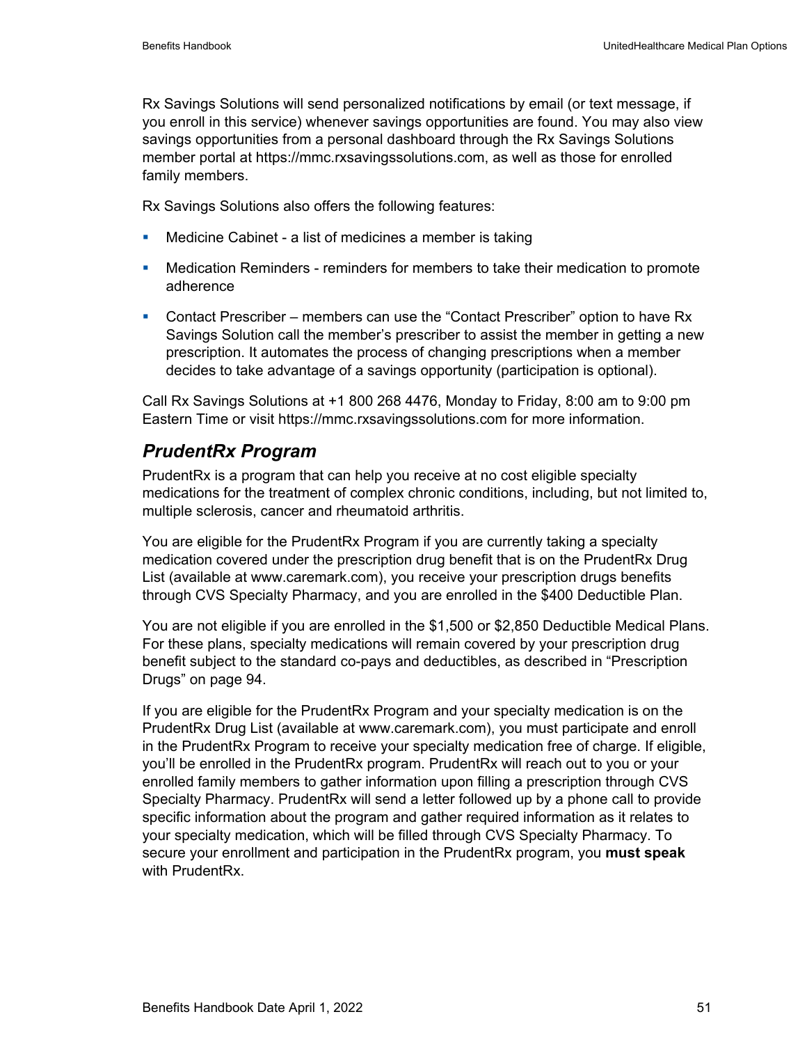Rx Savings Solutions will send personalized notifications by email (or text message, if you enroll in this service) whenever savings opportunities are found. You may also view savings opportunities from a personal dashboard through the Rx Savings Solutions member portal at https://mmc.rxsavingssolutions.com, as well as those for enrolled family members.

Rx Savings Solutions also offers the following features:

- Medicine Cabinet - a list of medicines a member is taking
- Medication Reminders - reminders for members to take their medication to promote adherence
- Contact Prescriber – members can use the "Contact Prescriber" option to have Rx Savings Solution call the member's prescriber to assist the member in getting a new prescription. It automates the process of changing prescriptions when a member decides to take advantage of a savings opportunity (participation is optional).

Call Rx Savings Solutions at +1 800 268 4476, Monday to Friday, 8:00 am to 9:00 pm Eastern Time or visit https://mmc.rxsavingssolutions.com for more information.

## *PrudentRx Program*

PrudentRx is a program that can help you receive at no cost eligible specialty medications for the treatment of complex chronic conditions, including, but not limited to, multiple sclerosis, cancer and rheumatoid arthritis.

You are eligible for the PrudentRx Program if you are currently taking a specialty medication covered under the prescription drug benefit that is on the PrudentRx Drug List (available at www.caremark.com), you receive your prescription drugs benefits through CVS Specialty Pharmacy, and you are enrolled in the $400 Deductible Plan.

You are not eligible if you are enrolled in the $1,500 or $2,850 Deductible Medical Plans. For these plans, specialty medications will remain covered by your prescription drug benefit subject to the standard co-pays and deductibles, as described in "Prescription Drugs" on page 94.

If you are eligible for the PrudentRx Program and your specialty medication is on the PrudentRx Drug List (available at www.caremark.com), you must participate and enroll in the PrudentRx Program to receive your specialty medication free of charge. If eligible, you'll be enrolled in the PrudentRx program. PrudentRx will reach out to you or your enrolled family members to gather information upon filling a prescription through CVS Specialty Pharmacy. PrudentRx will send a letter followed up by a phone call to provide specific information about the program and gather required information as it relates to your specialty medication, which will be filled through CVS Specialty Pharmacy. To secure your enrollment and participation in the PrudentRx program, you **must speak** with PrudentRx.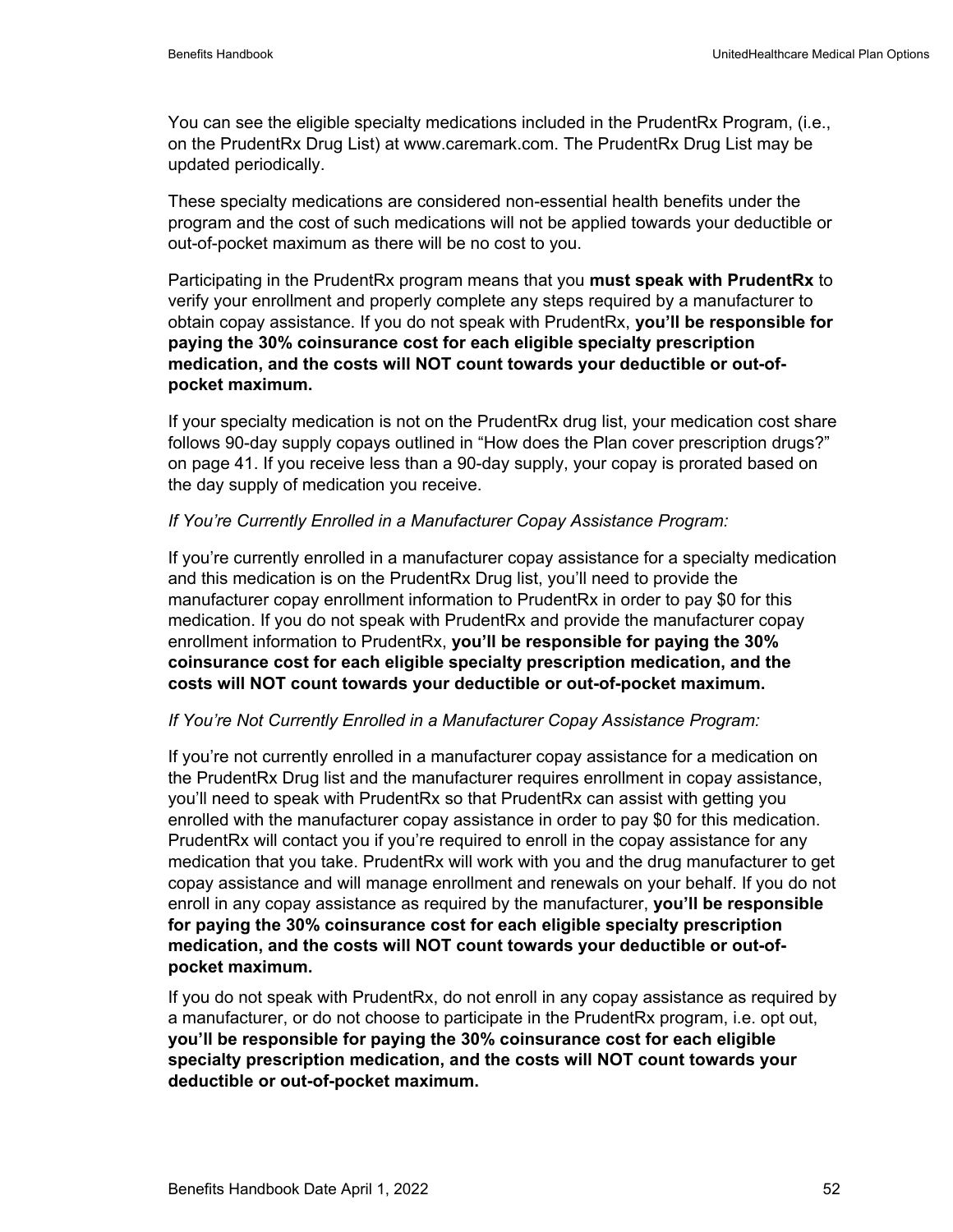You can see the eligible specialty medications included in the PrudentRx Program, (i.e., on the PrudentRx Drug List) at www.caremark.com. The PrudentRx Drug List may be updated periodically.

These specialty medications are considered non-essential health benefits under the program and the cost of such medications will not be applied towards your deductible or out-of-pocket maximum as there will be no cost to you.

Participating in the PrudentRx program means that you **must speak with PrudentRx** to verify your enrollment and properly complete any steps required by a manufacturer to obtain copay assistance. If you do not speak with PrudentRx, **you'll be responsible for paying the 30% coinsurance cost for each eligible specialty prescription medication, and the costs will NOT count towards your deductible or out-of-pocket maximum.**

If your specialty medication is not on the PrudentRx drug list, your medication cost share follows 90-day supply copays outlined in "How does the Plan cover prescription drugs?" on page 41. If you receive less than a 90-day supply, your copay is prorated based on the day supply of medication you receive.

*If You're Currently Enrolled in a Manufacturer Copay Assistance Program:*

If you're currently enrolled in a manufacturer copay assistance for a specialty medication and this medication is on the PrudentRx Drug list, you'll need to provide the manufacturer copay enrollment information to PrudentRx in order to pay $0 for this medication. If you do not speak with PrudentRx and provide the manufacturer copay enrollment information to PrudentRx, **you'll be responsible for paying the 30% coinsurance cost for each eligible specialty prescription medication, and the costs will NOT count towards your deductible or out-of-pocket maximum.**

*If You're Not Currently Enrolled in a Manufacturer Copay Assistance Program:*

If you're not currently enrolled in a manufacturer copay assistance for a medication on the PrudentRx Drug list and the manufacturer requires enrollment in copay assistance, you'll need to speak with PrudentRx so that PrudentRx can assist with getting you enrolled with the manufacturer copay assistance in order to pay $0 for this medication. PrudentRx will contact you if you're required to enroll in the copay assistance for any medication that you take. PrudentRx will work with you and the drug manufacturer to get copay assistance and will manage enrollment and renewals on your behalf. If you do not enroll in any copay assistance as required by the manufacturer, **you'll be responsible for paying the 30% coinsurance cost for each eligible specialty prescription medication, and the costs will NOT count towards your deductible or out-of-pocket maximum.**

If you do not speak with PrudentRx, do not enroll in any copay assistance as required by a manufacturer, or do not choose to participate in the PrudentRx program, i.e. opt out, **you'll be responsible for paying the 30% coinsurance cost for each eligible specialty prescription medication, and the costs will NOT count towards your deductible or out-of-pocket maximum.**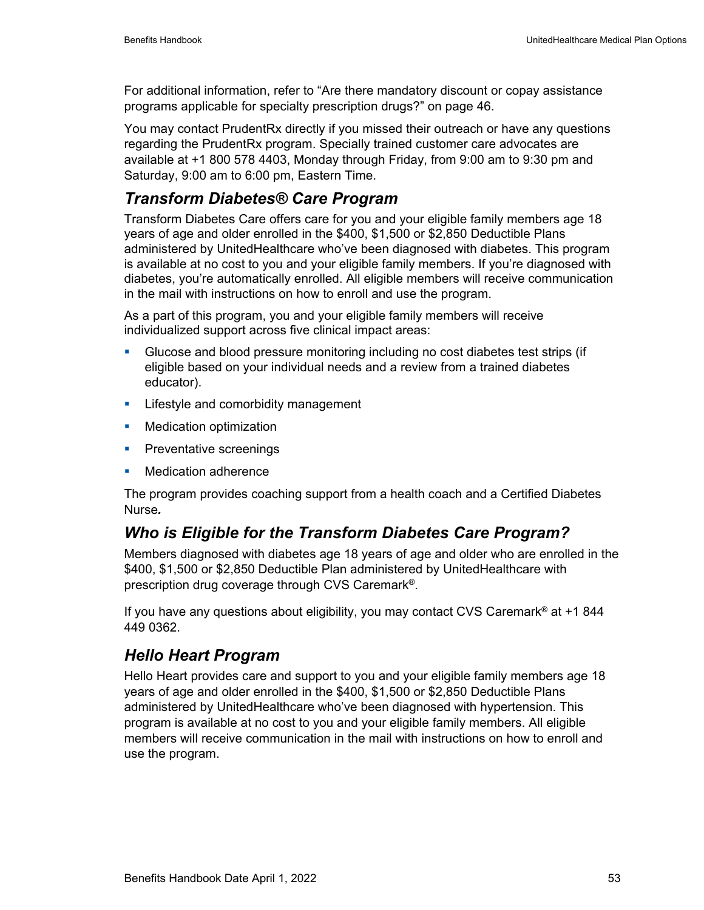For additional information, refer to "Are there mandatory discount or copay assistance programs applicable for specialty prescription drugs?" on page 46.

You may contact PrudentRx directly if you missed their outreach or have any questions regarding the PrudentRx program. Specially trained customer care advocates are available at +1 800 578 4403, Monday through Friday, from 9:00 am to 9:30 pm and Saturday, 9:00 am to 6:00 pm, Eastern Time.

## *Transform Diabetes® Care Program*

Transform Diabetes Care offers care for you and your eligible family members age 18 years of age and older enrolled in the $400, $1,500 or $2,850 Deductible Plans administered by UnitedHealthcare who've been diagnosed with diabetes. This program is available at no cost to you and your eligible family members. If you're diagnosed with diabetes, you're automatically enrolled. All eligible members will receive communication in the mail with instructions on how to enroll and use the program.

As a part of this program, you and your eligible family members will receive individualized support across five clinical impact areas:

- Glucose and blood pressure monitoring including no cost diabetes test strips (if eligible based on your individual needs and a review from a trained diabetes educator).
- Lifestyle and comorbidity management
- Medication optimization
- Preventative screenings
- Medication adherence

The program provides coaching support from a health coach and a Certified Diabetes Nurse**.**

## *Who is Eligible for the Transform Diabetes Care Program?*

Members diagnosed with diabetes age 18 years of age and older who are enrolled in the $400, $1,500 or $2,850 Deductible Plan administered by UnitedHealthcare with prescription drug coverage through CVS Caremark®.

If you have any questions about eligibility, you may contact CVS Caremark® at +1 844 449 0362.

## *Hello Heart Program*

Hello Heart provides care and support to you and your eligible family members age 18 years of age and older enrolled in the $400, $1,500 or $2,850 Deductible Plans administered by UnitedHealthcare who've been diagnosed with hypertension. This program is available at no cost to you and your eligible family members. All eligible members will receive communication in the mail with instructions on how to enroll and use the program.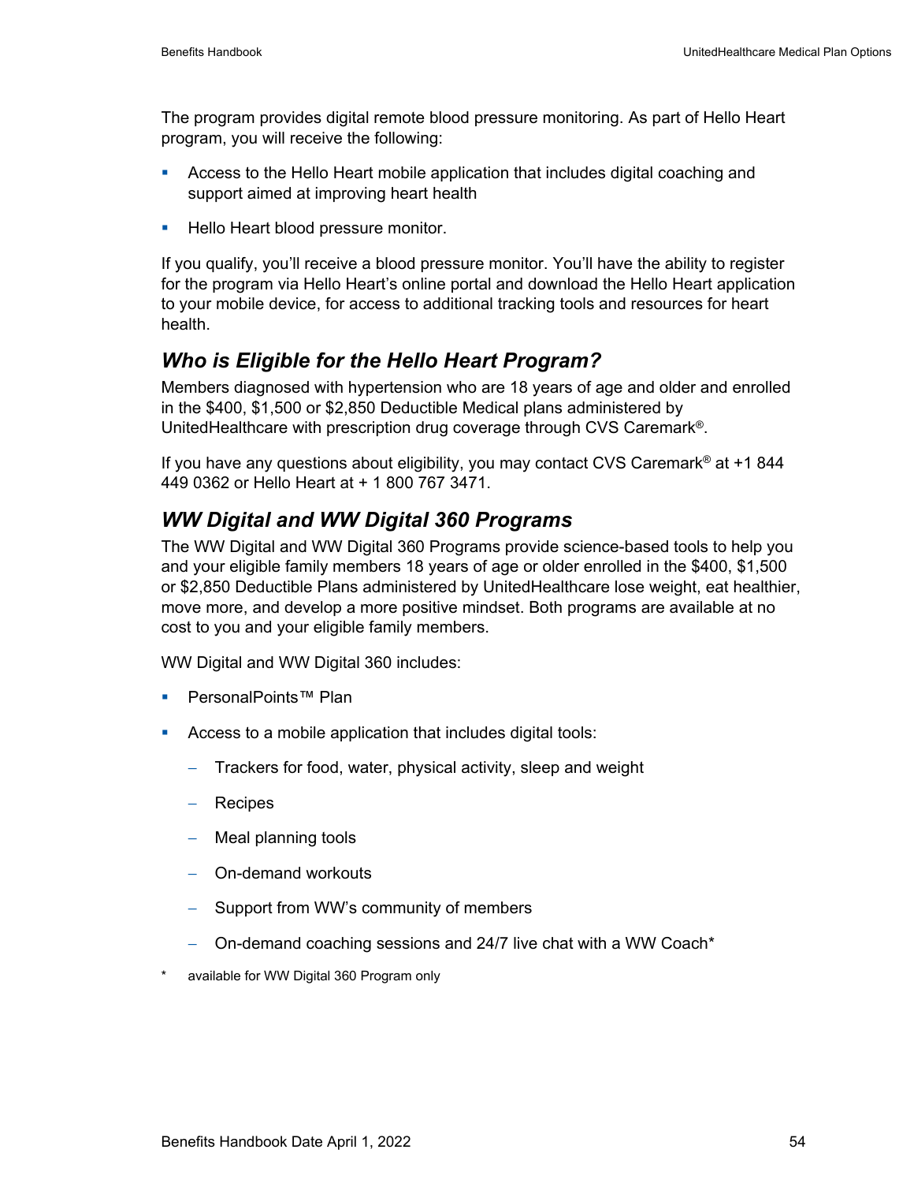The program provides digital remote blood pressure monitoring. As part of Hello Heart program, you will receive the following:

- Access to the Hello Heart mobile application that includes digital coaching and support aimed at improving heart health
- Hello Heart blood pressure monitor.

If you qualify, you'll receive a blood pressure monitor. You'll have the ability to register for the program via Hello Heart's online portal and download the Hello Heart application to your mobile device, for access to additional tracking tools and resources for heart health.

### *Who is Eligible for the Hello Heart Program?*

Members diagnosed with hypertension who are 18 years of age and older and enrolled in the $400, $1,500 or $2,850 Deductible Medical plans administered by UnitedHealthcare with prescription drug coverage through CVS Caremark®.

If you have any questions about eligibility, you may contact CVS Caremark® at +1 844 449 0362 or Hello Heart at + 1 800 767 3471.

### *WW Digital and WW Digital 360 Programs*

The WW Digital and WW Digital 360 Programs provide science-based tools to help you and your eligible family members 18 years of age or older enrolled in the $400, $1,500 or $2,850 Deductible Plans administered by UnitedHealthcare lose weight, eat healthier, move more, and develop a more positive mindset. Both programs are available at no cost to you and your eligible family members.

WW Digital and WW Digital 360 includes:

- PersonalPoints™ Plan
- Access to a mobile application that includes digital tools:
  - Trackers for food, water, physical activity, sleep and weight
  - Recipes
  - Meal planning tools
  - On-demand workouts
  - Support from WW's community of members
  - On-demand coaching sessions and 24/7 live chat with a WW Coach*

\* available for WW Digital 360 Program only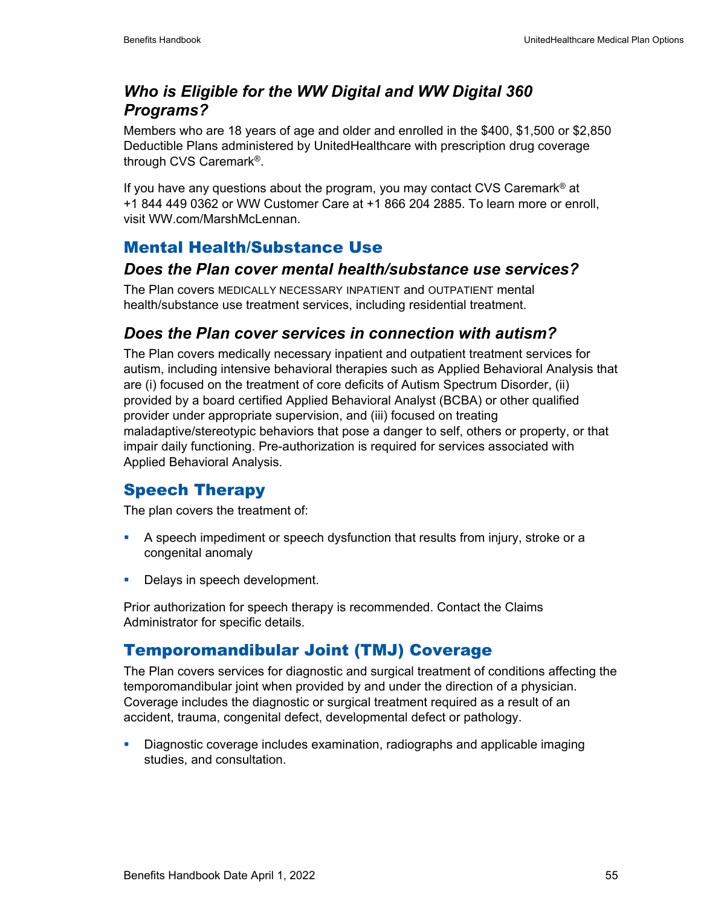### *Who is Eligible for the WW Digital and WW Digital 360 Programs?*

Members who are 18 years of age and older and enrolled in the $400, $1,500 or $2,850 Deductible Plans administered by UnitedHealthcare with prescription drug coverage through CVS Caremark®.

If you have any questions about the program, you may contact CVS Caremark® at +1 844 449 0362 or WW Customer Care at +1 866 204 2885. To learn more or enroll, visit WW.com/MarshMcLennan.

## Mental Health/Substance Use

### *Does the Plan cover mental health/substance use services?*

The Plan covers MEDICALLY NECESSARY INPATIENT and OUTPATIENT mental health/substance use treatment services, including residential treatment.

### *Does the Plan cover services in connection with autism?*

The Plan covers medically necessary inpatient and outpatient treatment services for autism, including intensive behavioral therapies such as Applied Behavioral Analysis that are (i) focused on the treatment of core deficits of Autism Spectrum Disorder, (ii) provided by a board certified Applied Behavioral Analyst (BCBA) or other qualified provider under appropriate supervision, and (iii) focused on treating maladaptive/stereotypic behaviors that pose a danger to self, others or property, or that impair daily functioning. Pre-authorization is required for services associated with Applied Behavioral Analysis.

## Speech Therapy

The plan covers the treatment of:

- A speech impediment or speech dysfunction that results from injury, stroke or a congenital anomaly
- Delays in speech development.

Prior authorization for speech therapy is recommended. Contact the Claims Administrator for specific details.

## Temporomandibular Joint (TMJ) Coverage

The Plan covers services for diagnostic and surgical treatment of conditions affecting the temporomandibular joint when provided by and under the direction of a physician. Coverage includes the diagnostic or surgical treatment required as a result of an accident, trauma, congenital defect, developmental defect or pathology.

- Diagnostic coverage includes examination, radiographs and applicable imaging studies, and consultation.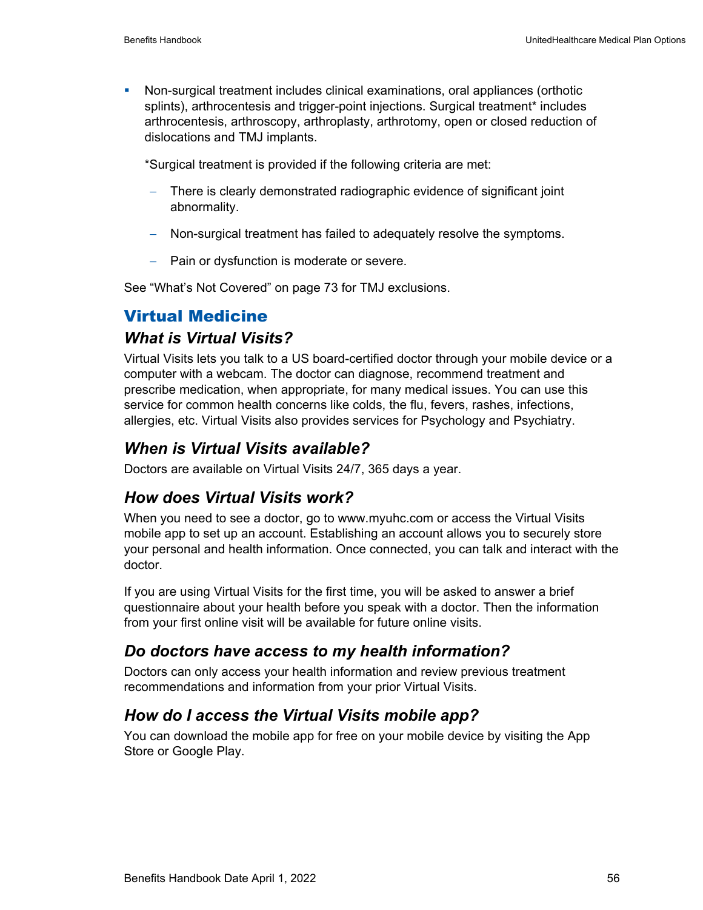- Non-surgical treatment includes clinical examinations, oral appliances (orthotic splints), arthrocentesis and trigger-point injections. Surgical treatment* includes arthrocentesis, arthroscopy, arthroplasty, arthrotomy, open or closed reduction of dislocations and TMJ implants.

  *Surgical treatment is provided if the following criteria are met:

  - There is clearly demonstrated radiographic evidence of significant joint abnormality.
  - Non-surgical treatment has failed to adequately resolve the symptoms.
  - Pain or dysfunction is moderate or severe.

See "What's Not Covered" on page 73 for TMJ exclusions.

## Virtual Medicine

### *What is Virtual Visits?*

Virtual Visits lets you talk to a US board-certified doctor through your mobile device or a computer with a webcam. The doctor can diagnose, recommend treatment and prescribe medication, when appropriate, for many medical issues. You can use this service for common health concerns like colds, the flu, fevers, rashes, infections, allergies, etc. Virtual Visits also provides services for Psychology and Psychiatry.

### *When is Virtual Visits available?*

Doctors are available on Virtual Visits 24/7, 365 days a year.

### *How does Virtual Visits work?*

When you need to see a doctor, go to www.myuhc.com or access the Virtual Visits mobile app to set up an account. Establishing an account allows you to securely store your personal and health information. Once connected, you can talk and interact with the doctor.

If you are using Virtual Visits for the first time, you will be asked to answer a brief questionnaire about your health before you speak with a doctor. Then the information from your first online visit will be available for future online visits.

### *Do doctors have access to my health information?*

Doctors can only access your health information and review previous treatment recommendations and information from your prior Virtual Visits.

### *How do I access the Virtual Visits mobile app?*

You can download the mobile app for free on your mobile device by visiting the App Store or Google Play.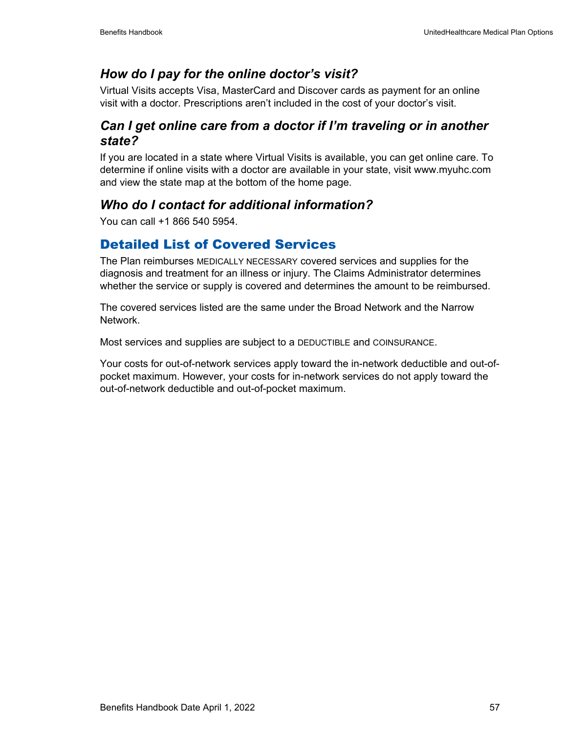### *How do I pay for the online doctor's visit?*

Virtual Visits accepts Visa, MasterCard and Discover cards as payment for an online visit with a doctor. Prescriptions aren't included in the cost of your doctor's visit.

### *Can I get online care from a doctor if I'm traveling or in another state?*

If you are located in a state where Virtual Visits is available, you can get online care. To determine if online visits with a doctor are available in your state, visit www.myuhc.com and view the state map at the bottom of the home page.

### *Who do I contact for additional information?*

You can call +1 866 540 5954.

## Detailed List of Covered Services

The Plan reimburses MEDICALLY NECESSARY covered services and supplies for the diagnosis and treatment for an illness or injury. The Claims Administrator determines whether the service or supply is covered and determines the amount to be reimbursed.

The covered services listed are the same under the Broad Network and the Narrow Network.

Most services and supplies are subject to a DEDUCTIBLE and COINSURANCE.

Your costs for out-of-network services apply toward the in-network deductible and out-of-pocket maximum. However, your costs for in-network services do not apply toward the out-of-network deductible and out-of-pocket maximum.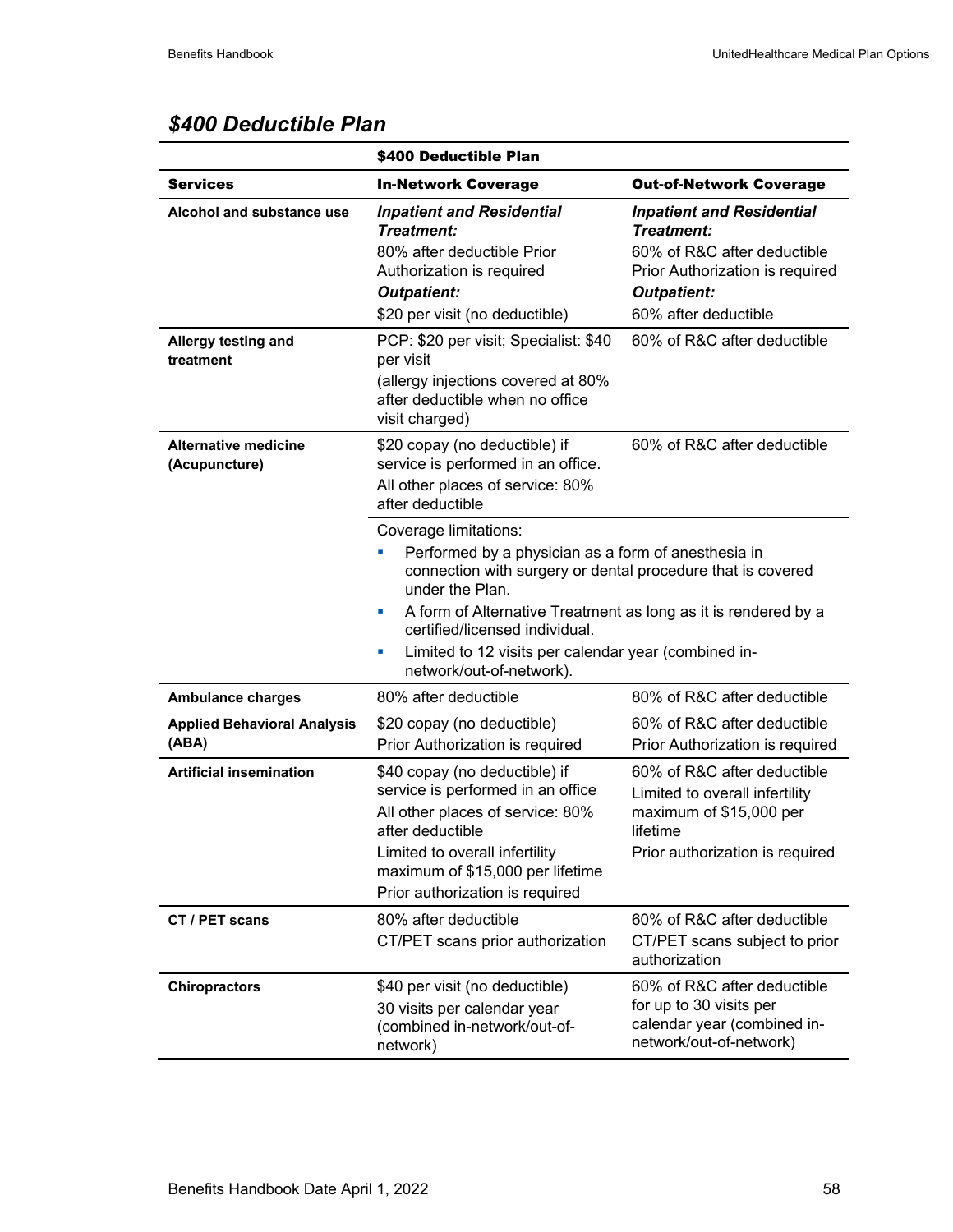## *$400 Deductible Plan*

| | $400 Deductible Plan | |
|---|---|---|
| **Services** | **In-Network Coverage** | **Out-of-Network Coverage** |
| **Alcohol and substance use** | ***Inpatient and Residential Treatment:*** 80% after deductible Prior Authorization is required ***Outpatient:*** $20 per visit (no deductible) | ***Inpatient and Residential Treatment:*** 60% of R&C after deductible Prior Authorization is required ***Outpatient:*** 60% after deductible |
| **Allergy testing and treatment** | PCP: $20 per visit; Specialist: $40 per visit (allergy injections covered at 80% after deductible when no office visit charged) | 60% of R&C after deductible |
| **Alternative medicine (Acupuncture)** | $20 copay (no deductible) if service is performed in an office. All other places of service: 80% after deductible | 60% of R&C after deductible |
| | Coverage limitations: • Performed by a physician as a form of anesthesia in connection with surgery or dental procedure that is covered under the Plan. • A form of Alternative Treatment as long as it is rendered by a certified/licensed individual. • Limited to 12 visits per calendar year (combined in-network/out-of-network). | |
| **Ambulance charges** | 80% after deductible | 80% of R&C after deductible |
| **Applied Behavioral Analysis (ABA)** | $20 copay (no deductible) Prior Authorization is required | 60% of R&C after deductible Prior Authorization is required |
| **Artificial insemination** | $40 copay (no deductible) if service is performed in an office All other places of service: 80% after deductible Limited to overall infertility maximum of $15,000 per lifetime Prior authorization is required | 60% of R&C after deductible Limited to overall infertility maximum of $15,000 per lifetime Prior authorization is required |
| **CT / PET scans** | 80% after deductible CT/PET scans prior authorization | 60% of R&C after deductible CT/PET scans subject to prior authorization |
| **Chiropractors** | $40 per visit (no deductible) 30 visits per calendar year (combined in-network/out-of-network) | 60% of R&C after deductible for up to 30 visits per calendar year (combined in-network/out-of-network) |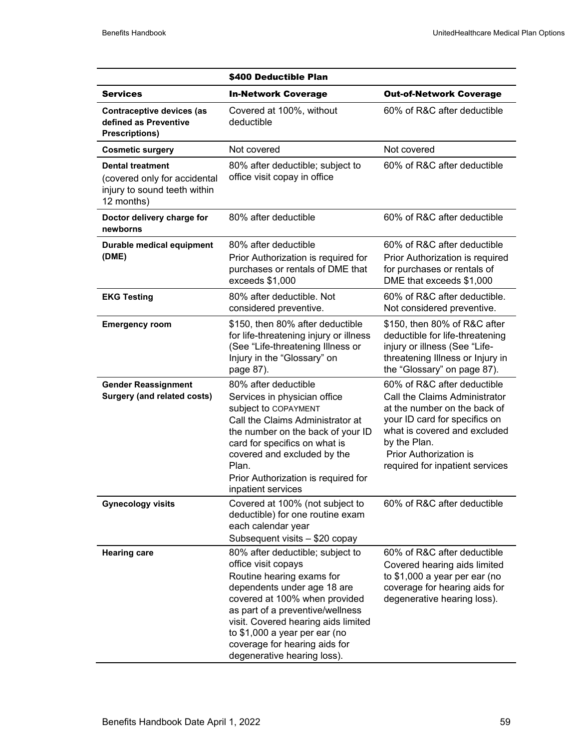| | $400 Deductible Plan | |
|---|---|---|
| **Services** | **In-Network Coverage** | **Out-of-Network Coverage** |
| **Contraceptive devices (as defined as Preventive Prescriptions)** | Covered at 100%, without deductible | 60% of R&C after deductible |
| **Cosmetic surgery** | Not covered | Not covered |
| **Dental treatment** (covered only for accidental injury to sound teeth within 12 months) | 80% after deductible; subject to office visit copay in office | 60% of R&C after deductible |
| **Doctor delivery charge for newborns** | 80% after deductible | 60% of R&C after deductible |
| **Durable medical equipment (DME)** | 80% after deductible<br>Prior Authorization is required for purchases or rentals of DME that exceeds $1,000 | 60% of R&C after deductible<br>Prior Authorization is required for purchases or rentals of DME that exceeds $1,000 |
| **EKG Testing** | 80% after deductible. Not considered preventive. | 60% of R&C after deductible. Not considered preventive. |
| **Emergency room** | $150, then 80% after deductible for life-threatening injury or illness (See "Life-threatening Illness or Injury in the "Glossary" on page 87). | $150, then 80% of R&C after deductible for life-threatening injury or illness (See "Life-threatening Illness or Injury in the "Glossary" on page 87). |
| **Gender Reassignment Surgery (and related costs)** | 80% after deductible<br>Services in physician office subject to COPAYMENT<br>Call the Claims Administrator at the number on the back of your ID card for specifics on what is covered and excluded by the Plan.<br>Prior Authorization is required for inpatient services | 60% of R&C after deductible<br>Call the Claims Administrator at the number on the back of your ID card for specifics on what is covered and excluded by the Plan.<br>Prior Authorization is required for inpatient services |
| **Gynecology visits** | Covered at 100% (not subject to deductible) for one routine exam each calendar year<br>Subsequent visits – $20 copay | 60% of R&C after deductible |
| **Hearing care** | 80% after deductible; subject to office visit copays<br>Routine hearing exams for dependents under age 18 are covered at 100% when provided as part of a preventive/wellness visit. Covered hearing aids limited to $1,000 a year per ear (no coverage for hearing aids for degenerative hearing loss). | 60% of R&C after deductible<br>Covered hearing aids limited to $1,000 a year per ear (no coverage for hearing aids for degenerative hearing loss). |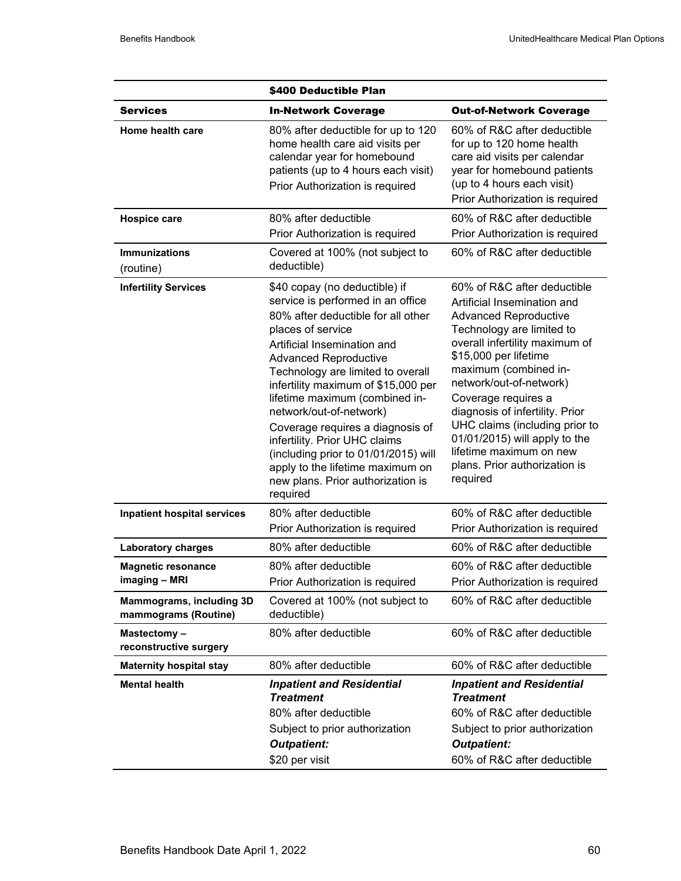| | $400 Deductible Plan | |
|---|---|---|
| **Services** | **In-Network Coverage** | **Out-of-Network Coverage** |
| **Home health care** | 80% after deductible for up to 120 home health care aid visits per calendar year for homebound patients (up to 4 hours each visit)<br>Prior Authorization is required | 60% of R&C after deductible for up to 120 home health care aid visits per calendar year for homebound patients (up to 4 hours each visit)<br>Prior Authorization is required |
| **Hospice care** | 80% after deductible<br>Prior Authorization is required | 60% of R&C after deductible<br>Prior Authorization is required |
| **Immunizations** (routine) | Covered at 100% (not subject to deductible) | 60% of R&C after deductible |
| **Infertility Services** | $40 copay (no deductible) if service is performed in an office<br>80% after deductible for all other places of service<br>Artificial Insemination and Advanced Reproductive Technology are limited to overall infertility maximum of $15,000 per lifetime maximum (combined in-network/out-of-network)<br>Coverage requires a diagnosis of infertility. Prior UHC claims (including prior to 01/01/2015) will apply to the lifetime maximum on new plans. Prior authorization is required | 60% of R&C after deductible<br>Artificial Insemination and Advanced Reproductive Technology are limited to overall infertility maximum of $15,000 per lifetime maximum (combined in-network/out-of-network)<br>Coverage requires a diagnosis of infertility. Prior UHC claims (including prior to 01/01/2015) will apply to the lifetime maximum on new plans. Prior authorization is required |
| **Inpatient hospital services** | 80% after deductible<br>Prior Authorization is required | 60% of R&C after deductible<br>Prior Authorization is required |
| **Laboratory charges** | 80% after deductible | 60% of R&C after deductible |
| **Magnetic resonance imaging – MRI** | 80% after deductible<br>Prior Authorization is required | 60% of R&C after deductible<br>Prior Authorization is required |
| **Mammograms, including 3D mammograms (Routine)** | Covered at 100% (not subject to deductible) | 60% of R&C after deductible |
| **Mastectomy – reconstructive surgery** | 80% after deductible | 60% of R&C after deductible |
| **Maternity hospital stay** | 80% after deductible | 60% of R&C after deductible |
| **Mental health** | ***Inpatient and Residential Treatment***<br>80% after deductible<br>Subject to prior authorization<br>***Outpatient:***<br>$20 per visit | ***Inpatient and Residential Treatment***<br>60% of R&C after deductible<br>Subject to prior authorization<br>***Outpatient:***<br>60% of R&C after deductible |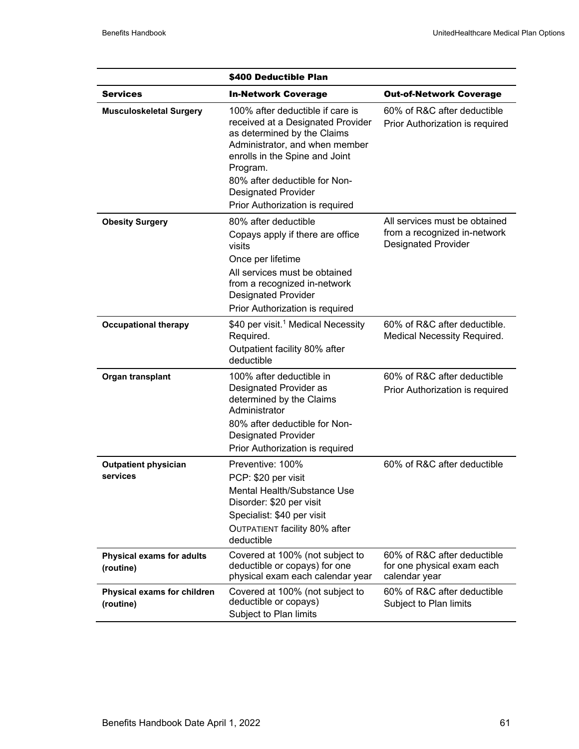| $400 Deductible Plan | | |
|---|---|---|
| **Services** | **In-Network Coverage** | **Out-of-Network Coverage** |
| **Musculoskeletal Surgery** | 100% after deductible if care is received at a Designated Provider as determined by the Claims Administrator, and when member enrolls in the Spine and Joint Program.<br>80% after deductible for Non-Designated Provider<br>Prior Authorization is required | 60% of R&C after deductible<br>Prior Authorization is required |
| **Obesity Surgery** | 80% after deductible<br>Copays apply if there are office visits<br>Once per lifetime<br>All services must be obtained from a recognized in-network Designated Provider<br>Prior Authorization is required | All services must be obtained from a recognized in-network Designated Provider |
| **Occupational therapy** | $40 per visit.[1] Medical Necessity Required.<br>Outpatient facility 80% after deductible | 60% of R&C after deductible. Medical Necessity Required. |
| **Organ transplant** | 100% after deductible in Designated Provider as determined by the Claims Administrator<br>80% after deductible for Non-Designated Provider<br>Prior Authorization is required | 60% of R&C after deductible<br>Prior Authorization is required |
| **Outpatient physician services** | Preventive: 100%<br>PCP: $20 per visit<br>Mental Health/Substance Use Disorder: $20 per visit<br>Specialist: $40 per visit<br>OUTPATIENT facility 80% after deductible | 60% of R&C after deductible |
| **Physical exams for adults (routine)** | Covered at 100% (not subject to deductible or copays) for one physical exam each calendar year | 60% of R&C after deductible for one physical exam each calendar year |
| **Physical exams for children (routine)** | Covered at 100% (not subject to deductible or copays)<br>Subject to Plan limits | 60% of R&C after deductible<br>Subject to Plan limits |

Benefits Handbook Date April 1, 2022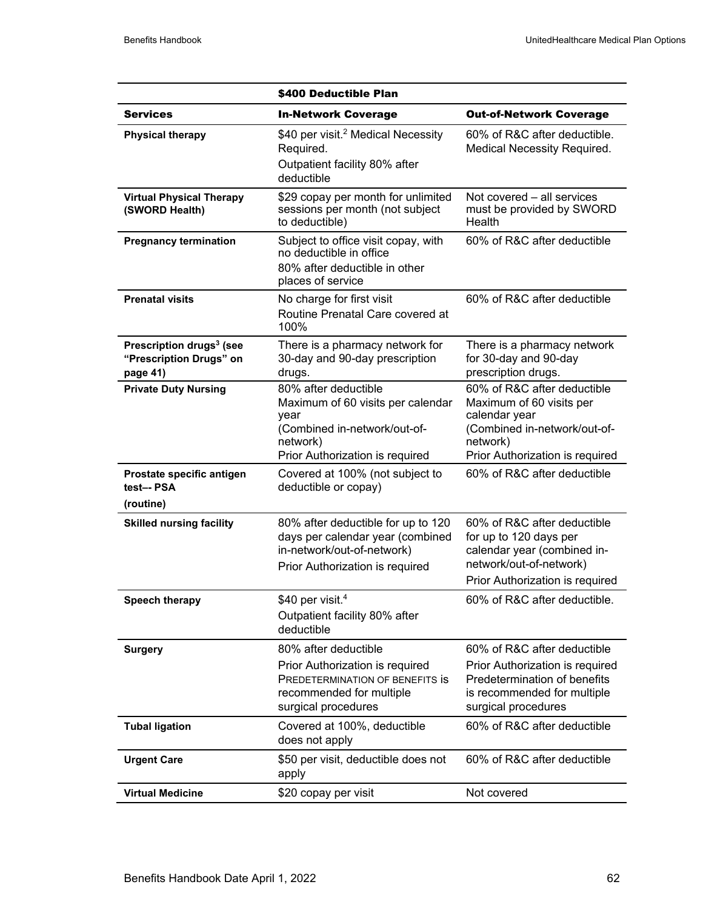| $400 Deductible Plan | | |
|---|---|---|
| **Services** | **In-Network Coverage** | **Out-of-Network Coverage** |
| **Physical therapy** | $40 per visit.[2] Medical Necessity Required.<br>Outpatient facility 80% after deductible | 60% of R&C after deductible. Medical Necessity Required. |
| **Virtual Physical Therapy (SWORD Health)** | $29 copay per month for unlimited sessions per month (not subject to deductible) | Not covered – all services must be provided by SWORD Health |
| **Pregnancy termination** | Subject to office visit copay, with no deductible in office<br>80% after deductible in other places of service | 60% of R&C after deductible |
| **Prenatal visits** | No charge for first visit<br>Routine Prenatal Care covered at 100% | 60% of R&C after deductible |
| **Prescription drugs[3] (see "Prescription Drugs" on page 41)** | There is a pharmacy network for 30-day and 90-day prescription drugs. | There is a pharmacy network for 30-day and 90-day prescription drugs. |
| **Private Duty Nursing** | 80% after deductible<br>Maximum of 60 visits per calendar year<br>(Combined in-network/out-of-network)<br>Prior Authorization is required | 60% of R&C after deductible<br>Maximum of 60 visits per calendar year<br>(Combined in-network/out-of-network)<br>Prior Authorization is required |
| **Prostate specific antigen test–- PSA (routine)** | Covered at 100% (not subject to deductible or copay) | 60% of R&C after deductible |
| **Skilled nursing facility** | 80% after deductible for up to 120 days per calendar year (combined in-network/out-of-network)<br>Prior Authorization is required | 60% of R&C after deductible for up to 120 days per calendar year (combined in-network/out-of-network)<br>Prior Authorization is required |
| **Speech therapy** | $40 per visit.[4]<br>Outpatient facility 80% after deductible | 60% of R&C after deductible. |
| **Surgery** | 80% after deductible<br>Prior Authorization is required<br>PREDETERMINATION OF BENEFITS is recommended for multiple surgical procedures | 60% of R&C after deductible<br>Prior Authorization is required<br>Predetermination of benefits is recommended for multiple surgical procedures |
| **Tubal ligation** | Covered at 100%, deductible does not apply | 60% of R&C after deductible |
| **Urgent Care** | $50 per visit, deductible does not apply | 60% of R&C after deductible |
| **Virtual Medicine** | $20 copay per visit | Not covered |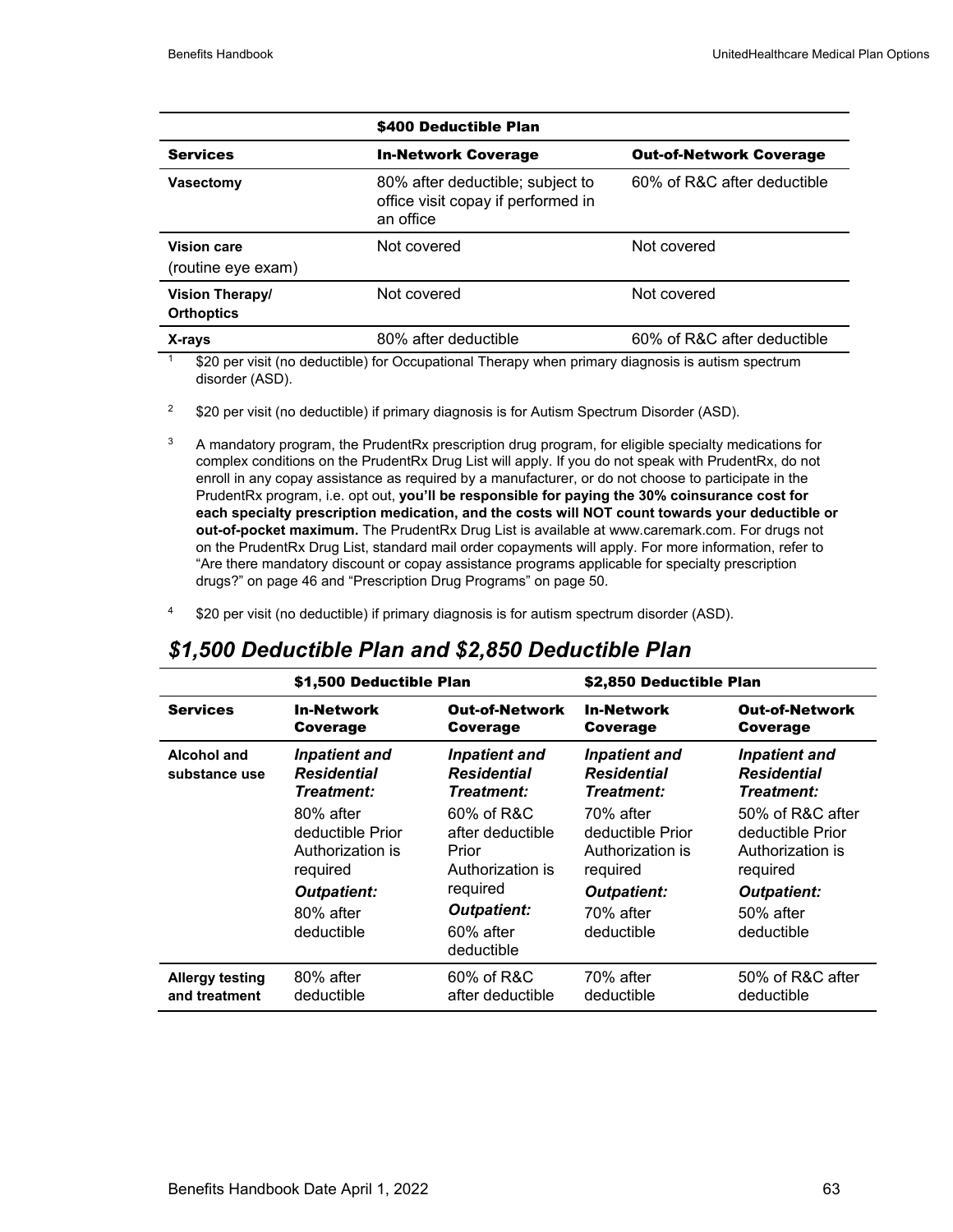| | $400 Deductible Plan | |
|---|---|---|
| **Services** | **In-Network Coverage** | **Out-of-Network Coverage** |
| **Vasectomy** | 80% after deductible; subject to office visit copay if performed in an office | 60% of R&C after deductible |
| **Vision care** (routine eye exam) | Not covered | Not covered |
| **Vision Therapy/ Orthoptics** | Not covered | Not covered |
| **X-rays** | 80% after deductible | 60% of R&C after deductible |

[1] $20 per visit (no deductible) for Occupational Therapy when primary diagnosis is autism spectrum disorder (ASD).

[2] $20 per visit (no deductible) if primary diagnosis is for Autism Spectrum Disorder (ASD).

[3] A mandatory program, the PrudentRx prescription drug program, for eligible specialty medications for complex conditions on the PrudentRx Drug List will apply. If you do not speak with PrudentRx, do not enroll in any copay assistance as required by a manufacturer, or do not choose to participate in the PrudentRx program, i.e. opt out, **you'll be responsible for paying the 30% coinsurance cost for each specialty prescription medication, and the costs will NOT count towards your deductible or out-of-pocket maximum.** The PrudentRx Drug List is available at www.caremark.com. For drugs not on the PrudentRx Drug List, standard mail order copayments will apply. For more information, refer to "Are there mandatory discount or copay assistance programs applicable for specialty prescription drugs?" on page 46 and "Prescription Drug Programs" on page 50.

[4] $20 per visit (no deductible) if primary diagnosis is for autism spectrum disorder (ASD).

## *$1,500 Deductible Plan and $2,850 Deductible Plan*

| | $1,500 Deductible Plan | | $2,850 Deductible Plan | |
|---|---|---|---|---|
| **Services** | **In-Network Coverage** | **Out-of-Network Coverage** | **In-Network Coverage** | **Out-of-Network Coverage** |
| **Alcohol and substance use** | ***Inpatient and Residential Treatment:*** 80% after deductible Prior Authorization is required ***Outpatient:*** 80% after deductible | ***Inpatient and Residential Treatment:*** 60% of R&C after deductible Prior Authorization is required ***Outpatient:*** 60% after deductible | ***Inpatient and Residential Treatment:*** 70% after deductible Prior Authorization is required ***Outpatient:*** 70% after deductible | ***Inpatient and Residential Treatment:*** 50% of R&C after deductible Prior Authorization is required ***Outpatient:*** 50% after deductible |
| **Allergy testing and treatment** | 80% after deductible | 60% of R&C after deductible | 70% after deductible | 50% of R&C after deductible |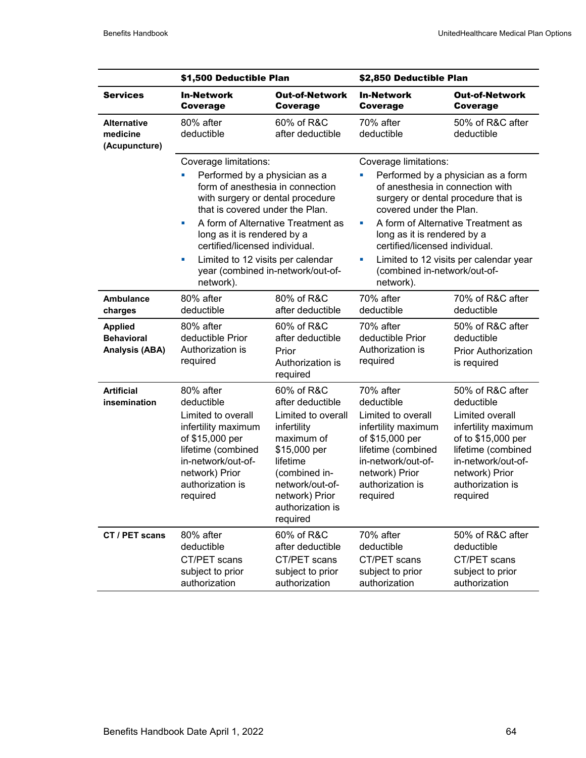| | $1,500 Deductible Plan | | $2,850 Deductible Plan | |
|---|---|---|---|---|
| **Services** | **In-Network Coverage** | **Out-of-Network Coverage** | **In-Network Coverage** | **Out-of-Network Coverage** |
| **Alternative medicine (Acupuncture)** | 80% after deductible | 60% of R&C after deductible | 70% after deductible | 50% of R&C after deductible |
| | Coverage limitations:<br>▪ Performed by a physician as a form of anesthesia in connection with surgery or dental procedure that is covered under the Plan.<br>▪ A form of Alternative Treatment as long as it is rendered by a certified/licensed individual.<br>▪ Limited to 12 visits per calendar year (combined in-network/out-of-network). | | Coverage limitations:<br>▪ Performed by a physician as a form of anesthesia in connection with surgery or dental procedure that is covered under the Plan.<br>▪ A form of Alternative Treatment as long as it is rendered by a certified/licensed individual.<br>▪ Limited to 12 visits per calendar year (combined in-network/out-of-network). | |
| **Ambulance charges** | 80% after deductible | 80% of R&C after deductible | 70% after deductible | 70% of R&C after deductible |
| **Applied Behavioral Analysis (ABA)** | 80% after deductible Prior Authorization is required | 60% of R&C after deductible Prior Authorization is required | 70% after deductible Prior Authorization is required | 50% of R&C after deductible Prior Authorization is required |
| **Artificial insemination** | 80% after deductible<br>Limited to overall infertility maximum of $15,000 per lifetime (combined in-network/out-of-network) Prior authorization is required | 60% of R&C after deductible<br>Limited to overall infertility maximum of $15,000 per lifetime (combined in-network/out-of-network) Prior authorization is required | 70% after deductible<br>Limited to overall infertility maximum of $15,000 per lifetime (combined in-network/out-of-network) Prior authorization is required | 50% of R&C after deductible<br>Limited overall infertility maximum of to $15,000 per lifetime (combined in-network/out-of-network) Prior authorization is required |
| **CT / PET scans** | 80% after deductible<br>CT/PET scans subject to prior authorization | 60% of R&C after deductible<br>CT/PET scans subject to prior authorization | 70% after deductible<br>CT/PET scans subject to prior authorization | 50% of R&C after deductible<br>CT/PET scans subject to prior authorization |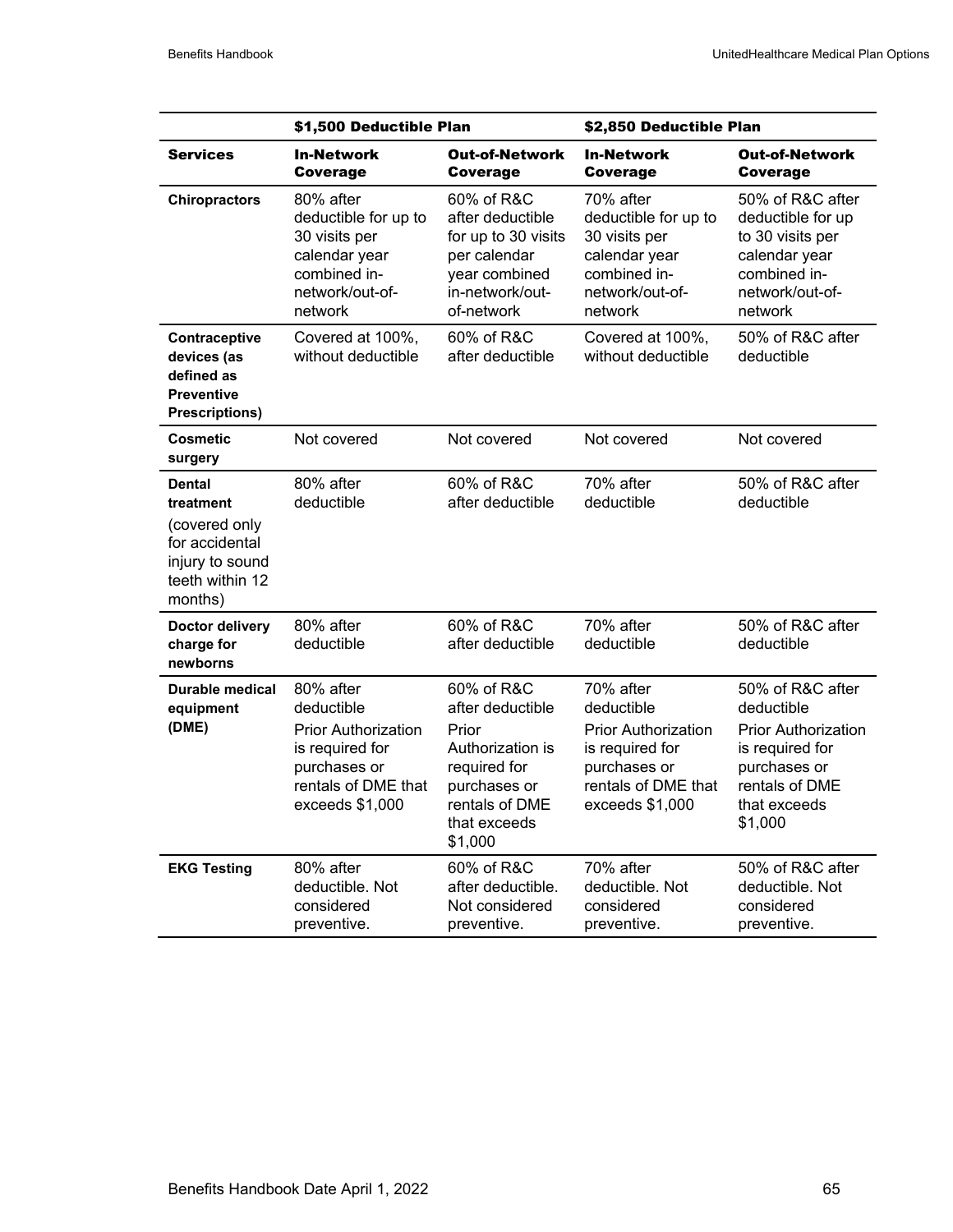| | $1,500 Deductible Plan | | $2,850 Deductible Plan | |
|---|---|---|---|---|
| **Services** | **In-Network Coverage** | **Out-of-Network Coverage** | **In-Network Coverage** | **Out-of-Network Coverage** |
| **Chiropractors** | 80% after deductible for up to 30 visits per calendar year combined in-network/out-of-network | 60% of R&C after deductible for up to 30 visits per calendar year combined in-network/out-of-network | 70% after deductible for up to 30 visits per calendar year combined in-network/out-of-network | 50% of R&C after deductible for up to 30 visits per calendar year combined in-network/out-of-network |
| **Contraceptive devices (as defined as Preventive Prescriptions)** | Covered at 100%, without deductible | 60% of R&C after deductible | Covered at 100%, without deductible | 50% of R&C after deductible |
| **Cosmetic surgery** | Not covered | Not covered | Not covered | Not covered |
| **Dental treatment** (covered only for accidental injury to sound teeth within 12 months) | 80% after deductible | 60% of R&C after deductible | 70% after deductible | 50% of R&C after deductible |
| **Doctor delivery charge for newborns** | 80% after deductible | 60% of R&C after deductible | 70% after deductible | 50% of R&C after deductible |
| **Durable medical equipment (DME)** | 80% after deductible<br>Prior Authorization is required for purchases or rentals of DME that exceeds $1,000 | 60% of R&C after deductible<br>Prior Authorization is required for purchases or rentals of DME that exceeds $1,000 | 70% after deductible<br>Prior Authorization is required for purchases or rentals of DME that exceeds $1,000 | 50% of R&C after deductible<br>Prior Authorization is required for purchases or rentals of DME that exceeds $1,000 |
| **EKG Testing** | 80% after deductible. Not considered preventive. | 60% of R&C after deductible. Not considered preventive. | 70% after deductible. Not considered preventive. | 50% of R&C after deductible. Not considered preventive. |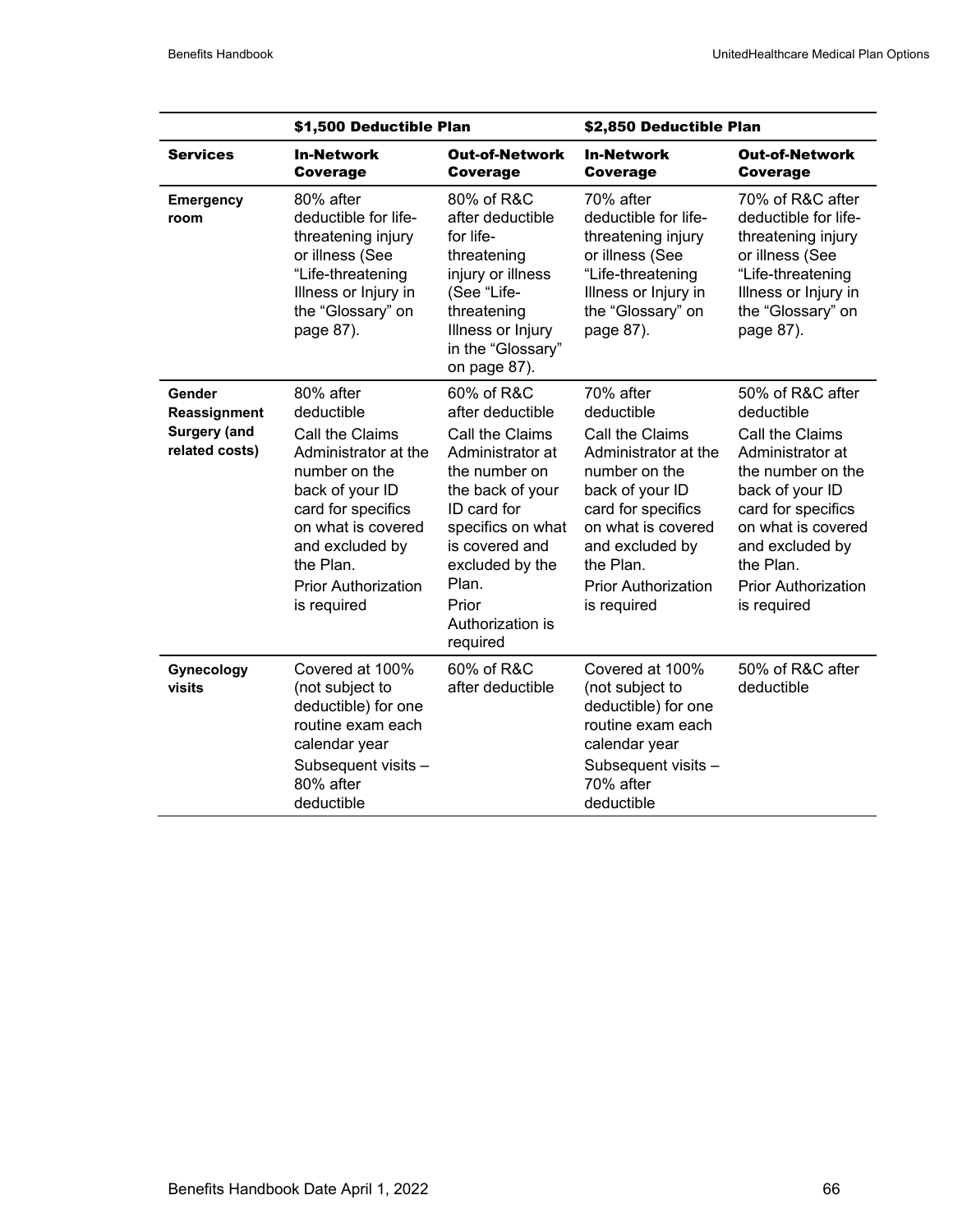| | $1,500 Deductible Plan | | $2,850 Deductible Plan | |
|---|---|---|---|---|
| **Services** | **In-Network Coverage** | **Out-of-Network Coverage** | **In-Network Coverage** | **Out-of-Network Coverage** |
| **Emergency room** | 80% after deductible for life-threatening injury or illness (See "Life-threatening Illness or Injury in the "Glossary" on page 87). | 80% of R&C after deductible for life-threatening injury or illness (See "Life-threatening Illness or Injury in the "Glossary" on page 87). | 70% after deductible for life-threatening injury or illness (See "Life-threatening Illness or Injury in the "Glossary" on page 87). | 70% of R&C after deductible for life-threatening injury or illness (See "Life-threatening Illness or Injury in the "Glossary" on page 87). |
| **Gender Reassignment Surgery (and related costs)** | 80% after deductible<br>Call the Claims Administrator at the number on the back of your ID card for specifics on what is covered and excluded by the Plan.<br>Prior Authorization is required | 60% of R&C after deductible<br>Call the Claims Administrator at the number on the back of your ID card for specifics on what is covered and excluded by the Plan.<br>Prior Authorization is required | 70% after deductible<br>Call the Claims Administrator at the number on the back of your ID card for specifics on what is covered and excluded by the Plan.<br>Prior Authorization is required | 50% of R&C after deductible<br>Call the Claims Administrator at the number on the back of your ID card for specifics on what is covered and excluded by the Plan.<br>Prior Authorization is required |
| **Gynecology visits** | Covered at 100% (not subject to deductible) for one routine exam each calendar year<br>Subsequent visits – 80% after deductible | 60% of R&C after deductible | Covered at 100% (not subject to deductible) for one routine exam each calendar year<br>Subsequent visits – 70% after deductible | 50% of R&C after deductible |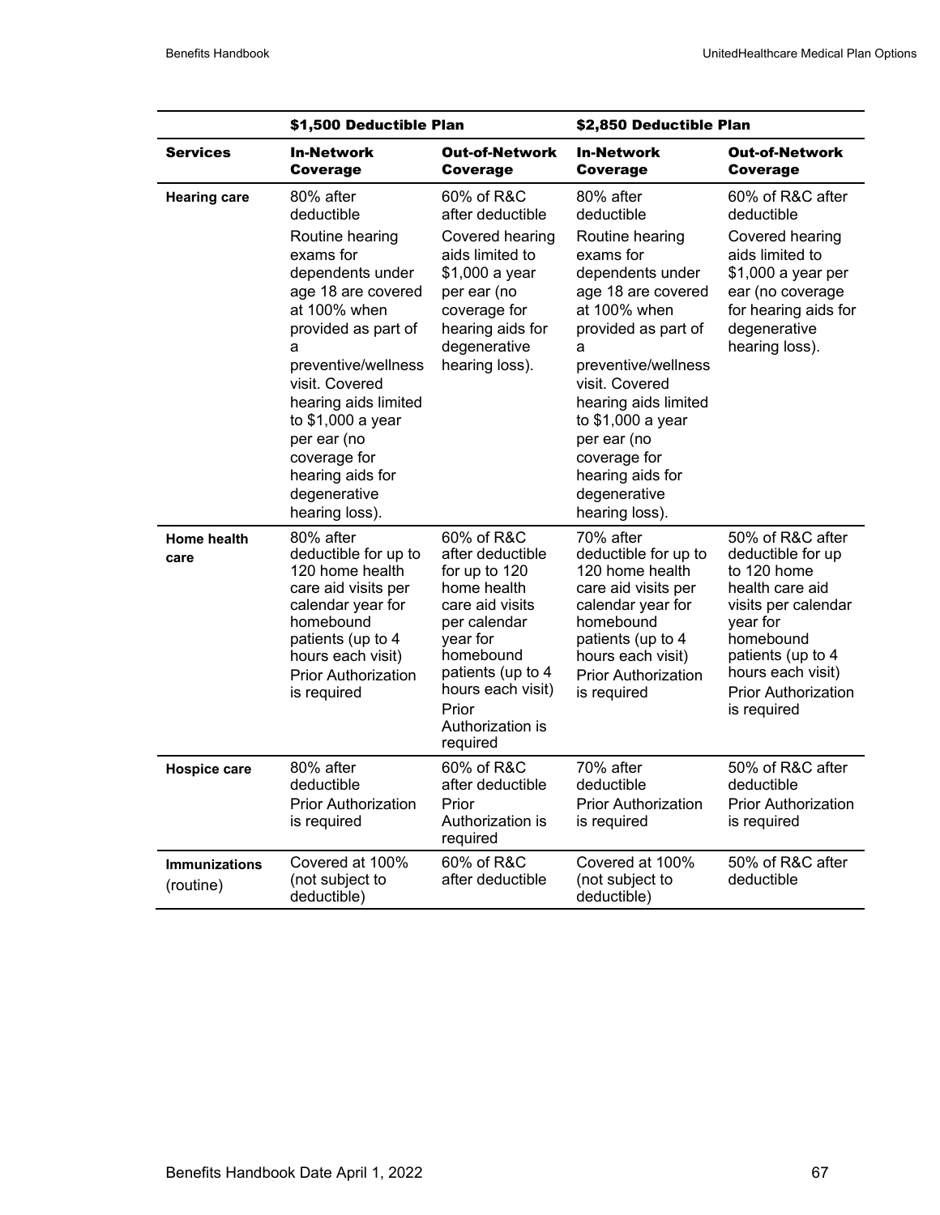| | $1,500 Deductible Plan | | $2,850 Deductible Plan | |
|---|---|---|---|---|
| **Services** | **In-Network Coverage** | **Out-of-Network Coverage** | **In-Network Coverage** | **Out-of-Network Coverage** |
| **Hearing care** | 80% after deductible<br>Routine hearing exams for dependents under age 18 are covered at 100% when provided as part of a preventive/wellness visit. Covered hearing aids limited to $1,000 a year per ear (no coverage for hearing aids for degenerative hearing loss). | 60% of R&C after deductible<br>Covered hearing aids limited to $1,000 a year per ear (no coverage for hearing aids for degenerative hearing loss). | 80% after deductible<br>Routine hearing exams for dependents under age 18 are covered at 100% when provided as part of a preventive/wellness visit. Covered hearing aids limited to $1,000 a year per ear (no coverage for hearing aids for degenerative hearing loss). | 60% of R&C after deductible<br>Covered hearing aids limited to $1,000 a year per ear (no coverage for hearing aids for degenerative hearing loss). |
| **Home health care** | 80% after deductible for up to 120 home health care aid visits per calendar year for homebound patients (up to 4 hours each visit)<br>Prior Authorization is required | 60% of R&C after deductible for up to 120 home health care aid visits per calendar year for homebound patients (up to 4 hours each visit)<br>Prior Authorization is required | 70% after deductible for up to 120 home health care aid visits per calendar year for homebound patients (up to 4 hours each visit)<br>Prior Authorization is required | 50% of R&C after deductible for up to 120 home health care aid visits per calendar year for homebound patients (up to 4 hours each visit)<br>Prior Authorization is required |
| **Hospice care** | 80% after deductible<br>Prior Authorization is required | 60% of R&C after deductible<br>Prior Authorization is required | 70% after deductible<br>Prior Authorization is required | 50% of R&C after deductible<br>Prior Authorization is required |
| **Immunizations** (routine) | Covered at 100% (not subject to deductible) | 60% of R&C after deductible | Covered at 100% (not subject to deductible) | 50% of R&C after deductible |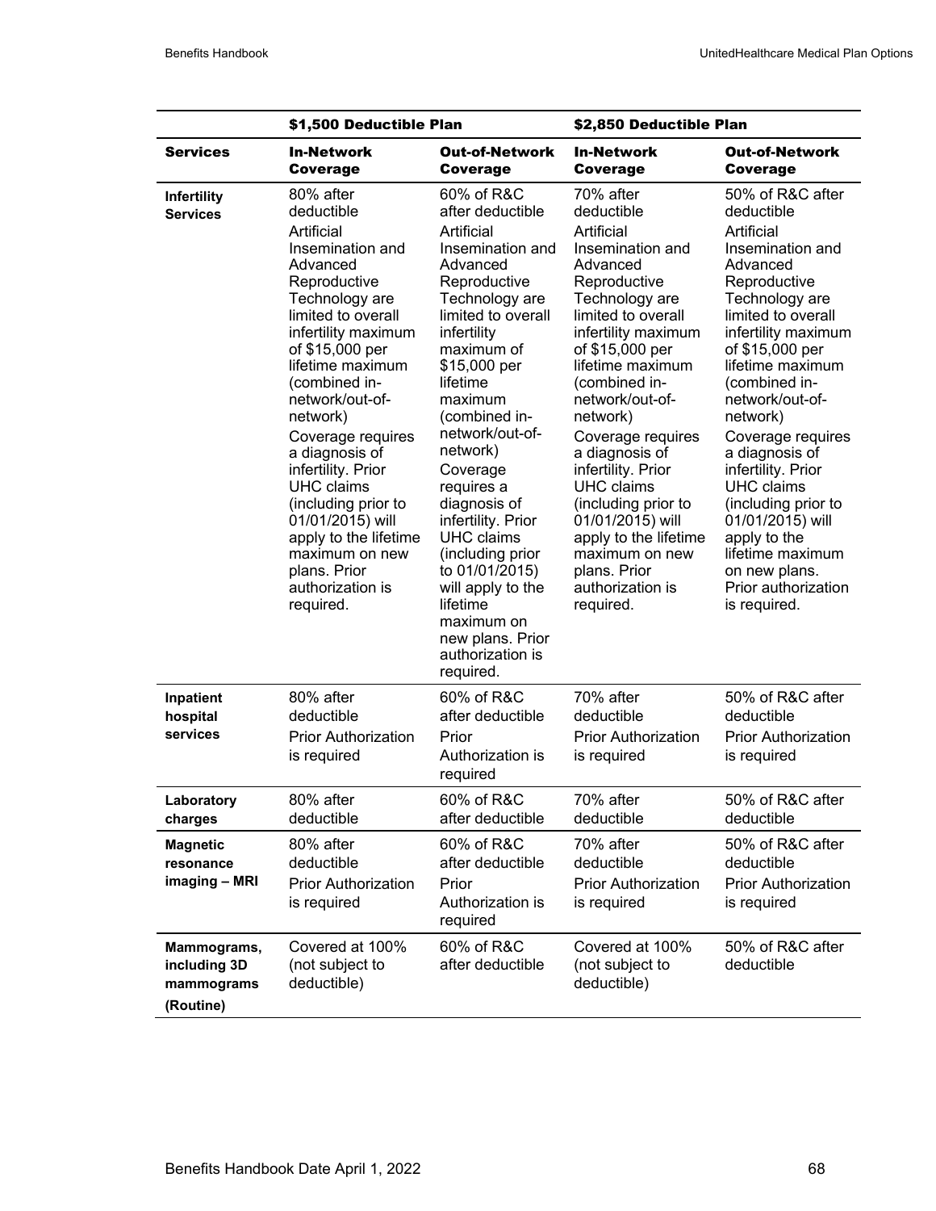| | $1,500 Deductible Plan | | $2,850 Deductible Plan | |
|---|---|---|---|---|
| **Services** | **In-Network Coverage** | **Out-of-Network Coverage** | **In-Network Coverage** | **Out-of-Network Coverage** |
| **Infertility Services** | 80% after deductible<br>Artificial Insemination and Advanced Reproductive Technology are limited to overall infertility maximum of $15,000 per lifetime maximum (combined in-network/out-of-network)<br>Coverage requires a diagnosis of infertility. Prior UHC claims (including prior to 01/01/2015) will apply to the lifetime maximum on new plans. Prior authorization is required. | 60% of R&C after deductible<br>Artificial Insemination and Advanced Reproductive Technology are limited to overall infertility maximum of $15,000 per lifetime maximum (combined in-network/out-of-network)<br>Coverage requires a diagnosis of infertility. Prior UHC claims (including prior to 01/01/2015) will apply to the lifetime maximum on new plans. Prior authorization is required. | 70% after deductible<br>Artificial Insemination and Advanced Reproductive Technology are limited to overall infertility maximum of $15,000 per lifetime maximum (combined in-network/out-of-network)<br>Coverage requires a diagnosis of infertility. Prior UHC claims (including prior to 01/01/2015) will apply to the lifetime maximum on new plans. Prior authorization is required. | 50% of R&C after deductible<br>Artificial Insemination and Advanced Reproductive Technology are limited to overall infertility maximum of $15,000 per lifetime maximum (combined in-network/out-of-network)<br>Coverage requires a diagnosis of infertility. Prior UHC claims (including prior to 01/01/2015) will apply to the lifetime maximum on new plans. Prior authorization is required. |
| **Inpatient hospital services** | 80% after deductible<br>Prior Authorization is required | 60% of R&C after deductible<br>Prior Authorization is required | 70% after deductible<br>Prior Authorization is required | 50% of R&C after deductible<br>Prior Authorization is required |
| **Laboratory charges** | 80% after deductible | 60% of R&C after deductible | 70% after deductible | 50% of R&C after deductible |
| **Magnetic resonance imaging – MRI** | 80% after deductible<br>Prior Authorization is required | 60% of R&C after deductible<br>Prior Authorization is required | 70% after deductible<br>Prior Authorization is required | 50% of R&C after deductible<br>Prior Authorization is required |
| **Mammograms, including 3D mammograms (Routine)** | Covered at 100% (not subject to deductible) | 60% of R&C after deductible | Covered at 100% (not subject to deductible) | 50% of R&C after deductible |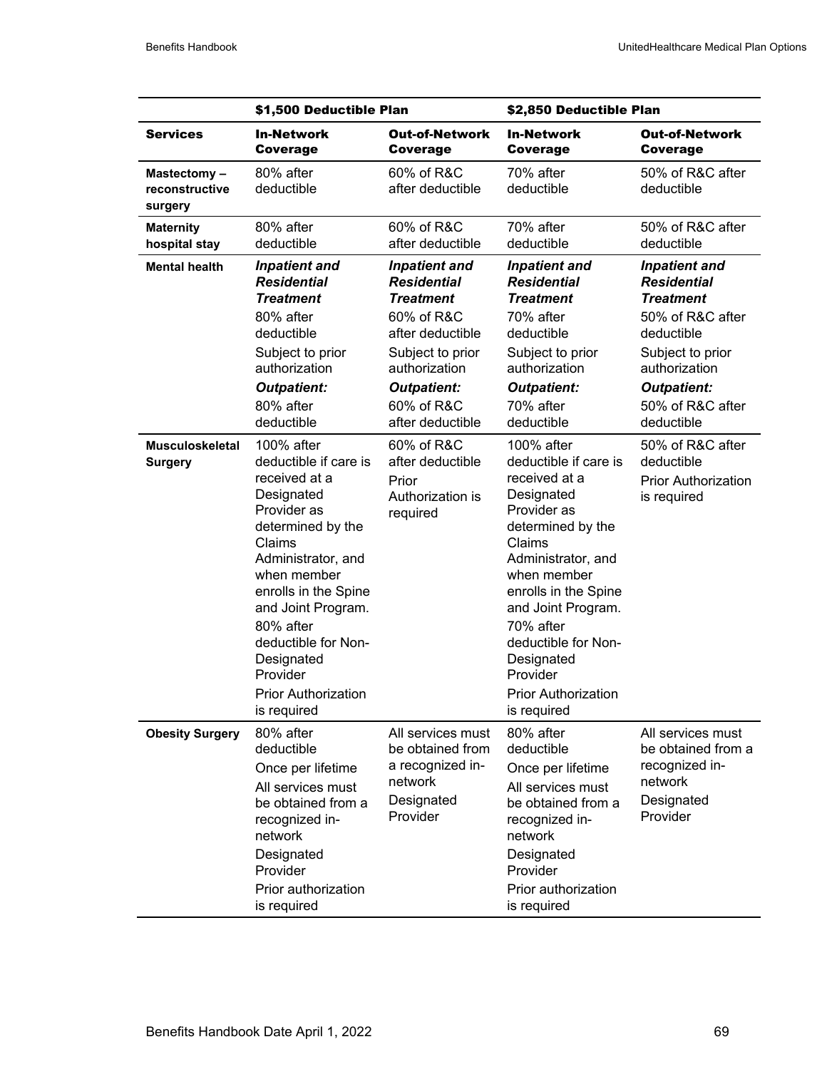| | $1,500 Deductible Plan | | $2,850 Deductible Plan | |
|---|---|---|---|---|
| **Services** | **In-Network Coverage** | **Out-of-Network Coverage** | **In-Network Coverage** | **Out-of-Network Coverage** |
| **Mastectomy – reconstructive surgery** | 80% after deductible | 60% of R&C after deductible | 70% after deductible | 50% of R&C after deductible |
| **Maternity hospital stay** | 80% after deductible | 60% of R&C after deductible | 70% after deductible | 50% of R&C after deductible |
| **Mental health** | ***Inpatient and Residential Treatment*** 80% after deductible Subject to prior authorization ***Outpatient:*** 80% after deductible | ***Inpatient and Residential Treatment*** 60% of R&C after deductible Subject to prior authorization ***Outpatient:*** 60% of R&C after deductible | ***Inpatient and Residential Treatment*** 70% after deductible Subject to prior authorization ***Outpatient:*** 70% after deductible | ***Inpatient and Residential Treatment*** 50% of R&C after deductible Subject to prior authorization ***Outpatient:*** 50% of R&C after deductible |
| **Musculoskeletal Surgery** | 100% after deductible if care is received at a Designated Provider as determined by the Claims Administrator, and when member enrolls in the Spine and Joint Program. 80% after deductible for Non-Designated Provider Prior Authorization is required | 60% of R&C after deductible Prior Authorization is required | 100% after deductible if care is received at a Designated Provider as determined by the Claims Administrator, and when member enrolls in the Spine and Joint Program. 70% after deductible for Non-Designated Provider Prior Authorization is required | 50% of R&C after deductible Prior Authorization is required |
| **Obesity Surgery** | 80% after deductible Once per lifetime All services must be obtained from a recognized in-network Designated Provider Prior authorization is required | All services must be obtained from a recognized in-network Designated Provider | 80% after deductible Once per lifetime All services must be obtained from a recognized in-network Designated Provider Prior authorization is required | All services must be obtained from a recognized in-network Designated Provider |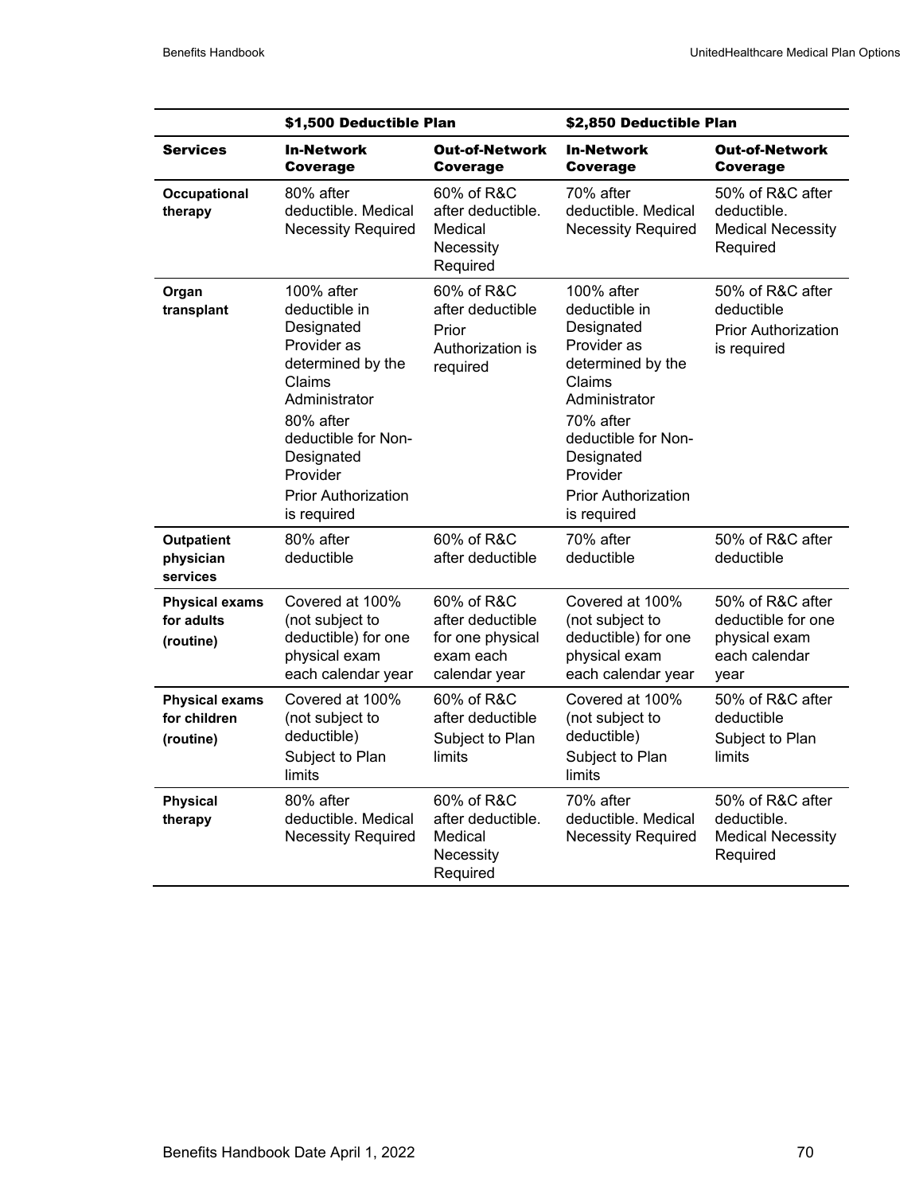| | $1,500 Deductible Plan | | $2,850 Deductible Plan | |
|---|---|---|---|---|
| **Services** | **In-Network Coverage** | **Out-of-Network Coverage** | **In-Network Coverage** | **Out-of-Network Coverage** |
| **Occupational therapy** | 80% after deductible. Medical Necessity Required | 60% of R&C after deductible. Medical Necessity Required | 70% after deductible. Medical Necessity Required | 50% of R&C after deductible. Medical Necessity Required |
| **Organ transplant** | 100% after deductible in Designated Provider as determined by the Claims Administrator<br>80% after deductible for Non-Designated Provider<br>Prior Authorization is required | 60% of R&C after deductible<br>Prior Authorization is required | 100% after deductible in Designated Provider as determined by the Claims Administrator<br>70% after deductible for Non-Designated Provider<br>Prior Authorization is required | 50% of R&C after deductible<br>Prior Authorization is required |
| **Outpatient physician services** | 80% after deductible | 60% of R&C after deductible | 70% after deductible | 50% of R&C after deductible |
| **Physical exams for adults (routine)** | Covered at 100% (not subject to deductible) for one physical exam each calendar year | 60% of R&C after deductible for one physical exam each calendar year | Covered at 100% (not subject to deductible) for one physical exam each calendar year | 50% of R&C after deductible for one physical exam each calendar year |
| **Physical exams for children (routine)** | Covered at 100% (not subject to deductible)<br>Subject to Plan limits | 60% of R&C after deductible<br>Subject to Plan limits | Covered at 100% (not subject to deductible)<br>Subject to Plan limits | 50% of R&C after deductible<br>Subject to Plan limits |
| **Physical therapy** | 80% after deductible. Medical Necessity Required | 60% of R&C after deductible. Medical Necessity Required | 70% after deductible. Medical Necessity Required | 50% of R&C after deductible. Medical Necessity Required |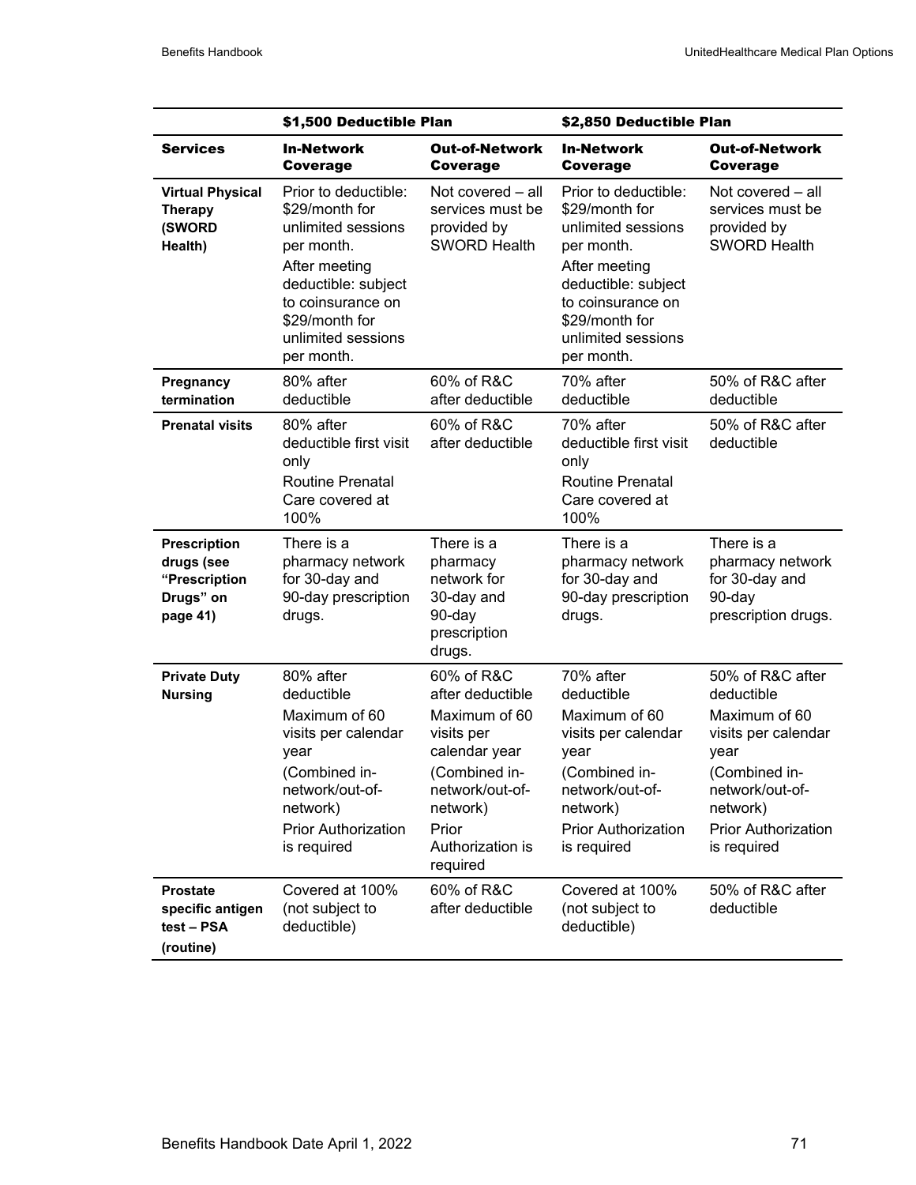| | $1,500 Deductible Plan | | $2,850 Deductible Plan | |
|---|---|---|---|---|
| **Services** | **In-Network Coverage** | **Out-of-Network Coverage** | **In-Network Coverage** | **Out-of-Network Coverage** |
| **Virtual Physical Therapy (SWORD Health)** | Prior to deductible: $29/month for unlimited sessions per month.<br>After meeting deductible: subject to coinsurance on $29/month for unlimited sessions per month. | Not covered – all services must be provided by SWORD Health | Prior to deductible: $29/month for unlimited sessions per month.<br>After meeting deductible: subject to coinsurance on $29/month for unlimited sessions per month. | Not covered – all services must be provided by SWORD Health |
| **Pregnancy termination** | 80% after deductible | 60% of R&C after deductible | 70% after deductible | 50% of R&C after deductible |
| **Prenatal visits** | 80% after deductible first visit only<br>Routine Prenatal Care covered at 100% | 60% of R&C after deductible | 70% after deductible first visit only<br>Routine Prenatal Care covered at 100% | 50% of R&C after deductible |
| **Prescription drugs (see "Prescription Drugs" on page 41)** | There is a pharmacy network for 30-day and 90-day prescription drugs. | There is a pharmacy network for 30-day and 90-day prescription drugs. | There is a pharmacy network for 30-day and 90-day prescription drugs. | There is a pharmacy network for 30-day and 90-day prescription drugs. |
| **Private Duty Nursing** | 80% after deductible<br>Maximum of 60 visits per calendar year<br>(Combined in-network/out-of-network)<br>Prior Authorization is required | 60% of R&C after deductible<br>Maximum of 60 visits per calendar year<br>(Combined in-network/out-of-network)<br>Prior Authorization is required | 70% after deductible<br>Maximum of 60 visits per calendar year<br>(Combined in-network/out-of-network)<br>Prior Authorization is required | 50% of R&C after deductible<br>Maximum of 60 visits per calendar year<br>(Combined in-network/out-of-network)<br>Prior Authorization is required |
| **Prostate specific antigen test – PSA (routine)** | Covered at 100% (not subject to deductible) | 60% of R&C after deductible | Covered at 100% (not subject to deductible) | 50% of R&C after deductible |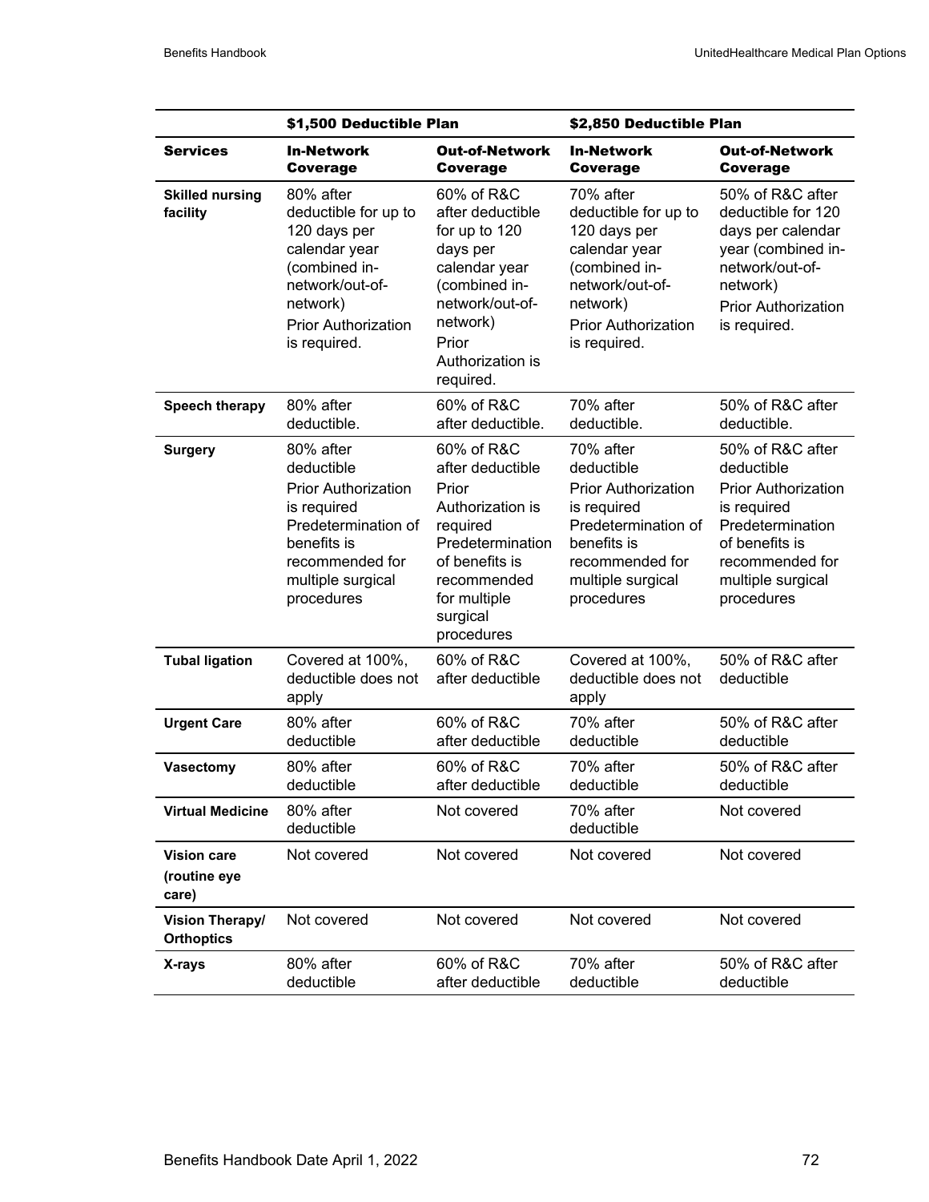| | $1,500 Deductible Plan | | $2,850 Deductible Plan | |
|---|---|---|---|---|
| **Services** | **In-Network Coverage** | **Out-of-Network Coverage** | **In-Network Coverage** | **Out-of-Network Coverage** |
| **Skilled nursing facility** | 80% after deductible for up to 120 days per calendar year (combined in-network/out-of-network) Prior Authorization is required. | 60% of R&C after deductible for up to 120 days per calendar year (combined in-network/out-of-network) Prior Authorization is required. | 70% after deductible for up to 120 days per calendar year (combined in-network/out-of-network) Prior Authorization is required. | 50% of R&C after deductible for 120 days per calendar year (combined in-network/out-of-network) Prior Authorization is required. |
| **Speech therapy** | 80% after deductible. | 60% of R&C after deductible. | 70% after deductible. | 50% of R&C after deductible. |
| **Surgery** | 80% after deductible Prior Authorization is required Predetermination of benefits is recommended for multiple surgical procedures | 60% of R&C after deductible Prior Authorization is required Predetermination of benefits is recommended for multiple surgical procedures | 70% after deductible Prior Authorization is required Predetermination of benefits is recommended for multiple surgical procedures | 50% of R&C after deductible Prior Authorization is required Predetermination of benefits is recommended for multiple surgical procedures |
| **Tubal ligation** | Covered at 100%, deductible does not apply | 60% of R&C after deductible | Covered at 100%, deductible does not apply | 50% of R&C after deductible |
| **Urgent Care** | 80% after deductible | 60% of R&C after deductible | 70% after deductible | 50% of R&C after deductible |
| **Vasectomy** | 80% after deductible | 60% of R&C after deductible | 70% after deductible | 50% of R&C after deductible |
| **Virtual Medicine** | 80% after deductible | Not covered | 70% after deductible | Not covered |
| **Vision care (routine eye care)** | Not covered | Not covered | Not covered | Not covered |
| **Vision Therapy/ Orthoptics** | Not covered | Not covered | Not covered | Not covered |
| **X-rays** | 80% after deductible | 60% of R&C after deductible | 70% after deductible | 50% of R&C after deductible |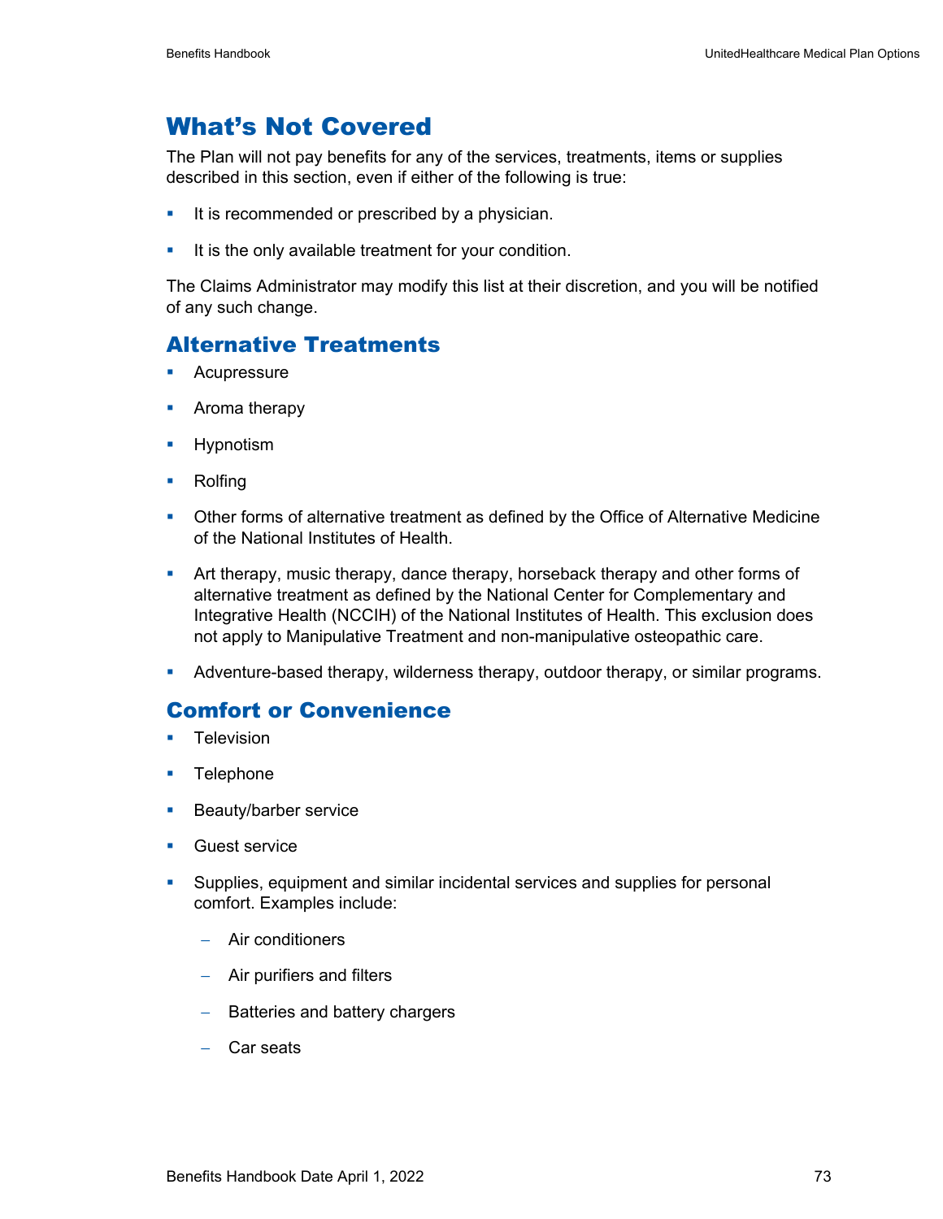# What's Not Covered

The Plan will not pay benefits for any of the services, treatments, items or supplies described in this section, even if either of the following is true:

- It is recommended or prescribed by a physician.
- It is the only available treatment for your condition.

The Claims Administrator may modify this list at their discretion, and you will be notified of any such change.

## Alternative Treatments

- Acupressure
- Aroma therapy
- Hypnotism
- Rolfing
- Other forms of alternative treatment as defined by the Office of Alternative Medicine of the National Institutes of Health.
- Art therapy, music therapy, dance therapy, horseback therapy and other forms of alternative treatment as defined by the National Center for Complementary and Integrative Health (NCCIH) of the National Institutes of Health. This exclusion does not apply to Manipulative Treatment and non-manipulative osteopathic care.
- Adventure-based therapy, wilderness therapy, outdoor therapy, or similar programs.

## Comfort or Convenience

- Television
- Telephone
- Beauty/barber service
- Guest service
- Supplies, equipment and similar incidental services and supplies for personal comfort. Examples include:
  - Air conditioners
  - Air purifiers and filters
  - Batteries and battery chargers
  - Car seats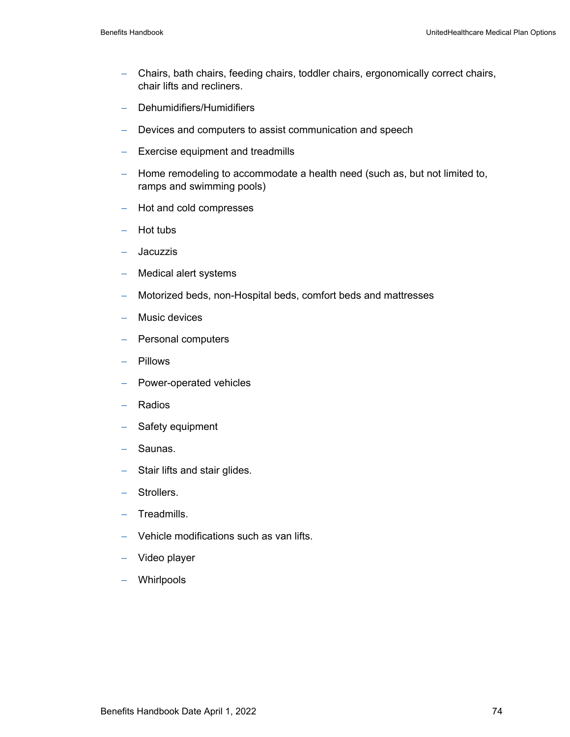- Chairs, bath chairs, feeding chairs, toddler chairs, ergonomically correct chairs, chair lifts and recliners.
- Dehumidifiers/Humidifiers
- Devices and computers to assist communication and speech
- Exercise equipment and treadmills
- Home remodeling to accommodate a health need (such as, but not limited to, ramps and swimming pools)
- Hot and cold compresses
- Hot tubs
- Jacuzzis
- Medical alert systems
- Motorized beds, non-Hospital beds, comfort beds and mattresses
- Music devices
- Personal computers
- Pillows
- Power-operated vehicles
- Radios
- Safety equipment
- Saunas.
- Stair lifts and stair glides.
- Strollers.
- Treadmills.
- Vehicle modifications such as van lifts.
- Video player
- Whirlpools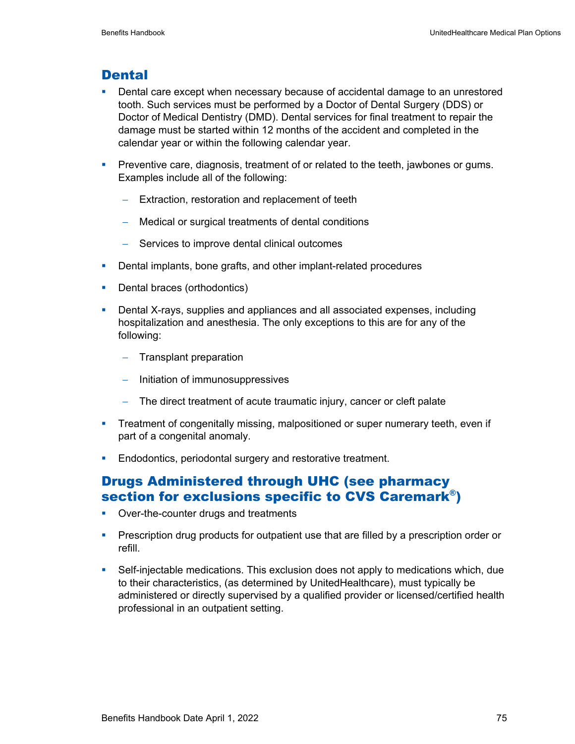## Dental

- Dental care except when necessary because of accidental damage to an unrestored tooth. Such services must be performed by a Doctor of Dental Surgery (DDS) or Doctor of Medical Dentistry (DMD). Dental services for final treatment to repair the damage must be started within 12 months of the accident and completed in the calendar year or within the following calendar year.
- Preventive care, diagnosis, treatment of or related to the teeth, jawbones or gums. Examples include all of the following:
  - Extraction, restoration and replacement of teeth
  - Medical or surgical treatments of dental conditions
  - Services to improve dental clinical outcomes
- Dental implants, bone grafts, and other implant-related procedures
- Dental braces (orthodontics)
- Dental X-rays, supplies and appliances and all associated expenses, including hospitalization and anesthesia. The only exceptions to this are for any of the following:
  - Transplant preparation
  - Initiation of immunosuppressives
  - The direct treatment of acute traumatic injury, cancer or cleft palate
- Treatment of congenitally missing, malpositioned or super numerary teeth, even if part of a congenital anomaly.
- Endodontics, periodontal surgery and restorative treatment.

## Drugs Administered through UHC (see pharmacy section for exclusions specific to CVS Caremark®)

- Over-the-counter drugs and treatments
- Prescription drug products for outpatient use that are filled by a prescription order or refill.
- Self-injectable medications. This exclusion does not apply to medications which, due to their characteristics, (as determined by UnitedHealthcare), must typically be administered or directly supervised by a qualified provider or licensed/certified health professional in an outpatient setting.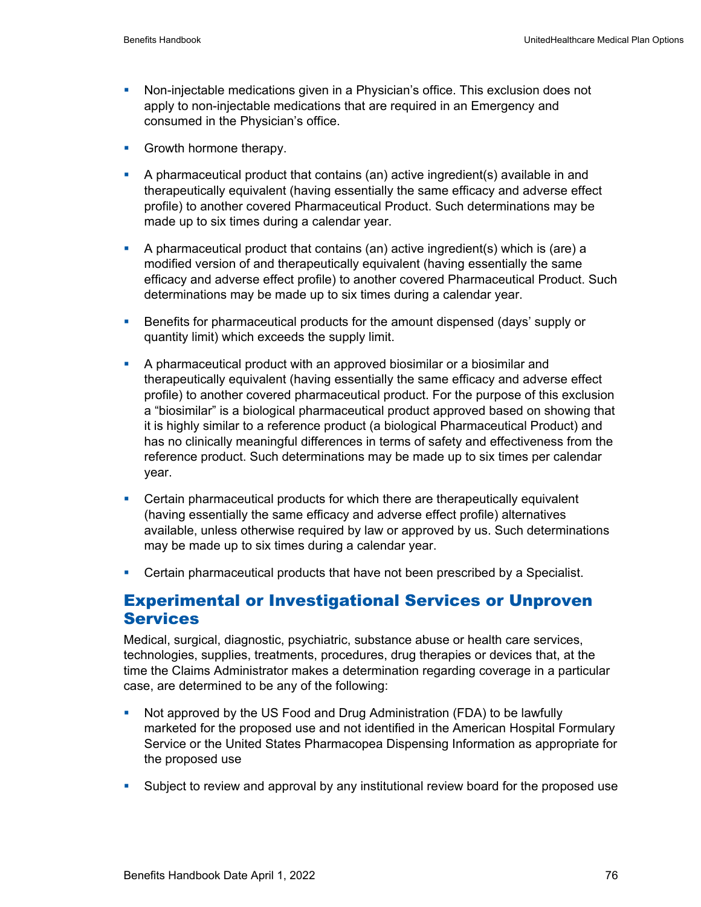- Non-injectable medications given in a Physician's office. This exclusion does not apply to non-injectable medications that are required in an Emergency and consumed in the Physician's office.
- Growth hormone therapy.
- A pharmaceutical product that contains (an) active ingredient(s) available in and therapeutically equivalent (having essentially the same efficacy and adverse effect profile) to another covered Pharmaceutical Product. Such determinations may be made up to six times during a calendar year.
- A pharmaceutical product that contains (an) active ingredient(s) which is (are) a modified version of and therapeutically equivalent (having essentially the same efficacy and adverse effect profile) to another covered Pharmaceutical Product. Such determinations may be made up to six times during a calendar year.
- Benefits for pharmaceutical products for the amount dispensed (days' supply or quantity limit) which exceeds the supply limit.
- A pharmaceutical product with an approved biosimilar or a biosimilar and therapeutically equivalent (having essentially the same efficacy and adverse effect profile) to another covered pharmaceutical product. For the purpose of this exclusion a "biosimilar" is a biological pharmaceutical product approved based on showing that it is highly similar to a reference product (a biological Pharmaceutical Product) and has no clinically meaningful differences in terms of safety and effectiveness from the reference product. Such determinations may be made up to six times per calendar year.
- Certain pharmaceutical products for which there are therapeutically equivalent (having essentially the same efficacy and adverse effect profile) alternatives available, unless otherwise required by law or approved by us. Such determinations may be made up to six times during a calendar year.
- Certain pharmaceutical products that have not been prescribed by a Specialist.

## Experimental or Investigational Services or Unproven Services

Medical, surgical, diagnostic, psychiatric, substance abuse or health care services, technologies, supplies, treatments, procedures, drug therapies or devices that, at the time the Claims Administrator makes a determination regarding coverage in a particular case, are determined to be any of the following:

- Not approved by the US Food and Drug Administration (FDA) to be lawfully marketed for the proposed use and not identified in the American Hospital Formulary Service or the United States Pharmacopea Dispensing Information as appropriate for the proposed use
- Subject to review and approval by any institutional review board for the proposed use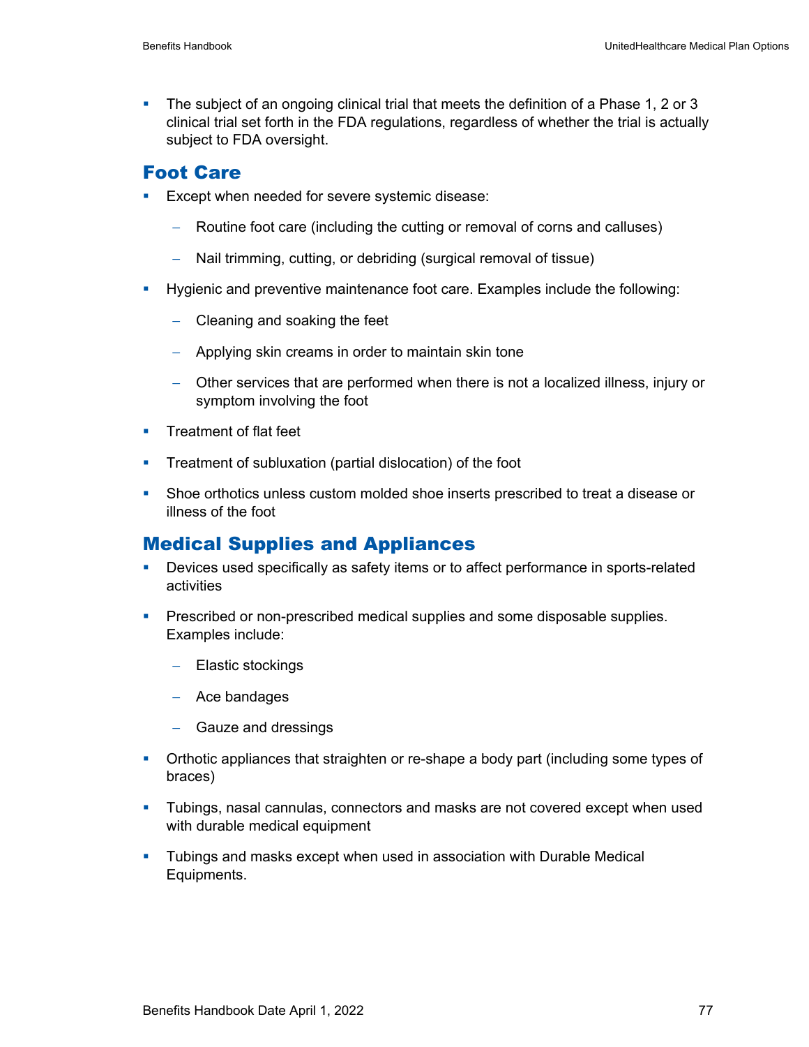- The subject of an ongoing clinical trial that meets the definition of a Phase 1, 2 or 3 clinical trial set forth in the FDA regulations, regardless of whether the trial is actually subject to FDA oversight.

## Foot Care

- Except when needed for severe systemic disease:
  - Routine foot care (including the cutting or removal of corns and calluses)
  - Nail trimming, cutting, or debriding (surgical removal of tissue)
- Hygienic and preventive maintenance foot care. Examples include the following:
  - Cleaning and soaking the feet
  - Applying skin creams in order to maintain skin tone
  - Other services that are performed when there is not a localized illness, injury or symptom involving the foot
- Treatment of flat feet
- Treatment of subluxation (partial dislocation) of the foot
- Shoe orthotics unless custom molded shoe inserts prescribed to treat a disease or illness of the foot

## Medical Supplies and Appliances

- Devices used specifically as safety items or to affect performance in sports-related activities
- Prescribed or non-prescribed medical supplies and some disposable supplies. Examples include:
  - Elastic stockings
  - Ace bandages
  - Gauze and dressings
- Orthotic appliances that straighten or re-shape a body part (including some types of braces)
- Tubings, nasal cannulas, connectors and masks are not covered except when used with durable medical equipment
- Tubings and masks except when used in association with Durable Medical Equipments.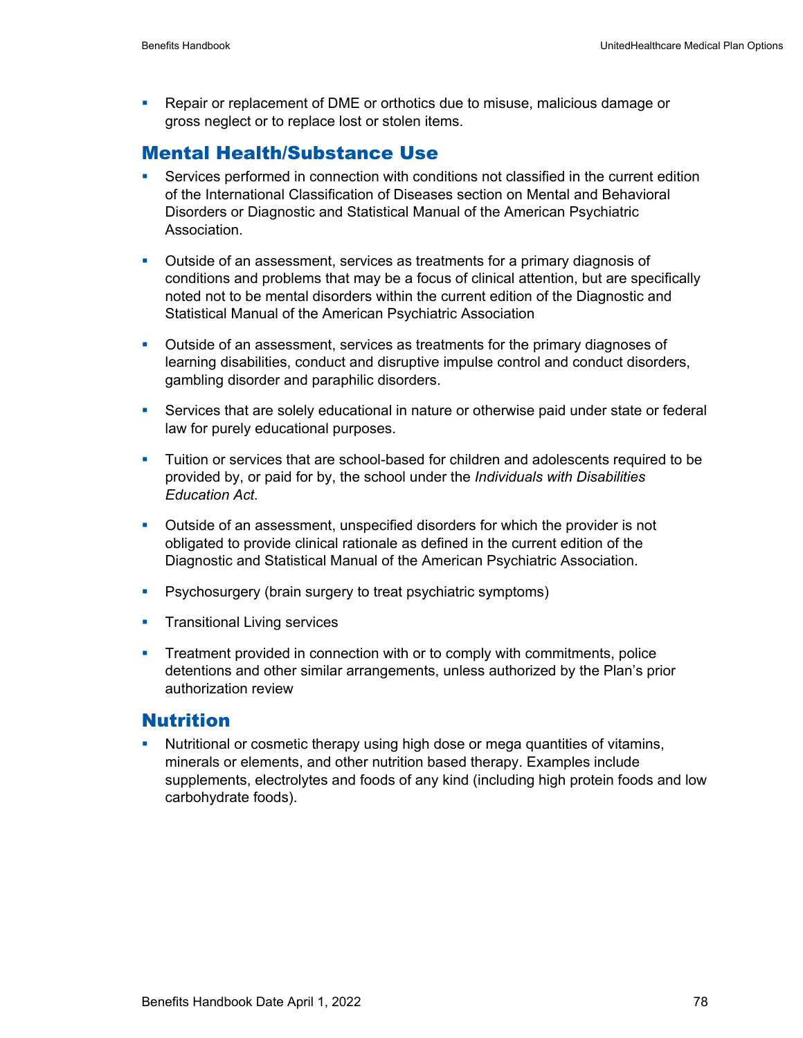- Repair or replacement of DME or orthotics due to misuse, malicious damage or gross neglect or to replace lost or stolen items.

## Mental Health/Substance Use

- Services performed in connection with conditions not classified in the current edition of the International Classification of Diseases section on Mental and Behavioral Disorders or Diagnostic and Statistical Manual of the American Psychiatric Association.
- Outside of an assessment, services as treatments for a primary diagnosis of conditions and problems that may be a focus of clinical attention, but are specifically noted not to be mental disorders within the current edition of the Diagnostic and Statistical Manual of the American Psychiatric Association
- Outside of an assessment, services as treatments for the primary diagnoses of learning disabilities, conduct and disruptive impulse control and conduct disorders, gambling disorder and paraphilic disorders.
- Services that are solely educational in nature or otherwise paid under state or federal law for purely educational purposes.
- Tuition or services that are school-based for children and adolescents required to be provided by, or paid for by, the school under the *Individuals with Disabilities Education Act.*
- Outside of an assessment, unspecified disorders for which the provider is not obligated to provide clinical rationale as defined in the current edition of the Diagnostic and Statistical Manual of the American Psychiatric Association.
- Psychosurgery (brain surgery to treat psychiatric symptoms)
- Transitional Living services
- Treatment provided in connection with or to comply with commitments, police detentions and other similar arrangements, unless authorized by the Plan's prior authorization review

## Nutrition

- Nutritional or cosmetic therapy using high dose or mega quantities of vitamins, minerals or elements, and other nutrition based therapy. Examples include supplements, electrolytes and foods of any kind (including high protein foods and low carbohydrate foods).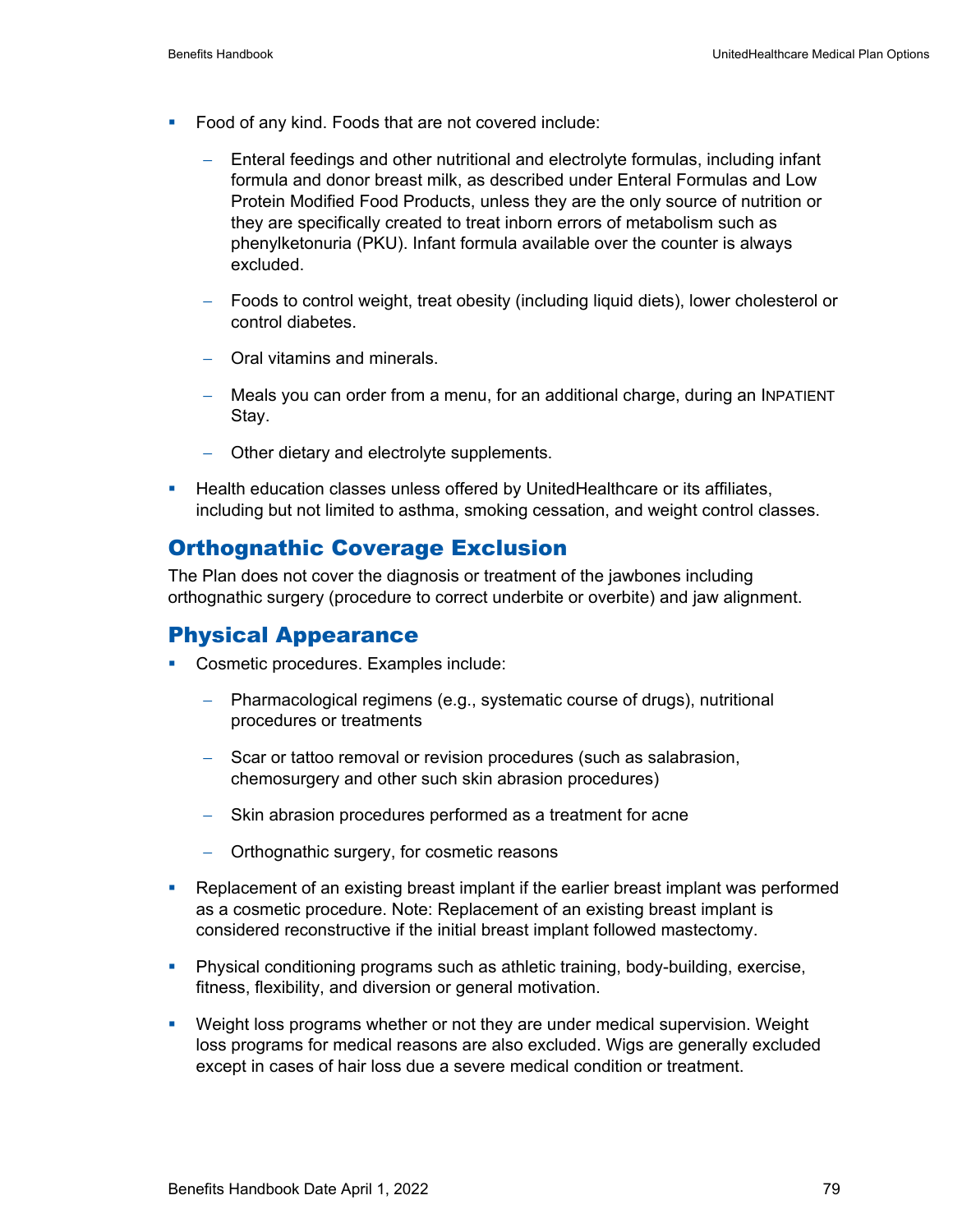- Food of any kind. Foods that are not covered include:
  - Enteral feedings and other nutritional and electrolyte formulas, including infant formula and donor breast milk, as described under Enteral Formulas and Low Protein Modified Food Products, unless they are the only source of nutrition or they are specifically created to treat inborn errors of metabolism such as phenylketonuria (PKU). Infant formula available over the counter is always excluded.
  - Foods to control weight, treat obesity (including liquid diets), lower cholesterol or control diabetes.
  - Oral vitamins and minerals.
  - Meals you can order from a menu, for an additional charge, during an INPATIENT Stay.
  - Other dietary and electrolyte supplements.
- Health education classes unless offered by UnitedHealthcare or its affiliates, including but not limited to asthma, smoking cessation, and weight control classes.

## Orthognathic Coverage Exclusion

The Plan does not cover the diagnosis or treatment of the jawbones including orthognathic surgery (procedure to correct underbite or overbite) and jaw alignment.

## Physical Appearance

- Cosmetic procedures. Examples include:
  - Pharmacological regimens (e.g., systematic course of drugs), nutritional procedures or treatments
  - Scar or tattoo removal or revision procedures (such as salabrasion, chemosurgery and other such skin abrasion procedures)
  - Skin abrasion procedures performed as a treatment for acne
  - Orthognathic surgery, for cosmetic reasons
- Replacement of an existing breast implant if the earlier breast implant was performed as a cosmetic procedure. Note: Replacement of an existing breast implant is considered reconstructive if the initial breast implant followed mastectomy.
- Physical conditioning programs such as athletic training, body-building, exercise, fitness, flexibility, and diversion or general motivation.
- Weight loss programs whether or not they are under medical supervision. Weight loss programs for medical reasons are also excluded. Wigs are generally excluded except in cases of hair loss due a severe medical condition or treatment.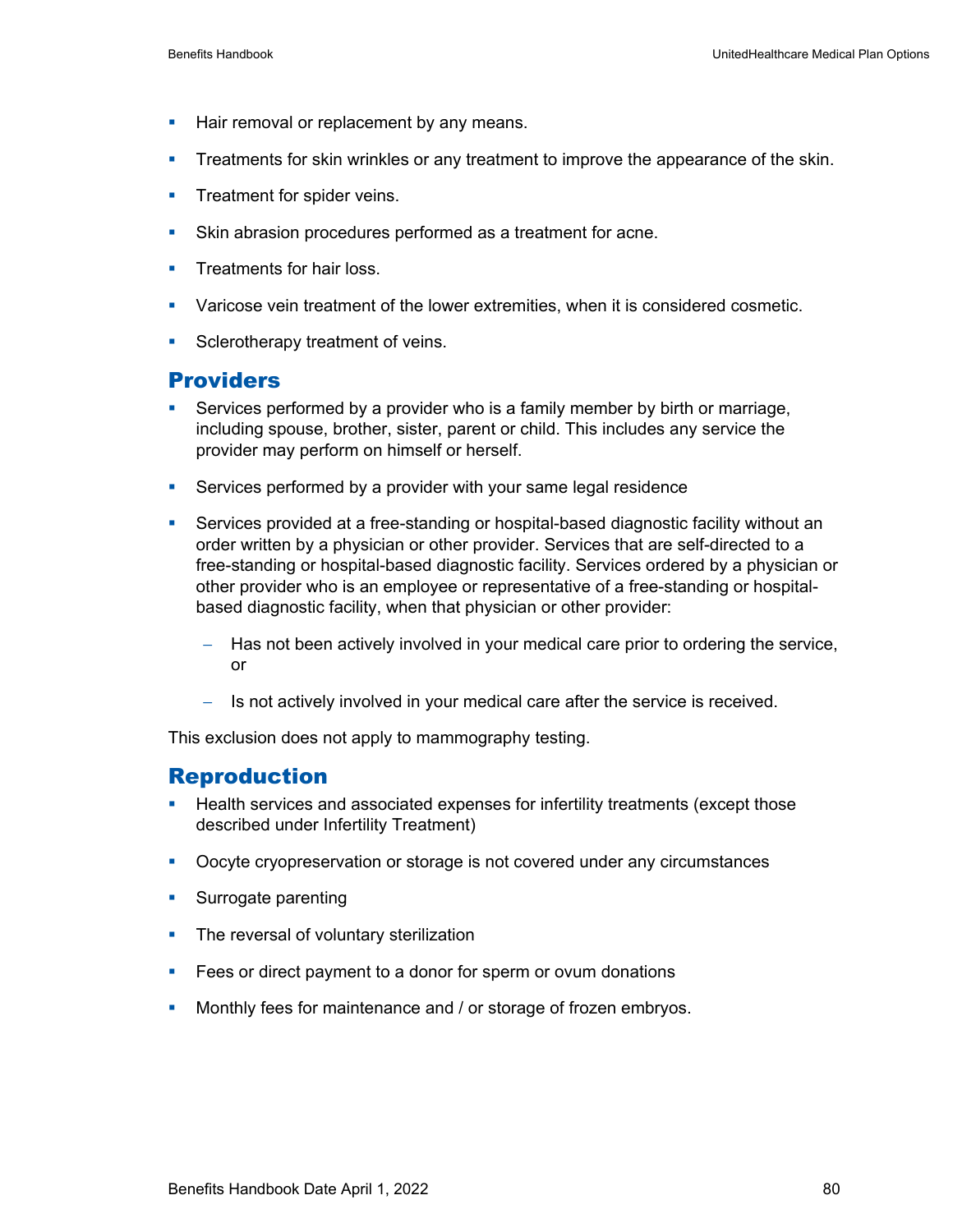- Hair removal or replacement by any means.
- Treatments for skin wrinkles or any treatment to improve the appearance of the skin.
- Treatment for spider veins.
- Skin abrasion procedures performed as a treatment for acne.
- Treatments for hair loss.
- Varicose vein treatment of the lower extremities, when it is considered cosmetic.
- Sclerotherapy treatment of veins.

## Providers

- Services performed by a provider who is a family member by birth or marriage, including spouse, brother, sister, parent or child. This includes any service the provider may perform on himself or herself.
- Services performed by a provider with your same legal residence
- Services provided at a free-standing or hospital-based diagnostic facility without an order written by a physician or other provider. Services that are self-directed to a free-standing or hospital-based diagnostic facility. Services ordered by a physician or other provider who is an employee or representative of a free-standing or hospital-based diagnostic facility, when that physician or other provider:
  - Has not been actively involved in your medical care prior to ordering the service, or
  - Is not actively involved in your medical care after the service is received.

This exclusion does not apply to mammography testing.

## Reproduction

- Health services and associated expenses for infertility treatments (except those described under Infertility Treatment)
- Oocyte cryopreservation or storage is not covered under any circumstances
- Surrogate parenting
- The reversal of voluntary sterilization
- Fees or direct payment to a donor for sperm or ovum donations
- Monthly fees for maintenance and / or storage of frozen embryos.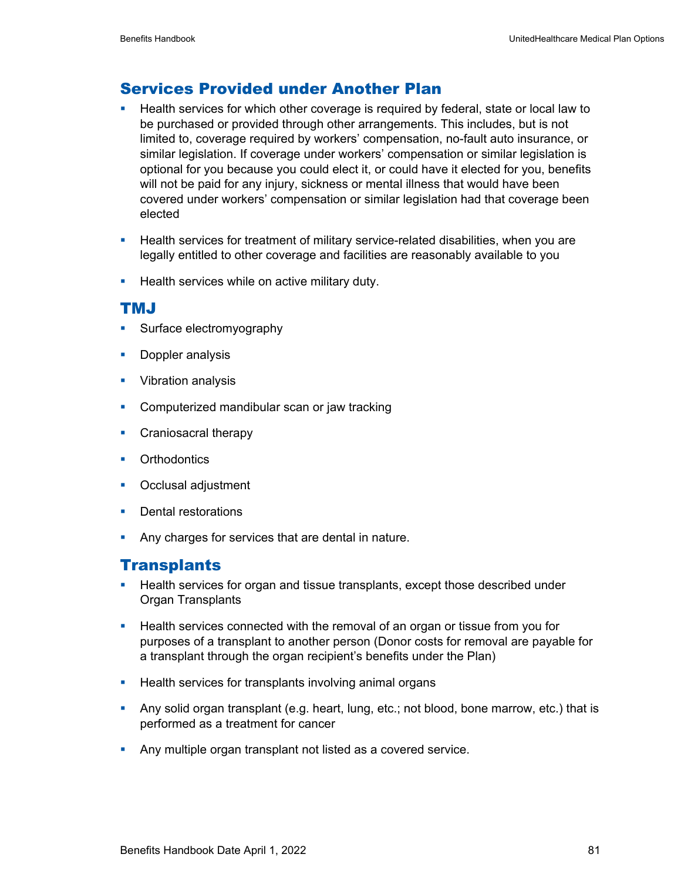## Services Provided under Another Plan

- Health services for which other coverage is required by federal, state or local law to be purchased or provided through other arrangements. This includes, but is not limited to, coverage required by workers' compensation, no-fault auto insurance, or similar legislation. If coverage under workers' compensation or similar legislation is optional for you because you could elect it, or could have it elected for you, benefits will not be paid for any injury, sickness or mental illness that would have been covered under workers' compensation or similar legislation had that coverage been elected
- Health services for treatment of military service-related disabilities, when you are legally entitled to other coverage and facilities are reasonably available to you
- Health services while on active military duty.

## TMJ

- Surface electromyography
- Doppler analysis
- Vibration analysis
- Computerized mandibular scan or jaw tracking
- Craniosacral therapy
- Orthodontics
- Occlusal adjustment
- Dental restorations
- Any charges for services that are dental in nature.

## Transplants

- Health services for organ and tissue transplants, except those described under Organ Transplants
- Health services connected with the removal of an organ or tissue from you for purposes of a transplant to another person (Donor costs for removal are payable for a transplant through the organ recipient's benefits under the Plan)
- Health services for transplants involving animal organs
- Any solid organ transplant (e.g. heart, lung, etc.; not blood, bone marrow, etc.) that is performed as a treatment for cancer
- Any multiple organ transplant not listed as a covered service.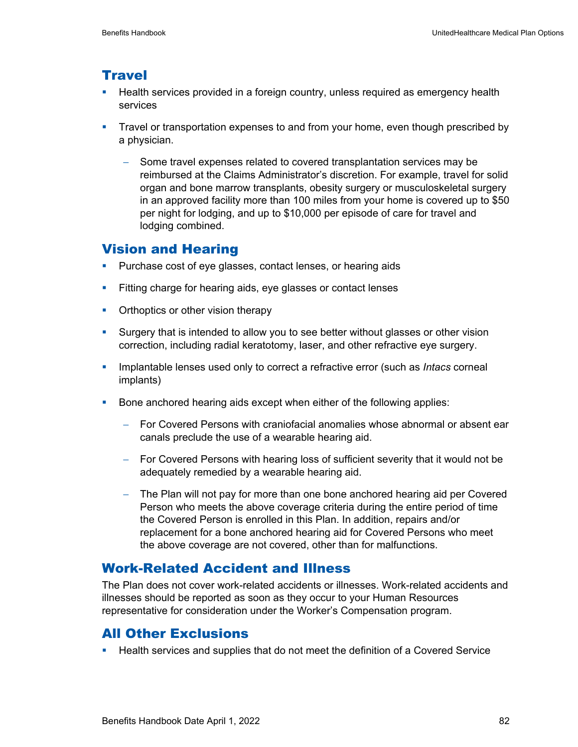## Travel

- Health services provided in a foreign country, unless required as emergency health services
- Travel or transportation expenses to and from your home, even though prescribed by a physician.
  - Some travel expenses related to covered transplantation services may be reimbursed at the Claims Administrator's discretion. For example, travel for solid organ and bone marrow transplants, obesity surgery or musculoskeletal surgery in an approved facility more than 100 miles from your home is covered up to $50 per night for lodging, and up to $10,000 per episode of care for travel and lodging combined.

## Vision and Hearing

- Purchase cost of eye glasses, contact lenses, or hearing aids
- Fitting charge for hearing aids, eye glasses or contact lenses
- Orthoptics or other vision therapy
- Surgery that is intended to allow you to see better without glasses or other vision correction, including radial keratotomy, laser, and other refractive eye surgery.
- Implantable lenses used only to correct a refractive error (such as *Intacs* corneal implants)
- Bone anchored hearing aids except when either of the following applies:
  - For Covered Persons with craniofacial anomalies whose abnormal or absent ear canals preclude the use of a wearable hearing aid.
  - For Covered Persons with hearing loss of sufficient severity that it would not be adequately remedied by a wearable hearing aid.
  - The Plan will not pay for more than one bone anchored hearing aid per Covered Person who meets the above coverage criteria during the entire period of time the Covered Person is enrolled in this Plan. In addition, repairs and/or replacement for a bone anchored hearing aid for Covered Persons who meet the above coverage are not covered, other than for malfunctions.

## Work-Related Accident and Illness

The Plan does not cover work-related accidents or illnesses. Work-related accidents and illnesses should be reported as soon as they occur to your Human Resources representative for consideration under the Worker's Compensation program.

## All Other Exclusions

- Health services and supplies that do not meet the definition of a Covered Service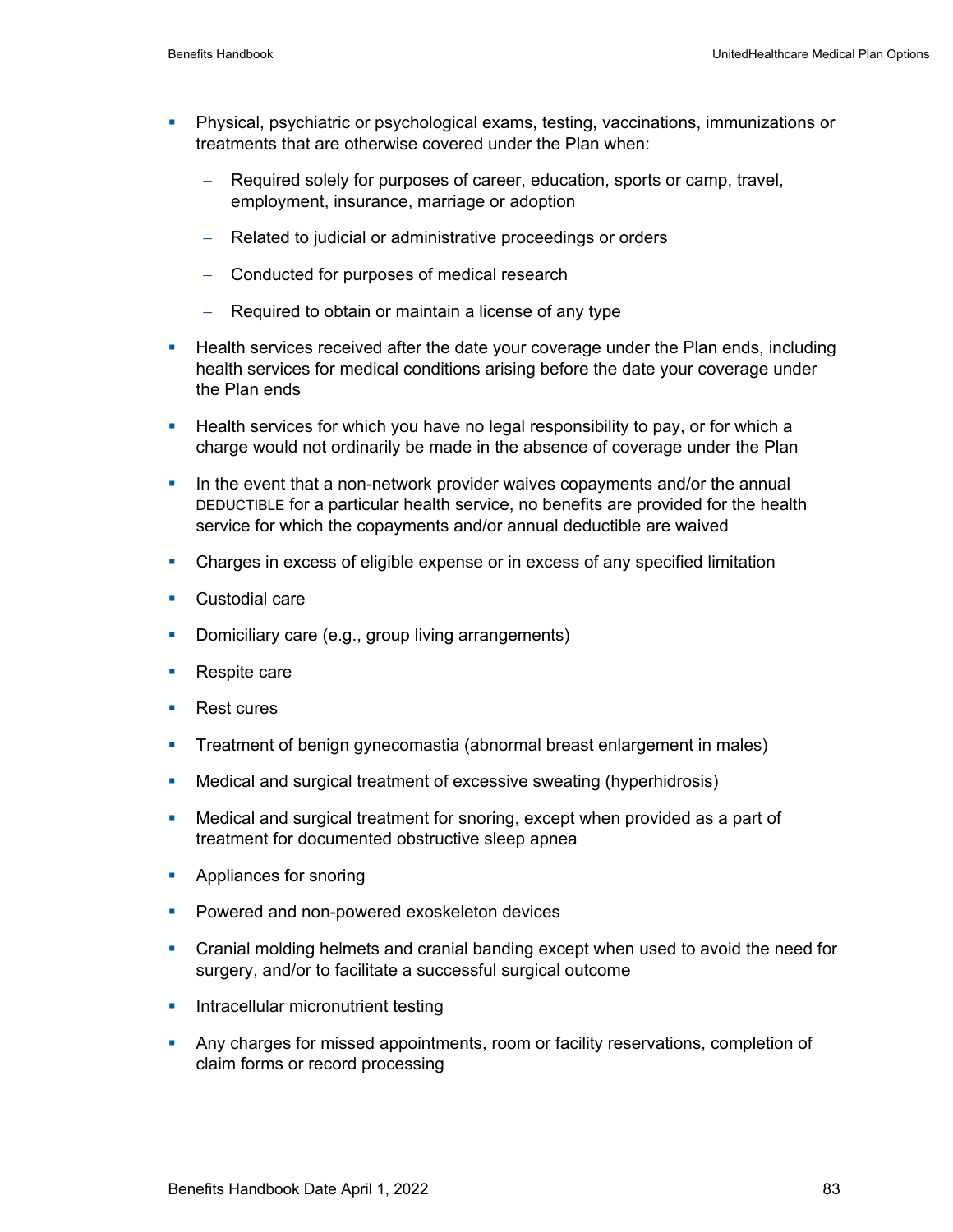- Physical, psychiatric or psychological exams, testing, vaccinations, immunizations or treatments that are otherwise covered under the Plan when:
  - Required solely for purposes of career, education, sports or camp, travel, employment, insurance, marriage or adoption
  - Related to judicial or administrative proceedings or orders
  - Conducted for purposes of medical research
  - Required to obtain or maintain a license of any type
- Health services received after the date your coverage under the Plan ends, including health services for medical conditions arising before the date your coverage under the Plan ends
- Health services for which you have no legal responsibility to pay, or for which a charge would not ordinarily be made in the absence of coverage under the Plan
- In the event that a non-network provider waives copayments and/or the annual DEDUCTIBLE for a particular health service, no benefits are provided for the health service for which the copayments and/or annual deductible are waived
- Charges in excess of eligible expense or in excess of any specified limitation
- Custodial care
- Domiciliary care (e.g., group living arrangements)
- Respite care
- Rest cures
- Treatment of benign gynecomastia (abnormal breast enlargement in males)
- Medical and surgical treatment of excessive sweating (hyperhidrosis)
- Medical and surgical treatment for snoring, except when provided as a part of treatment for documented obstructive sleep apnea
- Appliances for snoring
- Powered and non-powered exoskeleton devices
- Cranial molding helmets and cranial banding except when used to avoid the need for surgery, and/or to facilitate a successful surgical outcome
- Intracellular micronutrient testing
- Any charges for missed appointments, room or facility reservations, completion of claim forms or record processing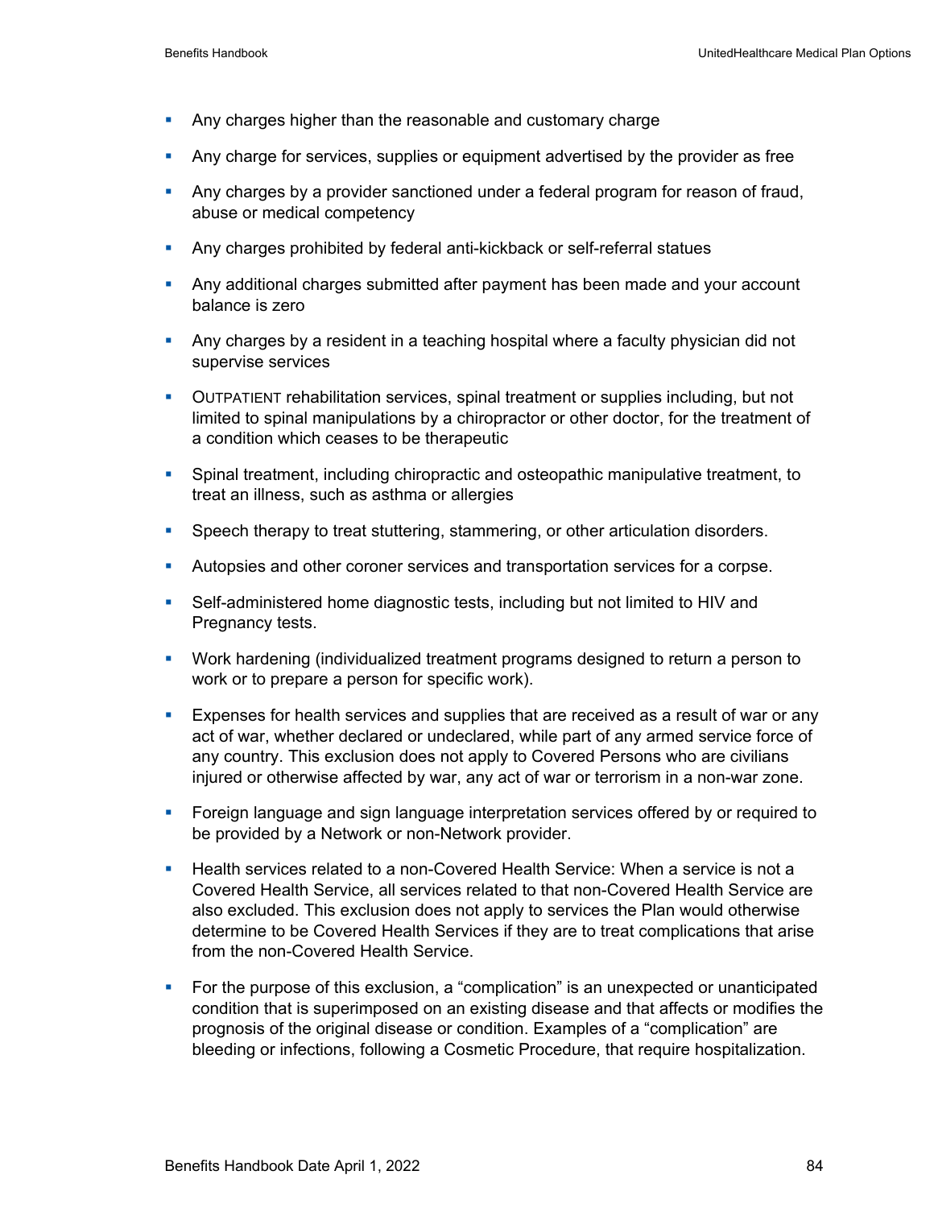- Any charges higher than the reasonable and customary charge
- Any charge for services, supplies or equipment advertised by the provider as free
- Any charges by a provider sanctioned under a federal program for reason of fraud, abuse or medical competency
- Any charges prohibited by federal anti-kickback or self-referral statues
- Any additional charges submitted after payment has been made and your account balance is zero
- Any charges by a resident in a teaching hospital where a faculty physician did not supervise services
- OUTPATIENT rehabilitation services, spinal treatment or supplies including, but not limited to spinal manipulations by a chiropractor or other doctor, for the treatment of a condition which ceases to be therapeutic
- Spinal treatment, including chiropractic and osteopathic manipulative treatment, to treat an illness, such as asthma or allergies
- Speech therapy to treat stuttering, stammering, or other articulation disorders.
- Autopsies and other coroner services and transportation services for a corpse.
- Self-administered home diagnostic tests, including but not limited to HIV and Pregnancy tests.
- Work hardening (individualized treatment programs designed to return a person to work or to prepare a person for specific work).
- Expenses for health services and supplies that are received as a result of war or any act of war, whether declared or undeclared, while part of any armed service force of any country. This exclusion does not apply to Covered Persons who are civilians injured or otherwise affected by war, any act of war or terrorism in a non-war zone.
- Foreign language and sign language interpretation services offered by or required to be provided by a Network or non-Network provider.
- Health services related to a non-Covered Health Service: When a service is not a Covered Health Service, all services related to that non-Covered Health Service are also excluded. This exclusion does not apply to services the Plan would otherwise determine to be Covered Health Services if they are to treat complications that arise from the non-Covered Health Service.
- For the purpose of this exclusion, a "complication" is an unexpected or unanticipated condition that is superimposed on an existing disease and that affects or modifies the prognosis of the original disease or condition. Examples of a "complication" are bleeding or infections, following a Cosmetic Procedure, that require hospitalization.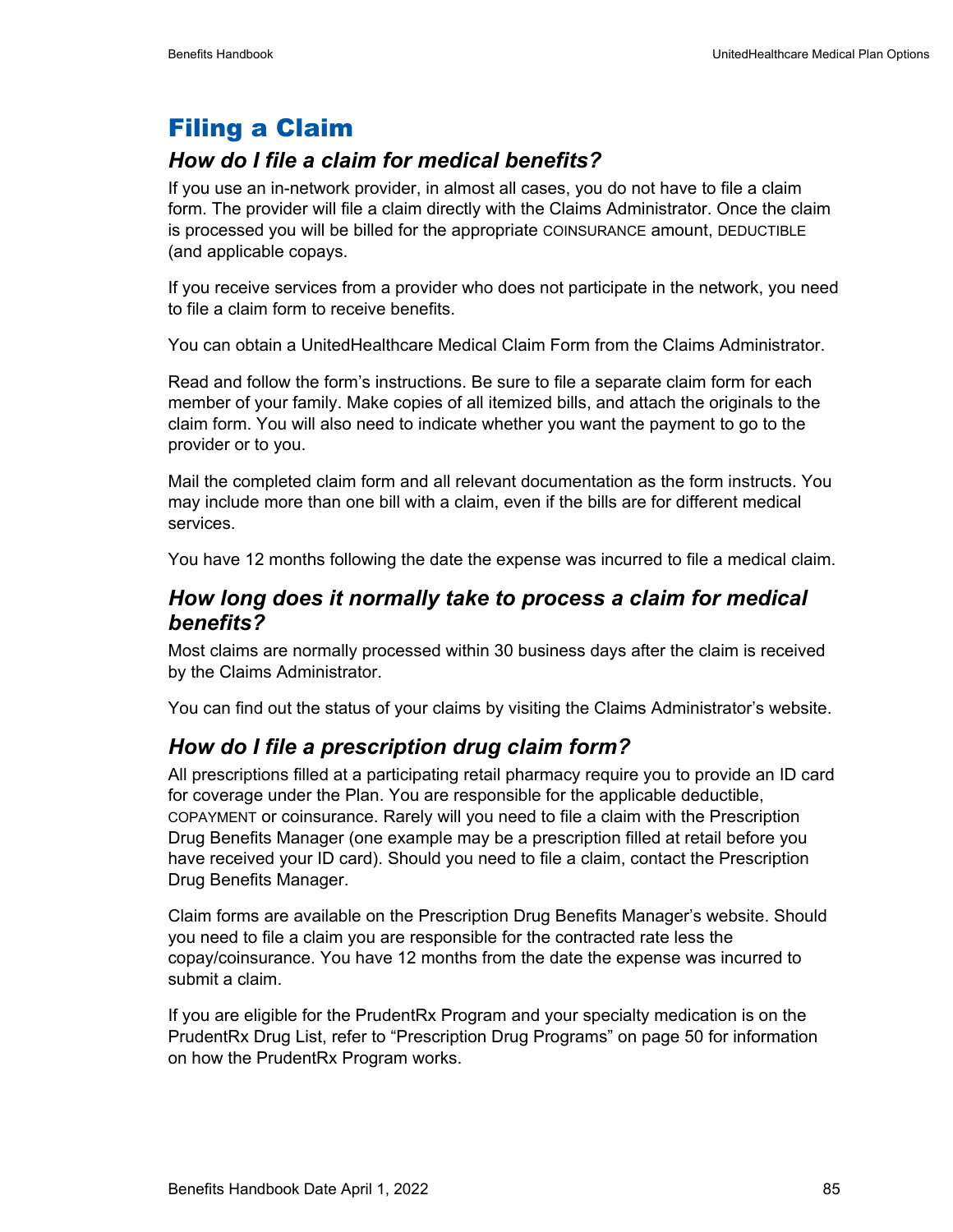# Filing a Claim

## *How do I file a claim for medical benefits?*

If you use an in-network provider, in almost all cases, you do not have to file a claim form. The provider will file a claim directly with the Claims Administrator. Once the claim is processed you will be billed for the appropriate COINSURANCE amount, DEDUCTIBLE (and applicable copays.

If you receive services from a provider who does not participate in the network, you need to file a claim form to receive benefits.

You can obtain a UnitedHealthcare Medical Claim Form from the Claims Administrator.

Read and follow the form's instructions. Be sure to file a separate claim form for each member of your family. Make copies of all itemized bills, and attach the originals to the claim form. You will also need to indicate whether you want the payment to go to the provider or to you.

Mail the completed claim form and all relevant documentation as the form instructs. You may include more than one bill with a claim, even if the bills are for different medical services.

You have 12 months following the date the expense was incurred to file a medical claim.

## *How long does it normally take to process a claim for medical benefits?*

Most claims are normally processed within 30 business days after the claim is received by the Claims Administrator.

You can find out the status of your claims by visiting the Claims Administrator's website.

## *How do I file a prescription drug claim form?*

All prescriptions filled at a participating retail pharmacy require you to provide an ID card for coverage under the Plan. You are responsible for the applicable deductible, COPAYMENT or coinsurance. Rarely will you need to file a claim with the Prescription Drug Benefits Manager (one example may be a prescription filled at retail before you have received your ID card). Should you need to file a claim, contact the Prescription Drug Benefits Manager.

Claim forms are available on the Prescription Drug Benefits Manager's website. Should you need to file a claim you are responsible for the contracted rate less the copay/coinsurance. You have 12 months from the date the expense was incurred to submit a claim.

If you are eligible for the PrudentRx Program and your specialty medication is on the PrudentRx Drug List, refer to "Prescription Drug Programs" on page 50 for information on how the PrudentRx Program works.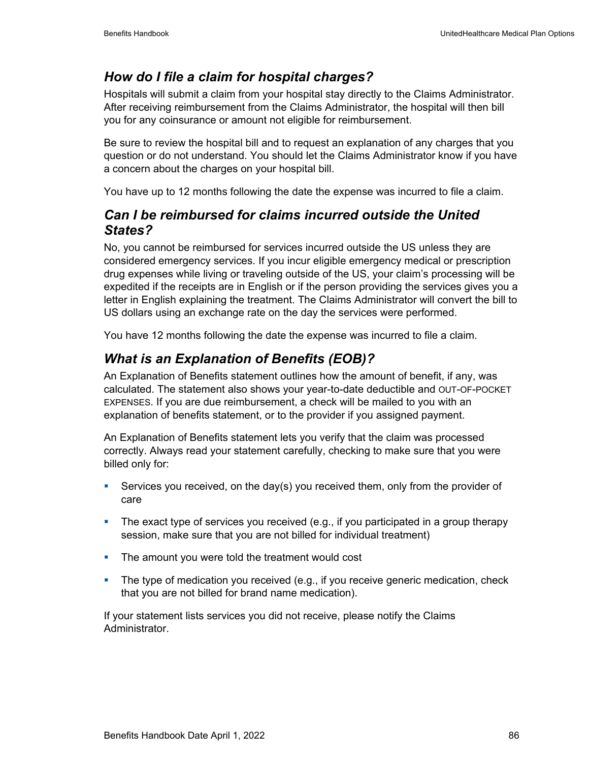## *How do I file a claim for hospital charges?*

Hospitals will submit a claim from your hospital stay directly to the Claims Administrator. After receiving reimbursement from the Claims Administrator, the hospital will then bill you for any coinsurance or amount not eligible for reimbursement.

Be sure to review the hospital bill and to request an explanation of any charges that you question or do not understand. You should let the Claims Administrator know if you have a concern about the charges on your hospital bill.

You have up to 12 months following the date the expense was incurred to file a claim.

## *Can I be reimbursed for claims incurred outside the United States?*

No, you cannot be reimbursed for services incurred outside the US unless they are considered emergency services. If you incur eligible emergency medical or prescription drug expenses while living or traveling outside of the US, your claim's processing will be expedited if the receipts are in English or if the person providing the services gives you a letter in English explaining the treatment. The Claims Administrator will convert the bill to US dollars using an exchange rate on the day the services were performed.

You have 12 months following the date the expense was incurred to file a claim.

## *What is an Explanation of Benefits (EOB)?*

An Explanation of Benefits statement outlines how the amount of benefit, if any, was calculated. The statement also shows your year-to-date deductible and OUT-OF-POCKET EXPENSES. If you are due reimbursement, a check will be mailed to you with an explanation of benefits statement, or to the provider if you assigned payment.

An Explanation of Benefits statement lets you verify that the claim was processed correctly. Always read your statement carefully, checking to make sure that you were billed only for:

- Services you received, on the day(s) you received them, only from the provider of care
- The exact type of services you received (e.g., if you participated in a group therapy session, make sure that you are not billed for individual treatment)
- The amount you were told the treatment would cost
- The type of medication you received (e.g., if you receive generic medication, check that you are not billed for brand name medication).

If your statement lists services you did not receive, please notify the Claims Administrator.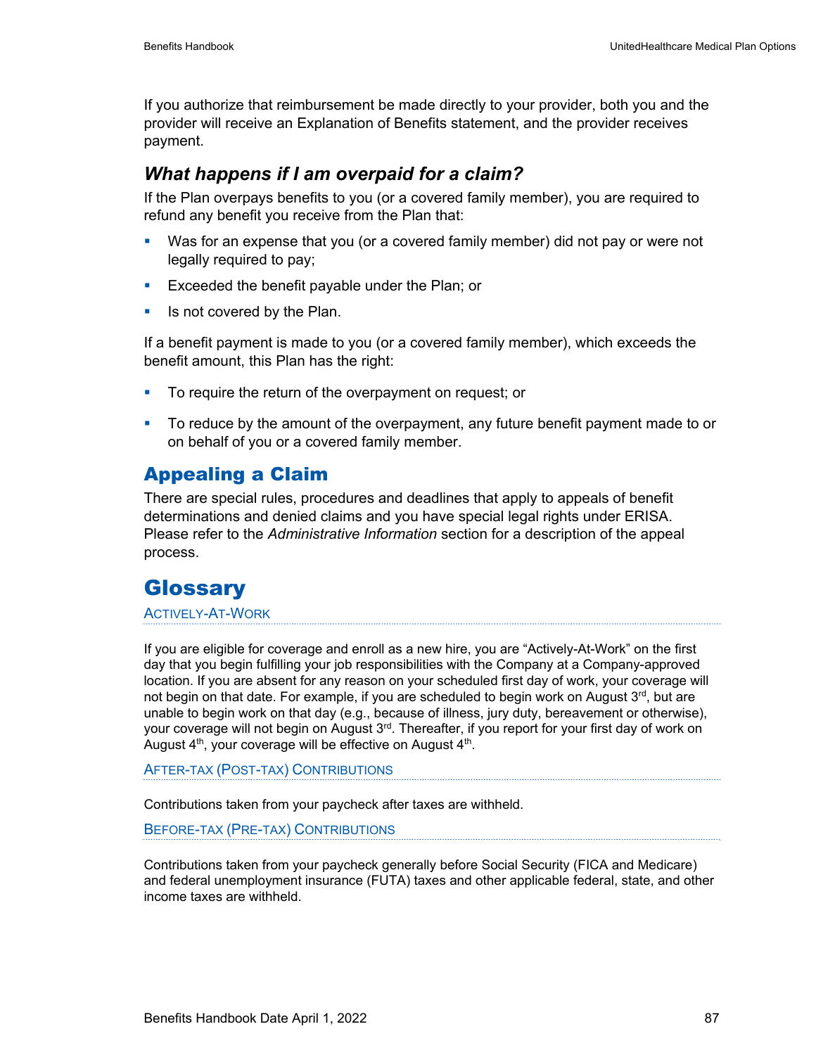If you authorize that reimbursement be made directly to your provider, both you and the provider will receive an Explanation of Benefits statement, and the provider receives payment.

### *What happens if I am overpaid for a claim?*

If the Plan overpays benefits to you (or a covered family member), you are required to refund any benefit you receive from the Plan that:

- Was for an expense that you (or a covered family member) did not pay or were not legally required to pay;
- Exceeded the benefit payable under the Plan; or
- Is not covered by the Plan.

If a benefit payment is made to you (or a covered family member), which exceeds the benefit amount, this Plan has the right:

- To require the return of the overpayment on request; or
- To reduce by the amount of the overpayment, any future benefit payment made to or on behalf of you or a covered family member.

## Appealing a Claim

There are special rules, procedures and deadlines that apply to appeals of benefit determinations and denied claims and you have special legal rights under ERISA. Please refer to the *Administrative Information* section for a description of the appeal process.

# Glossary

#### ACTIVELY-AT-WORK

If you are eligible for coverage and enroll as a new hire, you are "Actively-At-Work" on the first day that you begin fulfilling your job responsibilities with the Company at a Company-approved location. If you are absent for any reason on your scheduled first day of work, your coverage will not begin on that date. For example, if you are scheduled to begin work on August 3rd, but are unable to begin work on that day (e.g., because of illness, jury duty, bereavement or otherwise), your coverage will not begin on August 3rd. Thereafter, if you report for your first day of work on August 4th, your coverage will be effective on August 4th.

#### AFTER-TAX (POST-TAX) CONTRIBUTIONS

Contributions taken from your paycheck after taxes are withheld.

#### BEFORE-TAX (PRE-TAX) CONTRIBUTIONS

Contributions taken from your paycheck generally before Social Security (FICA and Medicare) and federal unemployment insurance (FUTA) taxes and other applicable federal, state, and other income taxes are withheld.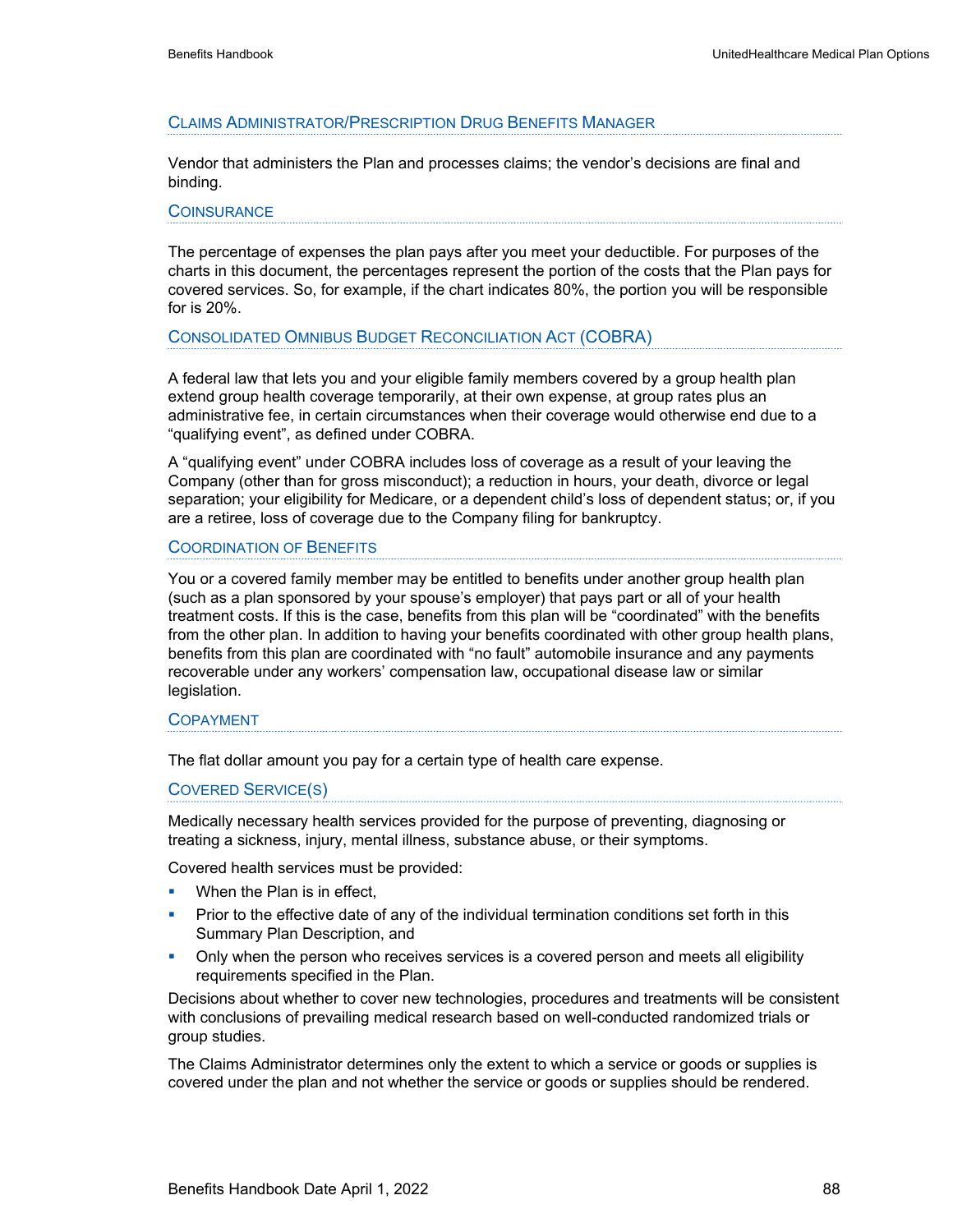### Claims Administrator/Prescription Drug Benefits Manager

Vendor that administers the Plan and processes claims; the vendor's decisions are final and binding.

### Coinsurance

The percentage of expenses the plan pays after you meet your deductible. For purposes of the charts in this document, the percentages represent the portion of the costs that the Plan pays for covered services. So, for example, if the chart indicates 80%, the portion you will be responsible for is 20%.

### Consolidated Omnibus Budget Reconciliation Act (COBRA)

A federal law that lets you and your eligible family members covered by a group health plan extend group health coverage temporarily, at their own expense, at group rates plus an administrative fee, in certain circumstances when their coverage would otherwise end due to a "qualifying event", as defined under COBRA.

A "qualifying event" under COBRA includes loss of coverage as a result of your leaving the Company (other than for gross misconduct); a reduction in hours, your death, divorce or legal separation; your eligibility for Medicare, or a dependent child's loss of dependent status; or, if you are a retiree, loss of coverage due to the Company filing for bankruptcy.

### Coordination of Benefits

You or a covered family member may be entitled to benefits under another group health plan (such as a plan sponsored by your spouse's employer) that pays part or all of your health treatment costs. If this is the case, benefits from this plan will be "coordinated" with the benefits from the other plan. In addition to having your benefits coordinated with other group health plans, benefits from this plan are coordinated with "no fault" automobile insurance and any payments recoverable under any workers' compensation law, occupational disease law or similar legislation.

### Copayment

The flat dollar amount you pay for a certain type of health care expense.

### Covered Service(s)

Medically necessary health services provided for the purpose of preventing, diagnosing or treating a sickness, injury, mental illness, substance abuse, or their symptoms.

Covered health services must be provided:

- When the Plan is in effect,
- Prior to the effective date of any of the individual termination conditions set forth in this Summary Plan Description, and
- Only when the person who receives services is a covered person and meets all eligibility requirements specified in the Plan.

Decisions about whether to cover new technologies, procedures and treatments will be consistent with conclusions of prevailing medical research based on well-conducted randomized trials or group studies.

The Claims Administrator determines only the extent to which a service or goods or supplies is covered under the plan and not whether the service or goods or supplies should be rendered.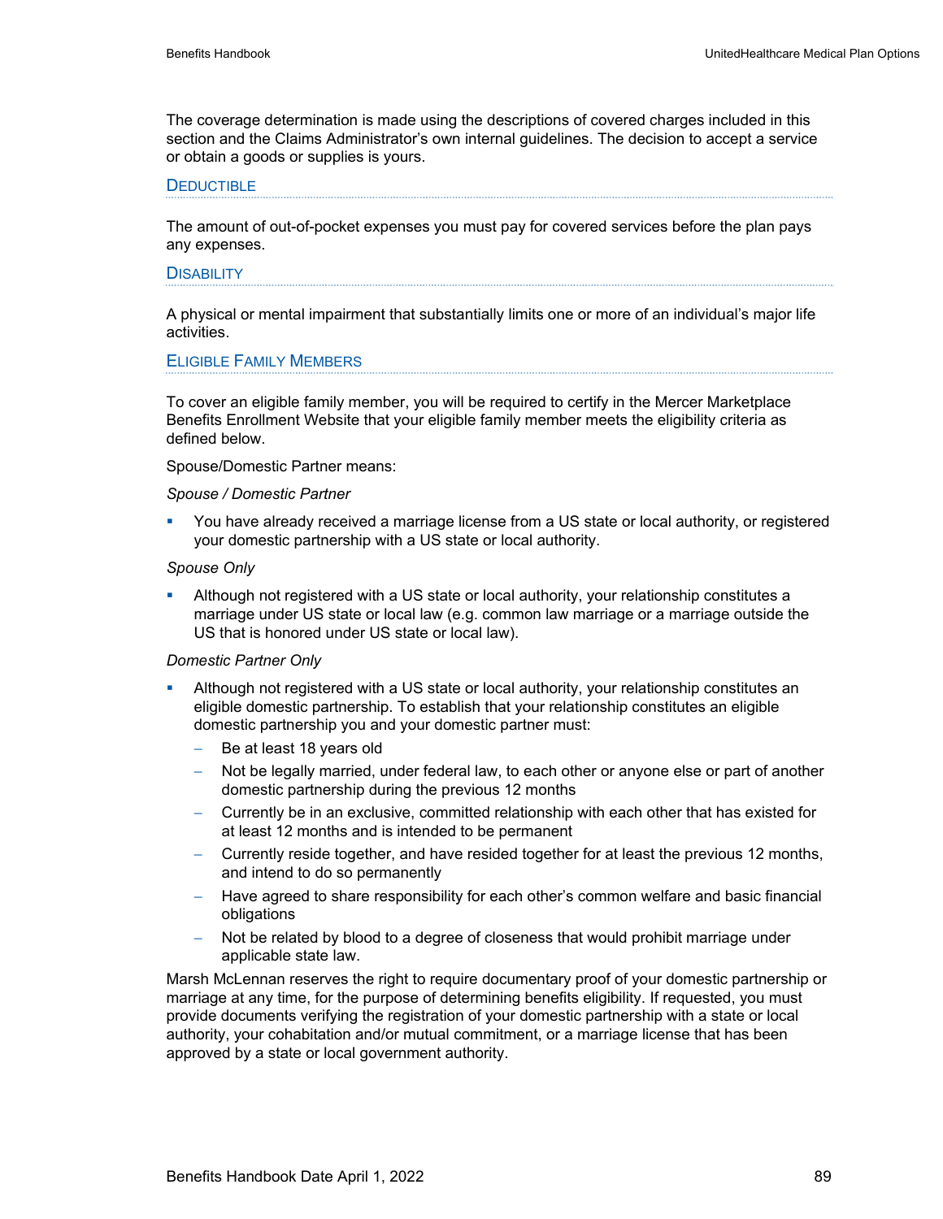The coverage determination is made using the descriptions of covered charges included in this section and the Claims Administrator's own internal guidelines. The decision to accept a service or obtain a goods or supplies is yours.

### Deductible

The amount of out-of-pocket expenses you must pay for covered services before the plan pays any expenses.

### Disability

A physical or mental impairment that substantially limits one or more of an individual's major life activities.

### Eligible Family Members

To cover an eligible family member, you will be required to certify in the Mercer Marketplace Benefits Enrollment Website that your eligible family member meets the eligibility criteria as defined below.

Spouse/Domestic Partner means:

*Spouse / Domestic Partner*

- You have already received a marriage license from a US state or local authority, or registered your domestic partnership with a US state or local authority.

*Spouse Only*

- Although not registered with a US state or local authority, your relationship constitutes a marriage under US state or local law (e.g. common law marriage or a marriage outside the US that is honored under US state or local law).

*Domestic Partner Only*

- Although not registered with a US state or local authority, your relationship constitutes an eligible domestic partnership. To establish that your relationship constitutes an eligible domestic partnership you and your domestic partner must:
  - Be at least 18 years old
  - Not be legally married, under federal law, to each other or anyone else or part of another domestic partnership during the previous 12 months
  - Currently be in an exclusive, committed relationship with each other that has existed for at least 12 months and is intended to be permanent
  - Currently reside together, and have resided together for at least the previous 12 months, and intend to do so permanently
  - Have agreed to share responsibility for each other's common welfare and basic financial obligations
  - Not be related by blood to a degree of closeness that would prohibit marriage under applicable state law.

Marsh McLennan reserves the right to require documentary proof of your domestic partnership or marriage at any time, for the purpose of determining benefits eligibility. If requested, you must provide documents verifying the registration of your domestic partnership with a state or local authority, your cohabitation and/or mutual commitment, or a marriage license that has been approved by a state or local government authority.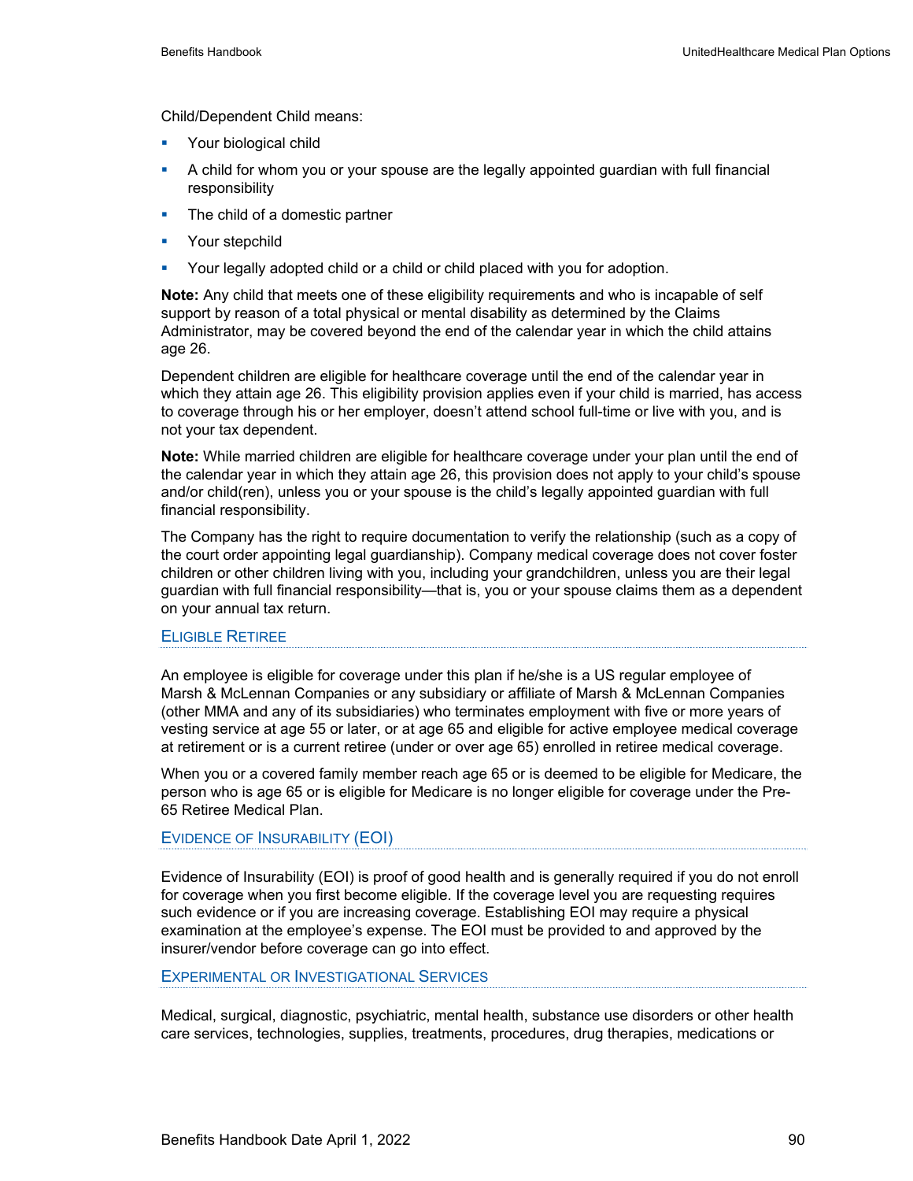Child/Dependent Child means:

- Your biological child
- A child for whom you or your spouse are the legally appointed guardian with full financial responsibility
- The child of a domestic partner
- Your stepchild
- Your legally adopted child or a child or child placed with you for adoption.

**Note:** Any child that meets one of these eligibility requirements and who is incapable of self support by reason of a total physical or mental disability as determined by the Claims Administrator, may be covered beyond the end of the calendar year in which the child attains age 26.

Dependent children are eligible for healthcare coverage until the end of the calendar year in which they attain age 26. This eligibility provision applies even if your child is married, has access to coverage through his or her employer, doesn't attend school full-time or live with you, and is not your tax dependent.

**Note:** While married children are eligible for healthcare coverage under your plan until the end of the calendar year in which they attain age 26, this provision does not apply to your child's spouse and/or child(ren), unless you or your spouse is the child's legally appointed guardian with full financial responsibility.

The Company has the right to require documentation to verify the relationship (such as a copy of the court order appointing legal guardianship). Company medical coverage does not cover foster children or other children living with you, including your grandchildren, unless you are their legal guardian with full financial responsibility—that is, you or your spouse claims them as a dependent on your annual tax return.

### Eligible Retiree

An employee is eligible for coverage under this plan if he/she is a US regular employee of Marsh & McLennan Companies or any subsidiary or affiliate of Marsh & McLennan Companies (other MMA and any of its subsidiaries) who terminates employment with five or more years of vesting service at age 55 or later, or at age 65 and eligible for active employee medical coverage at retirement or is a current retiree (under or over age 65) enrolled in retiree medical coverage.

When you or a covered family member reach age 65 or is deemed to be eligible for Medicare, the person who is age 65 or is eligible for Medicare is no longer eligible for coverage under the Pre-65 Retiree Medical Plan.

### Evidence of Insurability (EOI)

Evidence of Insurability (EOI) is proof of good health and is generally required if you do not enroll for coverage when you first become eligible. If the coverage level you are requesting requires such evidence or if you are increasing coverage. Establishing EOI may require a physical examination at the employee's expense. The EOI must be provided to and approved by the insurer/vendor before coverage can go into effect.

### Experimental or Investigational Services

Medical, surgical, diagnostic, psychiatric, mental health, substance use disorders or other health care services, technologies, supplies, treatments, procedures, drug therapies, medications or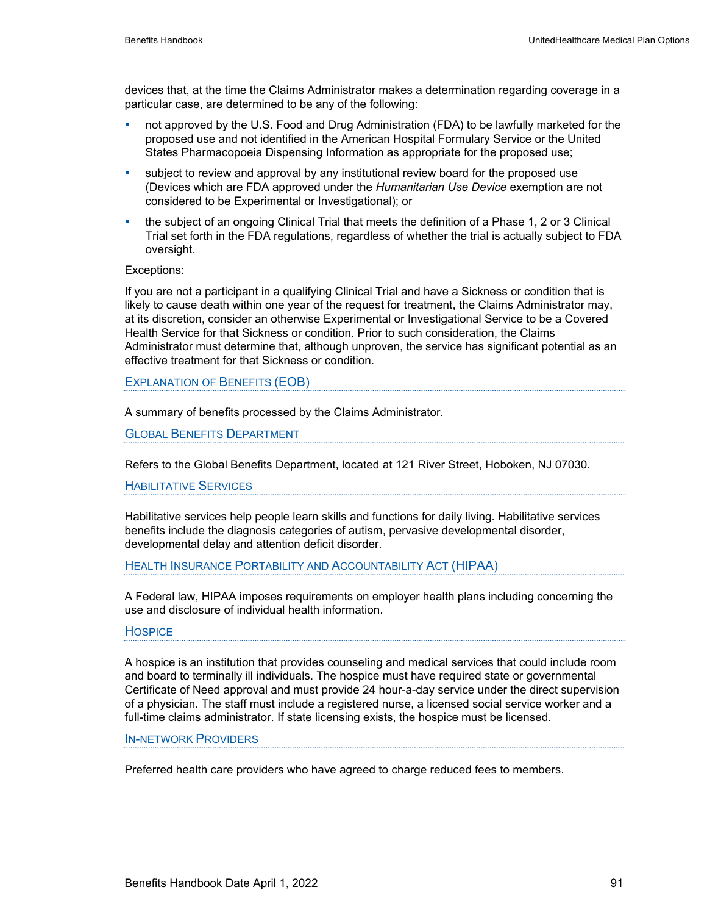devices that, at the time the Claims Administrator makes a determination regarding coverage in a particular case, are determined to be any of the following:

- not approved by the U.S. Food and Drug Administration (FDA) to be lawfully marketed for the proposed use and not identified in the American Hospital Formulary Service or the United States Pharmacopoeia Dispensing Information as appropriate for the proposed use;
- subject to review and approval by any institutional review board for the proposed use (Devices which are FDA approved under the *Humanitarian Use Device* exemption are not considered to be Experimental or Investigational); or
- the subject of an ongoing Clinical Trial that meets the definition of a Phase 1, 2 or 3 Clinical Trial set forth in the FDA regulations, regardless of whether the trial is actually subject to FDA oversight.

Exceptions:

If you are not a participant in a qualifying Clinical Trial and have a Sickness or condition that is likely to cause death within one year of the request for treatment, the Claims Administrator may, at its discretion, consider an otherwise Experimental or Investigational Service to be a Covered Health Service for that Sickness or condition. Prior to such consideration, the Claims Administrator must determine that, although unproven, the service has significant potential as an effective treatment for that Sickness or condition.

### Explanation of Benefits (EOB)

A summary of benefits processed by the Claims Administrator.

### Global Benefits Department

Refers to the Global Benefits Department, located at 121 River Street, Hoboken, NJ 07030.

### Habilitative Services

Habilitative services help people learn skills and functions for daily living. Habilitative services benefits include the diagnosis categories of autism, pervasive developmental disorder, developmental delay and attention deficit disorder.

### Health Insurance Portability and Accountability Act (HIPAA)

A Federal law, HIPAA imposes requirements on employer health plans including concerning the use and disclosure of individual health information.

### Hospice

A hospice is an institution that provides counseling and medical services that could include room and board to terminally ill individuals. The hospice must have required state or governmental Certificate of Need approval and must provide 24 hour-a-day service under the direct supervision of a physician. The staff must include a registered nurse, a licensed social service worker and a full-time claims administrator. If state licensing exists, the hospice must be licensed.

### In-network Providers

Preferred health care providers who have agreed to charge reduced fees to members.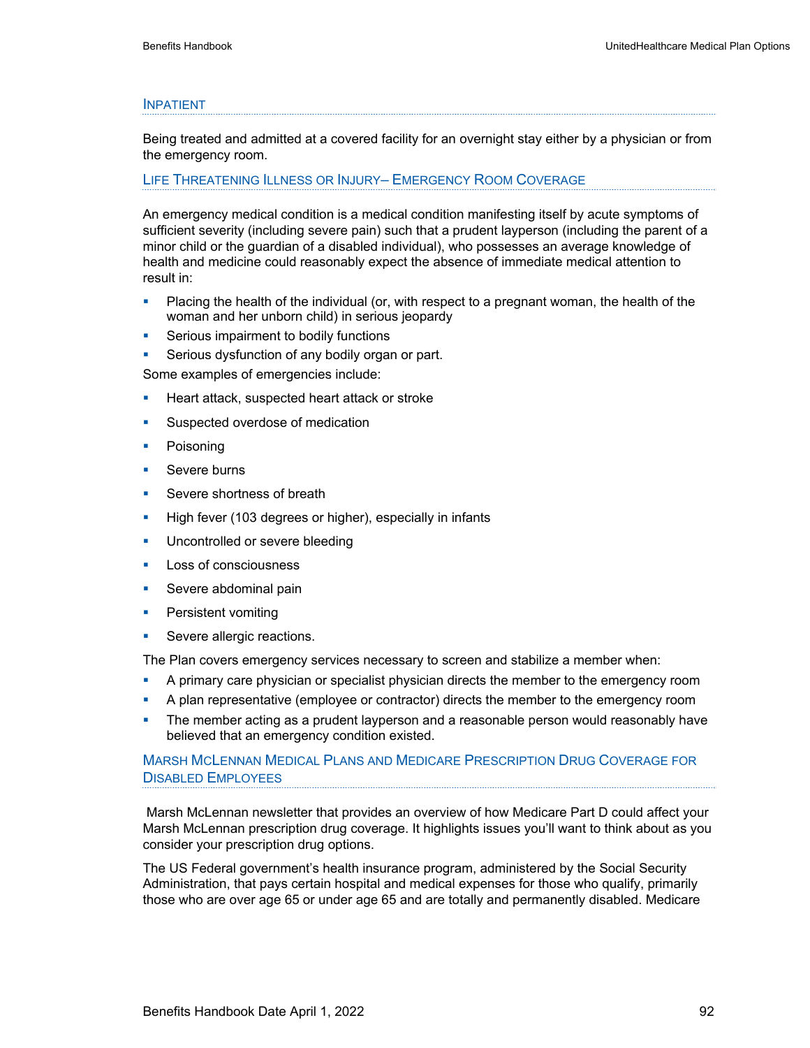### Inpatient

Being treated and admitted at a covered facility for an overnight stay either by a physician or from the emergency room.

### Life Threatening Illness or Injury– Emergency Room Coverage

An emergency medical condition is a medical condition manifesting itself by acute symptoms of sufficient severity (including severe pain) such that a prudent layperson (including the parent of a minor child or the guardian of a disabled individual), who possesses an average knowledge of health and medicine could reasonably expect the absence of immediate medical attention to result in:

- Placing the health of the individual (or, with respect to a pregnant woman, the health of the woman and her unborn child) in serious jeopardy
- Serious impairment to bodily functions
- Serious dysfunction of any bodily organ or part.

Some examples of emergencies include:

- Heart attack, suspected heart attack or stroke
- Suspected overdose of medication
- Poisoning
- Severe burns
- Severe shortness of breath
- High fever (103 degrees or higher), especially in infants
- Uncontrolled or severe bleeding
- Loss of consciousness
- Severe abdominal pain
- Persistent vomiting
- Severe allergic reactions.

The Plan covers emergency services necessary to screen and stabilize a member when:

- A primary care physician or specialist physician directs the member to the emergency room
- A plan representative (employee or contractor) directs the member to the emergency room
- The member acting as a prudent layperson and a reasonable person would reasonably have believed that an emergency condition existed.

### Marsh McLennan Medical Plans and Medicare Prescription Drug Coverage for Disabled Employees

Marsh McLennan newsletter that provides an overview of how Medicare Part D could affect your Marsh McLennan prescription drug coverage. It highlights issues you'll want to think about as you consider your prescription drug options.

The US Federal government's health insurance program, administered by the Social Security Administration, that pays certain hospital and medical expenses for those who qualify, primarily those who are over age 65 or under age 65 and are totally and permanently disabled. Medicare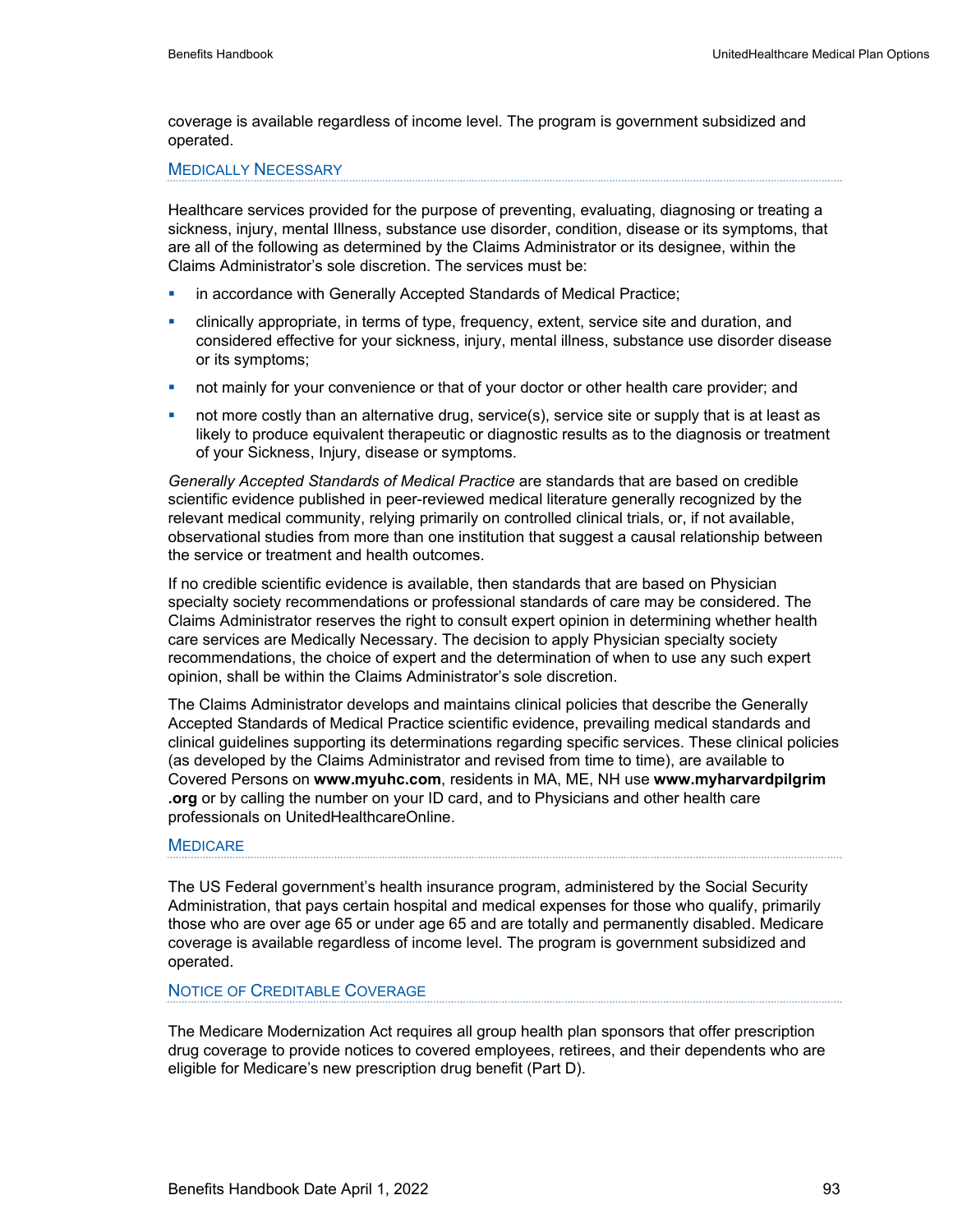coverage is available regardless of income level. The program is government subsidized and operated.

### Medically Necessary

Healthcare services provided for the purpose of preventing, evaluating, diagnosing or treating a sickness, injury, mental Illness, substance use disorder, condition, disease or its symptoms, that are all of the following as determined by the Claims Administrator or its designee, within the Claims Administrator's sole discretion. The services must be:

- in accordance with Generally Accepted Standards of Medical Practice;
- clinically appropriate, in terms of type, frequency, extent, service site and duration, and considered effective for your sickness, injury, mental illness, substance use disorder disease or its symptoms;
- not mainly for your convenience or that of your doctor or other health care provider; and
- not more costly than an alternative drug, service(s), service site or supply that is at least as likely to produce equivalent therapeutic or diagnostic results as to the diagnosis or treatment of your Sickness, Injury, disease or symptoms.

*Generally Accepted Standards of Medical Practice* are standards that are based on credible scientific evidence published in peer-reviewed medical literature generally recognized by the relevant medical community, relying primarily on controlled clinical trials, or, if not available, observational studies from more than one institution that suggest a causal relationship between the service or treatment and health outcomes.

If no credible scientific evidence is available, then standards that are based on Physician specialty society recommendations or professional standards of care may be considered. The Claims Administrator reserves the right to consult expert opinion in determining whether health care services are Medically Necessary. The decision to apply Physician specialty society recommendations, the choice of expert and the determination of when to use any such expert opinion, shall be within the Claims Administrator's sole discretion.

The Claims Administrator develops and maintains clinical policies that describe the Generally Accepted Standards of Medical Practice scientific evidence, prevailing medical standards and clinical guidelines supporting its determinations regarding specific services. These clinical policies (as developed by the Claims Administrator and revised from time to time), are available to Covered Persons on **www.myuhc.com**, residents in MA, ME, NH use **www.myharvardpilgrim.org** or by calling the number on your ID card, and to Physicians and other health care professionals on UnitedHealthcareOnline.

### Medicare

The US Federal government's health insurance program, administered by the Social Security Administration, that pays certain hospital and medical expenses for those who qualify, primarily those who are over age 65 or under age 65 and are totally and permanently disabled. Medicare coverage is available regardless of income level. The program is government subsidized and operated.

### Notice of Creditable Coverage

The Medicare Modernization Act requires all group health plan sponsors that offer prescription drug coverage to provide notices to covered employees, retirees, and their dependents who are eligible for Medicare's new prescription drug benefit (Part D).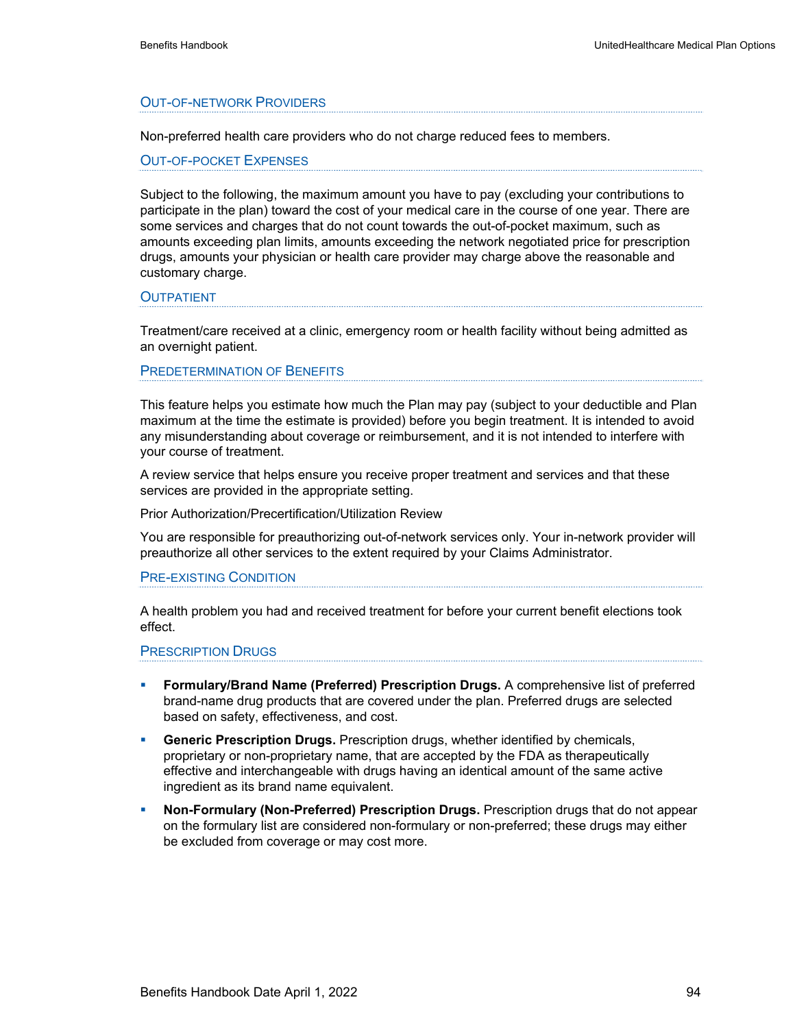### Out-of-network Providers

Non-preferred health care providers who do not charge reduced fees to members.

### Out-of-pocket Expenses

Subject to the following, the maximum amount you have to pay (excluding your contributions to participate in the plan) toward the cost of your medical care in the course of one year. There are some services and charges that do not count towards the out-of-pocket maximum, such as amounts exceeding plan limits, amounts exceeding the network negotiated price for prescription drugs, amounts your physician or health care provider may charge above the reasonable and customary charge.

### Outpatient

Treatment/care received at a clinic, emergency room or health facility without being admitted as an overnight patient.

### Predetermination of Benefits

This feature helps you estimate how much the Plan may pay (subject to your deductible and Plan maximum at the time the estimate is provided) before you begin treatment. It is intended to avoid any misunderstanding about coverage or reimbursement, and it is not intended to interfere with your course of treatment.

A review service that helps ensure you receive proper treatment and services and that these services are provided in the appropriate setting.

Prior Authorization/Precertification/Utilization Review

You are responsible for preauthorizing out-of-network services only. Your in-network provider will preauthorize all other services to the extent required by your Claims Administrator.

### Pre-existing Condition

A health problem you had and received treatment for before your current benefit elections took effect.

### Prescription Drugs

- **Formulary/Brand Name (Preferred) Prescription Drugs.** A comprehensive list of preferred brand-name drug products that are covered under the plan. Preferred drugs are selected based on safety, effectiveness, and cost.
- **Generic Prescription Drugs.** Prescription drugs, whether identified by chemicals, proprietary or non-proprietary name, that are accepted by the FDA as therapeutically effective and interchangeable with drugs having an identical amount of the same active ingredient as its brand name equivalent.
- **Non-Formulary (Non-Preferred) Prescription Drugs.** Prescription drugs that do not appear on the formulary list are considered non-formulary or non-preferred; these drugs may either be excluded from coverage or may cost more.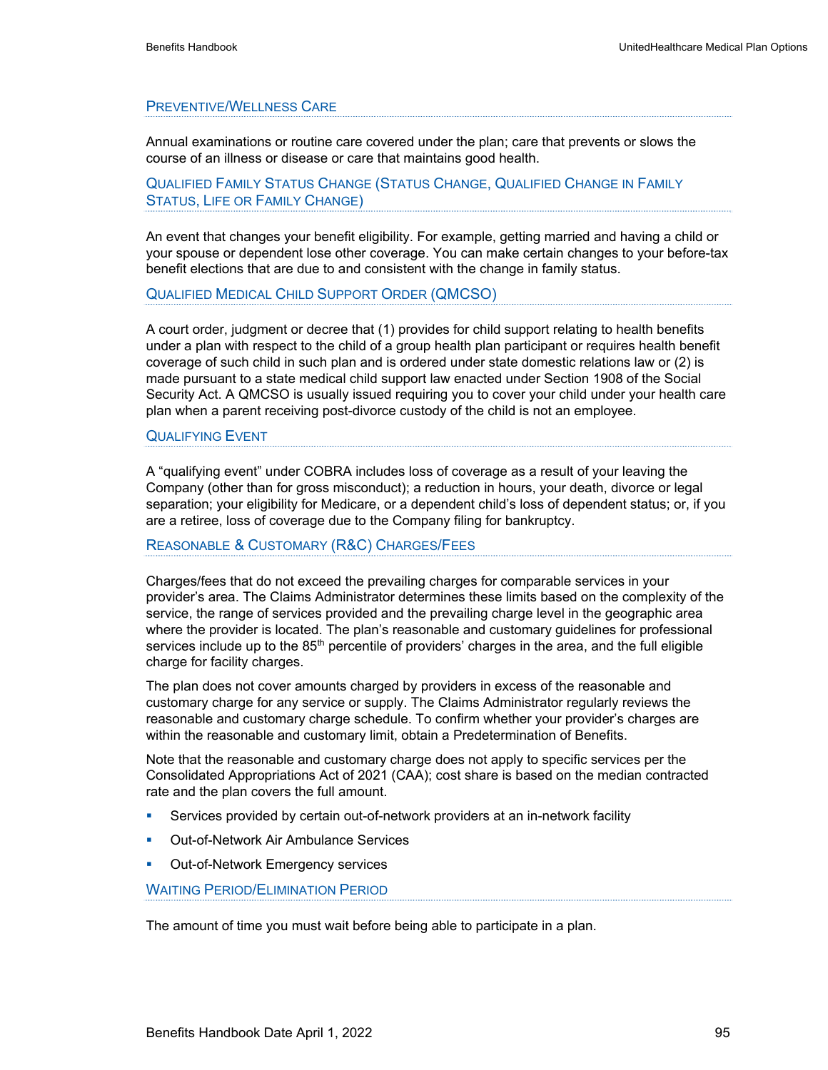### Preventive/Wellness Care

Annual examinations or routine care covered under the plan; care that prevents or slows the course of an illness or disease or care that maintains good health.

### Qualified Family Status Change (Status Change, Qualified Change in Family Status, Life or Family Change)

An event that changes your benefit eligibility. For example, getting married and having a child or your spouse or dependent lose other coverage. You can make certain changes to your before-tax benefit elections that are due to and consistent with the change in family status.

### Qualified Medical Child Support Order (QMCSO)

A court order, judgment or decree that (1) provides for child support relating to health benefits under a plan with respect to the child of a group health plan participant or requires health benefit coverage of such child in such plan and is ordered under state domestic relations law or (2) is made pursuant to a state medical child support law enacted under Section 1908 of the Social Security Act. A QMCSO is usually issued requiring you to cover your child under your health care plan when a parent receiving post-divorce custody of the child is not an employee.

### Qualifying Event

A "qualifying event" under COBRA includes loss of coverage as a result of your leaving the Company (other than for gross misconduct); a reduction in hours, your death, divorce or legal separation; your eligibility for Medicare, or a dependent child's loss of dependent status; or, if you are a retiree, loss of coverage due to the Company filing for bankruptcy.

### Reasonable & Customary (R&C) Charges/Fees

Charges/fees that do not exceed the prevailing charges for comparable services in your provider's area. The Claims Administrator determines these limits based on the complexity of the service, the range of services provided and the prevailing charge level in the geographic area where the provider is located. The plan's reasonable and customary guidelines for professional services include up to the 85th percentile of providers' charges in the area, and the full eligible charge for facility charges.

The plan does not cover amounts charged by providers in excess of the reasonable and customary charge for any service or supply. The Claims Administrator regularly reviews the reasonable and customary charge schedule. To confirm whether your provider's charges are within the reasonable and customary limit, obtain a Predetermination of Benefits.

Note that the reasonable and customary charge does not apply to specific services per the Consolidated Appropriations Act of 2021 (CAA); cost share is based on the median contracted rate and the plan covers the full amount.

- Services provided by certain out-of-network providers at an in-network facility
- Out-of-Network Air Ambulance Services
- Out-of-Network Emergency services

### Waiting Period/Elimination Period

The amount of time you must wait before being able to participate in a plan.